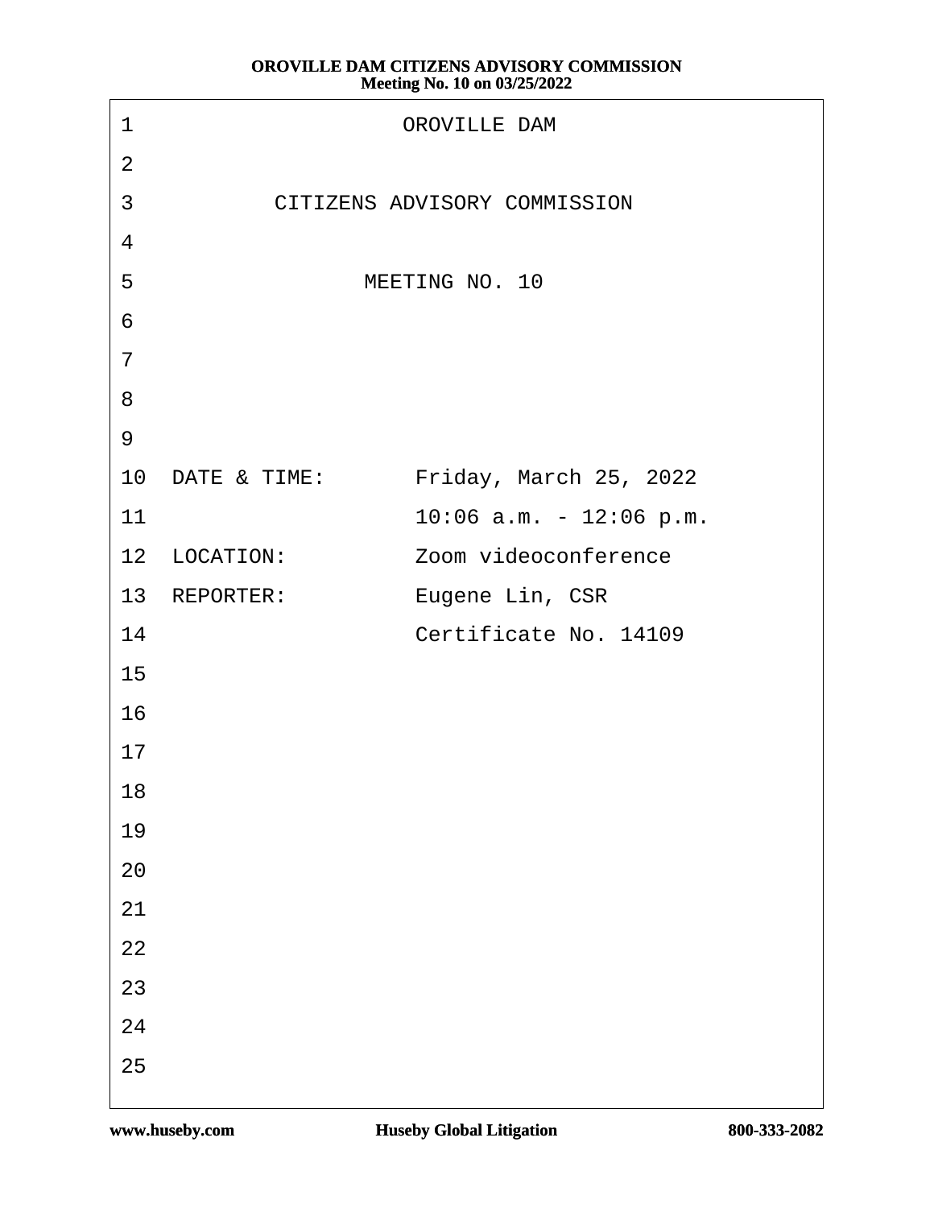OROVILLE DAM

CITIZENS ADVISORY COMMISSION

MEETING NO. 10

DATE & TIME: Friday, March 25, 2022
10:06 a.m. - 12:06 p.m.

LOCATION: Zoom videoconference

REPORTER: Eugene Lin, CSR
Certificate No. 14109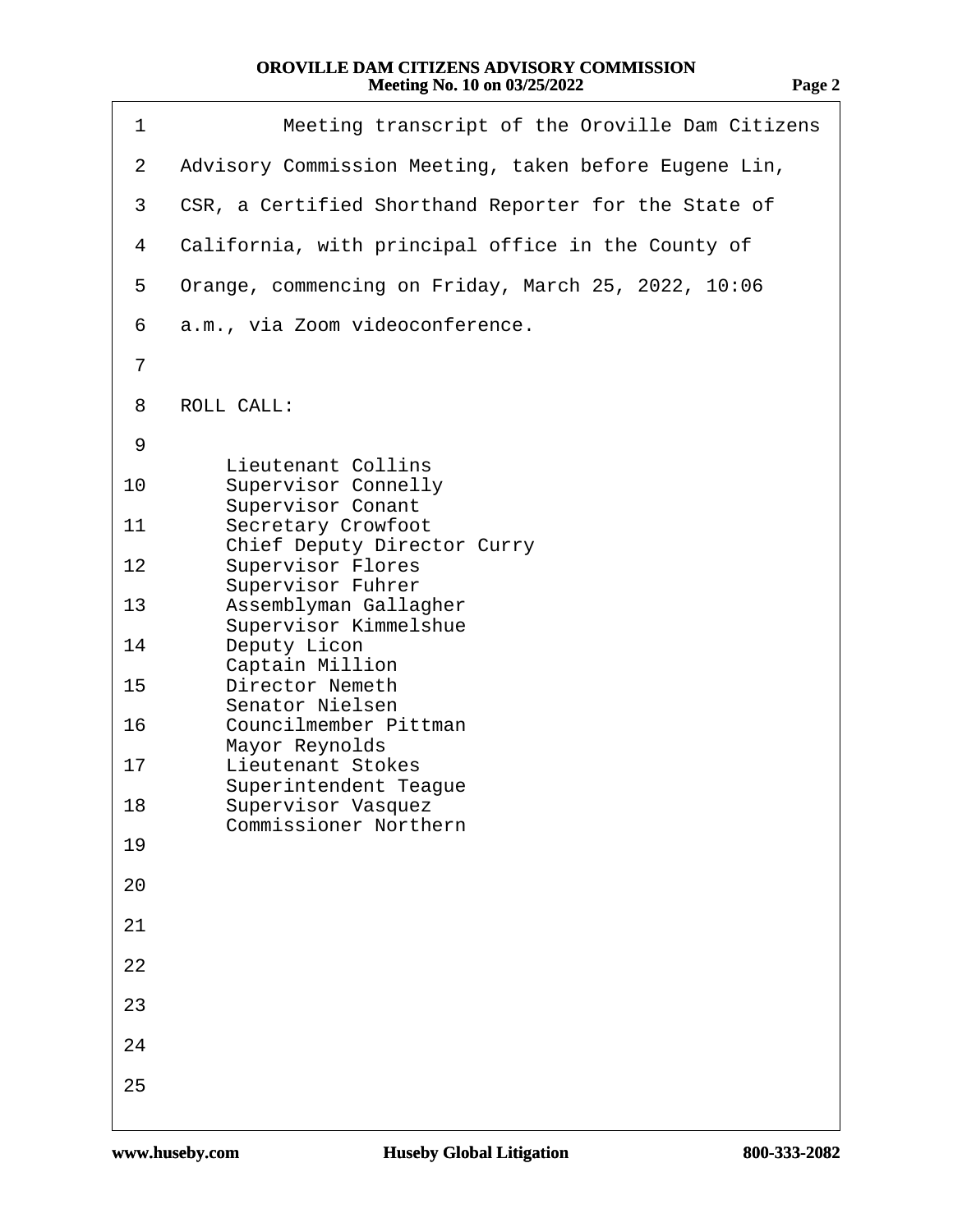Meeting transcript of the Oroville Dam Citizens Advisory Commission Meeting, taken before Eugene Lin, CSR, a Certified Shorthand Reporter for the State of California, with principal office in the County of Orange, commencing on Friday, March 25, 2022, 10:06 a.m., via Zoom videoconference.

ROLL CALL:

Lieutenant Collins
Supervisor Connelly
Supervisor Conant
Secretary Crowfoot
Chief Deputy Director Curry
Supervisor Flores
Supervisor Fuhrer
Assemblyman Gallagher
Supervisor Kimmelshue
Deputy Licon
Captain Million
Director Nemeth
Senator Nielsen
Councilmember Pittman
Mayor Reynolds
Lieutenant Stokes
Superintendent Teague
Supervisor Vasquez
Commissioner Northern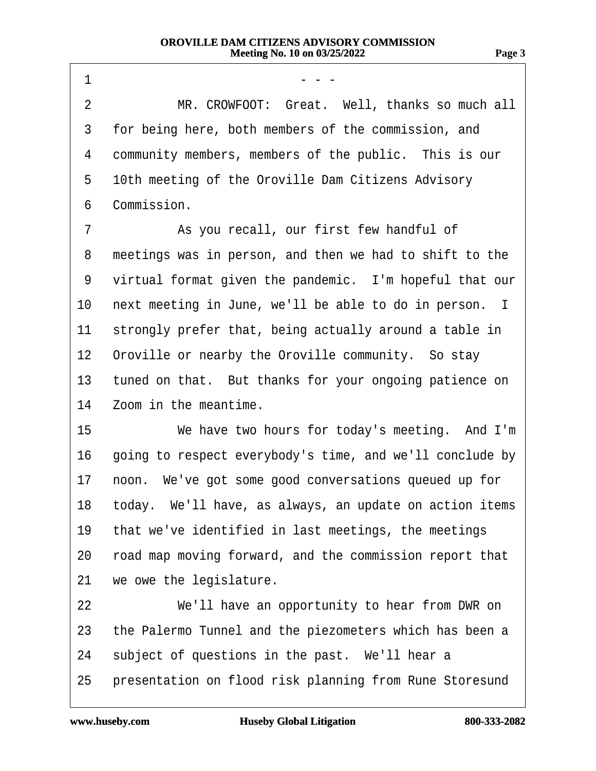\- - -

MR. CROWFOOT: Great. Well, thanks so much all for being here, both members of the commission, and community members, members of the public. This is our 10th meeting of the Oroville Dam Citizens Advisory Commission.

As you recall, our first few handful of meetings was in person, and then we had to shift to the virtual format given the pandemic. I'm hopeful that our next meeting in June, we'll be able to do in person. I strongly prefer that, being actually around a table in Oroville or nearby the Oroville community. So stay tuned on that. But thanks for your ongoing patience on Zoom in the meantime.

We have two hours for today's meeting. And I'm going to respect everybody's time, and we'll conclude by noon. We've got some good conversations queued up for today. We'll have, as always, an update on action items that we've identified in last meetings, the meetings road map moving forward, and the commission report that we owe the legislature.

We'll have an opportunity to hear from DWR on the Palermo Tunnel and the piezometers which has been a subject of questions in the past. We'll hear a presentation on flood risk planning from Rune Storesund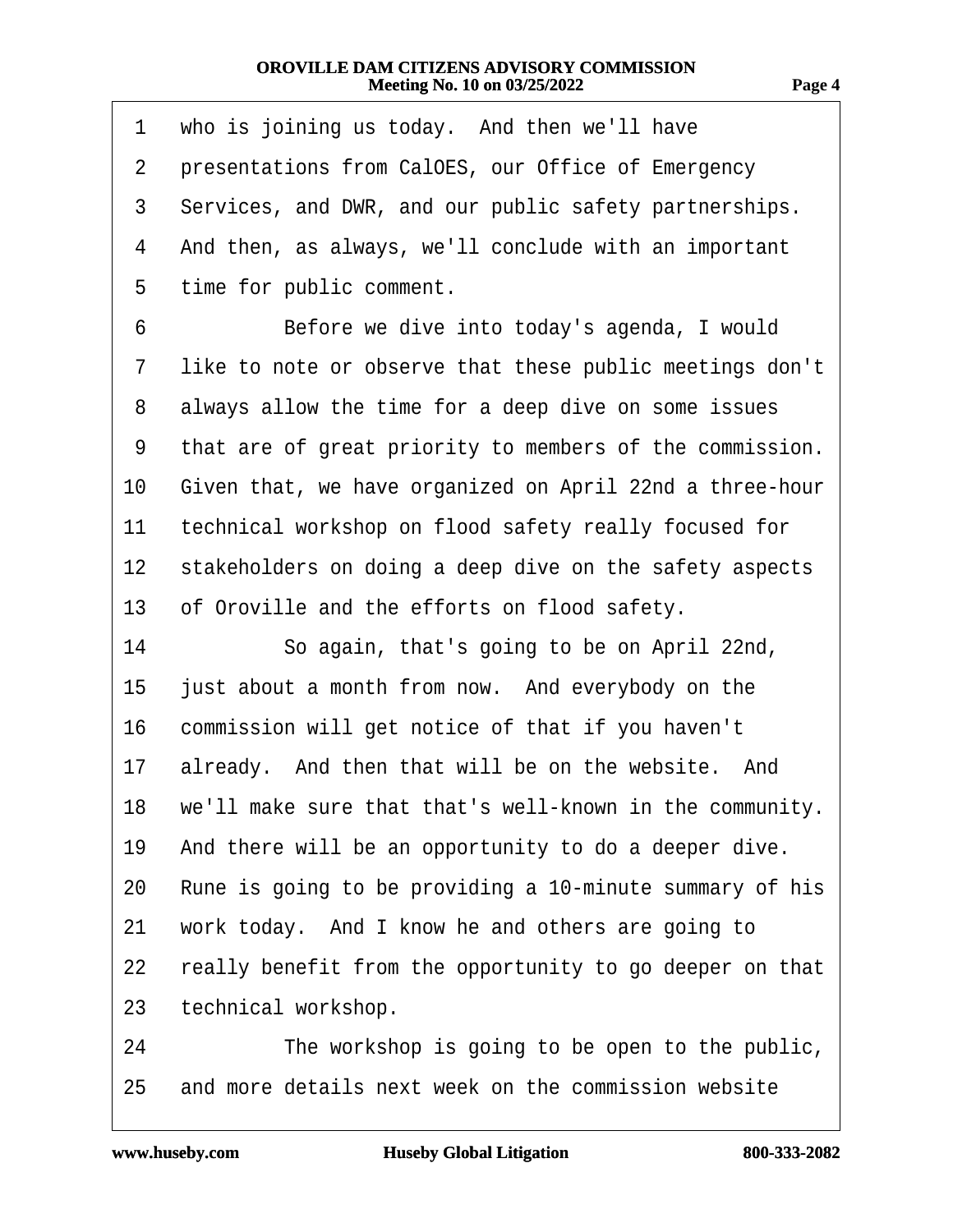1 who is joining us today. And then we'll have
2 presentations from CalOES, our Office of Emergency
3 Services, and DWR, and our public safety partnerships.
4 And then, as always, we'll conclude with an important
5 time for public comment.
6 Before we dive into today's agenda, I would
7 like to note or observe that these public meetings don't
8 always allow the time for a deep dive on some issues
9 that are of great priority to members of the commission.
10 Given that, we have organized on April 22nd a three-hour
11 technical workshop on flood safety really focused for
12 stakeholders on doing a deep dive on the safety aspects
13 of Oroville and the efforts on flood safety.
14 So again, that's going to be on April 22nd,
15 just about a month from now. And everybody on the
16 commission will get notice of that if you haven't
17 already. And then that will be on the website. And
18 we'll make sure that that's well-known in the community.
19 And there will be an opportunity to do a deeper dive.
20 Rune is going to be providing a 10-minute summary of his
21 work today. And I know he and others are going to
22 really benefit from the opportunity to go deeper on that
23 technical workshop.
24 The workshop is going to be open to the public,
25 and more details next week on the commission website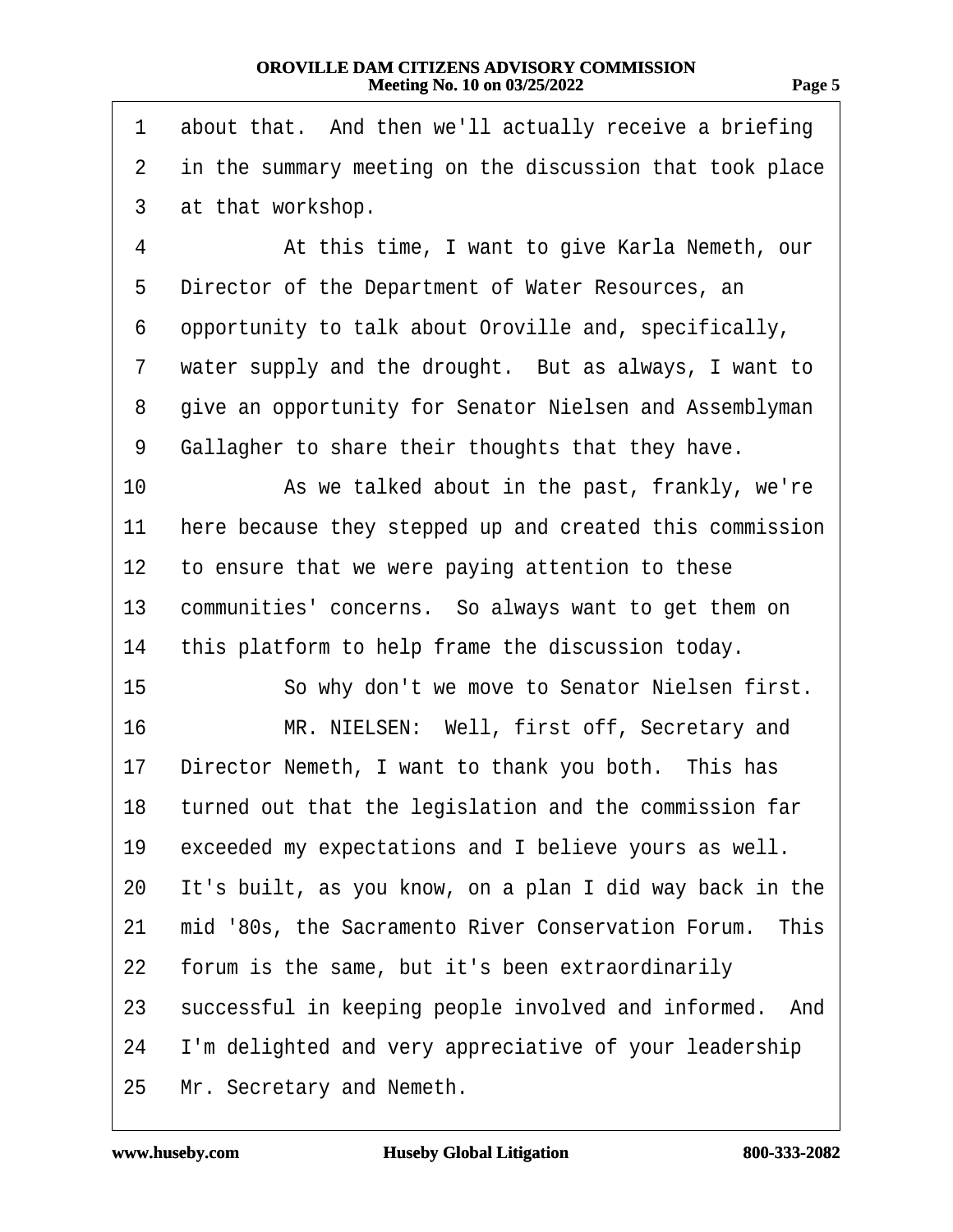1 about that. And then we'll actually receive a briefing
2 in the summary meeting on the discussion that took place
3 at that workshop.
4 At this time, I want to give Karla Nemeth, our
5 Director of the Department of Water Resources, an
6 opportunity to talk about Oroville and, specifically,
7 water supply and the drought. But as always, I want to
8 give an opportunity for Senator Nielsen and Assemblyman
9 Gallagher to share their thoughts that they have.
10 As we talked about in the past, frankly, we're
11 here because they stepped up and created this commission
12 to ensure that we were paying attention to these
13 communities' concerns. So always want to get them on
14 this platform to help frame the discussion today.
15 So why don't we move to Senator Nielsen first.
16 MR. NIELSEN: Well, first off, Secretary and
17 Director Nemeth, I want to thank you both. This has
18 turned out that the legislation and the commission far
19 exceeded my expectations and I believe yours as well.
20 It's built, as you know, on a plan I did way back in the
21 mid '80s, the Sacramento River Conservation Forum. This
22 forum is the same, but it's been extraordinarily
23 successful in keeping people involved and informed. And
24 I'm delighted and very appreciative of your leadership
25 Mr. Secretary and Nemeth.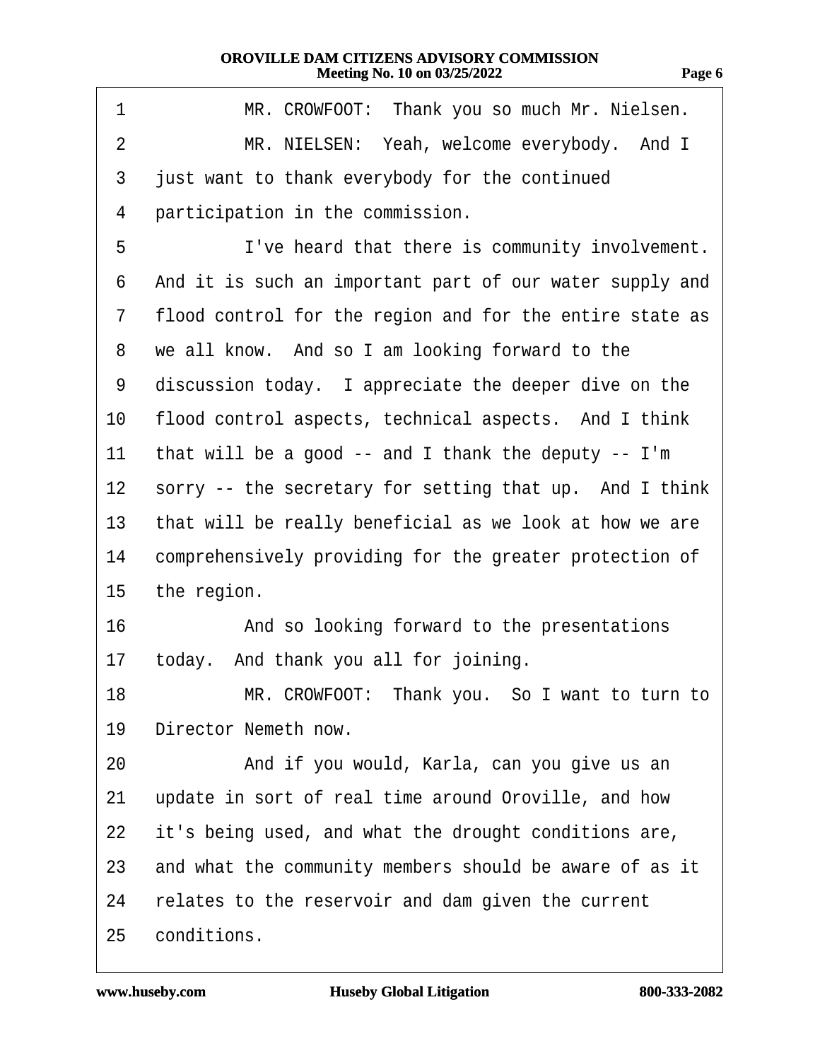1 MR. CROWFOOT: Thank you so much Mr. Nielsen.
2 MR. NIELSEN: Yeah, welcome everybody. And I
3 just want to thank everybody for the continued
4 participation in the commission.
5 I've heard that there is community involvement.
6 And it is such an important part of our water supply and
7 flood control for the region and for the entire state as
8 we all know. And so I am looking forward to the
9 discussion today. I appreciate the deeper dive on the
10 flood control aspects, technical aspects. And I think
11 that will be a good -- and I thank the deputy -- I'm
12 sorry -- the secretary for setting that up. And I think
13 that will be really beneficial as we look at how we are
14 comprehensively providing for the greater protection of
15 the region.
16 And so looking forward to the presentations
17 today. And thank you all for joining.
18 MR. CROWFOOT: Thank you. So I want to turn to
19 Director Nemeth now.
20 And if you would, Karla, can you give us an
21 update in sort of real time around Oroville, and how
22 it's being used, and what the drought conditions are,
23 and what the community members should be aware of as it
24 relates to the reservoir and dam given the current
25 conditions.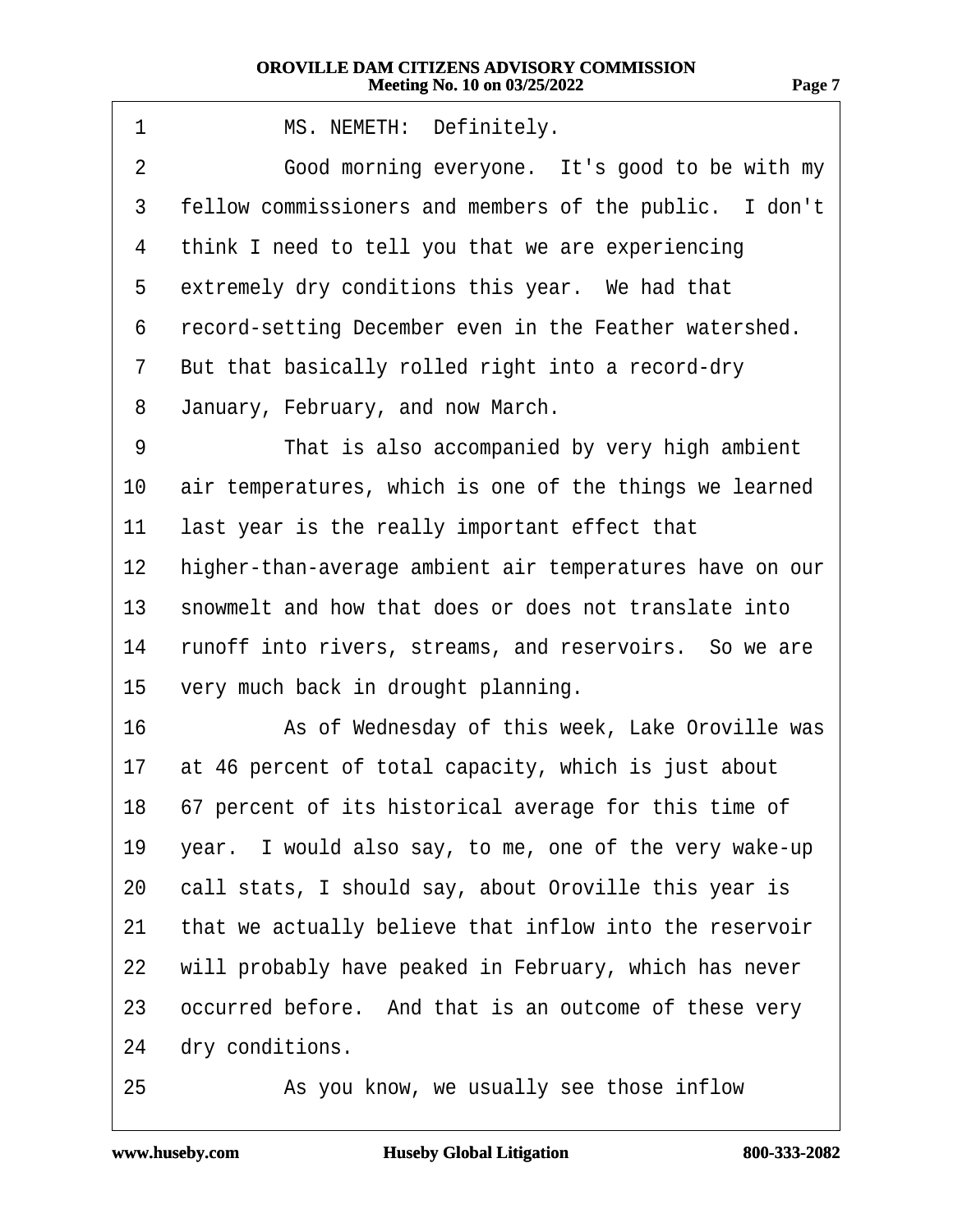1 MS. NEMETH: Definitely.

2 Good morning everyone. It's good to be with my
3 fellow commissioners and members of the public. I don't
4 think I need to tell you that we are experiencing
5 extremely dry conditions this year. We had that
6 record-setting December even in the Feather watershed.
7 But that basically rolled right into a record-dry
8 January, February, and now March.

9 That is also accompanied by very high ambient
10 air temperatures, which is one of the things we learned
11 last year is the really important effect that
12 higher-than-average ambient air temperatures have on our
13 snowmelt and how that does or does not translate into
14 runoff into rivers, streams, and reservoirs. So we are
15 very much back in drought planning.

16 As of Wednesday of this week, Lake Oroville was
17 at 46 percent of total capacity, which is just about
18 67 percent of its historical average for this time of
19 year. I would also say, to me, one of the very wake-up
20 call stats, I should say, about Oroville this year is
21 that we actually believe that inflow into the reservoir
22 will probably have peaked in February, which has never
23 occurred before. And that is an outcome of these very
24 dry conditions.

25 As you know, we usually see those inflow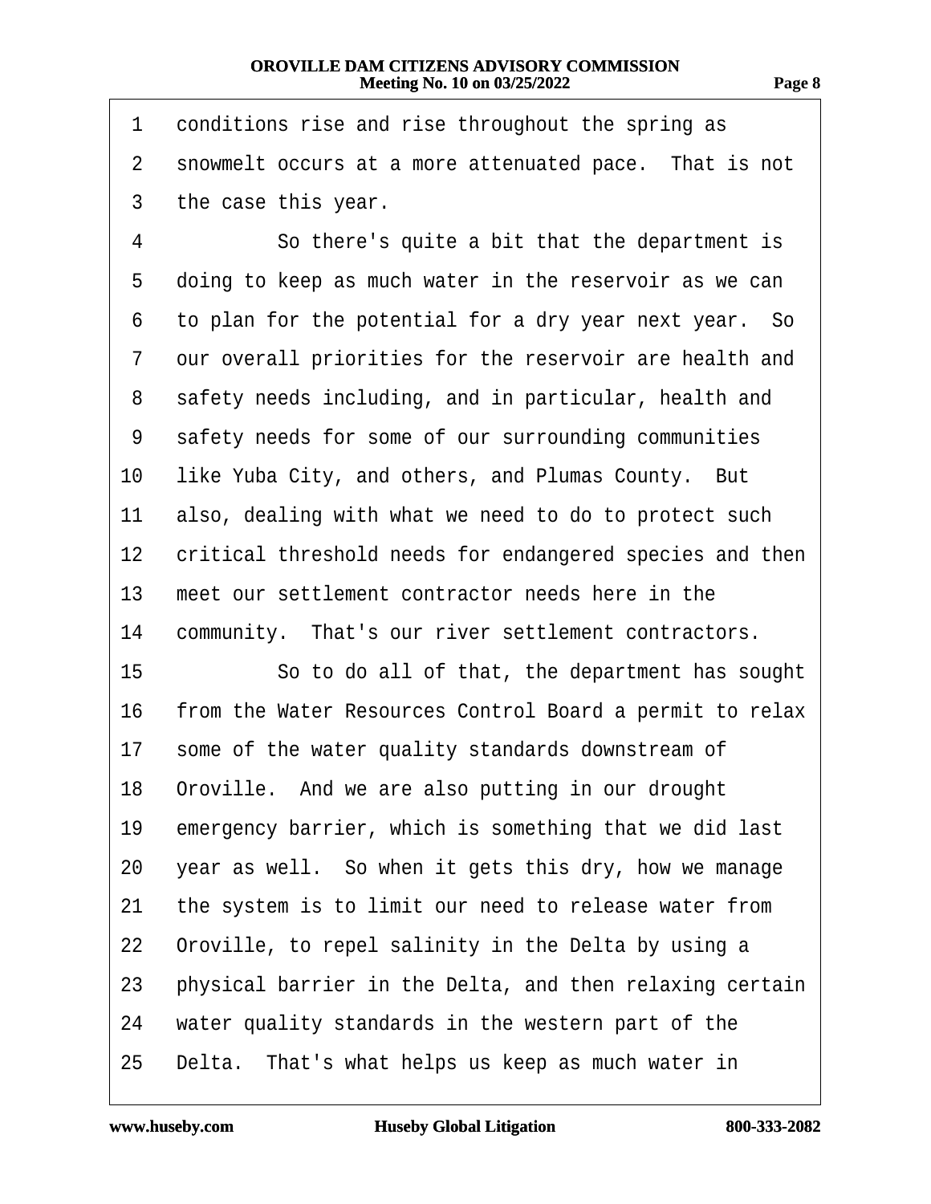1 conditions rise and rise throughout the spring as
2 snowmelt occurs at a more attenuated pace. That is not
3 the case this year.
4 So there's quite a bit that the department is
5 doing to keep as much water in the reservoir as we can
6 to plan for the potential for a dry year next year. So
7 our overall priorities for the reservoir are health and
8 safety needs including, and in particular, health and
9 safety needs for some of our surrounding communities
10 like Yuba City, and others, and Plumas County. But
11 also, dealing with what we need to do to protect such
12 critical threshold needs for endangered species and then
13 meet our settlement contractor needs here in the
14 community. That's our river settlement contractors.
15 So to do all of that, the department has sought
16 from the Water Resources Control Board a permit to relax
17 some of the water quality standards downstream of
18 Oroville. And we are also putting in our drought
19 emergency barrier, which is something that we did last
20 year as well. So when it gets this dry, how we manage
21 the system is to limit our need to release water from
22 Oroville, to repel salinity in the Delta by using a
23 physical barrier in the Delta, and then relaxing certain
24 water quality standards in the western part of the
25 Delta. That's what helps us keep as much water in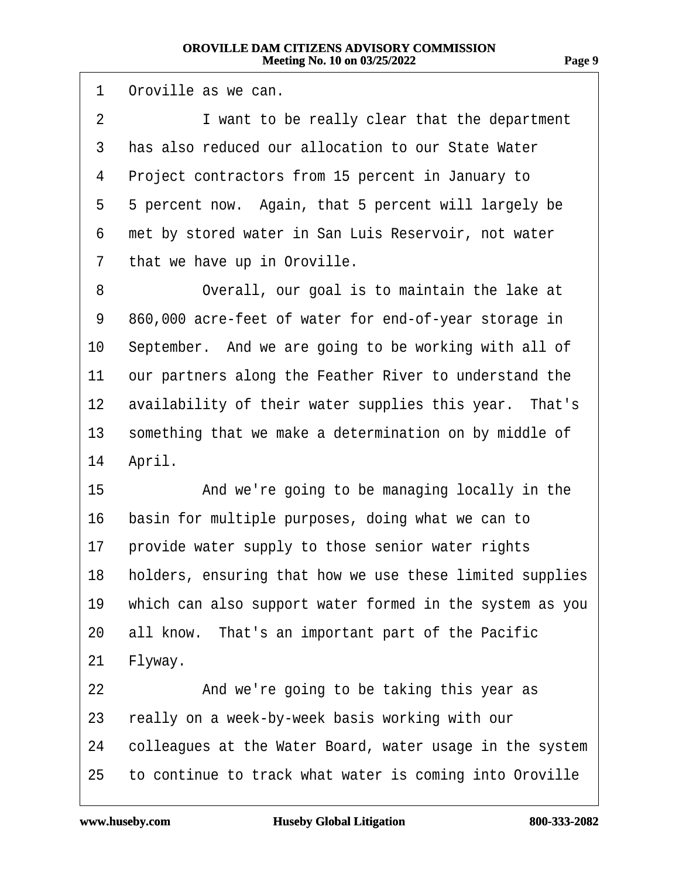1 Oroville as we can.

2 I want to be really clear that the department

3 has also reduced our allocation to our State Water

4 Project contractors from 15 percent in January to

5 5 percent now. Again, that 5 percent will largely be

6 met by stored water in San Luis Reservoir, not water

7 that we have up in Oroville.

8 Overall, our goal is to maintain the lake at

9 860,000 acre-feet of water for end-of-year storage in

10 September. And we are going to be working with all of

11 our partners along the Feather River to understand the

12 availability of their water supplies this year. That's

13 something that we make a determination on by middle of

14 April.

15 And we're going to be managing locally in the

16 basin for multiple purposes, doing what we can to

17 provide water supply to those senior water rights

18 holders, ensuring that how we use these limited supplies

19 which can also support water formed in the system as you

20 all know. That's an important part of the Pacific

21 Flyway.

22 And we're going to be taking this year as

23 really on a week-by-week basis working with our

24 colleagues at the Water Board, water usage in the system

25 to continue to track what water is coming into Oroville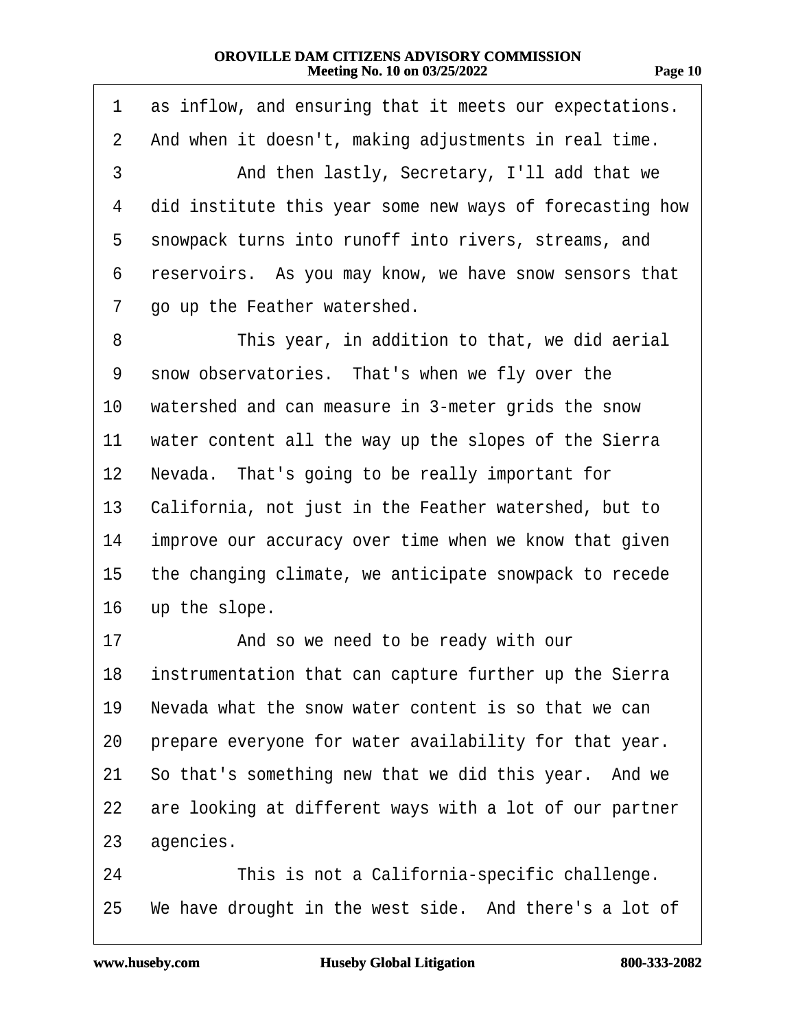1 as inflow, and ensuring that it meets our expectations.
2 And when it doesn't, making adjustments in real time.
3 And then lastly, Secretary, I'll add that we
4 did institute this year some new ways of forecasting how
5 snowpack turns into runoff into rivers, streams, and
6 reservoirs. As you may know, we have snow sensors that
7 go up the Feather watershed.
8 This year, in addition to that, we did aerial
9 snow observatories. That's when we fly over the
10 watershed and can measure in 3-meter grids the snow
11 water content all the way up the slopes of the Sierra
12 Nevada. That's going to be really important for
13 California, not just in the Feather watershed, but to
14 improve our accuracy over time when we know that given
15 the changing climate, we anticipate snowpack to recede
16 up the slope.
17 And so we need to be ready with our
18 instrumentation that can capture further up the Sierra
19 Nevada what the snow water content is so that we can
20 prepare everyone for water availability for that year.
21 So that's something new that we did this year. And we
22 are looking at different ways with a lot of our partner
23 agencies.
24 This is not a California-specific challenge.
25 We have drought in the west side. And there's a lot of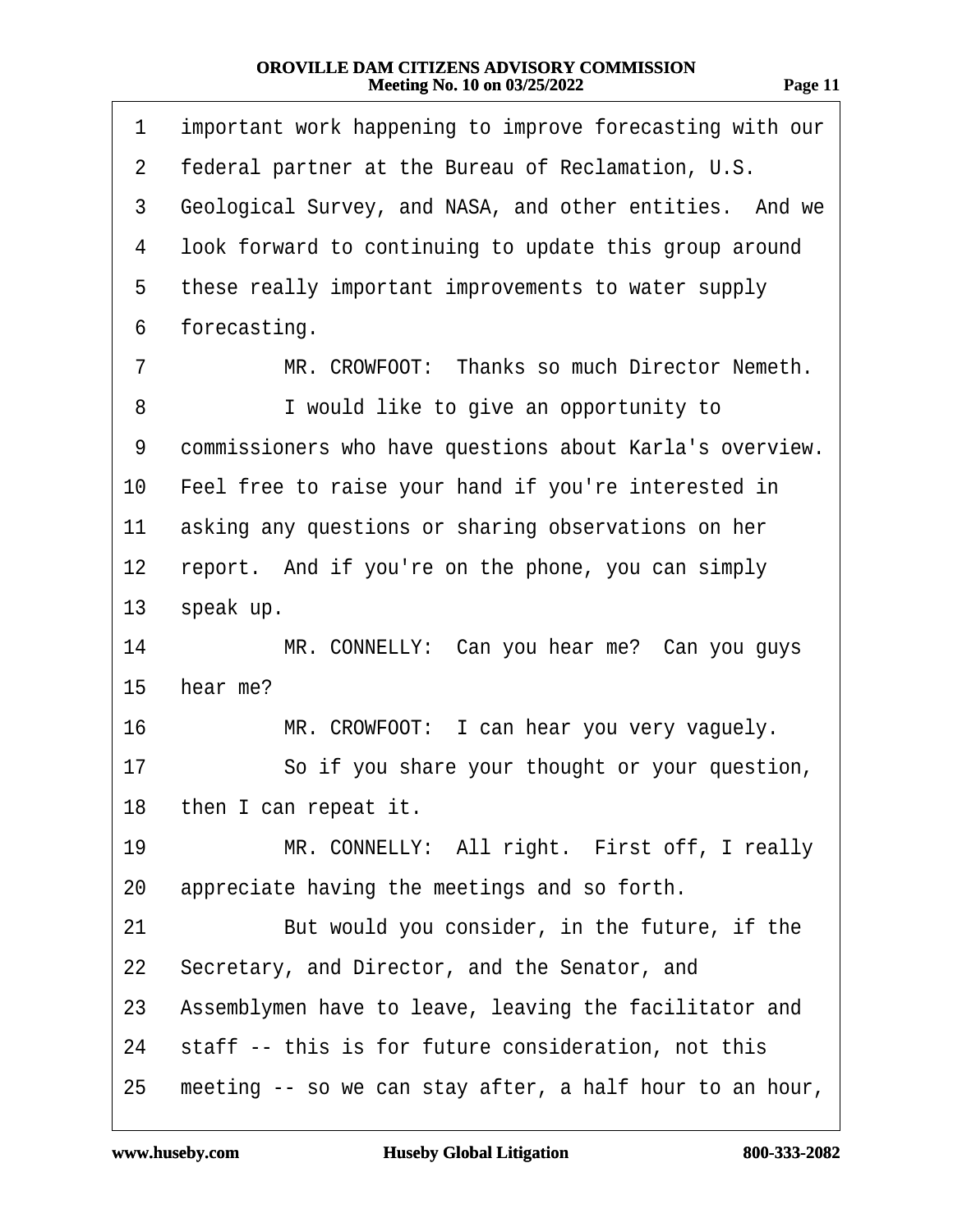1 important work happening to improve forecasting with our
2 federal partner at the Bureau of Reclamation, U.S.
3 Geological Survey, and NASA, and other entities. And we
4 look forward to continuing to update this group around
5 these really important improvements to water supply
6 forecasting.
7 MR. CROWFOOT: Thanks so much Director Nemeth.
8 I would like to give an opportunity to
9 commissioners who have questions about Karla's overview.
10 Feel free to raise your hand if you're interested in
11 asking any questions or sharing observations on her
12 report. And if you're on the phone, you can simply
13 speak up.
14 MR. CONNELLY: Can you hear me? Can you guys
15 hear me?
16 MR. CROWFOOT: I can hear you very vaguely.
17 So if you share your thought or your question,
18 then I can repeat it.
19 MR. CONNELLY: All right. First off, I really
20 appreciate having the meetings and so forth.
21 But would you consider, in the future, if the
22 Secretary, and Director, and the Senator, and
23 Assemblymen have to leave, leaving the facilitator and
24 staff -- this is for future consideration, not this
25 meeting -- so we can stay after, a half hour to an hour,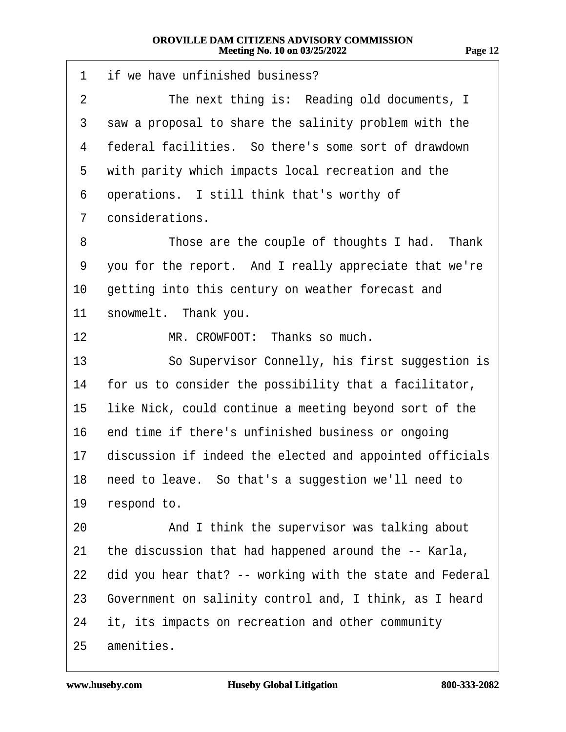1 if we have unfinished business?

2 The next thing is: Reading old documents, I

3 saw a proposal to share the salinity problem with the

4 federal facilities. So there's some sort of drawdown

5 with parity which impacts local recreation and the

6 operations. I still think that's worthy of

7 considerations.

8 Those are the couple of thoughts I had. Thank

9 you for the report. And I really appreciate that we're

10 getting into this century on weather forecast and

11 snowmelt. Thank you.

12 MR. CROWFOOT: Thanks so much.

13 So Supervisor Connelly, his first suggestion is

14 for us to consider the possibility that a facilitator,

15 like Nick, could continue a meeting beyond sort of the

16 end time if there's unfinished business or ongoing

17 discussion if indeed the elected and appointed officials

18 need to leave. So that's a suggestion we'll need to

19 respond to.

20 And I think the supervisor was talking about

21 the discussion that had happened around the -- Karla,

22 did you hear that? -- working with the state and Federal

23 Government on salinity control and, I think, as I heard

24 it, its impacts on recreation and other community

25 amenities.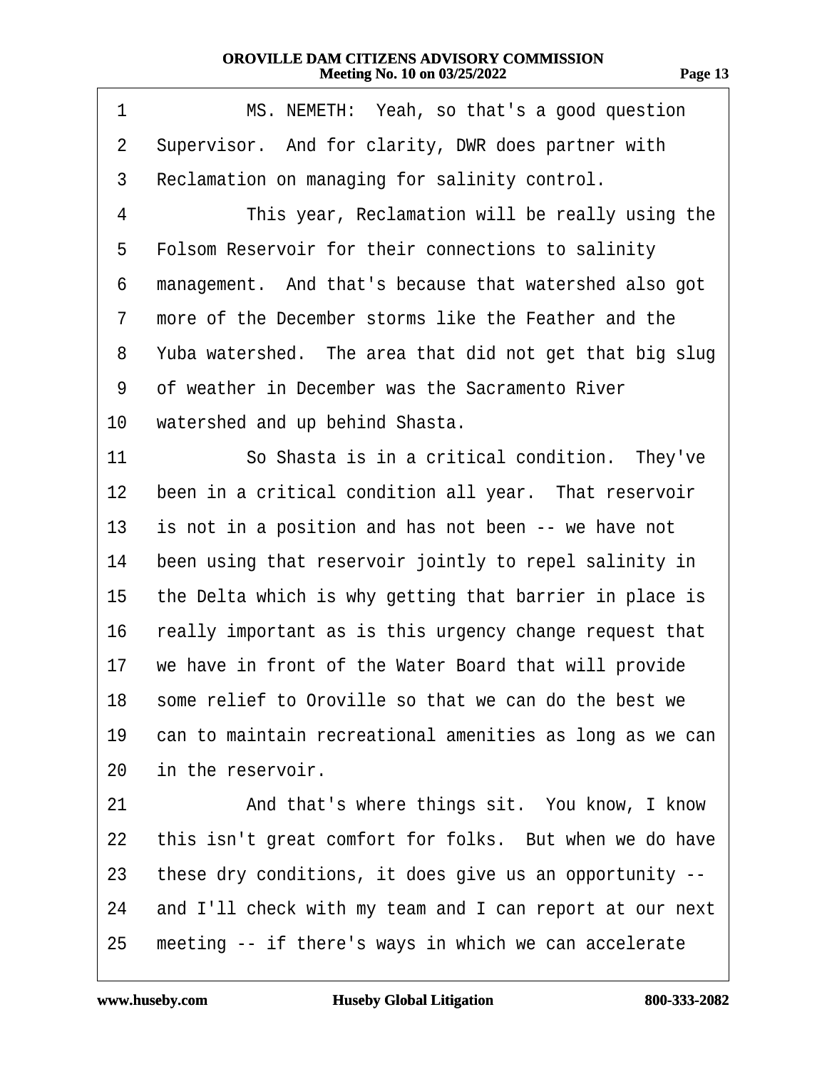MS. NEMETH: Yeah, so that's a good question Supervisor. And for clarity, DWR does partner with Reclamation on managing for salinity control.

This year, Reclamation will be really using the Folsom Reservoir for their connections to salinity management. And that's because that watershed also got more of the December storms like the Feather and the Yuba watershed. The area that did not get that big slug of weather in December was the Sacramento River watershed and up behind Shasta.

So Shasta is in a critical condition. They've been in a critical condition all year. That reservoir is not in a position and has not been -- we have not been using that reservoir jointly to repel salinity in the Delta which is why getting that barrier in place is really important as is this urgency change request that we have in front of the Water Board that will provide some relief to Oroville so that we can do the best we can to maintain recreational amenities as long as we can in the reservoir.

And that's where things sit. You know, I know this isn't great comfort for folks. But when we do have these dry conditions, it does give us an opportunity -- and I'll check with my team and I can report at our next meeting -- if there's ways in which we can accelerate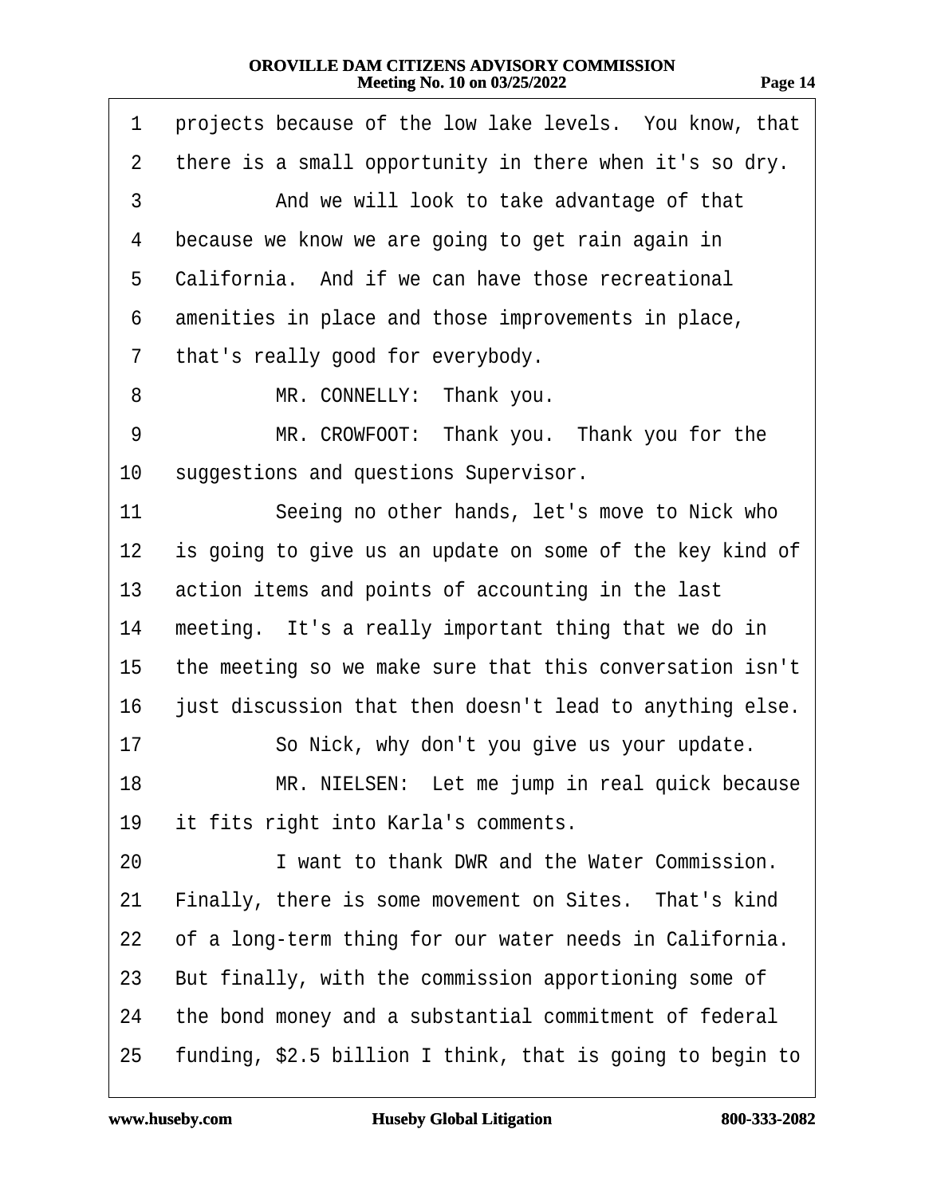1 projects because of the low lake levels. You know, that
2 there is a small opportunity in there when it's so dry.
3 And we will look to take advantage of that
4 because we know we are going to get rain again in
5 California. And if we can have those recreational
6 amenities in place and those improvements in place,
7 that's really good for everybody.
8 MR. CONNELLY: Thank you.
9 MR. CROWFOOT: Thank you. Thank you for the
10 suggestions and questions Supervisor.
11 Seeing no other hands, let's move to Nick who
12 is going to give us an update on some of the key kind of
13 action items and points of accounting in the last
14 meeting. It's a really important thing that we do in
15 the meeting so we make sure that this conversation isn't
16 just discussion that then doesn't lead to anything else.
17 So Nick, why don't you give us your update.
18 MR. NIELSEN: Let me jump in real quick because
19 it fits right into Karla's comments.
20 I want to thank DWR and the Water Commission.
21 Finally, there is some movement on Sites. That's kind
22 of a long-term thing for our water needs in California.
23 But finally, with the commission apportioning some of
24 the bond money and a substantial commitment of federal
25 funding, $2.5 billion I think, that is going to begin to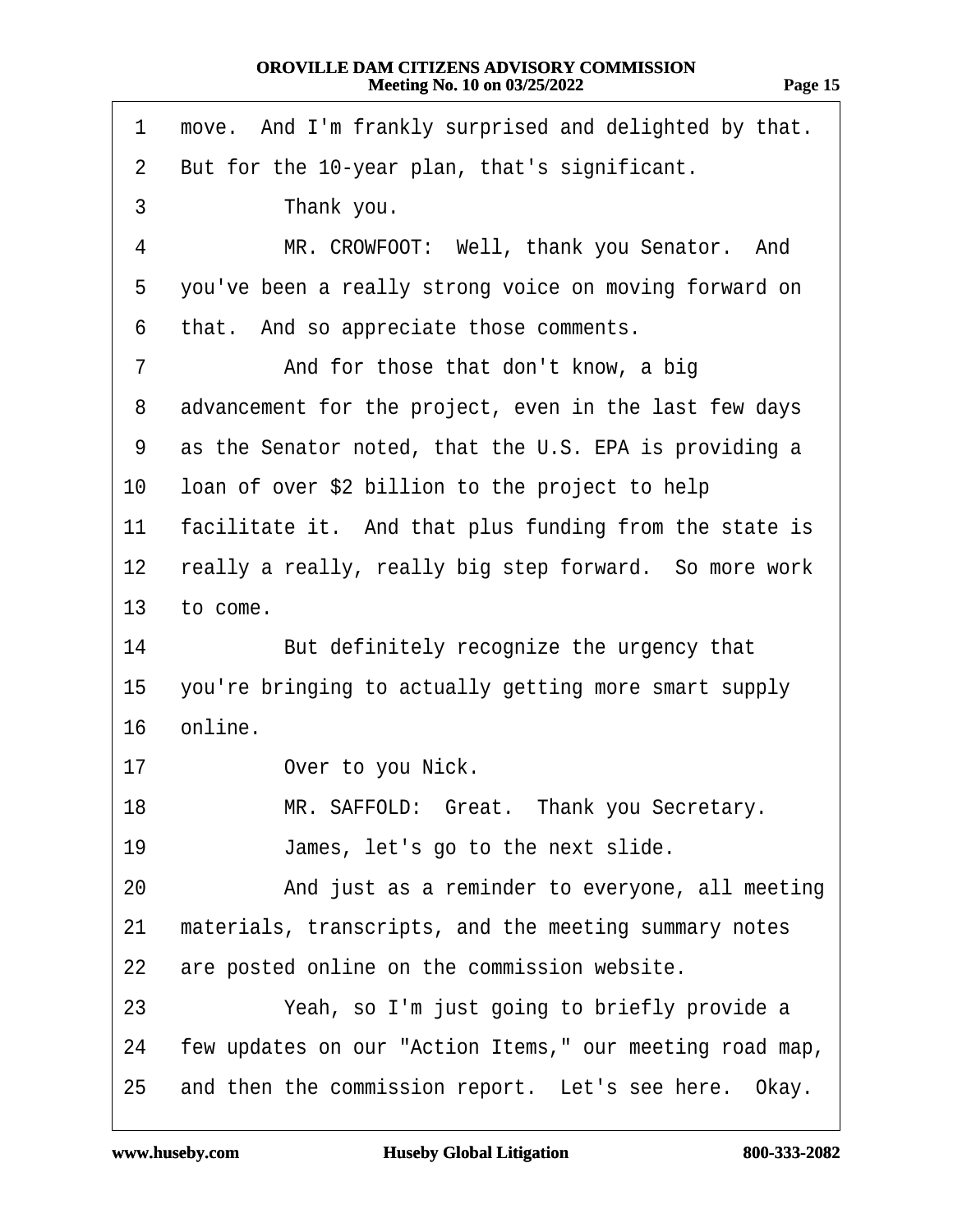1 move. And I'm frankly surprised and delighted by that.
2 But for the 10-year plan, that's significant.
3 Thank you.
4 MR. CROWFOOT: Well, thank you Senator. And
5 you've been a really strong voice on moving forward on
6 that. And so appreciate those comments.
7 And for those that don't know, a big
8 advancement for the project, even in the last few days
9 as the Senator noted, that the U.S. EPA is providing a
10 loan of over $2 billion to the project to help
11 facilitate it. And that plus funding from the state is
12 really a really, really big step forward. So more work
13 to come.
14 But definitely recognize the urgency that
15 you're bringing to actually getting more smart supply
16 online.
17 Over to you Nick.
18 MR. SAFFOLD: Great. Thank you Secretary.
19 James, let's go to the next slide.
20 And just as a reminder to everyone, all meeting
21 materials, transcripts, and the meeting summary notes
22 are posted online on the commission website.
23 Yeah, so I'm just going to briefly provide a
24 few updates on our "Action Items," our meeting road map,
25 and then the commission report. Let's see here. Okay.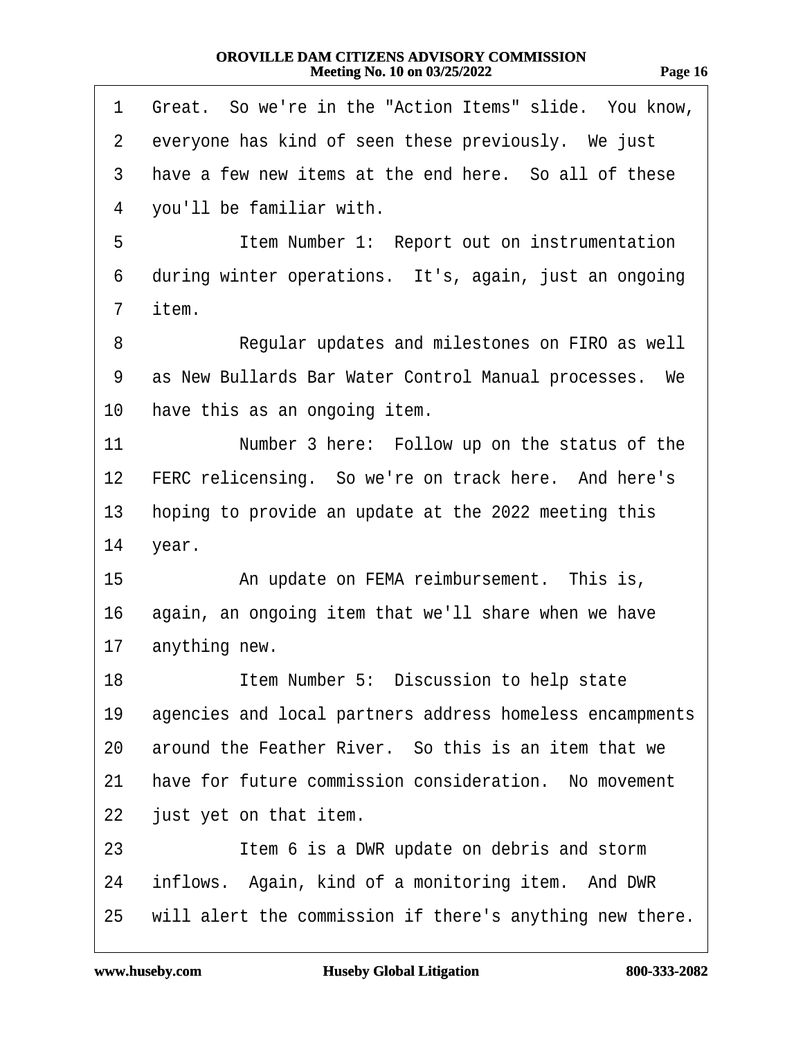1 Great. So we're in the "Action Items" slide. You know,
2 everyone has kind of seen these previously. We just
3 have a few new items at the end here. So all of these
4 you'll be familiar with.
5 Item Number 1: Report out on instrumentation
6 during winter operations. It's, again, just an ongoing
7 item.
8 Regular updates and milestones on FIRO as well
9 as New Bullards Bar Water Control Manual processes. We
10 have this as an ongoing item.
11 Number 3 here: Follow up on the status of the
12 FERC relicensing. So we're on track here. And here's
13 hoping to provide an update at the 2022 meeting this
14 year.
15 An update on FEMA reimbursement. This is,
16 again, an ongoing item that we'll share when we have
17 anything new.
18 Item Number 5: Discussion to help state
19 agencies and local partners address homeless encampments
20 around the Feather River. So this is an item that we
21 have for future commission consideration. No movement
22 just yet on that item.
23 Item 6 is a DWR update on debris and storm
24 inflows. Again, kind of a monitoring item. And DWR
25 will alert the commission if there's anything new there.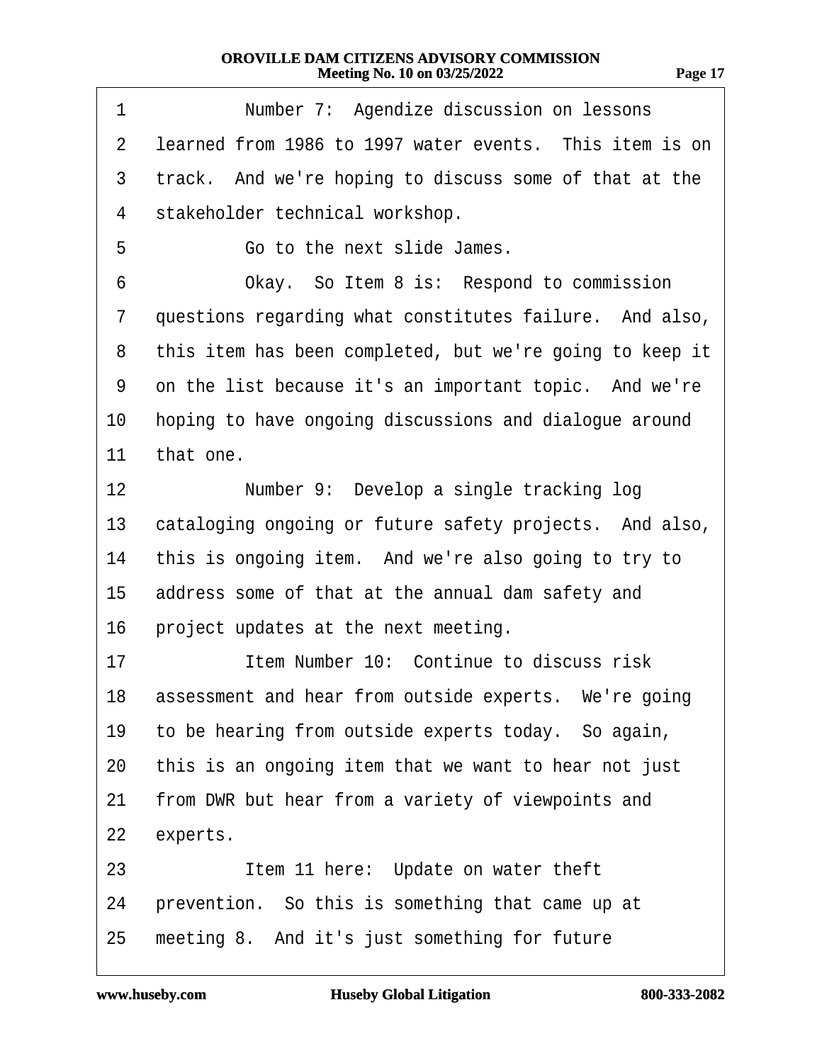Number 7: Agendize discussion on lessons learned from 1986 to 1997 water events. This item is on track. And we're hoping to discuss some of that at the stakeholder technical workshop.

Go to the next slide James.

Okay. So Item 8 is: Respond to commission questions regarding what constitutes failure. And also, this item has been completed, but we're going to keep it on the list because it's an important topic. And we're hoping to have ongoing discussions and dialogue around that one.

Number 9: Develop a single tracking log cataloging ongoing or future safety projects. And also, this is ongoing item. And we're also going to try to address some of that at the annual dam safety and project updates at the next meeting.

Item Number 10: Continue to discuss risk assessment and hear from outside experts. We're going to be hearing from outside experts today. So again, this is an ongoing item that we want to hear not just from DWR but hear from a variety of viewpoints and experts.

Item 11 here: Update on water theft prevention. So this is something that came up at meeting 8. And it's just something for future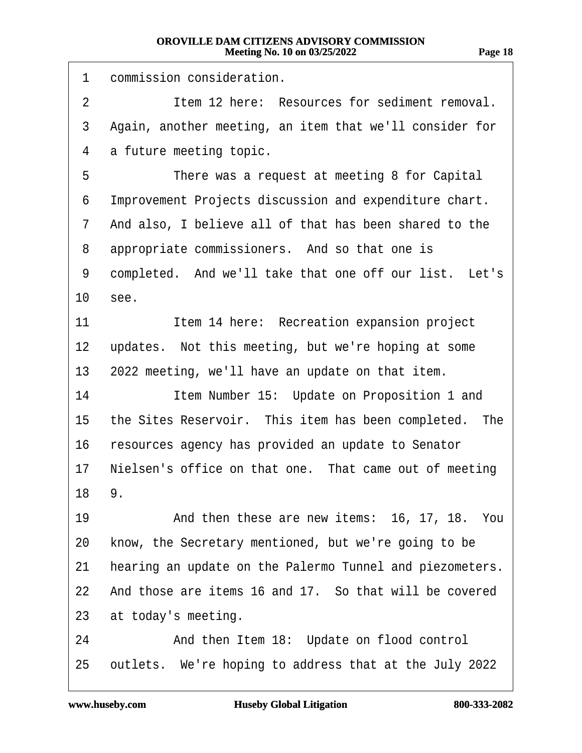1 commission consideration.

2 Item 12 here: Resources for sediment removal.

3 Again, another meeting, an item that we'll consider for

4 a future meeting topic.

5 There was a request at meeting 8 for Capital

6 Improvement Projects discussion and expenditure chart.

7 And also, I believe all of that has been shared to the

8 appropriate commissioners. And so that one is

9 completed. And we'll take that one off our list. Let's

10 see.

11 Item 14 here: Recreation expansion project

12 updates. Not this meeting, but we're hoping at some

13 2022 meeting, we'll have an update on that item.

14 Item Number 15: Update on Proposition 1 and

15 the Sites Reservoir. This item has been completed. The

16 resources agency has provided an update to Senator

17 Nielsen's office on that one. That came out of meeting

18 9.

19 And then these are new items: 16, 17, 18. You

20 know, the Secretary mentioned, but we're going to be

21 hearing an update on the Palermo Tunnel and piezometers.

22 And those are items 16 and 17. So that will be covered

23 at today's meeting.

24 And then Item 18: Update on flood control

25 outlets. We're hoping to address that at the July 2022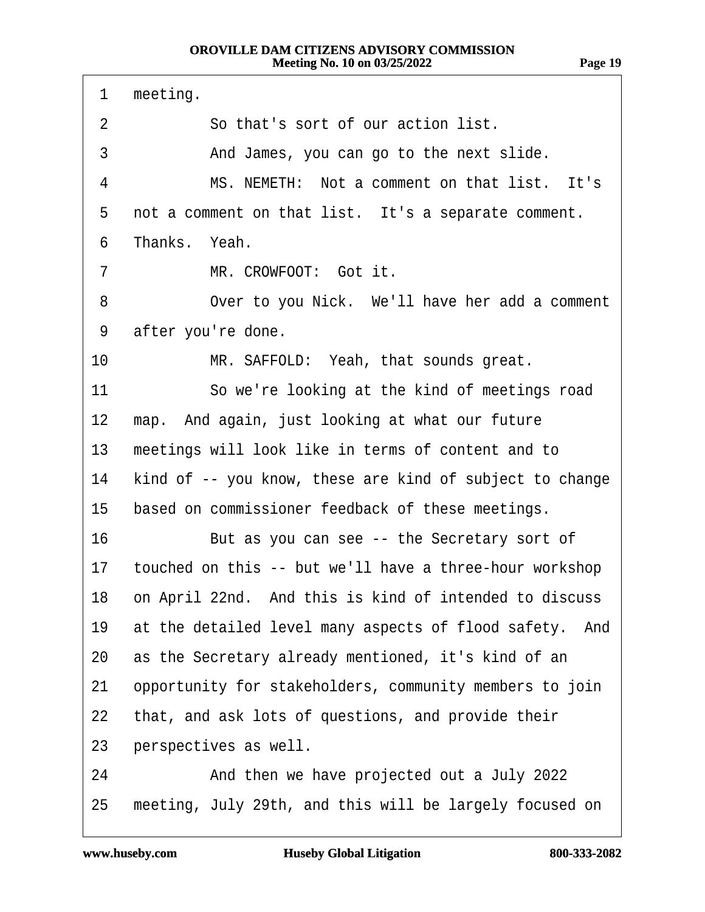1 meeting.

2 So that's sort of our action list.

3 And James, you can go to the next slide.

4 MS. NEMETH: Not a comment on that list. It's

5 not a comment on that list. It's a separate comment.

6 Thanks. Yeah.

7 MR. CROWFOOT: Got it.

8 Over to you Nick. We'll have her add a comment

9 after you're done.

10 MR. SAFFOLD: Yeah, that sounds great.

11 So we're looking at the kind of meetings road

12 map. And again, just looking at what our future

13 meetings will look like in terms of content and to

14 kind of -- you know, these are kind of subject to change

15 based on commissioner feedback of these meetings.

16 But as you can see -- the Secretary sort of

17 touched on this -- but we'll have a three-hour workshop

18 on April 22nd. And this is kind of intended to discuss

19 at the detailed level many aspects of flood safety. And

20 as the Secretary already mentioned, it's kind of an

21 opportunity for stakeholders, community members to join

22 that, and ask lots of questions, and provide their

23 perspectives as well.

24 And then we have projected out a July 2022

25 meeting, July 29th, and this will be largely focused on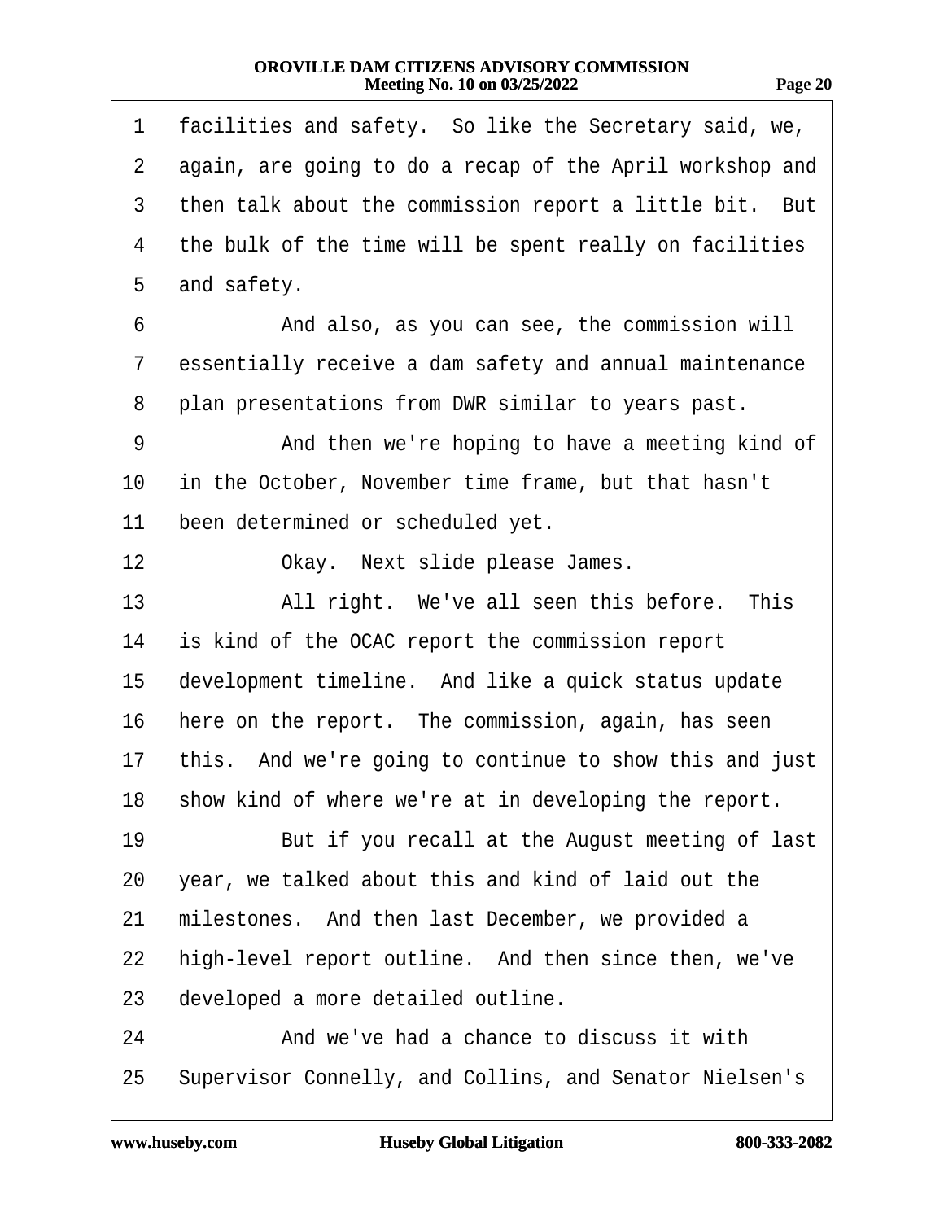1 facilities and safety. So like the Secretary said, we,
2 again, are going to do a recap of the April workshop and
3 then talk about the commission report a little bit. But
4 the bulk of the time will be spent really on facilities
5 and safety.
6 And also, as you can see, the commission will
7 essentially receive a dam safety and annual maintenance
8 plan presentations from DWR similar to years past.
9 And then we're hoping to have a meeting kind of
10 in the October, November time frame, but that hasn't
11 been determined or scheduled yet.
12 Okay. Next slide please James.
13 All right. We've all seen this before. This
14 is kind of the OCAC report the commission report
15 development timeline. And like a quick status update
16 here on the report. The commission, again, has seen
17 this. And we're going to continue to show this and just
18 show kind of where we're at in developing the report.
19 But if you recall at the August meeting of last
20 year, we talked about this and kind of laid out the
21 milestones. And then last December, we provided a
22 high-level report outline. And then since then, we've
23 developed a more detailed outline.
24 And we've had a chance to discuss it with
25 Supervisor Connelly, and Collins, and Senator Nielsen's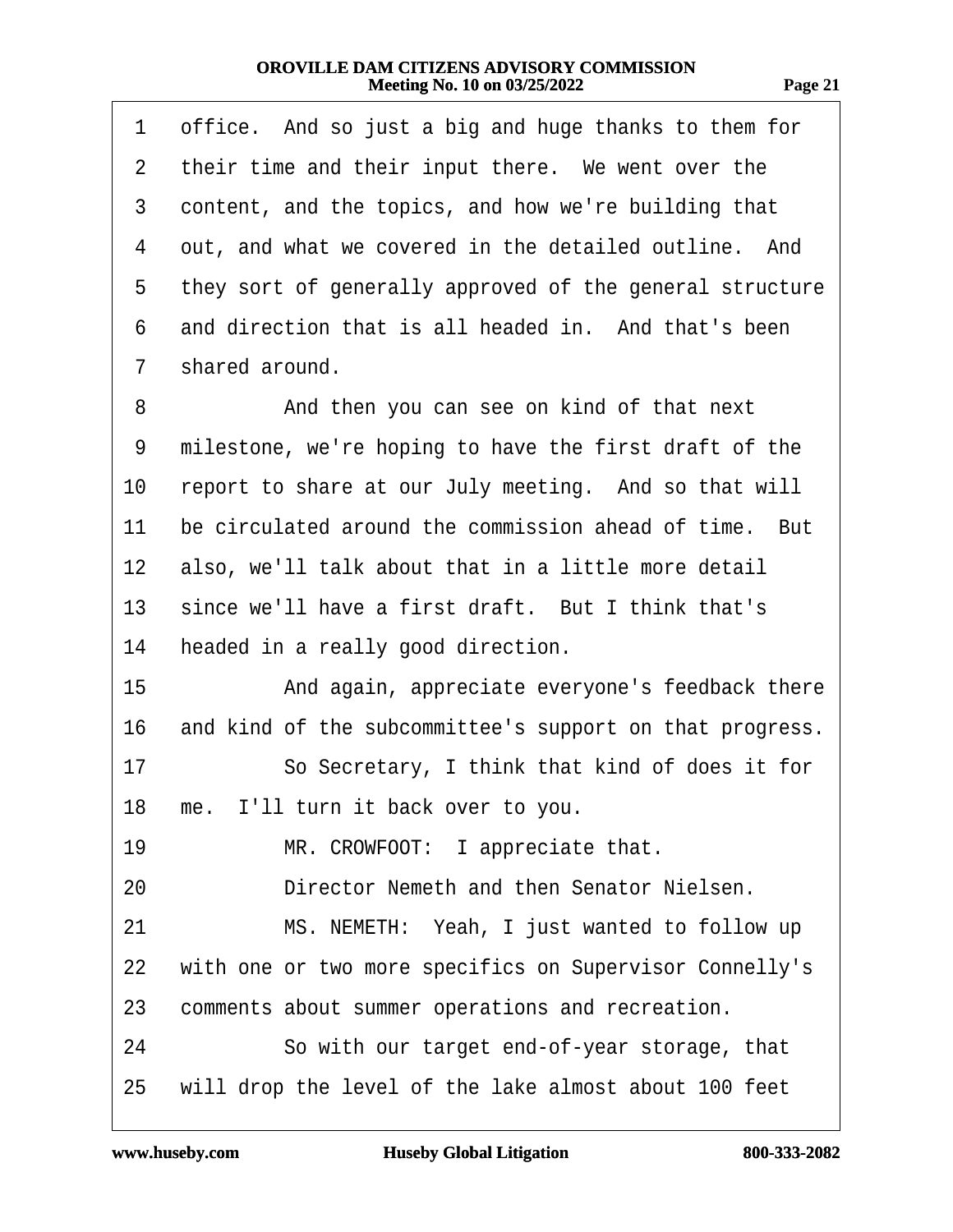office. And so just a big and huge thanks to them for their time and their input there. We went over the content, and the topics, and how we're building that out, and what we covered in the detailed outline. And they sort of generally approved of the general structure and direction that is all headed in. And that's been shared around.

And then you can see on kind of that next milestone, we're hoping to have the first draft of the report to share at our July meeting. And so that will be circulated around the commission ahead of time. But also, we'll talk about that in a little more detail since we'll have a first draft. But I think that's headed in a really good direction.

And again, appreciate everyone's feedback there and kind of the subcommittee's support on that progress.

So Secretary, I think that kind of does it for me. I'll turn it back over to you.

MR. CROWFOOT: I appreciate that.

Director Nemeth and then Senator Nielsen.

MS. NEMETH: Yeah, I just wanted to follow up with one or two more specifics on Supervisor Connelly's comments about summer operations and recreation.

So with our target end-of-year storage, that will drop the level of the lake almost about 100 feet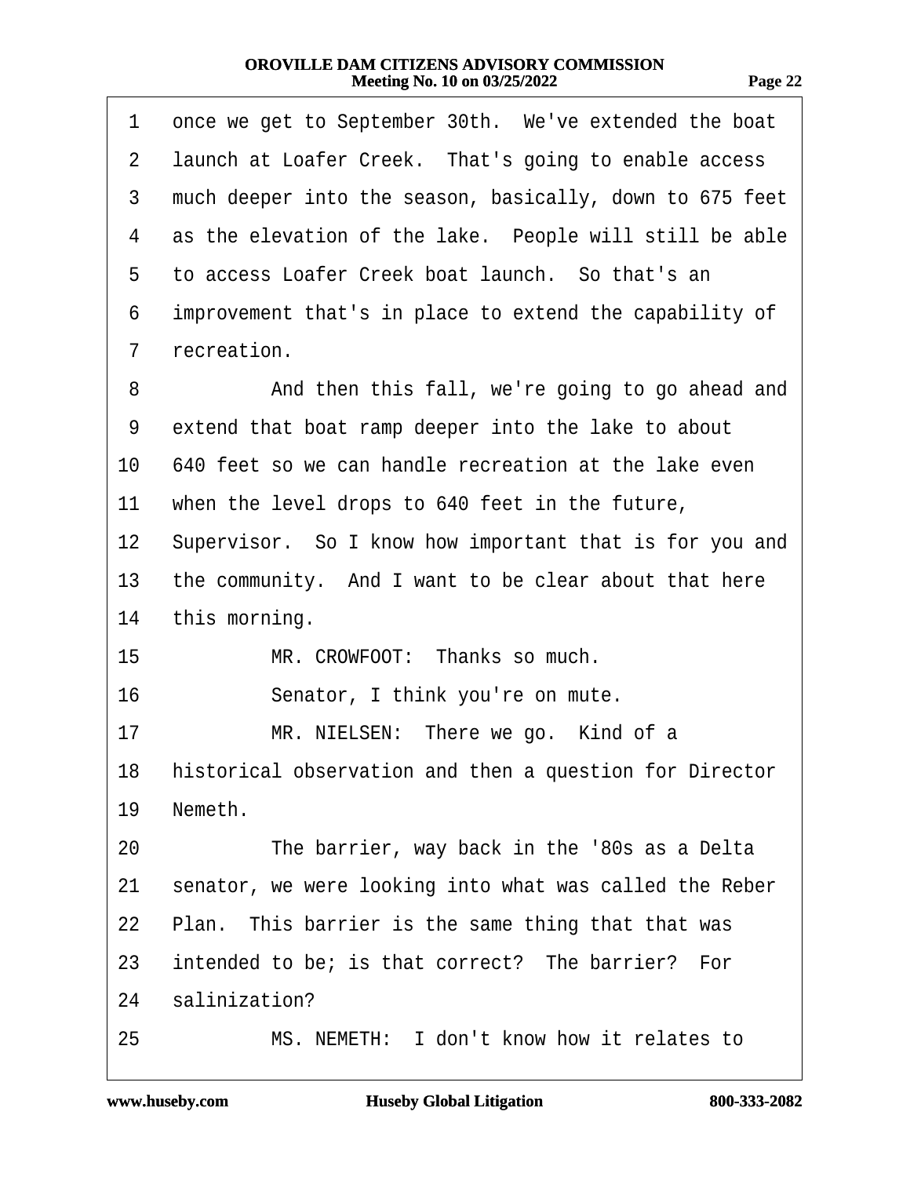1 once we get to September 30th. We've extended the boat
2 launch at Loafer Creek. That's going to enable access
3 much deeper into the season, basically, down to 675 feet
4 as the elevation of the lake. People will still be able
5 to access Loafer Creek boat launch. So that's an
6 improvement that's in place to extend the capability of
7 recreation.

8 And then this fall, we're going to go ahead and
9 extend that boat ramp deeper into the lake to about
10 640 feet so we can handle recreation at the lake even
11 when the level drops to 640 feet in the future,
12 Supervisor. So I know how important that is for you and
13 the community. And I want to be clear about that here
14 this morning.

15 MR. CROWFOOT: Thanks so much.

16 Senator, I think you're on mute.

17 MR. NIELSEN: There we go. Kind of a
18 historical observation and then a question for Director
19 Nemeth.

20 The barrier, way back in the '80s as a Delta
21 senator, we were looking into what was called the Reber
22 Plan. This barrier is the same thing that that was
23 intended to be; is that correct? The barrier? For
24 salinization?

25 MS. NEMETH: I don't know how it relates to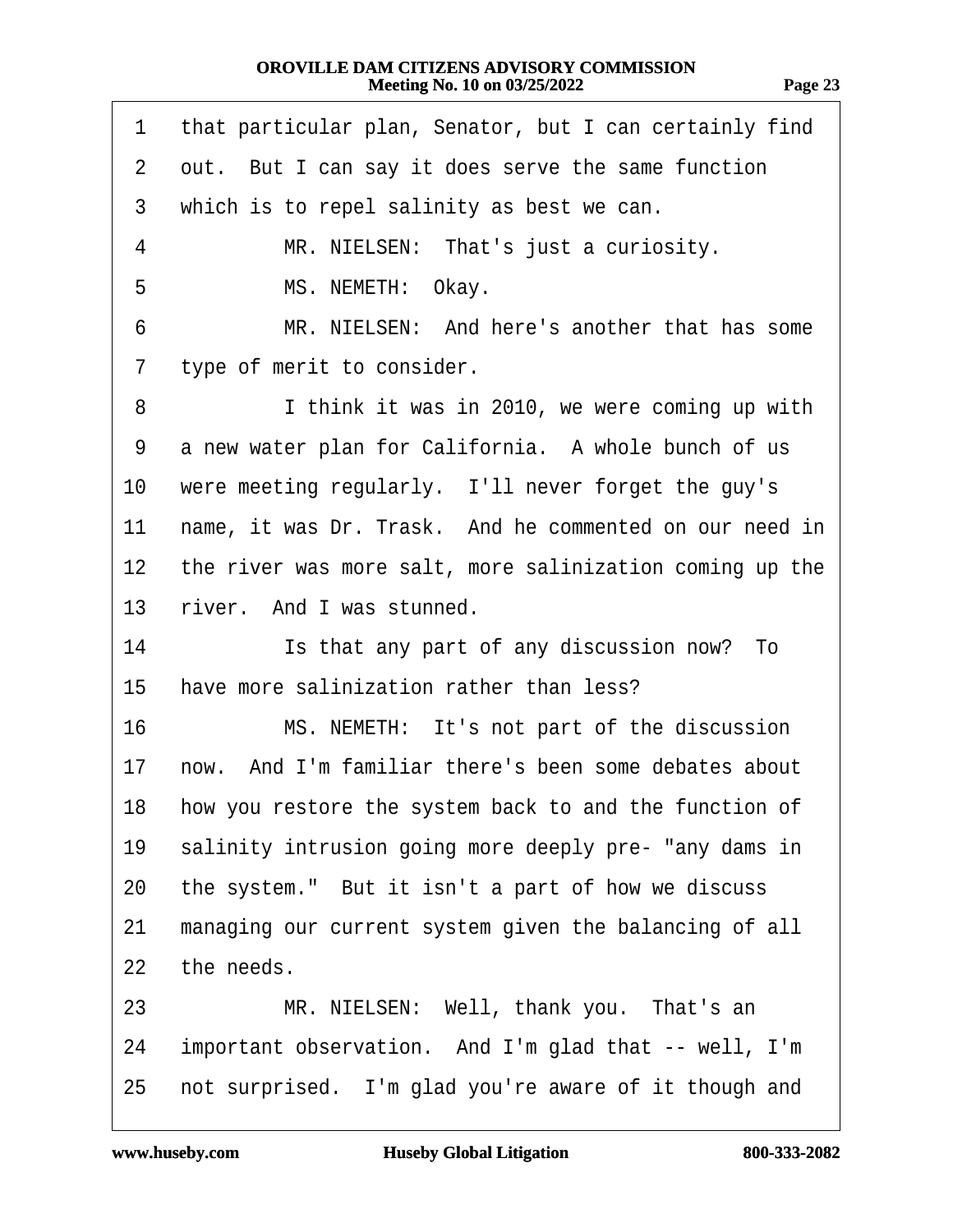1 that particular plan, Senator, but I can certainly find
2 out. But I can say it does serve the same function
3 which is to repel salinity as best we can.

4 MR. NIELSEN: That's just a curiosity.

5 MS. NEMETH: Okay.

6 MR. NIELSEN: And here's another that has some
7 type of merit to consider.

8 I think it was in 2010, we were coming up with
9 a new water plan for California. A whole bunch of us
10 were meeting regularly. I'll never forget the guy's
11 name, it was Dr. Trask. And he commented on our need in
12 the river was more salt, more salinization coming up the
13 river. And I was stunned.

14 Is that any part of any discussion now? To
15 have more salinization rather than less?

16 MS. NEMETH: It's not part of the discussion
17 now. And I'm familiar there's been some debates about
18 how you restore the system back to and the function of
19 salinity intrusion going more deeply pre- "any dams in
20 the system." But it isn't a part of how we discuss
21 managing our current system given the balancing of all
22 the needs.

23 MR. NIELSEN: Well, thank you. That's an
24 important observation. And I'm glad that -- well, I'm
25 not surprised. I'm glad you're aware of it though and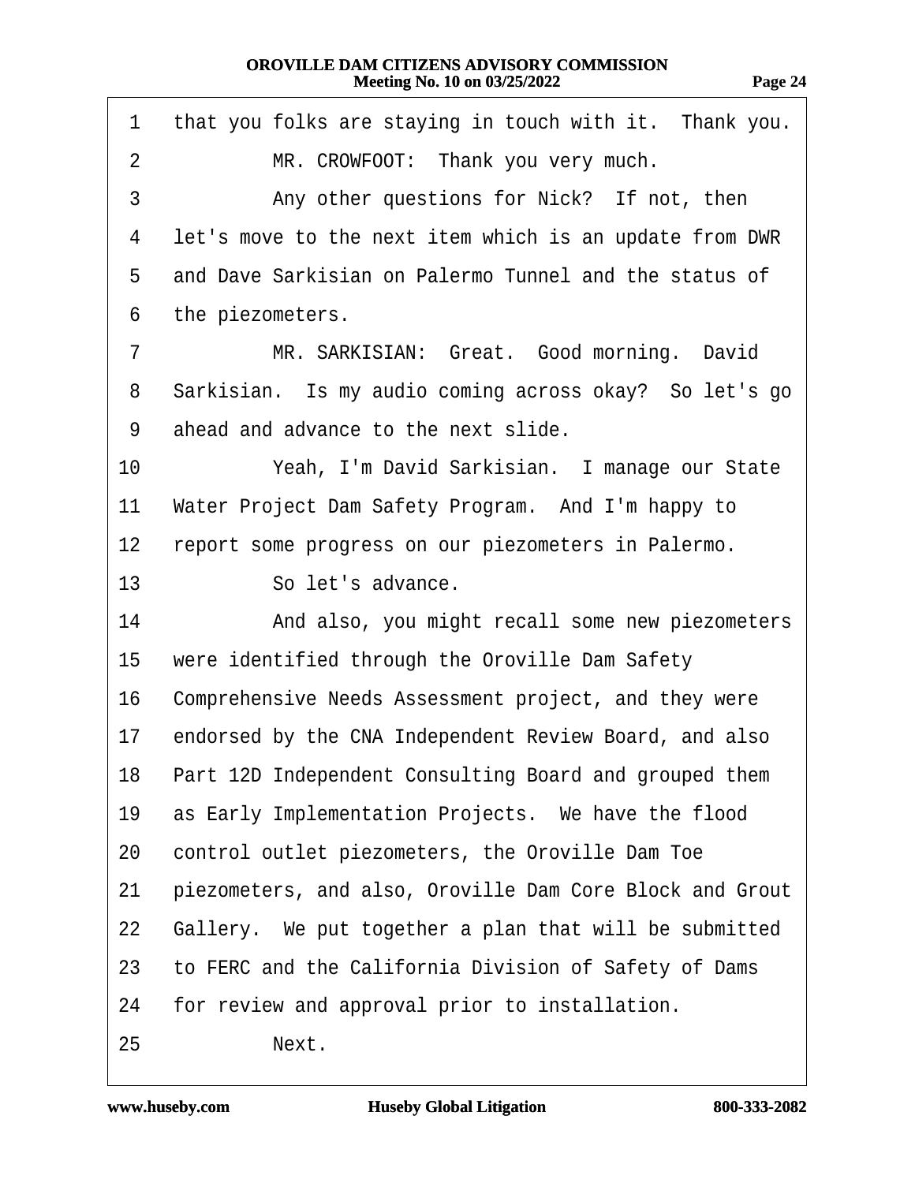1 that you folks are staying in touch with it. Thank you.

2 MR. CROWFOOT: Thank you very much.

3 Any other questions for Nick? If not, then

4 let's move to the next item which is an update from DWR

5 and Dave Sarkisian on Palermo Tunnel and the status of

6 the piezometers.

7 MR. SARKISIAN: Great. Good morning. David

8 Sarkisian. Is my audio coming across okay? So let's go

9 ahead and advance to the next slide.

10 Yeah, I'm David Sarkisian. I manage our State

11 Water Project Dam Safety Program. And I'm happy to

12 report some progress on our piezometers in Palermo.

13 So let's advance.

14 And also, you might recall some new piezometers

15 were identified through the Oroville Dam Safety

16 Comprehensive Needs Assessment project, and they were

17 endorsed by the CNA Independent Review Board, and also

18 Part 12D Independent Consulting Board and grouped them

19 as Early Implementation Projects. We have the flood

20 control outlet piezometers, the Oroville Dam Toe

21 piezometers, and also, Oroville Dam Core Block and Grout

22 Gallery. We put together a plan that will be submitted

23 to FERC and the California Division of Safety of Dams

24 for review and approval prior to installation.

25 Next.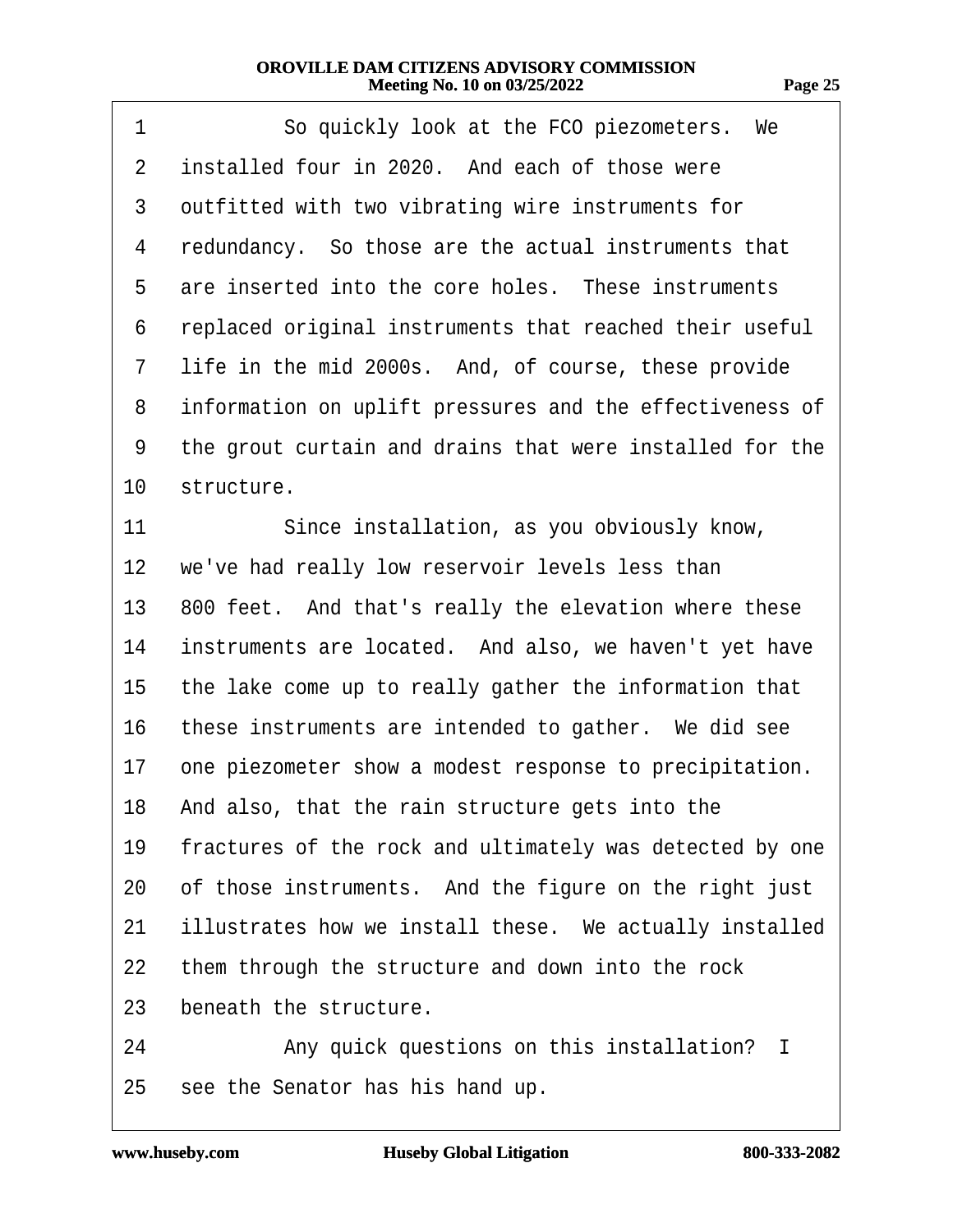1 So quickly look at the FCO piezometers. We
2 installed four in 2020. And each of those were
3 outfitted with two vibrating wire instruments for
4 redundancy. So those are the actual instruments that
5 are inserted into the core holes. These instruments
6 replaced original instruments that reached their useful
7 life in the mid 2000s. And, of course, these provide
8 information on uplift pressures and the effectiveness of
9 the grout curtain and drains that were installed for the
10 structure.
11 Since installation, as you obviously know,
12 we've had really low reservoir levels less than
13 800 feet. And that's really the elevation where these
14 instruments are located. And also, we haven't yet have
15 the lake come up to really gather the information that
16 these instruments are intended to gather. We did see
17 one piezometer show a modest response to precipitation.
18 And also, that the rain structure gets into the
19 fractures of the rock and ultimately was detected by one
20 of those instruments. And the figure on the right just
21 illustrates how we install these. We actually installed
22 them through the structure and down into the rock
23 beneath the structure.
24 Any quick questions on this installation? I
25 see the Senator has his hand up.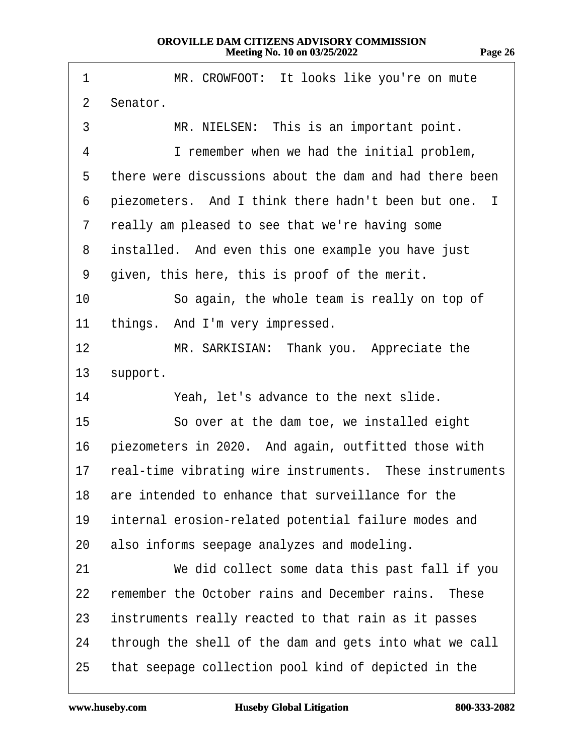MR. CROWFOOT: It looks like you're on mute Senator.

MR. NIELSEN: This is an important point.

I remember when we had the initial problem, there were discussions about the dam and had there been piezometers. And I think there hadn't been but one. I really am pleased to see that we're having some installed. And even this one example you have just given, this here, this is proof of the merit.

So again, the whole team is really on top of things. And I'm very impressed.

MR. SARKISIAN: Thank you. Appreciate the support.

Yeah, let's advance to the next slide.

So over at the dam toe, we installed eight piezometers in 2020. And again, outfitted those with real-time vibrating wire instruments. These instruments are intended to enhance that surveillance for the internal erosion-related potential failure modes and also informs seepage analyzes and modeling.

We did collect some data this past fall if you remember the October rains and December rains. These instruments really reacted to that rain as it passes through the shell of the dam and gets into what we call that seepage collection pool kind of depicted in the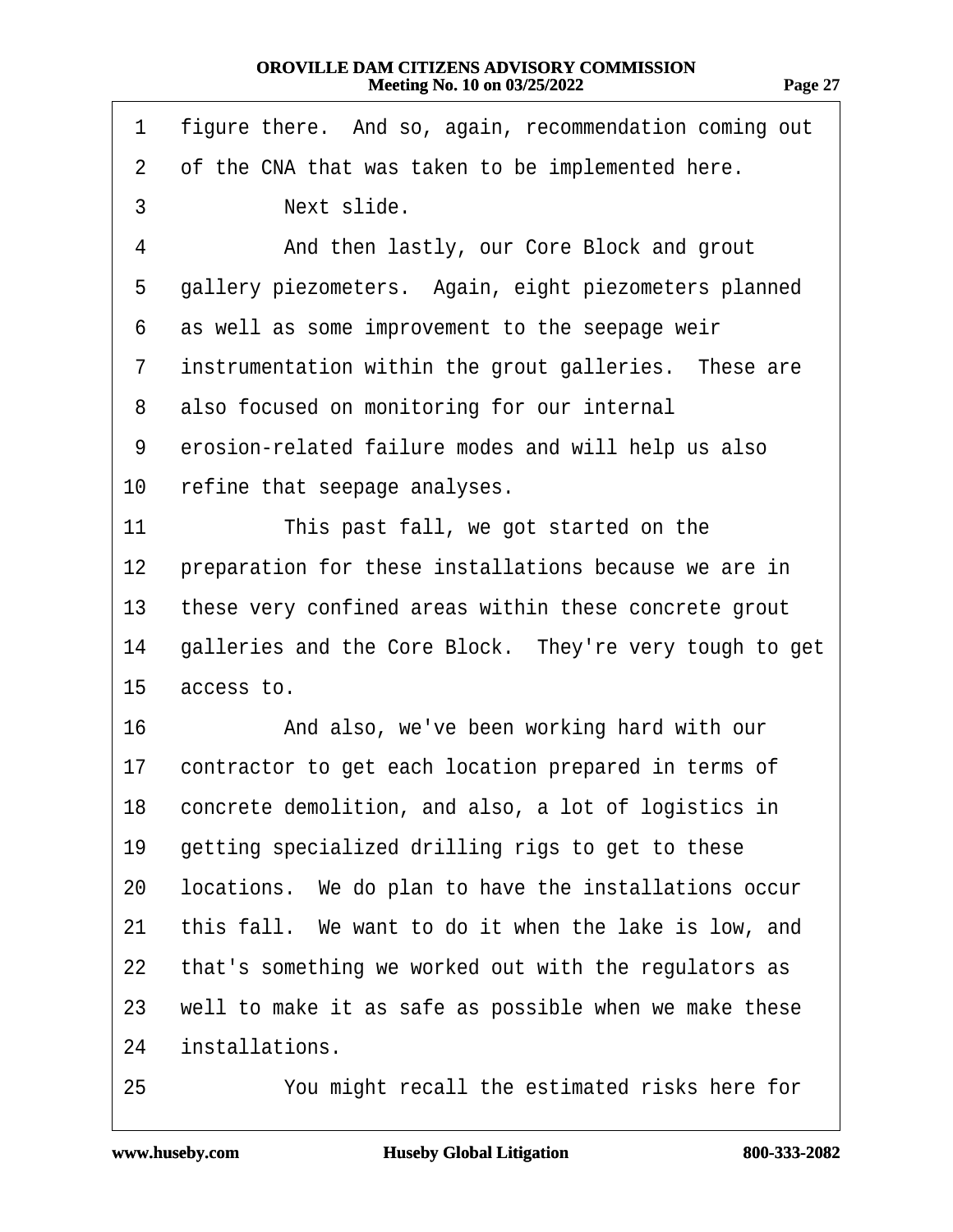figure there. And so, again, recommendation coming out of the CNA that was taken to be implemented here.

Next slide.

And then lastly, our Core Block and grout gallery piezometers. Again, eight piezometers planned as well as some improvement to the seepage weir instrumentation within the grout galleries. These are also focused on monitoring for our internal erosion-related failure modes and will help us also refine that seepage analyses.

This past fall, we got started on the preparation for these installations because we are in these very confined areas within these concrete grout galleries and the Core Block. They're very tough to get access to.

And also, we've been working hard with our contractor to get each location prepared in terms of concrete demolition, and also, a lot of logistics in getting specialized drilling rigs to get to these locations. We do plan to have the installations occur this fall. We want to do it when the lake is low, and that's something we worked out with the regulators as well to make it as safe as possible when we make these installations.

You might recall the estimated risks here for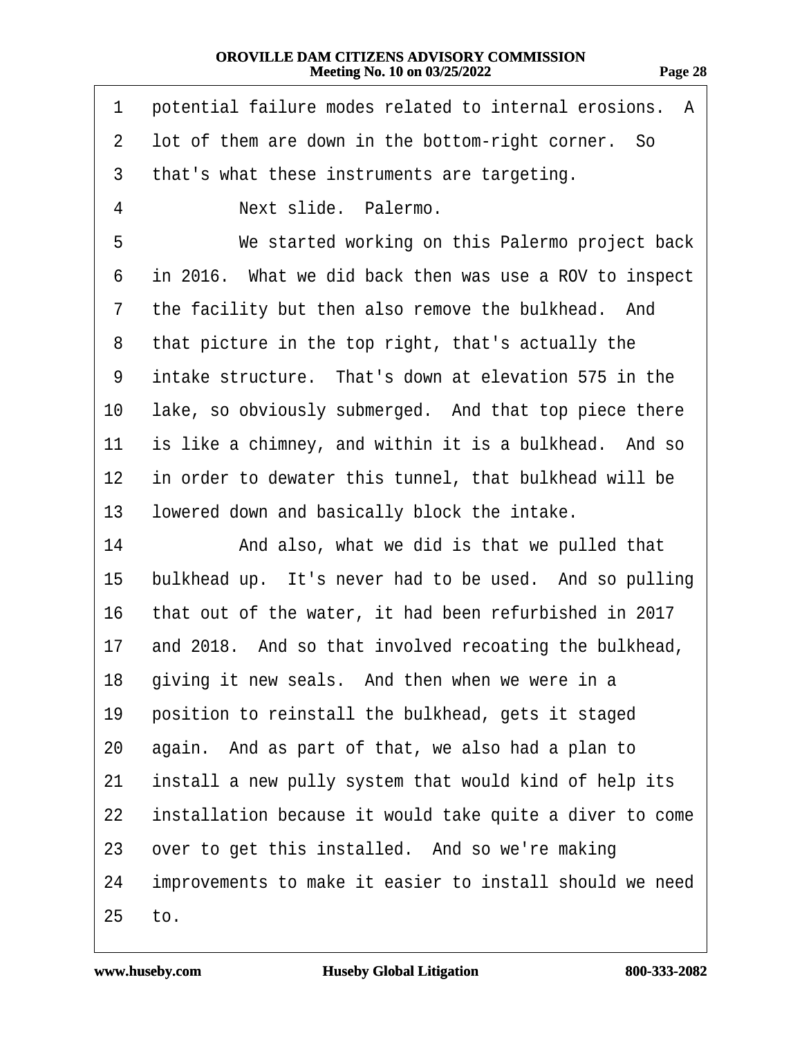potential failure modes related to internal erosions. A lot of them are down in the bottom-right corner. So that's what these instruments are targeting.

Next slide. Palermo.

We started working on this Palermo project back in 2016. What we did back then was use a ROV to inspect the facility but then also remove the bulkhead. And that picture in the top right, that's actually the intake structure. That's down at elevation 575 in the lake, so obviously submerged. And that top piece there is like a chimney, and within it is a bulkhead. And so in order to dewater this tunnel, that bulkhead will be lowered down and basically block the intake.

And also, what we did is that we pulled that bulkhead up. It's never had to be used. And so pulling that out of the water, it had been refurbished in 2017 and 2018. And so that involved recoating the bulkhead, giving it new seals. And then when we were in a position to reinstall the bulkhead, gets it staged again. And as part of that, we also had a plan to install a new pully system that would kind of help its installation because it would take quite a diver to come over to get this installed. And so we're making improvements to make it easier to install should we need to.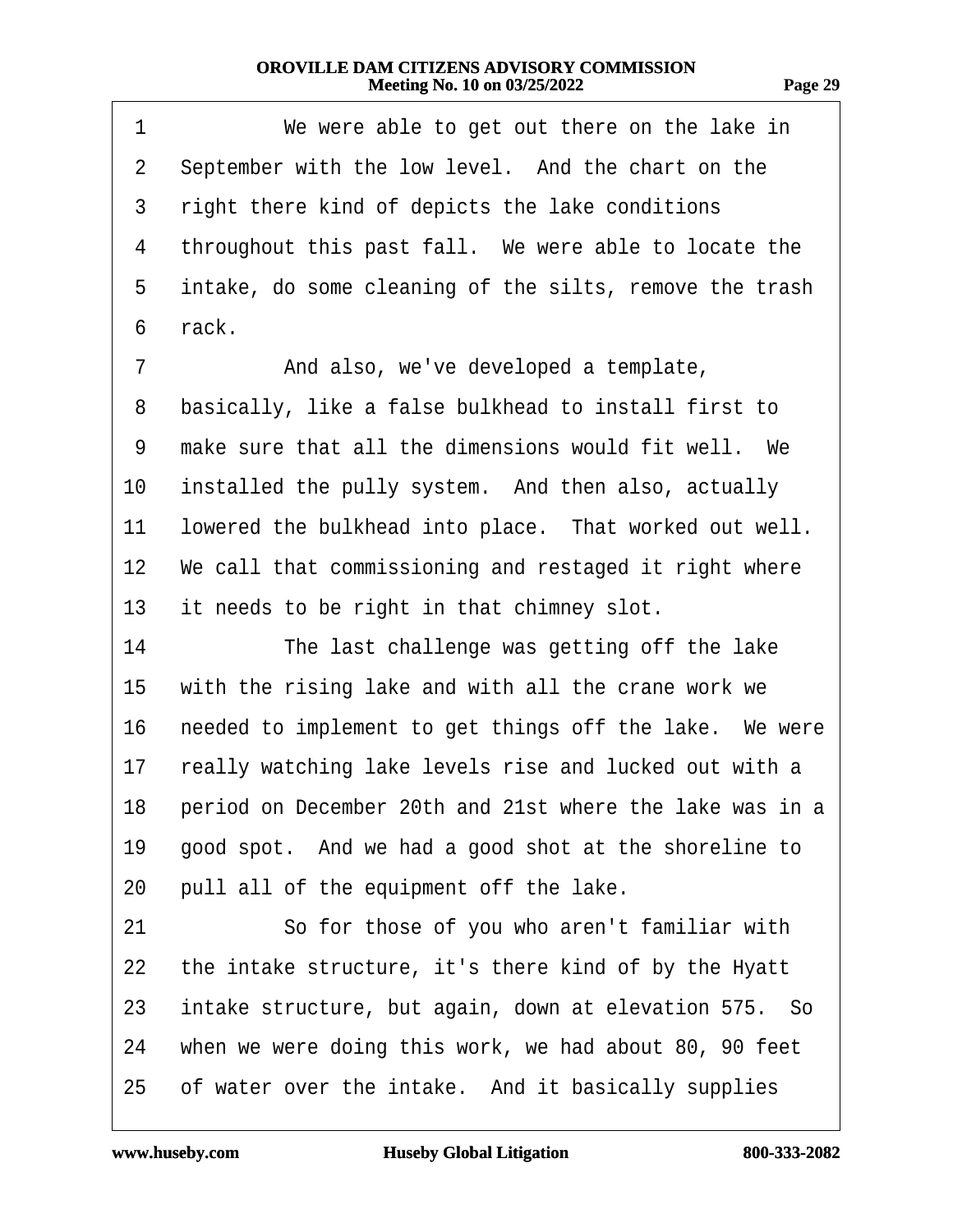1 We were able to get out there on the lake in
2 September with the low level. And the chart on the
3 right there kind of depicts the lake conditions
4 throughout this past fall. We were able to locate the
5 intake, do some cleaning of the silts, remove the trash
6 rack.
7 And also, we've developed a template,
8 basically, like a false bulkhead to install first to
9 make sure that all the dimensions would fit well. We
10 installed the pully system. And then also, actually
11 lowered the bulkhead into place. That worked out well.
12 We call that commissioning and restaged it right where
13 it needs to be right in that chimney slot.
14 The last challenge was getting off the lake
15 with the rising lake and with all the crane work we
16 needed to implement to get things off the lake. We were
17 really watching lake levels rise and lucked out with a
18 period on December 20th and 21st where the lake was in a
19 good spot. And we had a good shot at the shoreline to
20 pull all of the equipment off the lake.
21 So for those of you who aren't familiar with
22 the intake structure, it's there kind of by the Hyatt
23 intake structure, but again, down at elevation 575. So
24 when we were doing this work, we had about 80, 90 feet
25 of water over the intake. And it basically supplies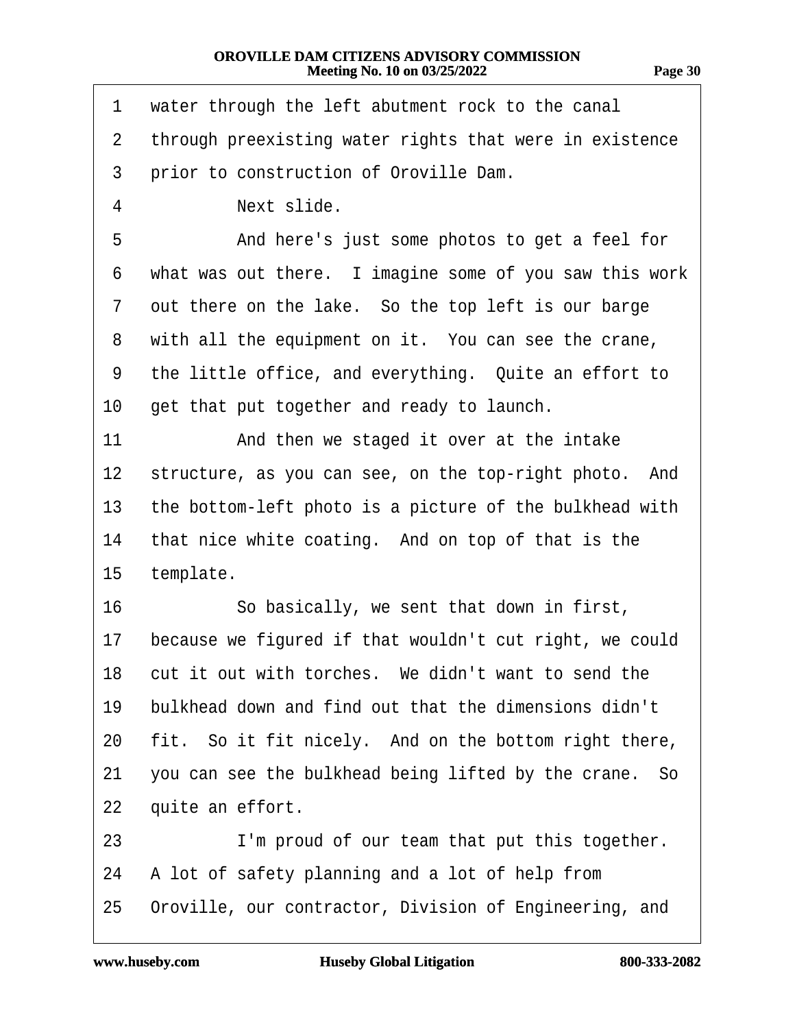1 water through the left abutment rock to the canal
2 through preexisting water rights that were in existence
3 prior to construction of Oroville Dam.
4 Next slide.
5 And here's just some photos to get a feel for
6 what was out there. I imagine some of you saw this work
7 out there on the lake. So the top left is our barge
8 with all the equipment on it. You can see the crane,
9 the little office, and everything. Quite an effort to
10 get that put together and ready to launch.
11 And then we staged it over at the intake
12 structure, as you can see, on the top-right photo. And
13 the bottom-left photo is a picture of the bulkhead with
14 that nice white coating. And on top of that is the
15 template.
16 So basically, we sent that down in first,
17 because we figured if that wouldn't cut right, we could
18 cut it out with torches. We didn't want to send the
19 bulkhead down and find out that the dimensions didn't
20 fit. So it fit nicely. And on the bottom right there,
21 you can see the bulkhead being lifted by the crane. So
22 quite an effort.
23 I'm proud of our team that put this together.
24 A lot of safety planning and a lot of help from
25 Oroville, our contractor, Division of Engineering, and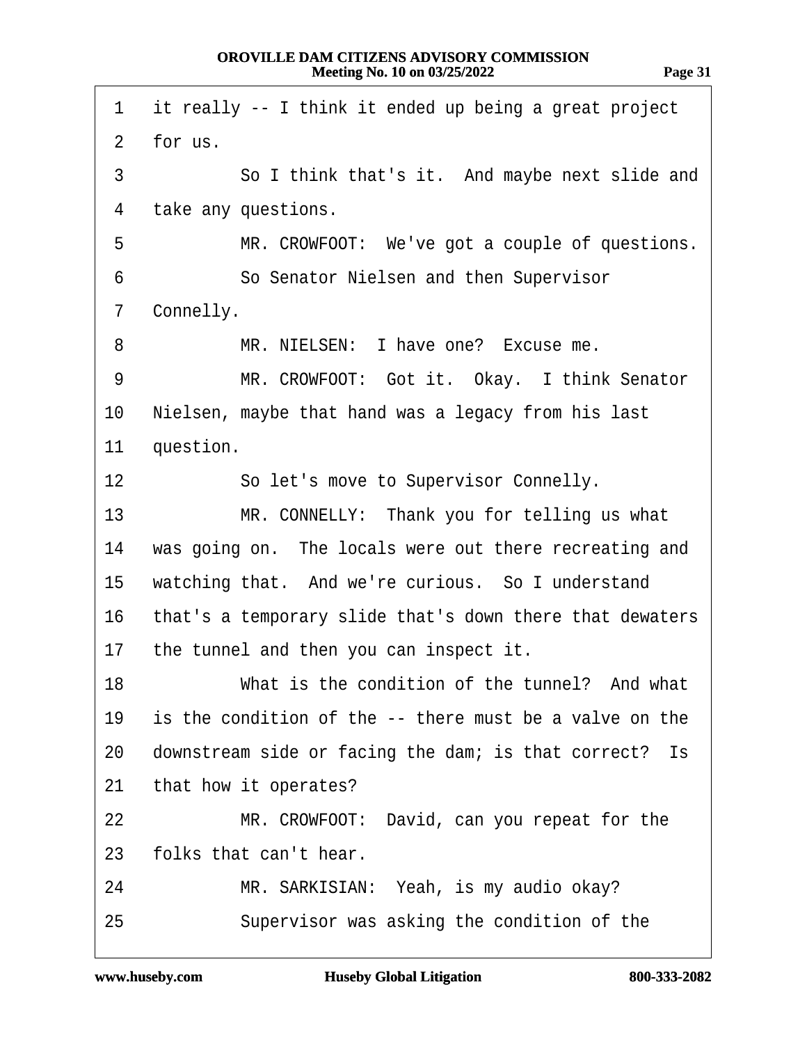1 it really -- I think it ended up being a great project
2 for us.
3 So I think that's it. And maybe next slide and
4 take any questions.
5 MR. CROWFOOT: We've got a couple of questions.
6 So Senator Nielsen and then Supervisor
7 Connelly.
8 MR. NIELSEN: I have one? Excuse me.
9 MR. CROWFOOT: Got it. Okay. I think Senator
10 Nielsen, maybe that hand was a legacy from his last
11 question.
12 So let's move to Supervisor Connelly.
13 MR. CONNELLY: Thank you for telling us what
14 was going on. The locals were out there recreating and
15 watching that. And we're curious. So I understand
16 that's a temporary slide that's down there that dewaters
17 the tunnel and then you can inspect it.
18 What is the condition of the tunnel? And what
19 is the condition of the -- there must be a valve on the
20 downstream side or facing the dam; is that correct? Is
21 that how it operates?
22 MR. CROWFOOT: David, can you repeat for the
23 folks that can't hear.
24 MR. SARKISIAN: Yeah, is my audio okay?
25 Supervisor was asking the condition of the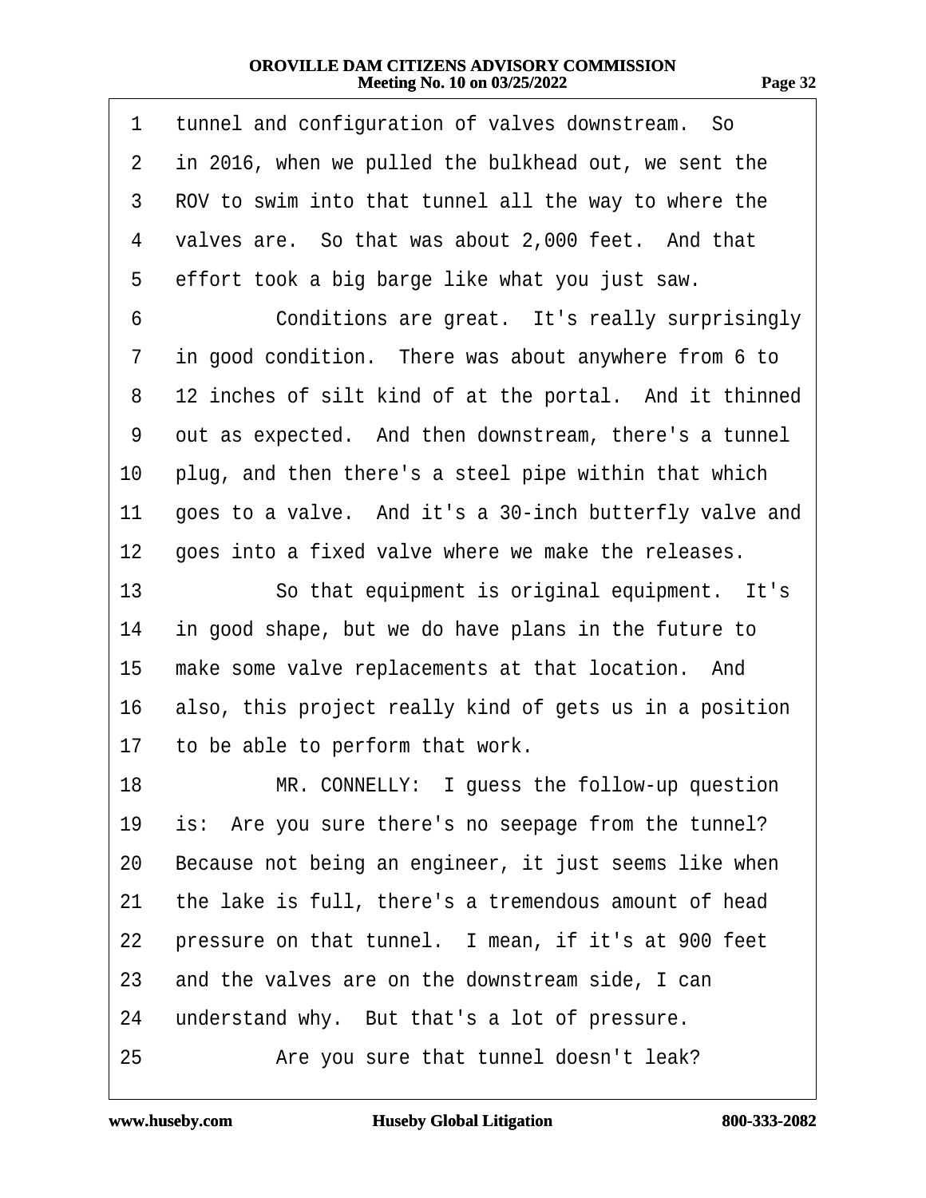1 tunnel and configuration of valves downstream. So
2 in 2016, when we pulled the bulkhead out, we sent the
3 ROV to swim into that tunnel all the way to where the
4 valves are. So that was about 2,000 feet. And that
5 effort took a big barge like what you just saw.
6 Conditions are great. It's really surprisingly
7 in good condition. There was about anywhere from 6 to
8 12 inches of silt kind of at the portal. And it thinned
9 out as expected. And then downstream, there's a tunnel
10 plug, and then there's a steel pipe within that which
11 goes to a valve. And it's a 30-inch butterfly valve and
12 goes into a fixed valve where we make the releases.
13 So that equipment is original equipment. It's
14 in good shape, but we do have plans in the future to
15 make some valve replacements at that location. And
16 also, this project really kind of gets us in a position
17 to be able to perform that work.
18 MR. CONNELLY: I guess the follow-up question
19 is: Are you sure there's no seepage from the tunnel?
20 Because not being an engineer, it just seems like when
21 the lake is full, there's a tremendous amount of head
22 pressure on that tunnel. I mean, if it's at 900 feet
23 and the valves are on the downstream side, I can
24 understand why. But that's a lot of pressure.
25 Are you sure that tunnel doesn't leak?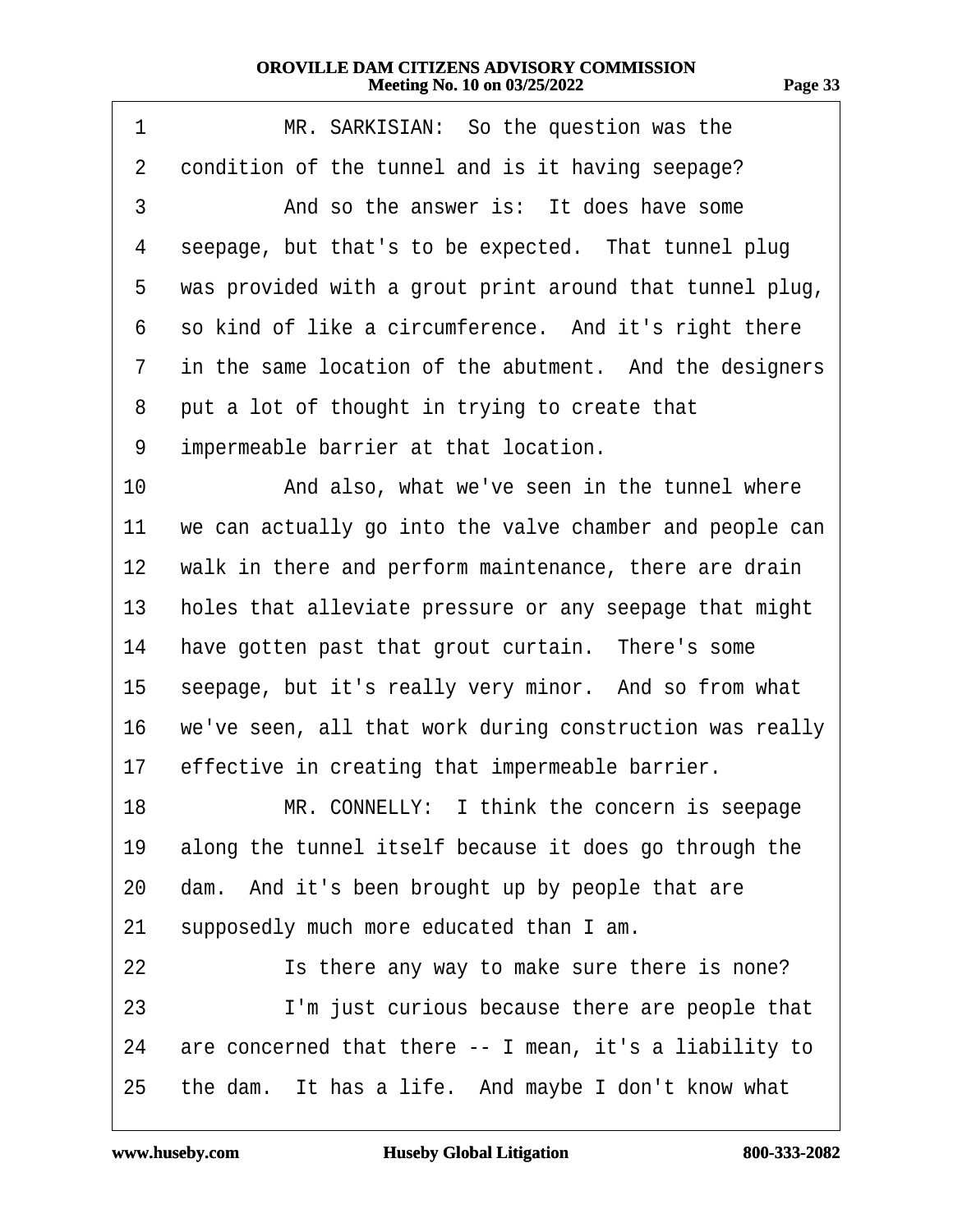MR. SARKISIAN: So the question was the condition of the tunnel and is it having seepage?

And so the answer is: It does have some seepage, but that's to be expected. That tunnel plug was provided with a grout print around that tunnel plug, so kind of like a circumference. And it's right there in the same location of the abutment. And the designers put a lot of thought in trying to create that impermeable barrier at that location.

And also, what we've seen in the tunnel where we can actually go into the valve chamber and people can walk in there and perform maintenance, there are drain holes that alleviate pressure or any seepage that might have gotten past that grout curtain. There's some seepage, but it's really very minor. And so from what we've seen, all that work during construction was really effective in creating that impermeable barrier.

MR. CONNELLY: I think the concern is seepage along the tunnel itself because it does go through the dam. And it's been brought up by people that are supposedly much more educated than I am.

Is there any way to make sure there is none?

I'm just curious because there are people that are concerned that there -- I mean, it's a liability to the dam. It has a life. And maybe I don't know what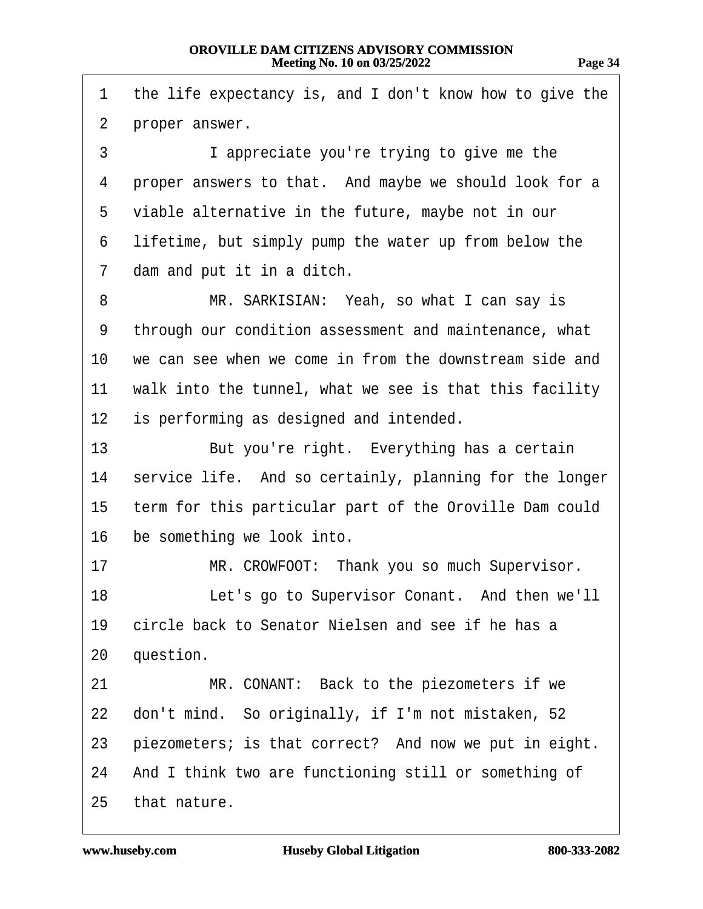1 the life expectancy is, and I don't know how to give the
2 proper answer.
3 I appreciate you're trying to give me the
4 proper answers to that. And maybe we should look for a
5 viable alternative in the future, maybe not in our
6 lifetime, but simply pump the water up from below the
7 dam and put it in a ditch.
8 MR. SARKISIAN: Yeah, so what I can say is
9 through our condition assessment and maintenance, what
10 we can see when we come in from the downstream side and
11 walk into the tunnel, what we see is that this facility
12 is performing as designed and intended.
13 But you're right. Everything has a certain
14 service life. And so certainly, planning for the longer
15 term for this particular part of the Oroville Dam could
16 be something we look into.
17 MR. CROWFOOT: Thank you so much Supervisor.
18 Let's go to Supervisor Conant. And then we'll
19 circle back to Senator Nielsen and see if he has a
20 question.
21 MR. CONANT: Back to the piezometers if we
22 don't mind. So originally, if I'm not mistaken, 52
23 piezometers; is that correct? And now we put in eight.
24 And I think two are functioning still or something of
25 that nature.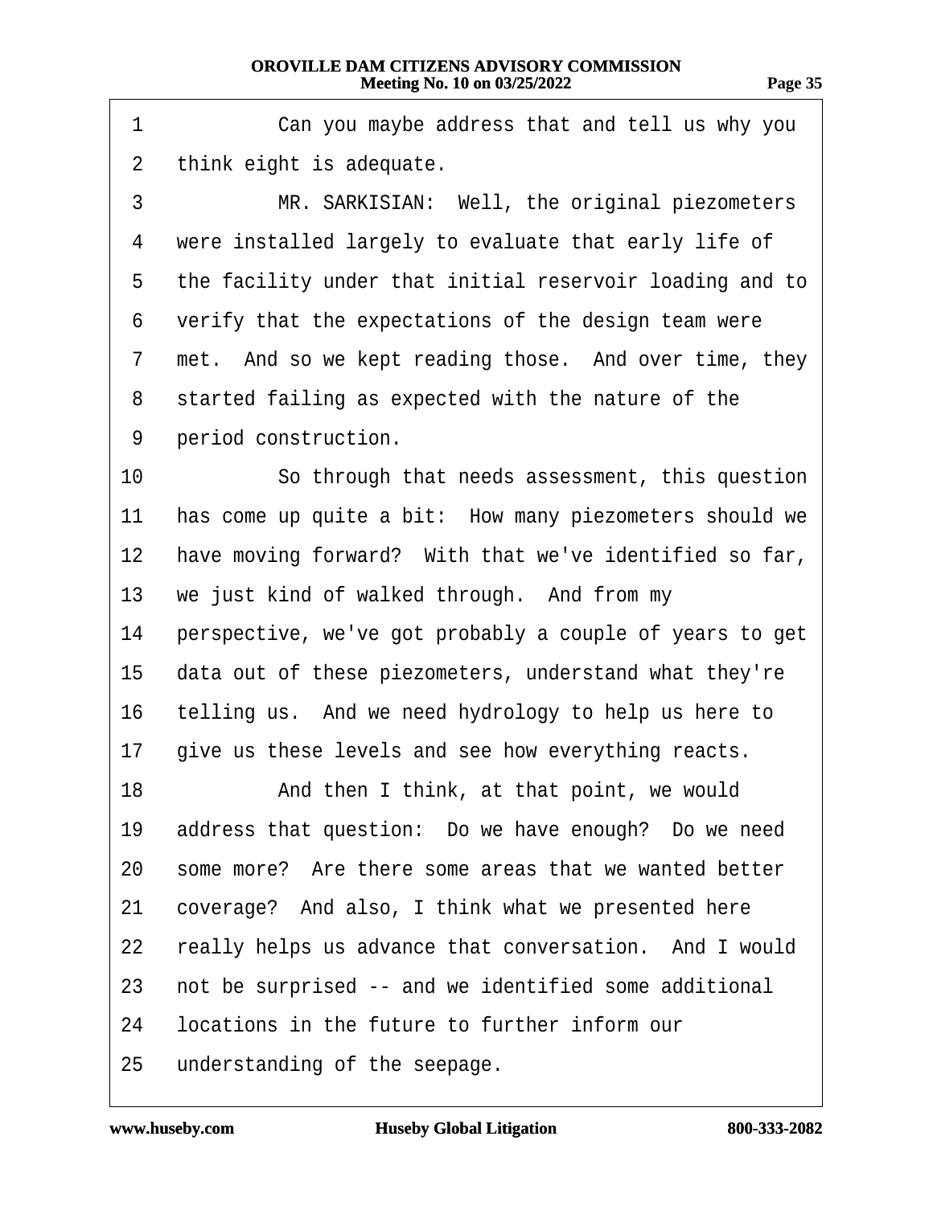1 Can you maybe address that and tell us why you
2 think eight is adequate.
3 MR. SARKISIAN: Well, the original piezometers
4 were installed largely to evaluate that early life of
5 the facility under that initial reservoir loading and to
6 verify that the expectations of the design team were
7 met. And so we kept reading those. And over time, they
8 started failing as expected with the nature of the
9 period construction.
10 So through that needs assessment, this question
11 has come up quite a bit: How many piezometers should we
12 have moving forward? With that we've identified so far,
13 we just kind of walked through. And from my
14 perspective, we've got probably a couple of years to get
15 data out of these piezometers, understand what they're
16 telling us. And we need hydrology to help us here to
17 give us these levels and see how everything reacts.
18 And then I think, at that point, we would
19 address that question: Do we have enough? Do we need
20 some more? Are there some areas that we wanted better
21 coverage? And also, I think what we presented here
22 really helps us advance that conversation. And I would
23 not be surprised -- and we identified some additional
24 locations in the future to further inform our
25 understanding of the seepage.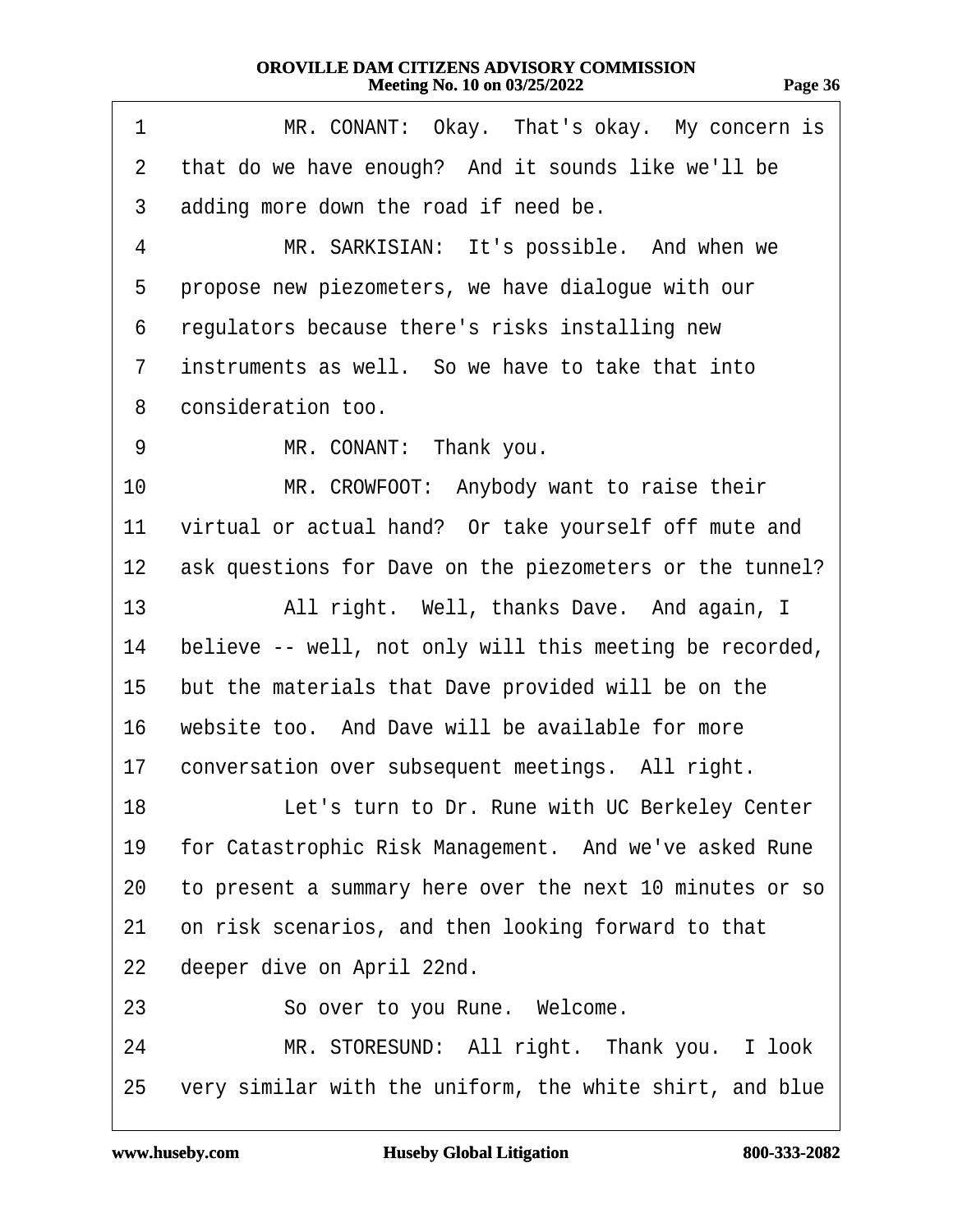1 MR. CONANT: Okay. That's okay. My concern is
2 that do we have enough? And it sounds like we'll be
3 adding more down the road if need be.
4 MR. SARKISIAN: It's possible. And when we
5 propose new piezometers, we have dialogue with our
6 regulators because there's risks installing new
7 instruments as well. So we have to take that into
8 consideration too.
9 MR. CONANT: Thank you.
10 MR. CROWFOOT: Anybody want to raise their
11 virtual or actual hand? Or take yourself off mute and
12 ask questions for Dave on the piezometers or the tunnel?
13 All right. Well, thanks Dave. And again, I
14 believe -- well, not only will this meeting be recorded,
15 but the materials that Dave provided will be on the
16 website too. And Dave will be available for more
17 conversation over subsequent meetings. All right.
18 Let's turn to Dr. Rune with UC Berkeley Center
19 for Catastrophic Risk Management. And we've asked Rune
20 to present a summary here over the next 10 minutes or so
21 on risk scenarios, and then looking forward to that
22 deeper dive on April 22nd.
23 So over to you Rune. Welcome.
24 MR. STORESUND: All right. Thank you. I look
25 very similar with the uniform, the white shirt, and blue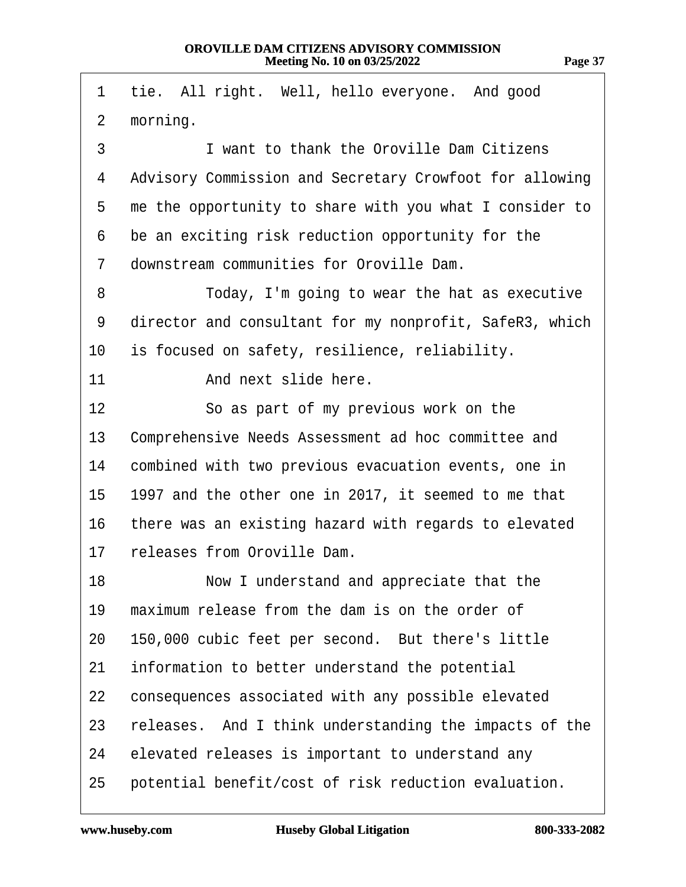1 tie. All right. Well, hello everyone. And good
2 morning.
3 I want to thank the Oroville Dam Citizens
4 Advisory Commission and Secretary Crowfoot for allowing
5 me the opportunity to share with you what I consider to
6 be an exciting risk reduction opportunity for the
7 downstream communities for Oroville Dam.
8 Today, I'm going to wear the hat as executive
9 director and consultant for my nonprofit, SafeR3, which
10 is focused on safety, resilience, reliability.
11 And next slide here.
12 So as part of my previous work on the
13 Comprehensive Needs Assessment ad hoc committee and
14 combined with two previous evacuation events, one in
15 1997 and the other one in 2017, it seemed to me that
16 there was an existing hazard with regards to elevated
17 releases from Oroville Dam.
18 Now I understand and appreciate that the
19 maximum release from the dam is on the order of
20 150,000 cubic feet per second. But there's little
21 information to better understand the potential
22 consequences associated with any possible elevated
23 releases. And I think understanding the impacts of the
24 elevated releases is important to understand any
25 potential benefit/cost of risk reduction evaluation.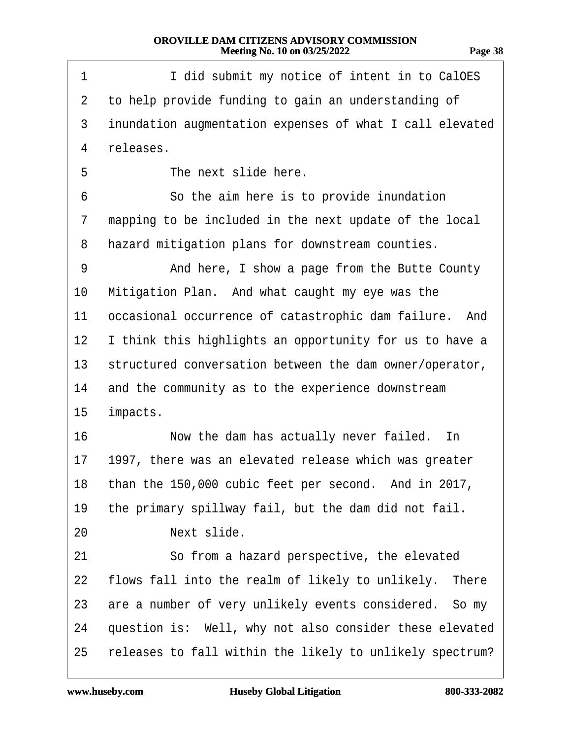I did submit my notice of intent in to CalOES to help provide funding to gain an understanding of inundation augmentation expenses of what I call elevated releases.

The next slide here.

So the aim here is to provide inundation mapping to be included in the next update of the local hazard mitigation plans for downstream counties.

And here, I show a page from the Butte County Mitigation Plan. And what caught my eye was the occasional occurrence of catastrophic dam failure. And I think this highlights an opportunity for us to have a structured conversation between the dam owner/operator, and the community as to the experience downstream impacts.

Now the dam has actually never failed. In 1997, there was an elevated release which was greater than the 150,000 cubic feet per second. And in 2017, the primary spillway fail, but the dam did not fail.

Next slide.

So from a hazard perspective, the elevated flows fall into the realm of likely to unlikely. There are a number of very unlikely events considered. So my question is: Well, why not also consider these elevated releases to fall within the likely to unlikely spectrum?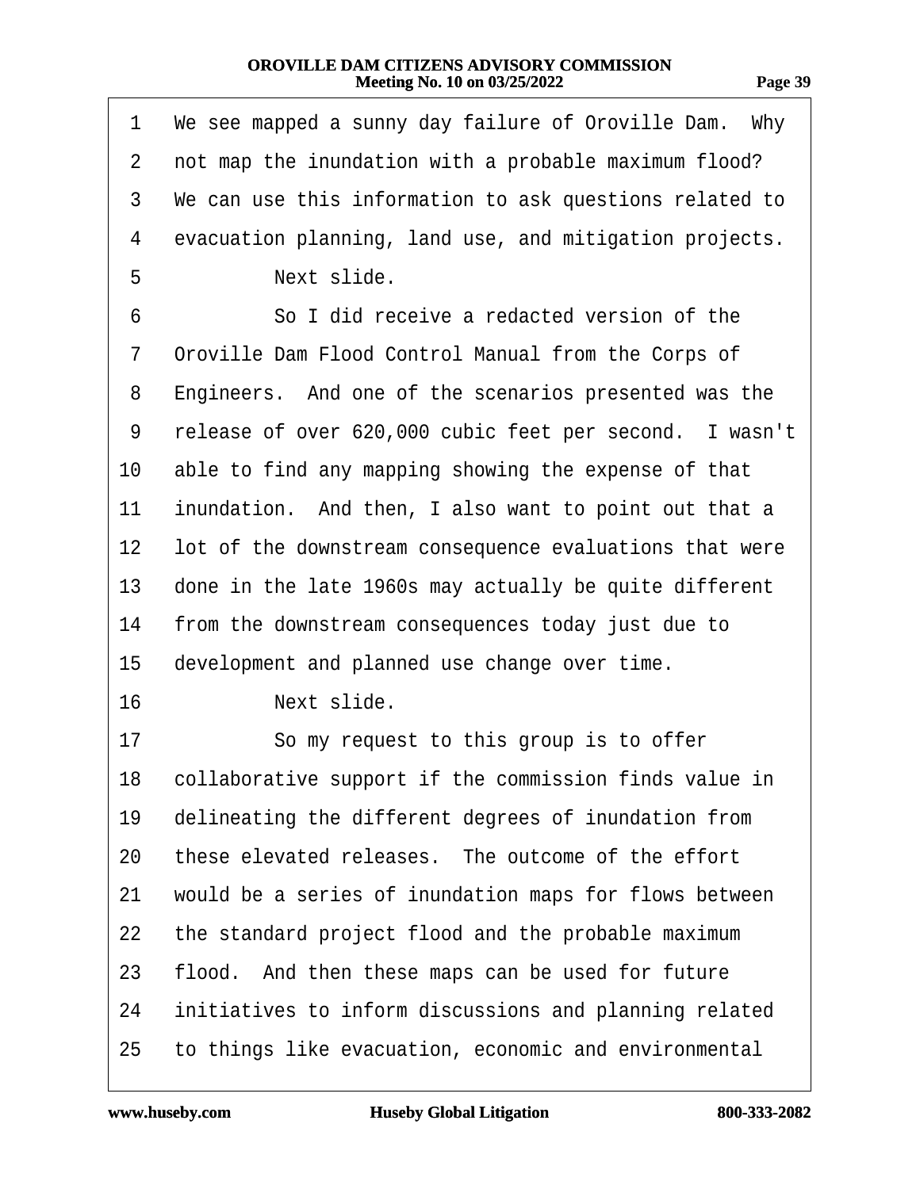We see mapped a sunny day failure of Oroville Dam. Why not map the inundation with a probable maximum flood? We can use this information to ask questions related to evacuation planning, land use, and mitigation projects.

Next slide.

So I did receive a redacted version of the Oroville Dam Flood Control Manual from the Corps of Engineers. And one of the scenarios presented was the release of over 620,000 cubic feet per second. I wasn't able to find any mapping showing the expense of that inundation. And then, I also want to point out that a lot of the downstream consequence evaluations that were done in the late 1960s may actually be quite different from the downstream consequences today just due to development and planned use change over time.

Next slide.

So my request to this group is to offer collaborative support if the commission finds value in delineating the different degrees of inundation from these elevated releases. The outcome of the effort would be a series of inundation maps for flows between the standard project flood and the probable maximum flood. And then these maps can be used for future initiatives to inform discussions and planning related to things like evacuation, economic and environmental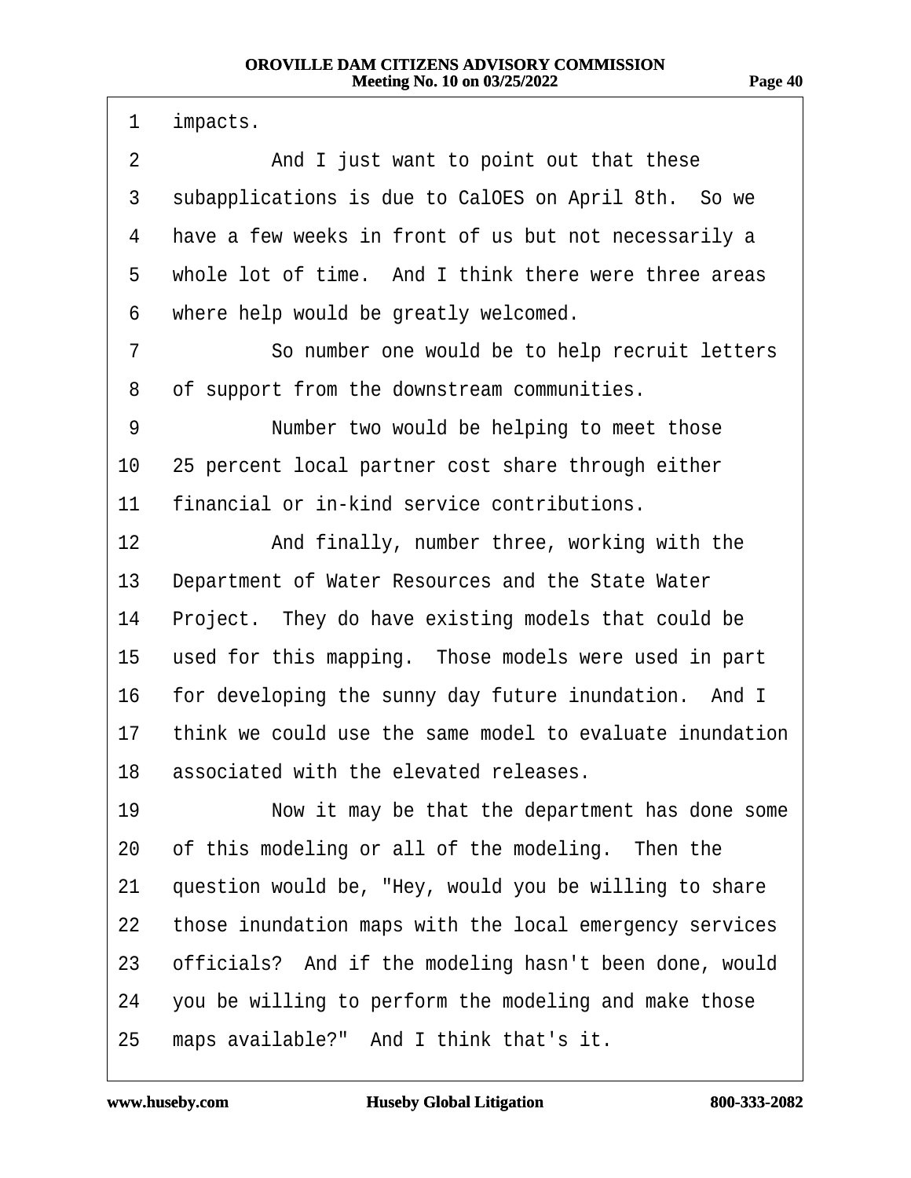impacts.

And I just want to point out that these subapplications is due to CalOES on April 8th. So we have a few weeks in front of us but not necessarily a whole lot of time. And I think there were three areas where help would be greatly welcomed.

So number one would be to help recruit letters of support from the downstream communities.

Number two would be helping to meet those 25 percent local partner cost share through either financial or in-kind service contributions.

And finally, number three, working with the Department of Water Resources and the State Water Project. They do have existing models that could be used for this mapping. Those models were used in part for developing the sunny day future inundation. And I think we could use the same model to evaluate inundation associated with the elevated releases.

Now it may be that the department has done some of this modeling or all of the modeling. Then the question would be, "Hey, would you be willing to share those inundation maps with the local emergency services officials? And if the modeling hasn't been done, would you be willing to perform the modeling and make those maps available?" And I think that's it.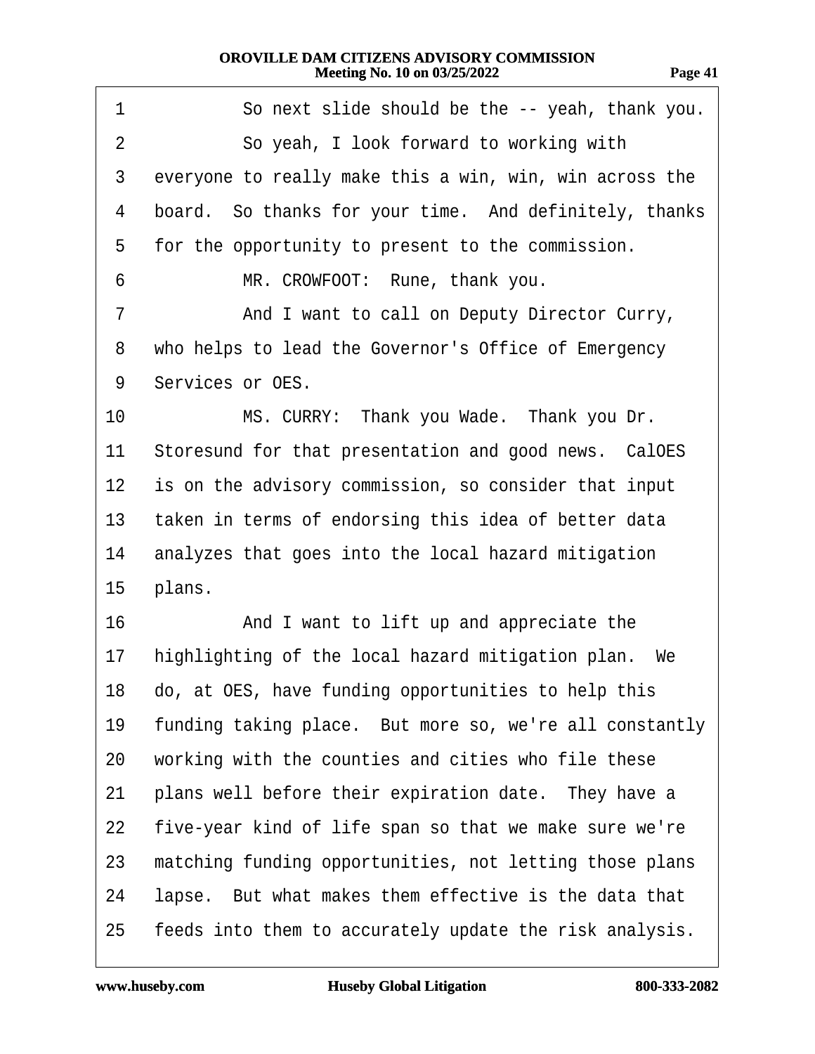1 So next slide should be the -- yeah, thank you.
2 So yeah, I look forward to working with
3 everyone to really make this a win, win, win across the
4 board. So thanks for your time. And definitely, thanks
5 for the opportunity to present to the commission.
6 MR. CROWFOOT: Rune, thank you.
7 And I want to call on Deputy Director Curry,
8 who helps to lead the Governor's Office of Emergency
9 Services or OES.
10 MS. CURRY: Thank you Wade. Thank you Dr.
11 Storesund for that presentation and good news. CalOES
12 is on the advisory commission, so consider that input
13 taken in terms of endorsing this idea of better data
14 analyzes that goes into the local hazard mitigation
15 plans.
16 And I want to lift up and appreciate the
17 highlighting of the local hazard mitigation plan. We
18 do, at OES, have funding opportunities to help this
19 funding taking place. But more so, we're all constantly
20 working with the counties and cities who file these
21 plans well before their expiration date. They have a
22 five-year kind of life span so that we make sure we're
23 matching funding opportunities, not letting those plans
24 lapse. But what makes them effective is the data that
25 feeds into them to accurately update the risk analysis.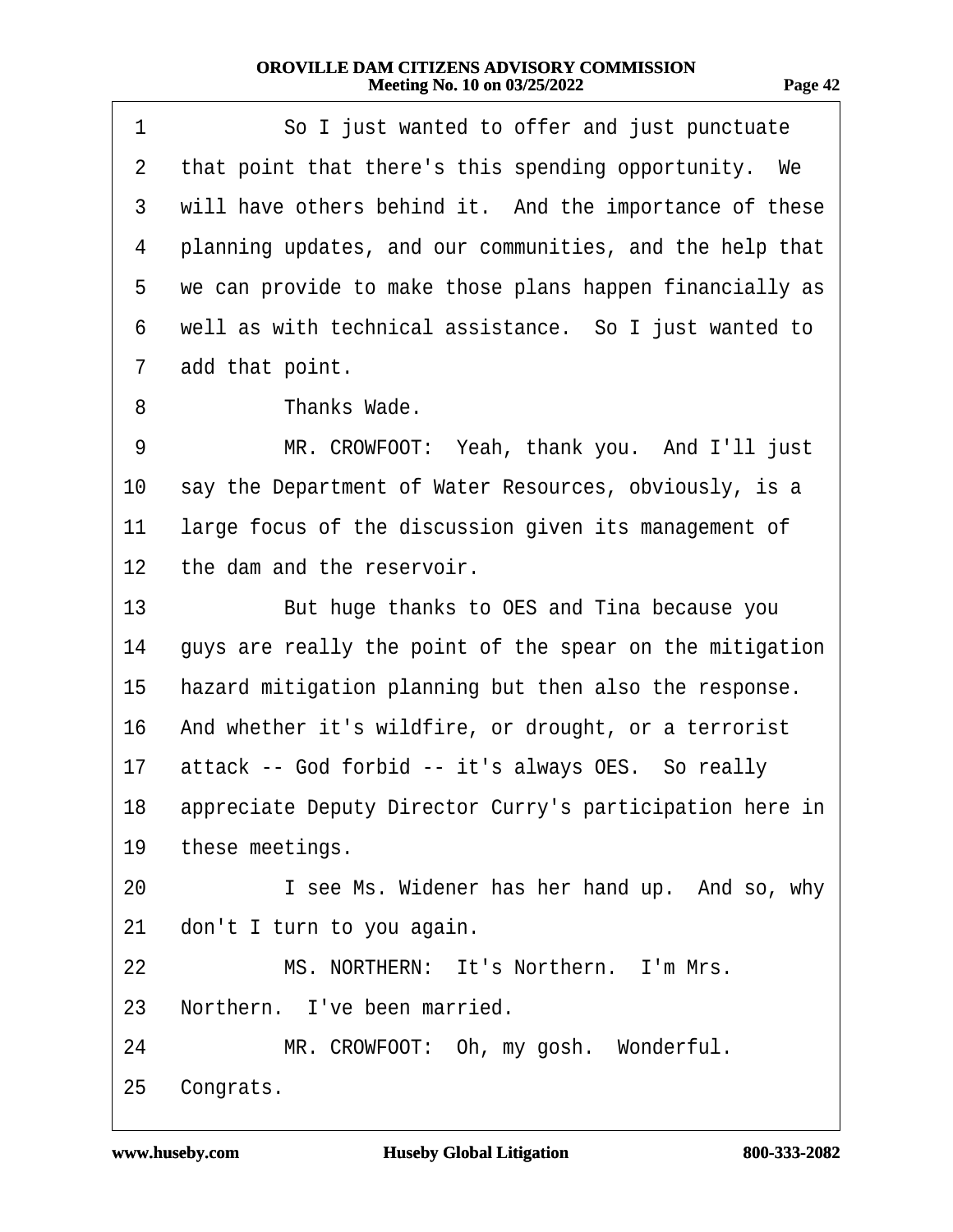1 So I just wanted to offer and just punctuate
2 that point that there's this spending opportunity. We
3 will have others behind it. And the importance of these
4 planning updates, and our communities, and the help that
5 we can provide to make those plans happen financially as
6 well as with technical assistance. So I just wanted to
7 add that point.
8 Thanks Wade.
9 MR. CROWFOOT: Yeah, thank you. And I'll just
10 say the Department of Water Resources, obviously, is a
11 large focus of the discussion given its management of
12 the dam and the reservoir.
13 But huge thanks to OES and Tina because you
14 guys are really the point of the spear on the mitigation
15 hazard mitigation planning but then also the response.
16 And whether it's wildfire, or drought, or a terrorist
17 attack -- God forbid -- it's always OES. So really
18 appreciate Deputy Director Curry's participation here in
19 these meetings.
20 I see Ms. Widener has her hand up. And so, why
21 don't I turn to you again.
22 MS. NORTHERN: It's Northern. I'm Mrs.
23 Northern. I've been married.
24 MR. CROWFOOT: Oh, my gosh. Wonderful.
25 Congrats.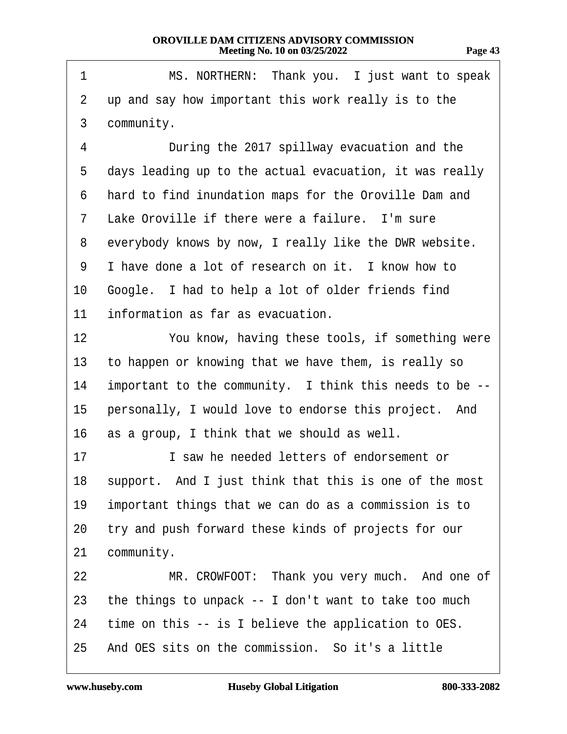MS. NORTHERN: Thank you. I just want to speak up and say how important this work really is to the community.

During the 2017 spillway evacuation and the days leading up to the actual evacuation, it was really hard to find inundation maps for the Oroville Dam and Lake Oroville if there were a failure. I'm sure everybody knows by now, I really like the DWR website. I have done a lot of research on it. I know how to Google. I had to help a lot of older friends find information as far as evacuation.

You know, having these tools, if something were to happen or knowing that we have them, is really so important to the community. I think this needs to be -- personally, I would love to endorse this project. And as a group, I think that we should as well.

I saw he needed letters of endorsement or support. And I just think that this is one of the most important things that we can do as a commission is to try and push forward these kinds of projects for our community.

MR. CROWFOOT: Thank you very much. And one of the things to unpack -- I don't want to take too much time on this -- is I believe the application to OES. And OES sits on the commission. So it's a little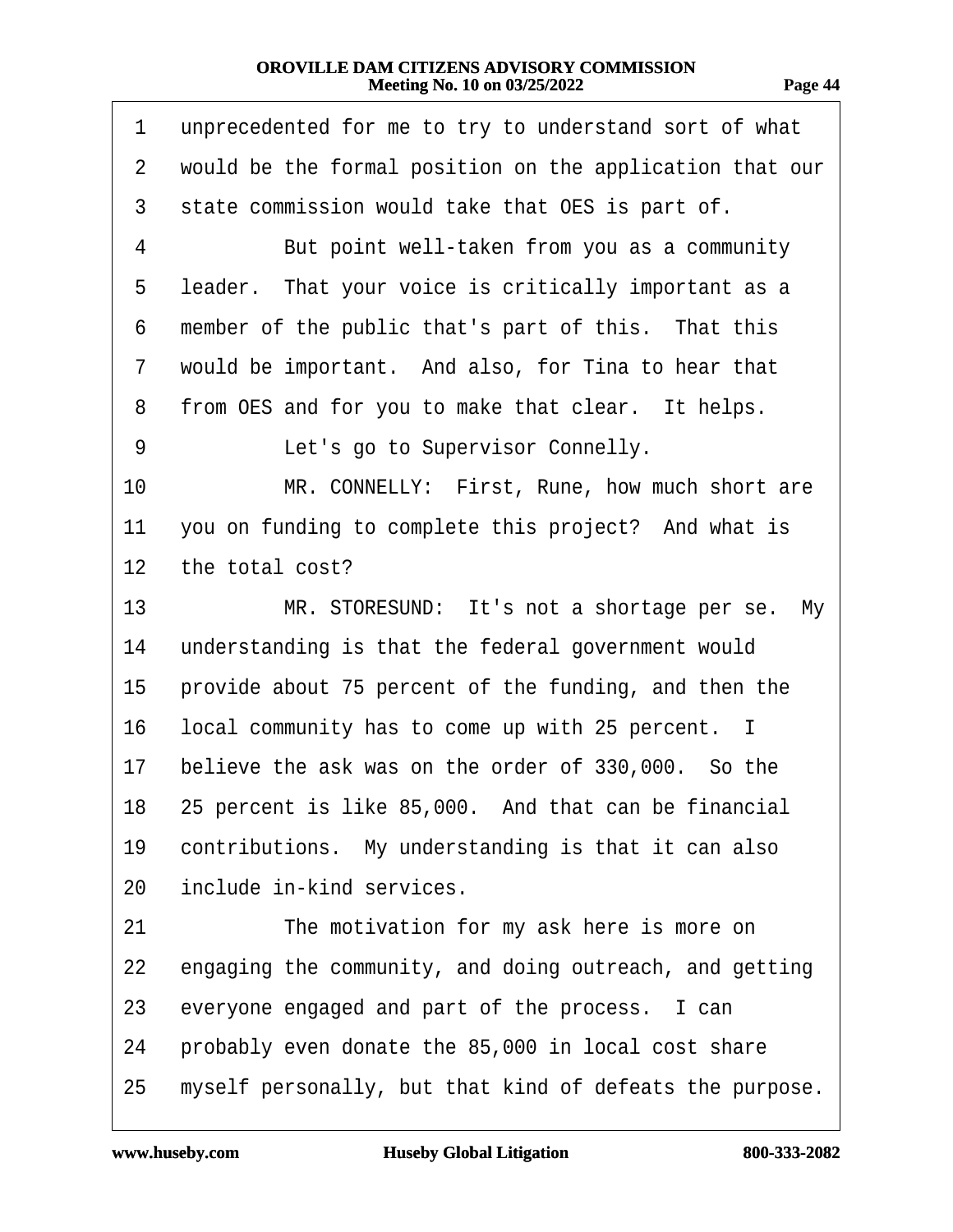1 unprecedented for me to try to understand sort of what
2 would be the formal position on the application that our
3 state commission would take that OES is part of.
4 But point well-taken from you as a community
5 leader. That your voice is critically important as a
6 member of the public that's part of this. That this
7 would be important. And also, for Tina to hear that
8 from OES and for you to make that clear. It helps.
9 Let's go to Supervisor Connelly.
10 MR. CONNELLY: First, Rune, how much short are
11 you on funding to complete this project? And what is
12 the total cost?
13 MR. STORESUND: It's not a shortage per se. My
14 understanding is that the federal government would
15 provide about 75 percent of the funding, and then the
16 local community has to come up with 25 percent. I
17 believe the ask was on the order of 330,000. So the
18 25 percent is like 85,000. And that can be financial
19 contributions. My understanding is that it can also
20 include in-kind services.
21 The motivation for my ask here is more on
22 engaging the community, and doing outreach, and getting
23 everyone engaged and part of the process. I can
24 probably even donate the 85,000 in local cost share
25 myself personally, but that kind of defeats the purpose.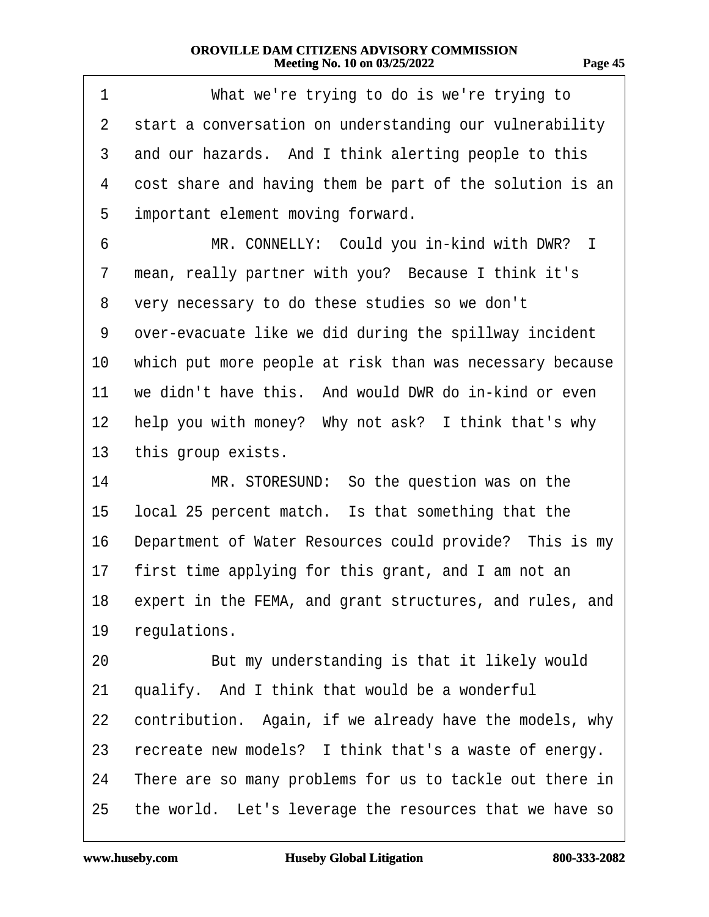1 What we're trying to do is we're trying to
2 start a conversation on understanding our vulnerability
3 and our hazards. And I think alerting people to this
4 cost share and having them be part of the solution is an
5 important element moving forward.
6 MR. CONNELLY: Could you in-kind with DWR? I
7 mean, really partner with you? Because I think it's
8 very necessary to do these studies so we don't
9 over-evacuate like we did during the spillway incident
10 which put more people at risk than was necessary because
11 we didn't have this. And would DWR do in-kind or even
12 help you with money? Why not ask? I think that's why
13 this group exists.
14 MR. STORESUND: So the question was on the
15 local 25 percent match. Is that something that the
16 Department of Water Resources could provide? This is my
17 first time applying for this grant, and I am not an
18 expert in the FEMA, and grant structures, and rules, and
19 regulations.
20 But my understanding is that it likely would
21 qualify. And I think that would be a wonderful
22 contribution. Again, if we already have the models, why
23 recreate new models? I think that's a waste of energy.
24 There are so many problems for us to tackle out there in
25 the world. Let's leverage the resources that we have so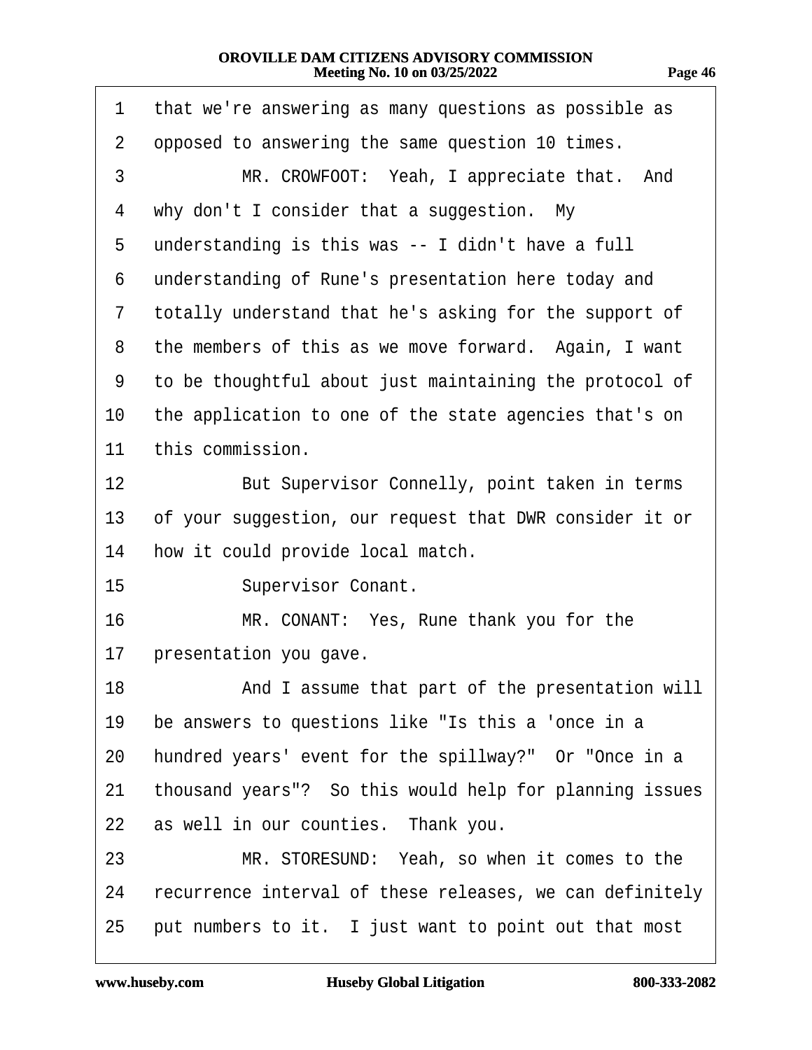1 that we're answering as many questions as possible as
2 opposed to answering the same question 10 times.
3 MR. CROWFOOT: Yeah, I appreciate that. And
4 why don't I consider that a suggestion. My
5 understanding is this was -- I didn't have a full
6 understanding of Rune's presentation here today and
7 totally understand that he's asking for the support of
8 the members of this as we move forward. Again, I want
9 to be thoughtful about just maintaining the protocol of
10 the application to one of the state agencies that's on
11 this commission.
12 But Supervisor Connelly, point taken in terms
13 of your suggestion, our request that DWR consider it or
14 how it could provide local match.
15 Supervisor Conant.
16 MR. CONANT: Yes, Rune thank you for the
17 presentation you gave.
18 And I assume that part of the presentation will
19 be answers to questions like "Is this a 'once in a
20 hundred years' event for the spillway?" Or "Once in a
21 thousand years"? So this would help for planning issues
22 as well in our counties. Thank you.
23 MR. STORESUND: Yeah, so when it comes to the
24 recurrence interval of these releases, we can definitely
25 put numbers to it. I just want to point out that most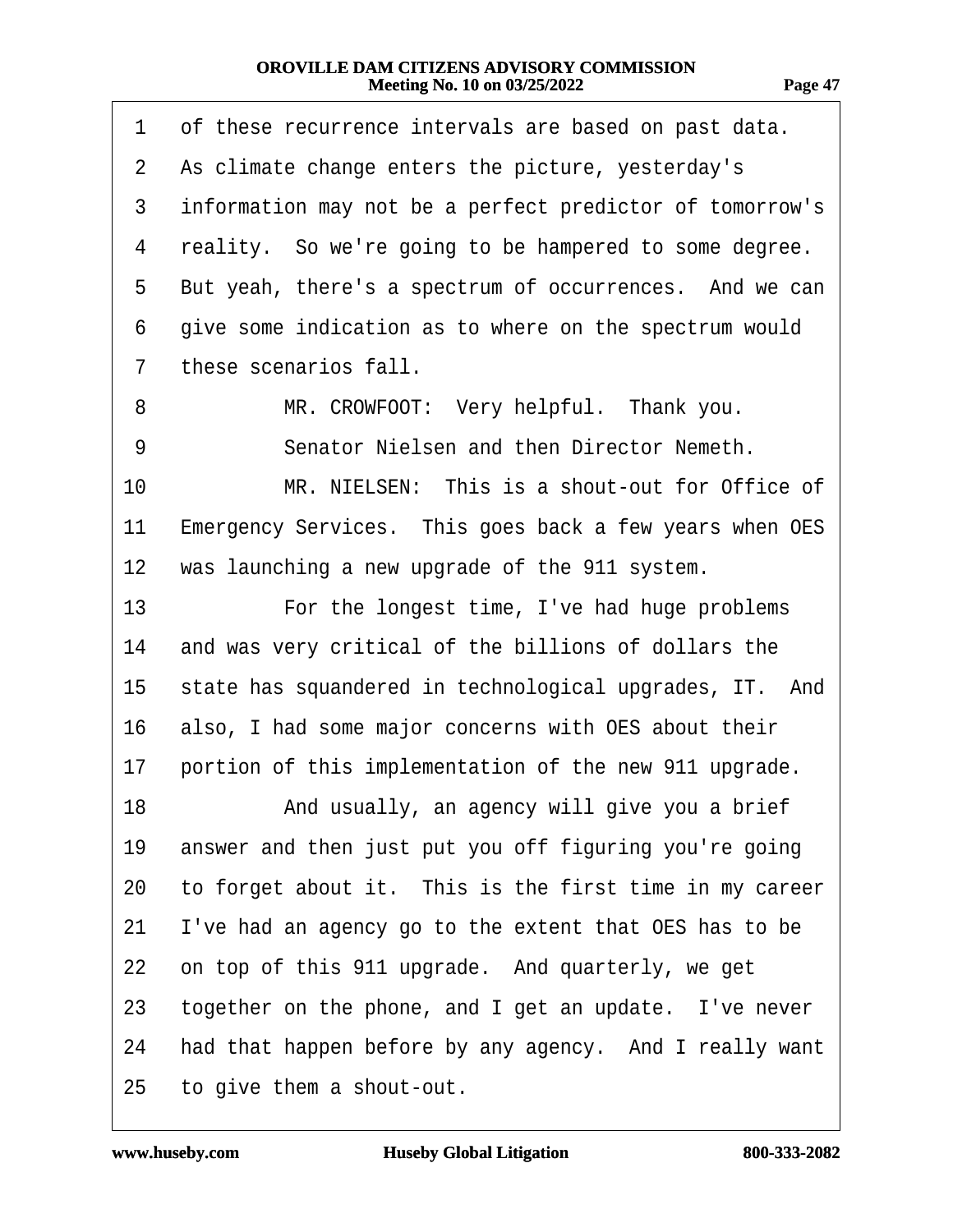1 of these recurrence intervals are based on past data.
2 As climate change enters the picture, yesterday's
3 information may not be a perfect predictor of tomorrow's
4 reality. So we're going to be hampered to some degree.
5 But yeah, there's a spectrum of occurrences. And we can
6 give some indication as to where on the spectrum would
7 these scenarios fall.
8 MR. CROWFOOT: Very helpful. Thank you.
9 Senator Nielsen and then Director Nemeth.
10 MR. NIELSEN: This is a shout-out for Office of
11 Emergency Services. This goes back a few years when OES
12 was launching a new upgrade of the 911 system.
13 For the longest time, I've had huge problems
14 and was very critical of the billions of dollars the
15 state has squandered in technological upgrades, IT. And
16 also, I had some major concerns with OES about their
17 portion of this implementation of the new 911 upgrade.
18 And usually, an agency will give you a brief
19 answer and then just put you off figuring you're going
20 to forget about it. This is the first time in my career
21 I've had an agency go to the extent that OES has to be
22 on top of this 911 upgrade. And quarterly, we get
23 together on the phone, and I get an update. I've never
24 had that happen before by any agency. And I really want
25 to give them a shout-out.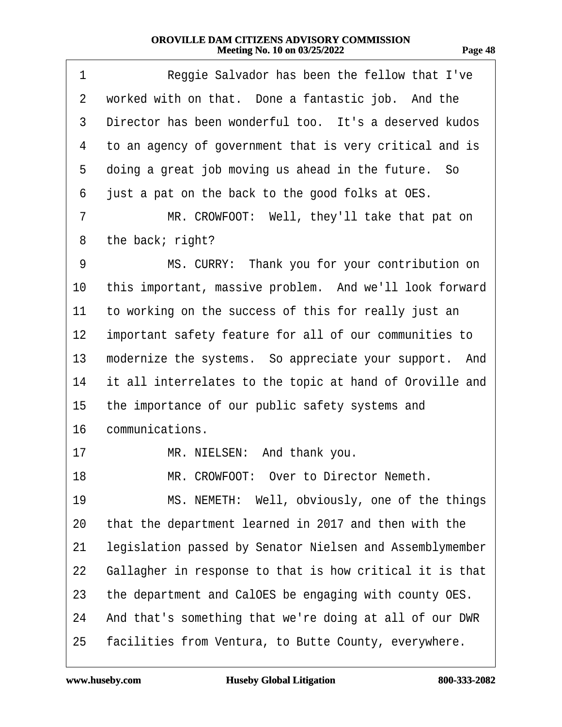1 Reggie Salvador has been the fellow that I've
2 worked with on that. Done a fantastic job. And the
3 Director has been wonderful too. It's a deserved kudos
4 to an agency of government that is very critical and is
5 doing a great job moving us ahead in the future. So
6 just a pat on the back to the good folks at OES.
7 MR. CROWFOOT: Well, they'll take that pat on
8 the back; right?
9 MS. CURRY: Thank you for your contribution on
10 this important, massive problem. And we'll look forward
11 to working on the success of this for really just an
12 important safety feature for all of our communities to
13 modernize the systems. So appreciate your support. And
14 it all interrelates to the topic at hand of Oroville and
15 the importance of our public safety systems and
16 communications.
17 MR. NIELSEN: And thank you.
18 MR. CROWFOOT: Over to Director Nemeth.
19 MS. NEMETH: Well, obviously, one of the things
20 that the department learned in 2017 and then with the
21 legislation passed by Senator Nielsen and Assemblymember
22 Gallagher in response to that is how critical it is that
23 the department and CalOES be engaging with county OES.
24 And that's something that we're doing at all of our DWR
25 facilities from Ventura, to Butte County, everywhere.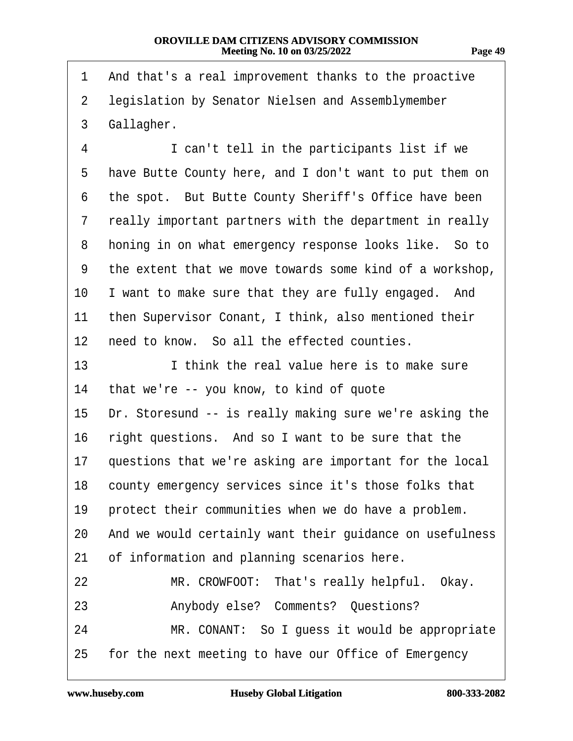1 And that's a real improvement thanks to the proactive
2 legislation by Senator Nielsen and Assemblymember
3 Gallagher.
4 I can't tell in the participants list if we
5 have Butte County here, and I don't want to put them on
6 the spot. But Butte County Sheriff's Office have been
7 really important partners with the department in really
8 honing in on what emergency response looks like. So to
9 the extent that we move towards some kind of a workshop,
10 I want to make sure that they are fully engaged. And
11 then Supervisor Conant, I think, also mentioned their
12 need to know. So all the effected counties.
13 I think the real value here is to make sure
14 that we're -- you know, to kind of quote
15 Dr. Storesund -- is really making sure we're asking the
16 right questions. And so I want to be sure that the
17 questions that we're asking are important for the local
18 county emergency services since it's those folks that
19 protect their communities when we do have a problem.
20 And we would certainly want their guidance on usefulness
21 of information and planning scenarios here.
22 MR. CROWFOOT: That's really helpful. Okay.
23 Anybody else? Comments? Questions?
24 MR. CONANT: So I guess it would be appropriate
25 for the next meeting to have our Office of Emergency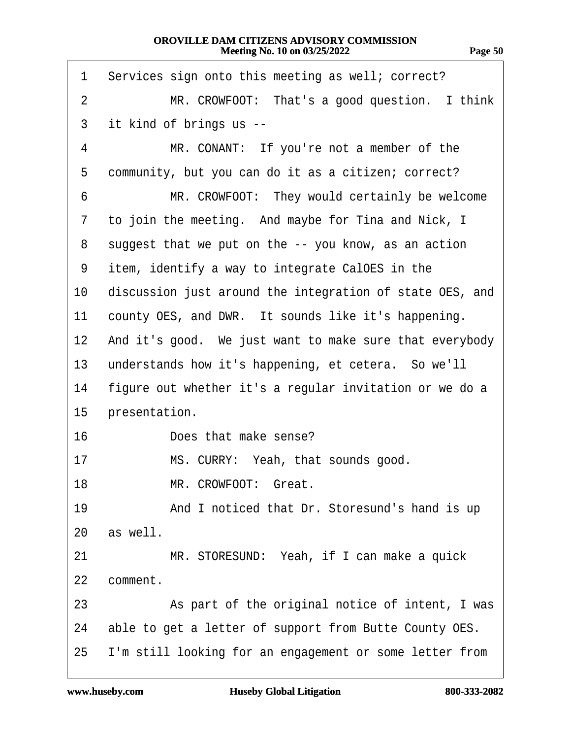1 Services sign onto this meeting as well; correct?

2 MR. CROWFOOT: That's a good question. I think

3 it kind of brings us --

4 MR. CONANT: If you're not a member of the

5 community, but you can do it as a citizen; correct?

6 MR. CROWFOOT: They would certainly be welcome

7 to join the meeting. And maybe for Tina and Nick, I

8 suggest that we put on the -- you know, as an action

9 item, identify a way to integrate CalOES in the

10 discussion just around the integration of state OES, and

11 county OES, and DWR. It sounds like it's happening.

12 And it's good. We just want to make sure that everybody

13 understands how it's happening, et cetera. So we'll

14 figure out whether it's a regular invitation or we do a

15 presentation.

16 Does that make sense?

17 MS. CURRY: Yeah, that sounds good.

18 MR. CROWFOOT: Great.

19 And I noticed that Dr. Storesund's hand is up

20 as well.

21 MR. STORESUND: Yeah, if I can make a quick

22 comment.

23 As part of the original notice of intent, I was

24 able to get a letter of support from Butte County OES.

25 I'm still looking for an engagement or some letter from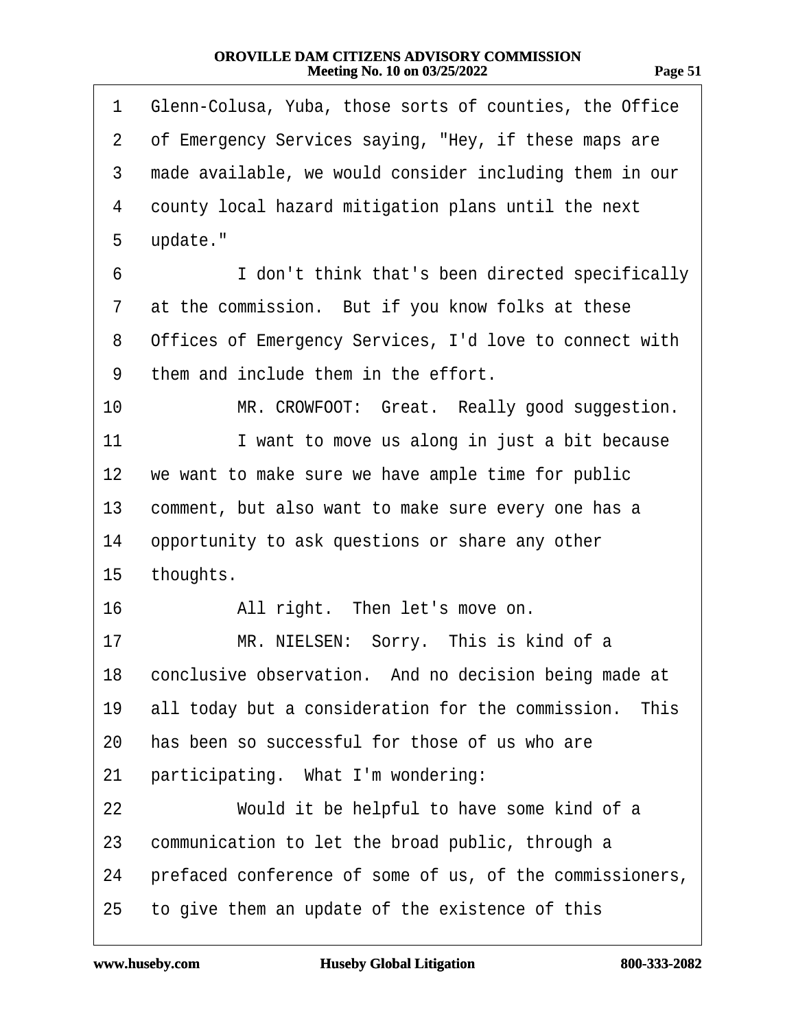1 Glenn-Colusa, Yuba, those sorts of counties, the Office
2 of Emergency Services saying, "Hey, if these maps are
3 made available, we would consider including them in our
4 county local hazard mitigation plans until the next
5 update."
6 I don't think that's been directed specifically
7 at the commission. But if you know folks at these
8 Offices of Emergency Services, I'd love to connect with
9 them and include them in the effort.
10 MR. CROWFOOT: Great. Really good suggestion.
11 I want to move us along in just a bit because
12 we want to make sure we have ample time for public
13 comment, but also want to make sure every one has a
14 opportunity to ask questions or share any other
15 thoughts.
16 All right. Then let's move on.
17 MR. NIELSEN: Sorry. This is kind of a
18 conclusive observation. And no decision being made at
19 all today but a consideration for the commission. This
20 has been so successful for those of us who are
21 participating. What I'm wondering:
22 Would it be helpful to have some kind of a
23 communication to let the broad public, through a
24 prefaced conference of some of us, of the commissioners,
25 to give them an update of the existence of this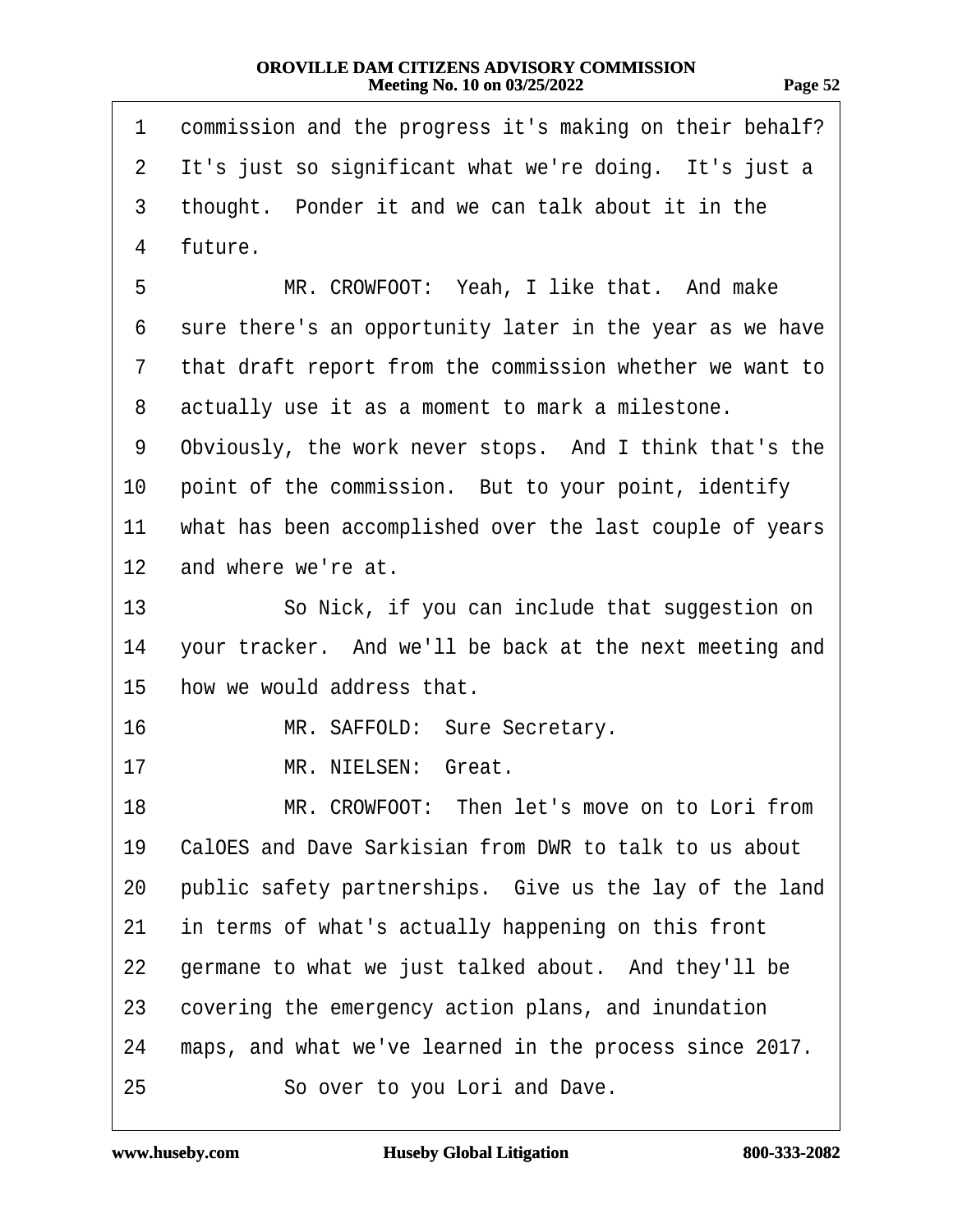1 commission and the progress it's making on their behalf?
2 It's just so significant what we're doing. It's just a
3 thought. Ponder it and we can talk about it in the
4 future.

5 MR. CROWFOOT: Yeah, I like that. And make
6 sure there's an opportunity later in the year as we have
7 that draft report from the commission whether we want to
8 actually use it as a moment to mark a milestone.
9 Obviously, the work never stops. And I think that's the
10 point of the commission. But to your point, identify
11 what has been accomplished over the last couple of years
12 and where we're at.

13 So Nick, if you can include that suggestion on
14 your tracker. And we'll be back at the next meeting and
15 how we would address that.

16 MR. SAFFOLD: Sure Secretary.

17 MR. NIELSEN: Great.

18 MR. CROWFOOT: Then let's move on to Lori from
19 CalOES and Dave Sarkisian from DWR to talk to us about
20 public safety partnerships. Give us the lay of the land
21 in terms of what's actually happening on this front
22 germane to what we just talked about. And they'll be
23 covering the emergency action plans, and inundation
24 maps, and what we've learned in the process since 2017.

25 So over to you Lori and Dave.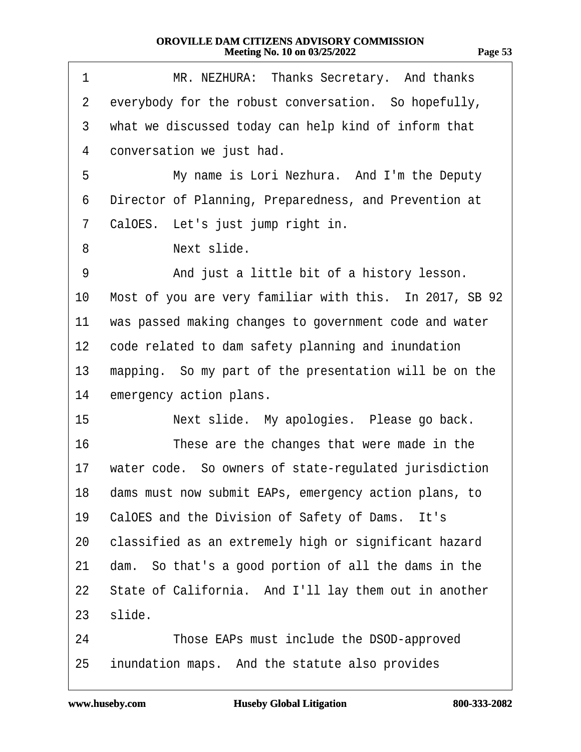1 MR. NEZHURA: Thanks Secretary. And thanks
2 everybody for the robust conversation. So hopefully,
3 what we discussed today can help kind of inform that
4 conversation we just had.
5 My name is Lori Nezhura. And I'm the Deputy
6 Director of Planning, Preparedness, and Prevention at
7 CalOES. Let's just jump right in.
8 Next slide.
9 And just a little bit of a history lesson.
10 Most of you are very familiar with this. In 2017, SB 92
11 was passed making changes to government code and water
12 code related to dam safety planning and inundation
13 mapping. So my part of the presentation will be on the
14 emergency action plans.
15 Next slide. My apologies. Please go back.
16 These are the changes that were made in the
17 water code. So owners of state-regulated jurisdiction
18 dams must now submit EAPs, emergency action plans, to
19 CalOES and the Division of Safety of Dams. It's
20 classified as an extremely high or significant hazard
21 dam. So that's a good portion of all the dams in the
22 State of California. And I'll lay them out in another
23 slide.
24 Those EAPs must include the DSOD-approved
25 inundation maps. And the statute also provides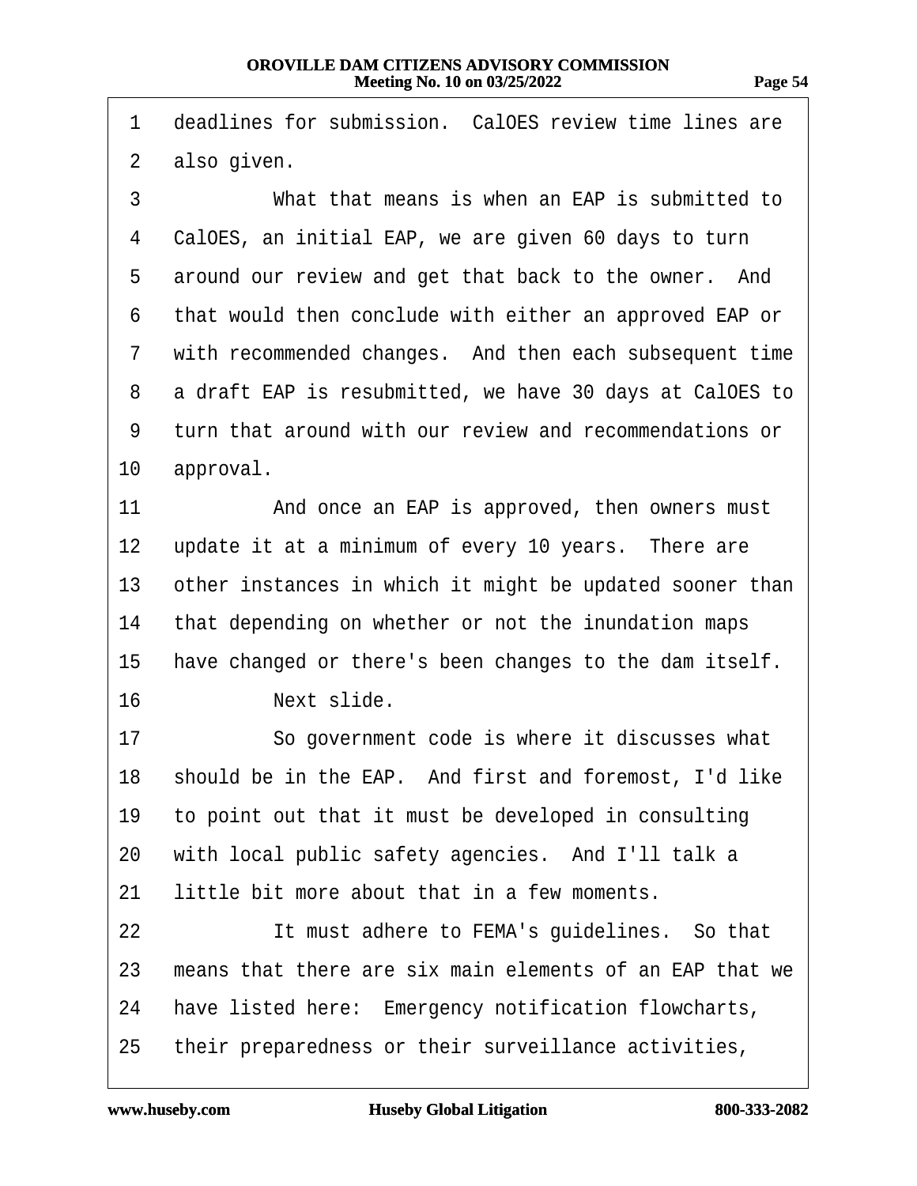deadlines for submission. CalOES review time lines are also given.

What that means is when an EAP is submitted to CalOES, an initial EAP, we are given 60 days to turn around our review and get that back to the owner. And that would then conclude with either an approved EAP or with recommended changes. And then each subsequent time a draft EAP is resubmitted, we have 30 days at CalOES to turn that around with our review and recommendations or approval.

And once an EAP is approved, then owners must update it at a minimum of every 10 years. There are other instances in which it might be updated sooner than that depending on whether or not the inundation maps have changed or there's been changes to the dam itself.

Next slide.

So government code is where it discusses what should be in the EAP. And first and foremost, I'd like to point out that it must be developed in consulting with local public safety agencies. And I'll talk a little bit more about that in a few moments.

It must adhere to FEMA's guidelines. So that means that there are six main elements of an EAP that we have listed here: Emergency notification flowcharts, their preparedness or their surveillance activities,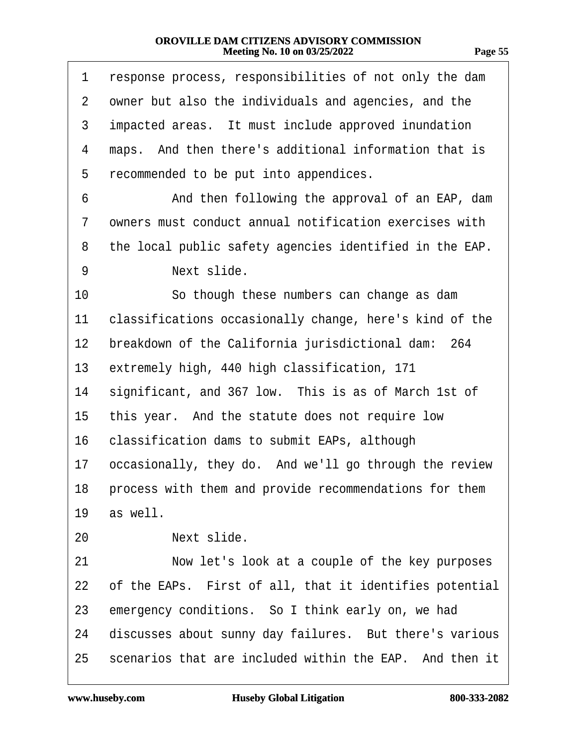1 response process, responsibilities of not only the dam
2 owner but also the individuals and agencies, and the
3 impacted areas. It must include approved inundation
4 maps. And then there's additional information that is
5 recommended to be put into appendices.

6 And then following the approval of an EAP, dam
7 owners must conduct annual notification exercises with
8 the local public safety agencies identified in the EAP.

9 Next slide.

10 So though these numbers can change as dam
11 classifications occasionally change, here's kind of the
12 breakdown of the California jurisdictional dam: 264
13 extremely high, 440 high classification, 171
14 significant, and 367 low. This is as of March 1st of
15 this year. And the statute does not require low
16 classification dams to submit EAPs, although
17 occasionally, they do. And we'll go through the review
18 process with them and provide recommendations for them
19 as well.

20 Next slide.

21 Now let's look at a couple of the key purposes
22 of the EAPs. First of all, that it identifies potential
23 emergency conditions. So I think early on, we had
24 discusses about sunny day failures. But there's various
25 scenarios that are included within the EAP. And then it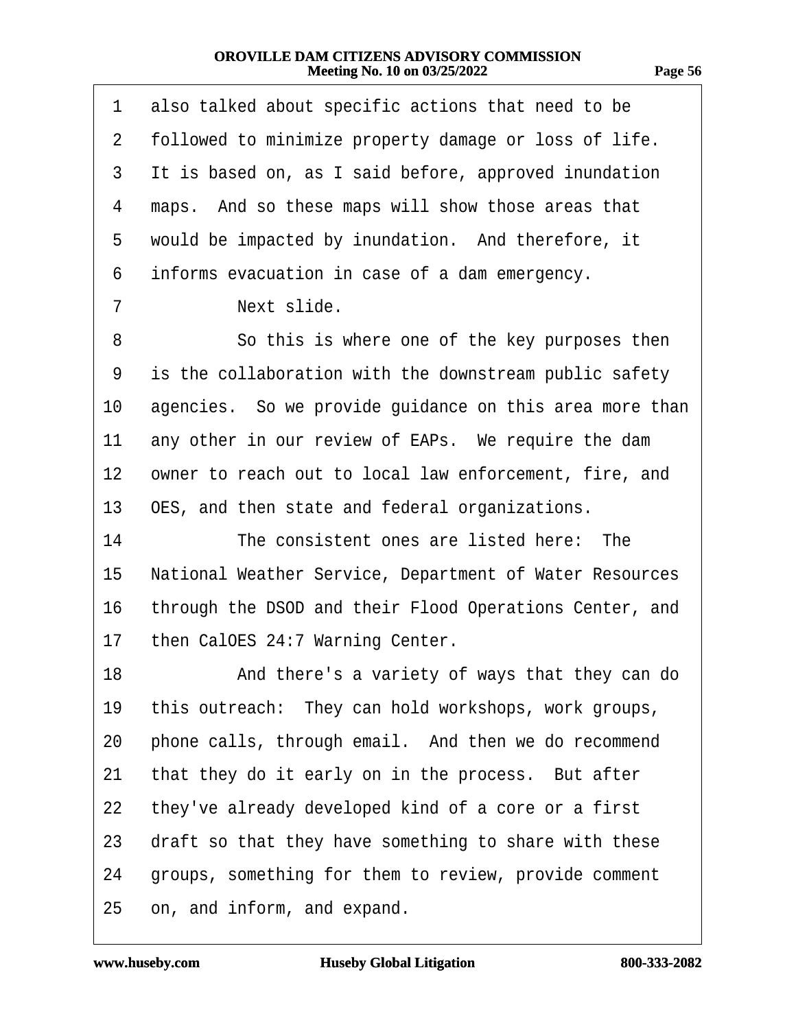1 also talked about specific actions that need to be
2 followed to minimize property damage or loss of life.
3 It is based on, as I said before, approved inundation
4 maps. And so these maps will show those areas that
5 would be impacted by inundation. And therefore, it
6 informs evacuation in case of a dam emergency.
7 Next slide.
8 So this is where one of the key purposes then
9 is the collaboration with the downstream public safety
10 agencies. So we provide guidance on this area more than
11 any other in our review of EAPs. We require the dam
12 owner to reach out to local law enforcement, fire, and
13 OES, and then state and federal organizations.
14 The consistent ones are listed here: The
15 National Weather Service, Department of Water Resources
16 through the DSOD and their Flood Operations Center, and
17 then CalOES 24:7 Warning Center.
18 And there's a variety of ways that they can do
19 this outreach: They can hold workshops, work groups,
20 phone calls, through email. And then we do recommend
21 that they do it early on in the process. But after
22 they've already developed kind of a core or a first
23 draft so that they have something to share with these
24 groups, something for them to review, provide comment
25 on, and inform, and expand.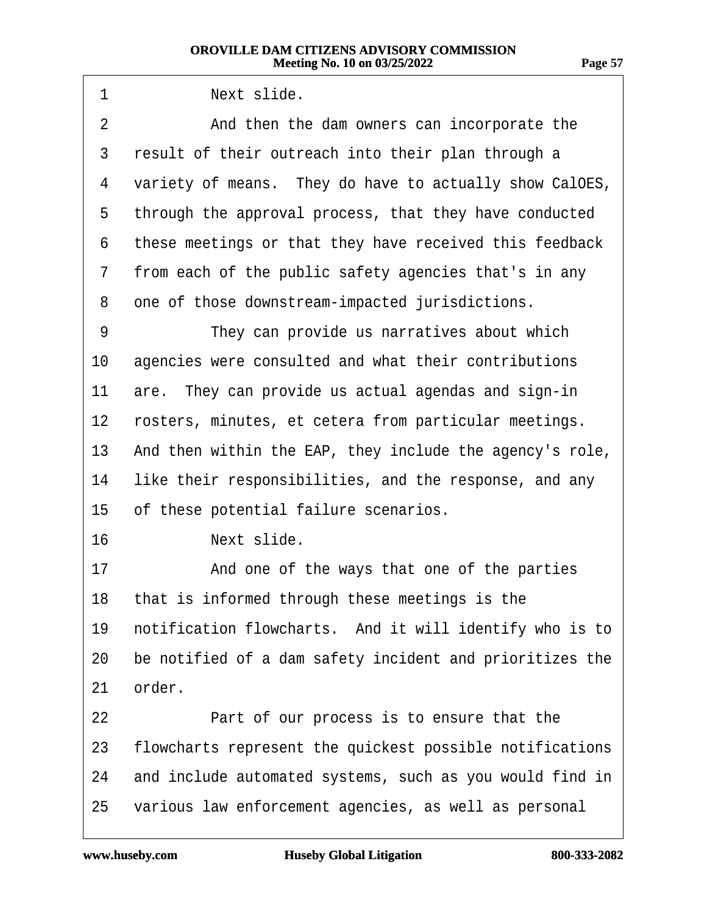Next slide.

And then the dam owners can incorporate the result of their outreach into their plan through a variety of means. They do have to actually show CalOES, through the approval process, that they have conducted these meetings or that they have received this feedback from each of the public safety agencies that's in any one of those downstream-impacted jurisdictions.

They can provide us narratives about which agencies were consulted and what their contributions are. They can provide us actual agendas and sign-in rosters, minutes, et cetera from particular meetings. And then within the EAP, they include the agency's role, like their responsibilities, and the response, and any of these potential failure scenarios.

Next slide.

And one of the ways that one of the parties that is informed through these meetings is the notification flowcharts. And it will identify who is to be notified of a dam safety incident and prioritizes the order.

Part of our process is to ensure that the flowcharts represent the quickest possible notifications and include automated systems, such as you would find in various law enforcement agencies, as well as personal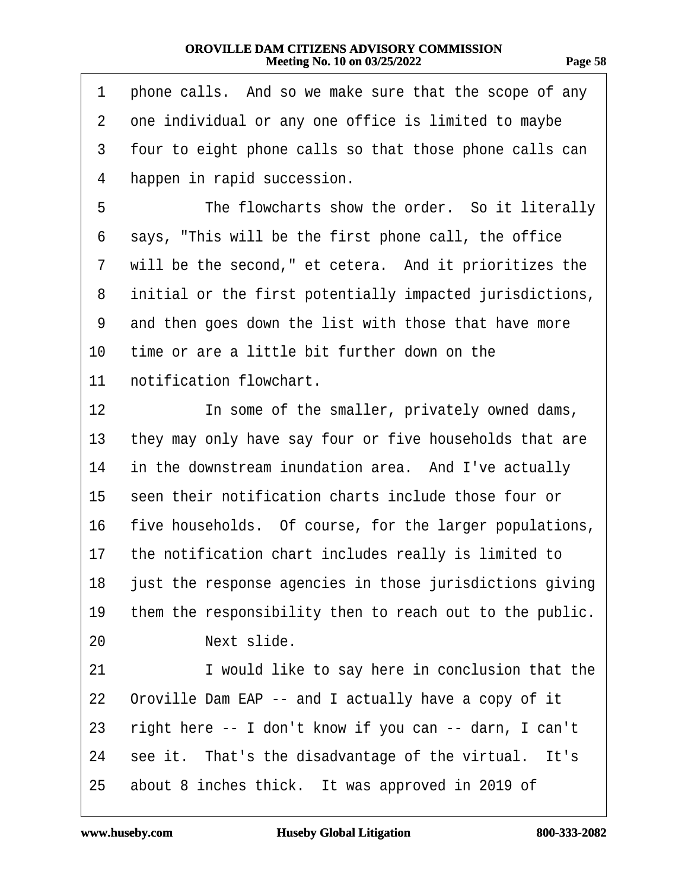1 phone calls. And so we make sure that the scope of any
2 one individual or any one office is limited to maybe
3 four to eight phone calls so that those phone calls can
4 happen in rapid succession.

5 The flowcharts show the order. So it literally
6 says, "This will be the first phone call, the office
7 will be the second," et cetera. And it prioritizes the
8 initial or the first potentially impacted jurisdictions,
9 and then goes down the list with those that have more
10 time or are a little bit further down on the
11 notification flowchart.

12 In some of the smaller, privately owned dams,
13 they may only have say four or five households that are
14 in the downstream inundation area. And I've actually
15 seen their notification charts include those four or
16 five households. Of course, for the larger populations,
17 the notification chart includes really is limited to
18 just the response agencies in those jurisdictions giving
19 them the responsibility then to reach out to the public.

20 Next slide.

21 I would like to say here in conclusion that the
22 Oroville Dam EAP -- and I actually have a copy of it
23 right here -- I don't know if you can -- darn, I can't
24 see it. That's the disadvantage of the virtual. It's
25 about 8 inches thick. It was approved in 2019 of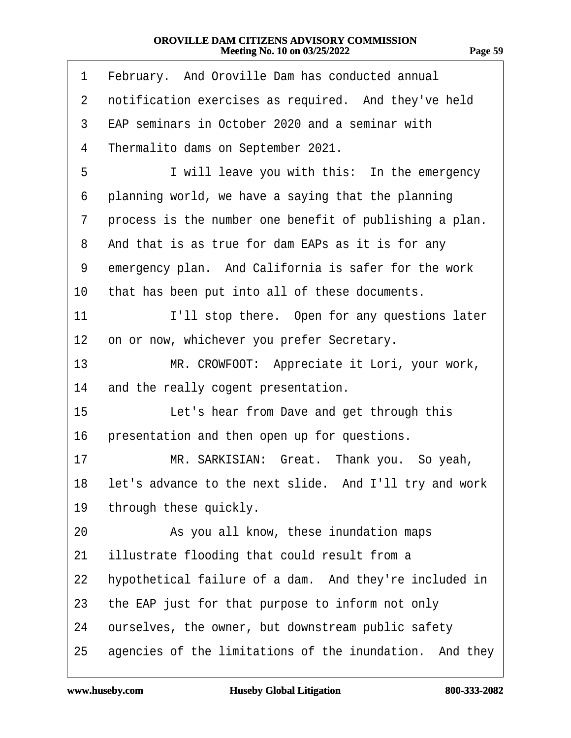1 February. And Oroville Dam has conducted annual
2 notification exercises as required. And they've held
3 EAP seminars in October 2020 and a seminar with
4 Thermalito dams on September 2021.
5 I will leave you with this: In the emergency
6 planning world, we have a saying that the planning
7 process is the number one benefit of publishing a plan.
8 And that is as true for dam EAPs as it is for any
9 emergency plan. And California is safer for the work
10 that has been put into all of these documents.
11 I'll stop there. Open for any questions later
12 on or now, whichever you prefer Secretary.
13 MR. CROWFOOT: Appreciate it Lori, your work,
14 and the really cogent presentation.
15 Let's hear from Dave and get through this
16 presentation and then open up for questions.
17 MR. SARKISIAN: Great. Thank you. So yeah,
18 let's advance to the next slide. And I'll try and work
19 through these quickly.
20 As you all know, these inundation maps
21 illustrate flooding that could result from a
22 hypothetical failure of a dam. And they're included in
23 the EAP just for that purpose to inform not only
24 ourselves, the owner, but downstream public safety
25 agencies of the limitations of the inundation. And they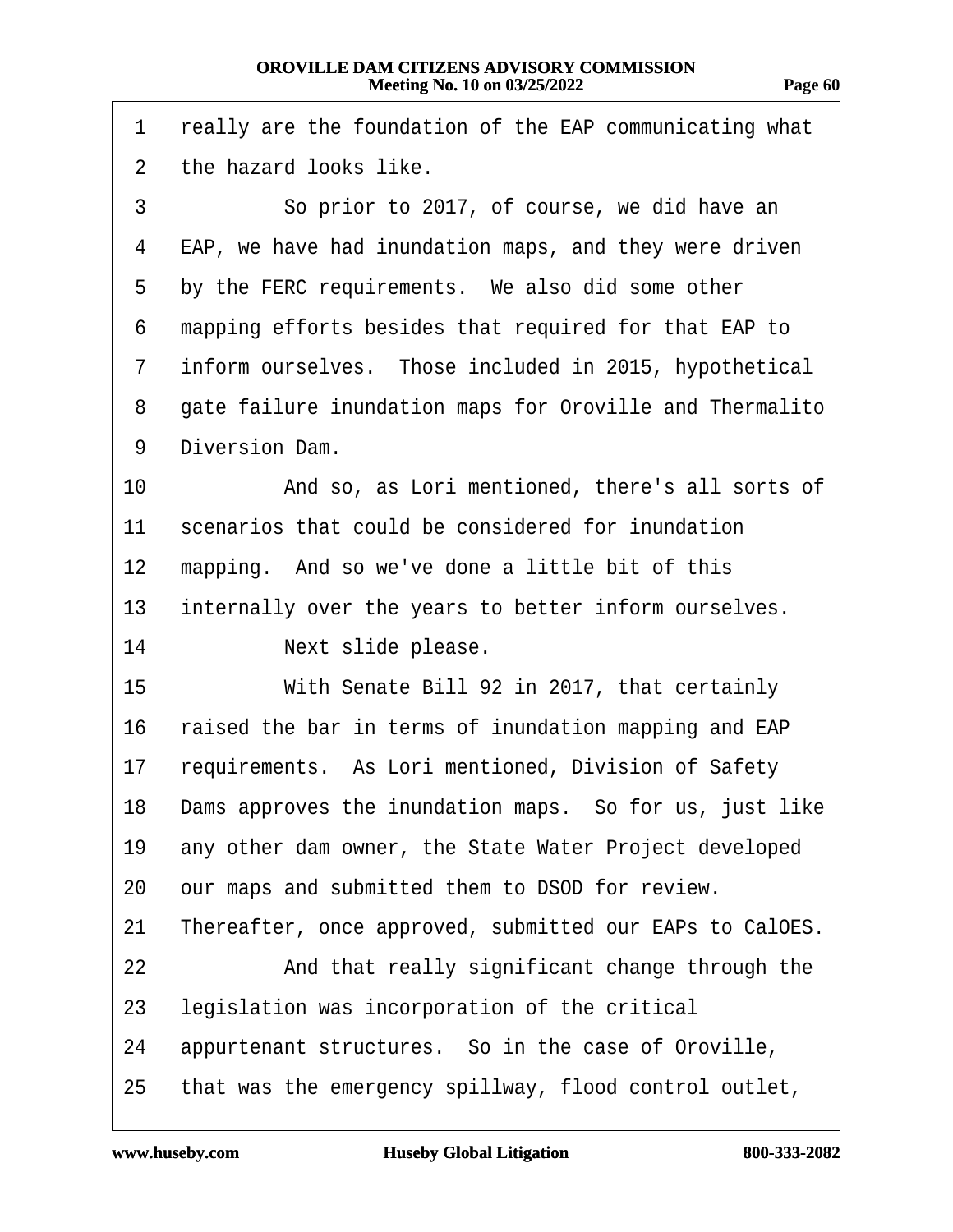1 really are the foundation of the EAP communicating what
2 the hazard looks like.

3 So prior to 2017, of course, we did have an
4 EAP, we have had inundation maps, and they were driven
5 by the FERC requirements. We also did some other
6 mapping efforts besides that required for that EAP to
7 inform ourselves. Those included in 2015, hypothetical
8 gate failure inundation maps for Oroville and Thermalito
9 Diversion Dam.

10 And so, as Lori mentioned, there's all sorts of
11 scenarios that could be considered for inundation
12 mapping. And so we've done a little bit of this
13 internally over the years to better inform ourselves.

14 Next slide please.

15 With Senate Bill 92 in 2017, that certainly
16 raised the bar in terms of inundation mapping and EAP
17 requirements. As Lori mentioned, Division of Safety
18 Dams approves the inundation maps. So for us, just like
19 any other dam owner, the State Water Project developed
20 our maps and submitted them to DSOD for review.
21 Thereafter, once approved, submitted our EAPs to CalOES.

22 And that really significant change through the
23 legislation was incorporation of the critical
24 appurtenant structures. So in the case of Oroville,
25 that was the emergency spillway, flood control outlet,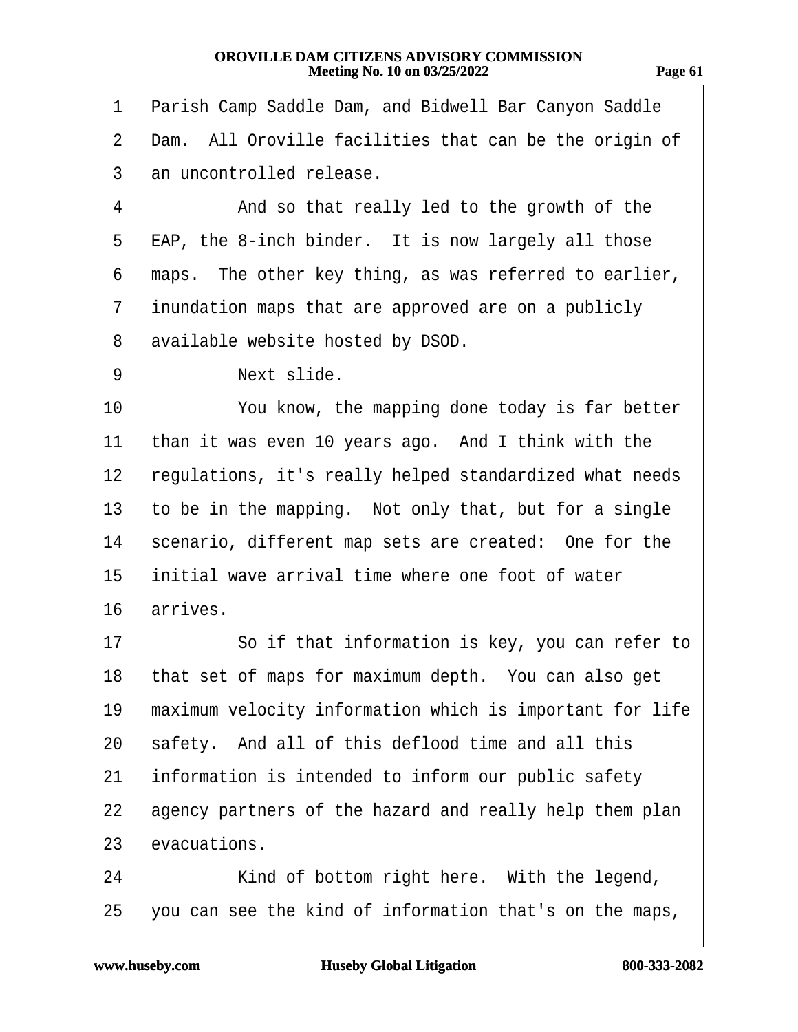1 Parish Camp Saddle Dam, and Bidwell Bar Canyon Saddle
2 Dam. All Oroville facilities that can be the origin of
3 an uncontrolled release.
4 And so that really led to the growth of the
5 EAP, the 8-inch binder. It is now largely all those
6 maps. The other key thing, as was referred to earlier,
7 inundation maps that are approved are on a publicly
8 available website hosted by DSOD.
9 Next slide.
10 You know, the mapping done today is far better
11 than it was even 10 years ago. And I think with the
12 regulations, it's really helped standardized what needs
13 to be in the mapping. Not only that, but for a single
14 scenario, different map sets are created: One for the
15 initial wave arrival time where one foot of water
16 arrives.
17 So if that information is key, you can refer to
18 that set of maps for maximum depth. You can also get
19 maximum velocity information which is important for life
20 safety. And all of this deflood time and all this
21 information is intended to inform our public safety
22 agency partners of the hazard and really help them plan
23 evacuations.
24 Kind of bottom right here. With the legend,
25 you can see the kind of information that's on the maps,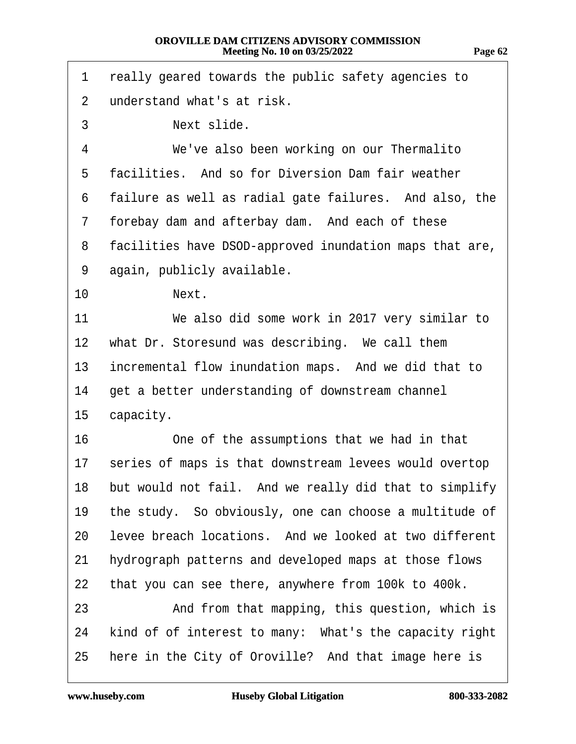1 really geared towards the public safety agencies to
2 understand what's at risk.
3 Next slide.
4 We've also been working on our Thermalito
5 facilities. And so for Diversion Dam fair weather
6 failure as well as radial gate failures. And also, the
7 forebay dam and afterbay dam. And each of these
8 facilities have DSOD-approved inundation maps that are,
9 again, publicly available.
10 Next.
11 We also did some work in 2017 very similar to
12 what Dr. Storesund was describing. We call them
13 incremental flow inundation maps. And we did that to
14 get a better understanding of downstream channel
15 capacity.
16 One of the assumptions that we had in that
17 series of maps is that downstream levees would overtop
18 but would not fail. And we really did that to simplify
19 the study. So obviously, one can choose a multitude of
20 levee breach locations. And we looked at two different
21 hydrograph patterns and developed maps at those flows
22 that you can see there, anywhere from 100k to 400k.
23 And from that mapping, this question, which is
24 kind of of interest to many: What's the capacity right
25 here in the City of Oroville? And that image here is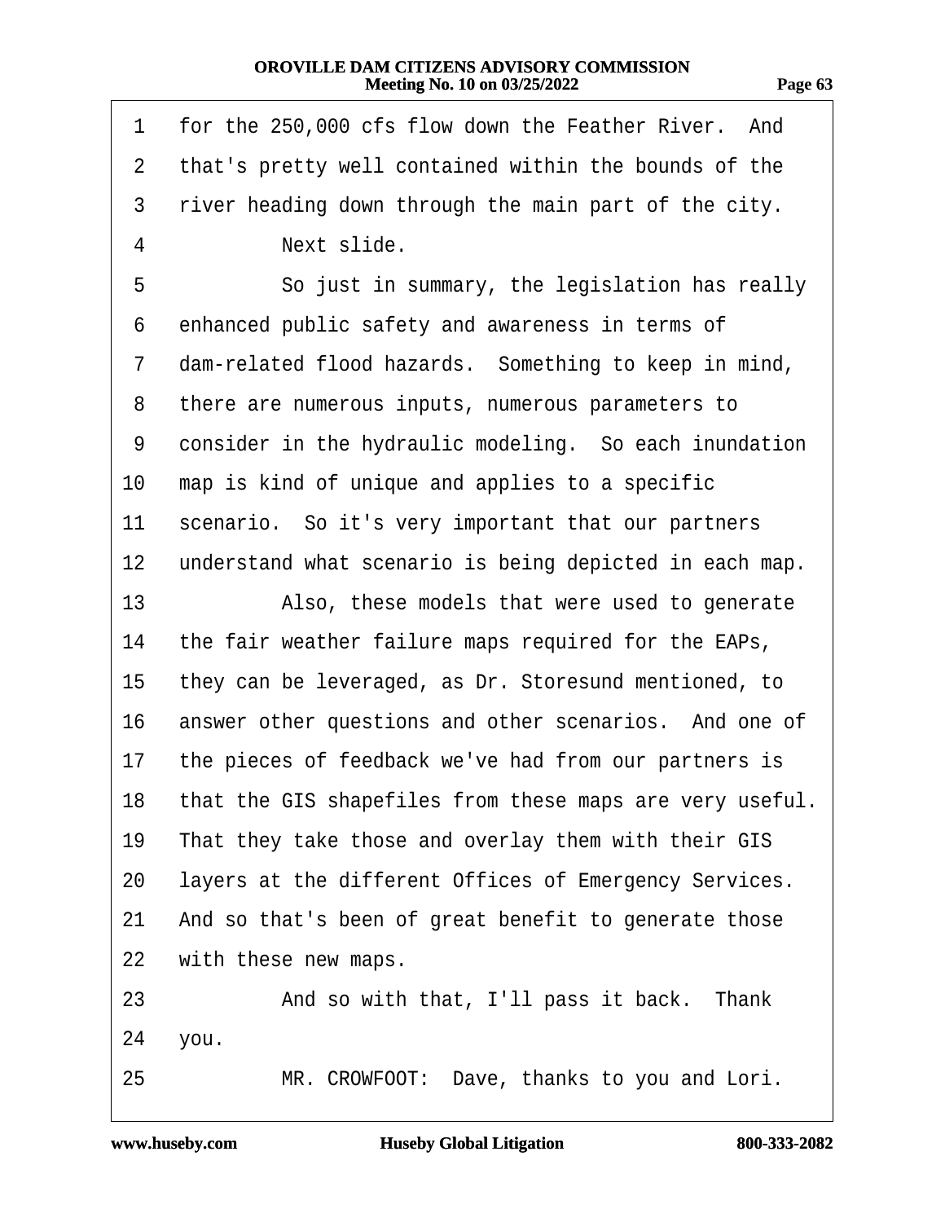1 for the 250,000 cfs flow down the Feather River. And
2 that's pretty well contained within the bounds of the
3 river heading down through the main part of the city.
4 Next slide.
5 So just in summary, the legislation has really
6 enhanced public safety and awareness in terms of
7 dam-related flood hazards. Something to keep in mind,
8 there are numerous inputs, numerous parameters to
9 consider in the hydraulic modeling. So each inundation
10 map is kind of unique and applies to a specific
11 scenario. So it's very important that our partners
12 understand what scenario is being depicted in each map.
13 Also, these models that were used to generate
14 the fair weather failure maps required for the EAPs,
15 they can be leveraged, as Dr. Storesund mentioned, to
16 answer other questions and other scenarios. And one of
17 the pieces of feedback we've had from our partners is
18 that the GIS shapefiles from these maps are very useful.
19 That they take those and overlay them with their GIS
20 layers at the different Offices of Emergency Services.
21 And so that's been of great benefit to generate those
22 with these new maps.
23 And so with that, I'll pass it back. Thank
24 you.
25 MR. CROWFOOT: Dave, thanks to you and Lori.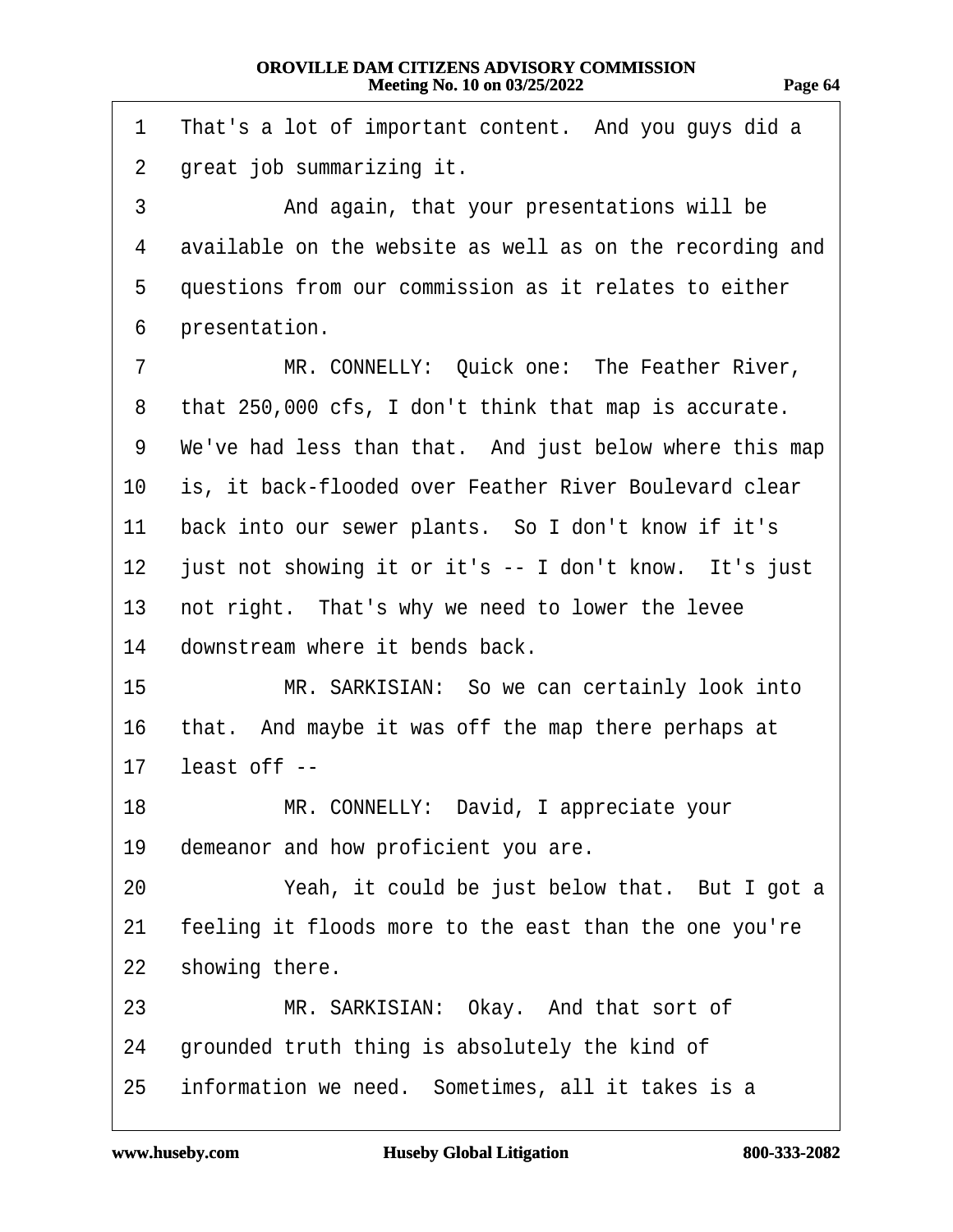1 That's a lot of important content. And you guys did a
2 great job summarizing it.
3 And again, that your presentations will be
4 available on the website as well as on the recording and
5 questions from our commission as it relates to either
6 presentation.
7 MR. CONNELLY: Quick one: The Feather River,
8 that 250,000 cfs, I don't think that map is accurate.
9 We've had less than that. And just below where this map
10 is, it back-flooded over Feather River Boulevard clear
11 back into our sewer plants. So I don't know if it's
12 just not showing it or it's -- I don't know. It's just
13 not right. That's why we need to lower the levee
14 downstream where it bends back.
15 MR. SARKISIAN: So we can certainly look into
16 that. And maybe it was off the map there perhaps at
17 least off --
18 MR. CONNELLY: David, I appreciate your
19 demeanor and how proficient you are.
20 Yeah, it could be just below that. But I got a
21 feeling it floods more to the east than the one you're
22 showing there.
23 MR. SARKISIAN: Okay. And that sort of
24 grounded truth thing is absolutely the kind of
25 information we need. Sometimes, all it takes is a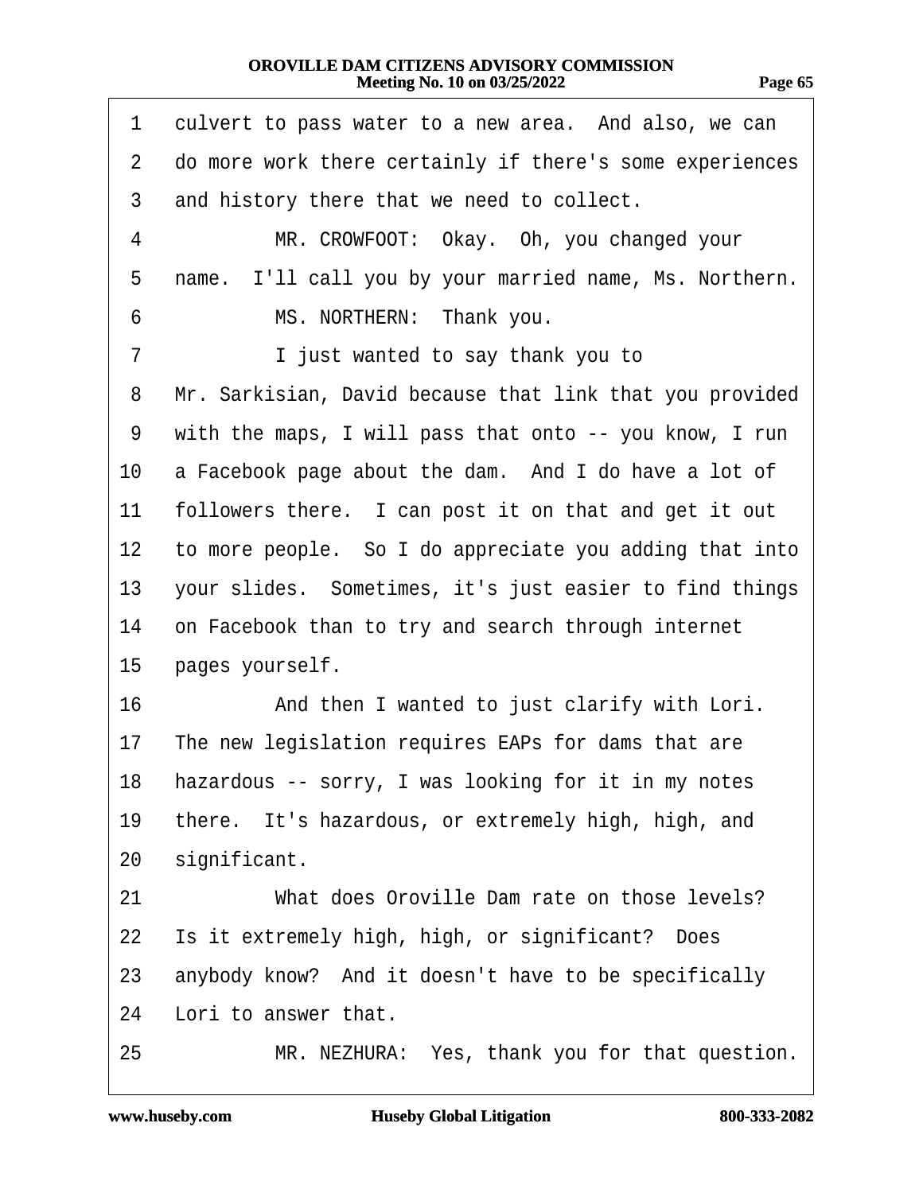1 culvert to pass water to a new area. And also, we can
2 do more work there certainly if there's some experiences
3 and history there that we need to collect.
4 MR. CROWFOOT: Okay. Oh, you changed your
5 name. I'll call you by your married name, Ms. Northern.
6 MS. NORTHERN: Thank you.
7 I just wanted to say thank you to
8 Mr. Sarkisian, David because that link that you provided
9 with the maps, I will pass that onto -- you know, I run
10 a Facebook page about the dam. And I do have a lot of
11 followers there. I can post it on that and get it out
12 to more people. So I do appreciate you adding that into
13 your slides. Sometimes, it's just easier to find things
14 on Facebook than to try and search through internet
15 pages yourself.
16 And then I wanted to just clarify with Lori.
17 The new legislation requires EAPs for dams that are
18 hazardous -- sorry, I was looking for it in my notes
19 there. It's hazardous, or extremely high, high, and
20 significant.
21 What does Oroville Dam rate on those levels?
22 Is it extremely high, high, or significant? Does
23 anybody know? And it doesn't have to be specifically
24 Lori to answer that.
25 MR. NEZHURA: Yes, thank you for that question.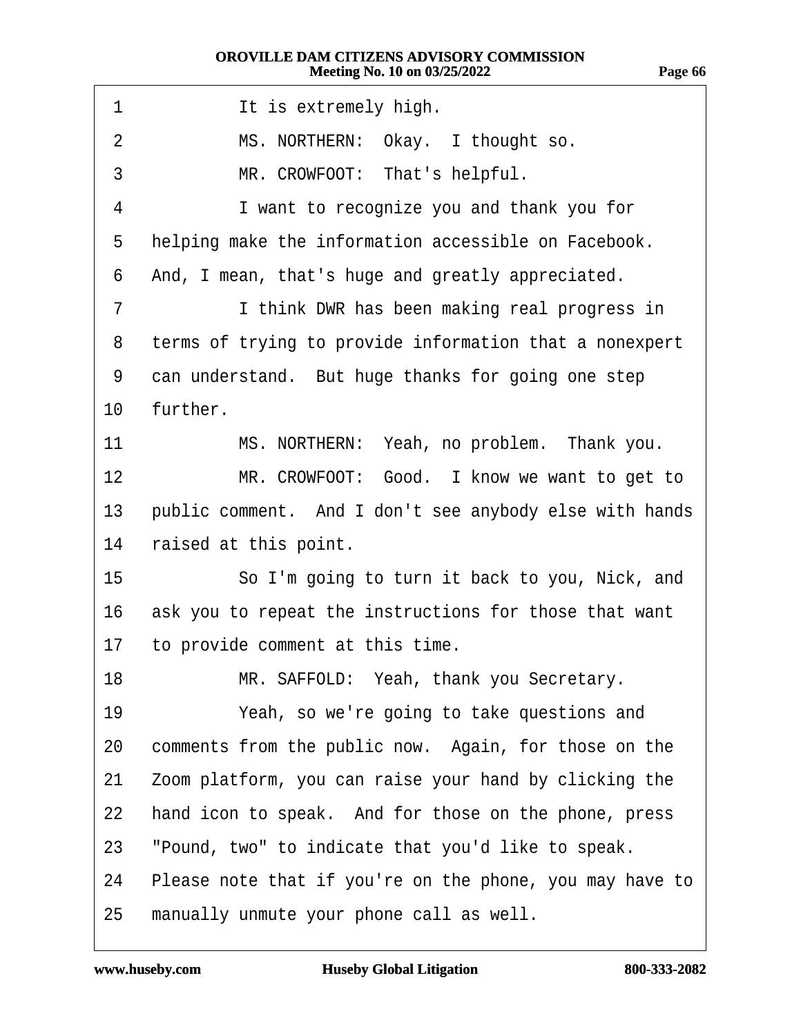1 It is extremely high.

2 MS. NORTHERN: Okay. I thought so.

3 MR. CROWFOOT: That's helpful.

4 I want to recognize you and thank you for

5 helping make the information accessible on Facebook.

6 And, I mean, that's huge and greatly appreciated.

7 I think DWR has been making real progress in

8 terms of trying to provide information that a nonexpert

9 can understand. But huge thanks for going one step

10 further.

11 MS. NORTHERN: Yeah, no problem. Thank you.

12 MR. CROWFOOT: Good. I know we want to get to

13 public comment. And I don't see anybody else with hands

14 raised at this point.

15 So I'm going to turn it back to you, Nick, and

16 ask you to repeat the instructions for those that want

17 to provide comment at this time.

18 MR. SAFFOLD: Yeah, thank you Secretary.

19 Yeah, so we're going to take questions and

20 comments from the public now. Again, for those on the

21 Zoom platform, you can raise your hand by clicking the

22 hand icon to speak. And for those on the phone, press

23 "Pound, two" to indicate that you'd like to speak.

24 Please note that if you're on the phone, you may have to

25 manually unmute your phone call as well.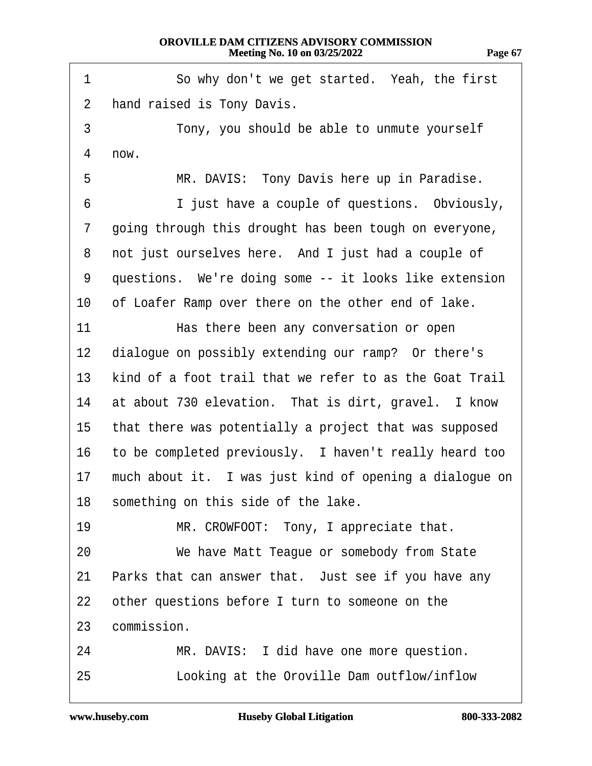1 So why don't we get started. Yeah, the first
2 hand raised is Tony Davis.
3 Tony, you should be able to unmute yourself
4 now.
5 MR. DAVIS: Tony Davis here up in Paradise.
6 I just have a couple of questions. Obviously,
7 going through this drought has been tough on everyone,
8 not just ourselves here. And I just had a couple of
9 questions. We're doing some -- it looks like extension
10 of Loafer Ramp over there on the other end of lake.
11 Has there been any conversation or open
12 dialogue on possibly extending our ramp? Or there's
13 kind of a foot trail that we refer to as the Goat Trail
14 at about 730 elevation. That is dirt, gravel. I know
15 that there was potentially a project that was supposed
16 to be completed previously. I haven't really heard too
17 much about it. I was just kind of opening a dialogue on
18 something on this side of the lake.
19 MR. CROWFOOT: Tony, I appreciate that.
20 We have Matt Teague or somebody from State
21 Parks that can answer that. Just see if you have any
22 other questions before I turn to someone on the
23 commission.
24 MR. DAVIS: I did have one more question.
25 Looking at the Oroville Dam outflow/inflow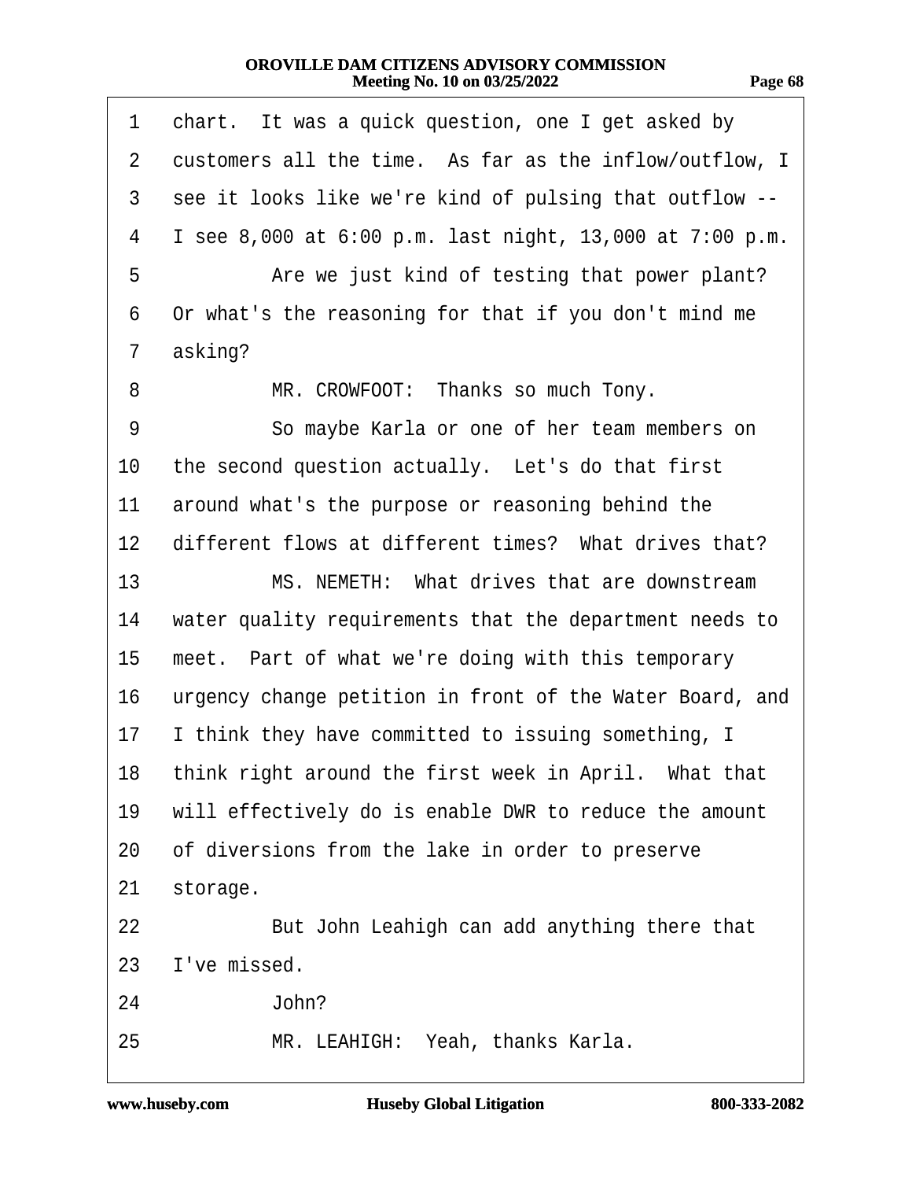1 chart. It was a quick question, one I get asked by
2 customers all the time. As far as the inflow/outflow, I
3 see it looks like we're kind of pulsing that outflow --
4 I see 8,000 at 6:00 p.m. last night, 13,000 at 7:00 p.m.
5 Are we just kind of testing that power plant?
6 Or what's the reasoning for that if you don't mind me
7 asking?
8 MR. CROWFOOT: Thanks so much Tony.
9 So maybe Karla or one of her team members on
10 the second question actually. Let's do that first
11 around what's the purpose or reasoning behind the
12 different flows at different times? What drives that?
13 MS. NEMETH: What drives that are downstream
14 water quality requirements that the department needs to
15 meet. Part of what we're doing with this temporary
16 urgency change petition in front of the Water Board, and
17 I think they have committed to issuing something, I
18 think right around the first week in April. What that
19 will effectively do is enable DWR to reduce the amount
20 of diversions from the lake in order to preserve
21 storage.
22 But John Leahigh can add anything there that
23 I've missed.
24 John?
25 MR. LEAHIGH: Yeah, thanks Karla.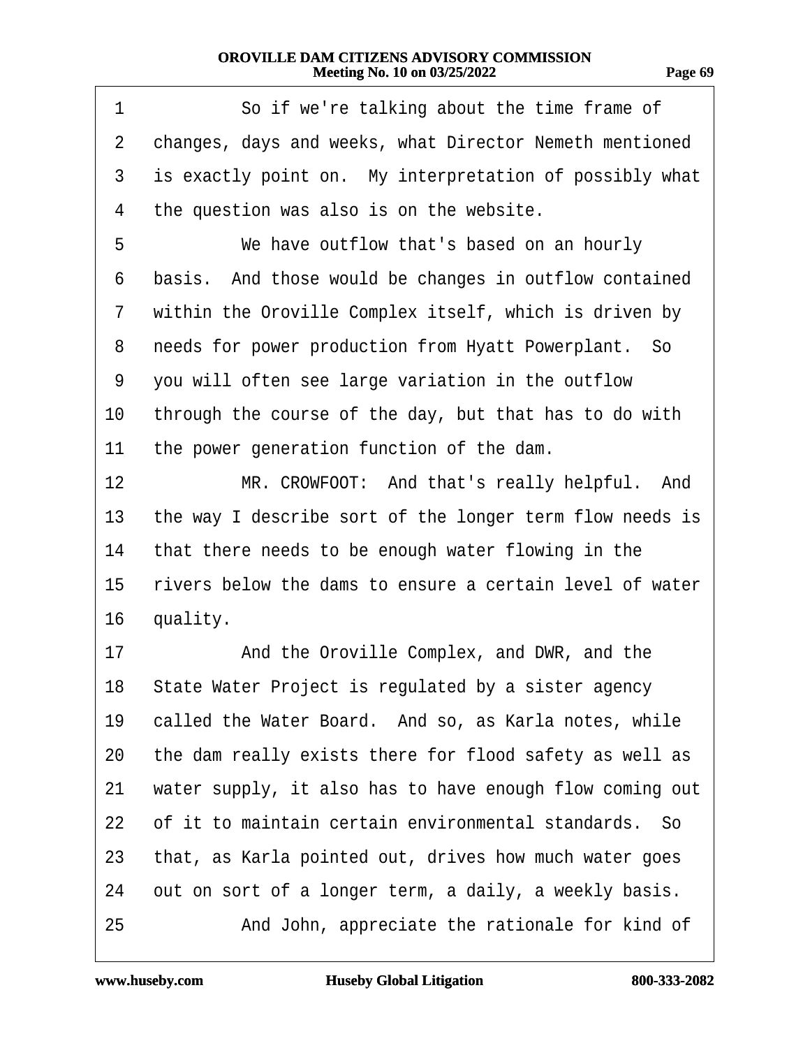1 So if we're talking about the time frame of
2 changes, days and weeks, what Director Nemeth mentioned
3 is exactly point on. My interpretation of possibly what
4 the question was also is on the website.
5 We have outflow that's based on an hourly
6 basis. And those would be changes in outflow contained
7 within the Oroville Complex itself, which is driven by
8 needs for power production from Hyatt Powerplant. So
9 you will often see large variation in the outflow
10 through the course of the day, but that has to do with
11 the power generation function of the dam.
12 MR. CROWFOOT: And that's really helpful. And
13 the way I describe sort of the longer term flow needs is
14 that there needs to be enough water flowing in the
15 rivers below the dams to ensure a certain level of water
16 quality.
17 And the Oroville Complex, and DWR, and the
18 State Water Project is regulated by a sister agency
19 called the Water Board. And so, as Karla notes, while
20 the dam really exists there for flood safety as well as
21 water supply, it also has to have enough flow coming out
22 of it to maintain certain environmental standards. So
23 that, as Karla pointed out, drives how much water goes
24 out on sort of a longer term, a daily, a weekly basis.
25 And John, appreciate the rationale for kind of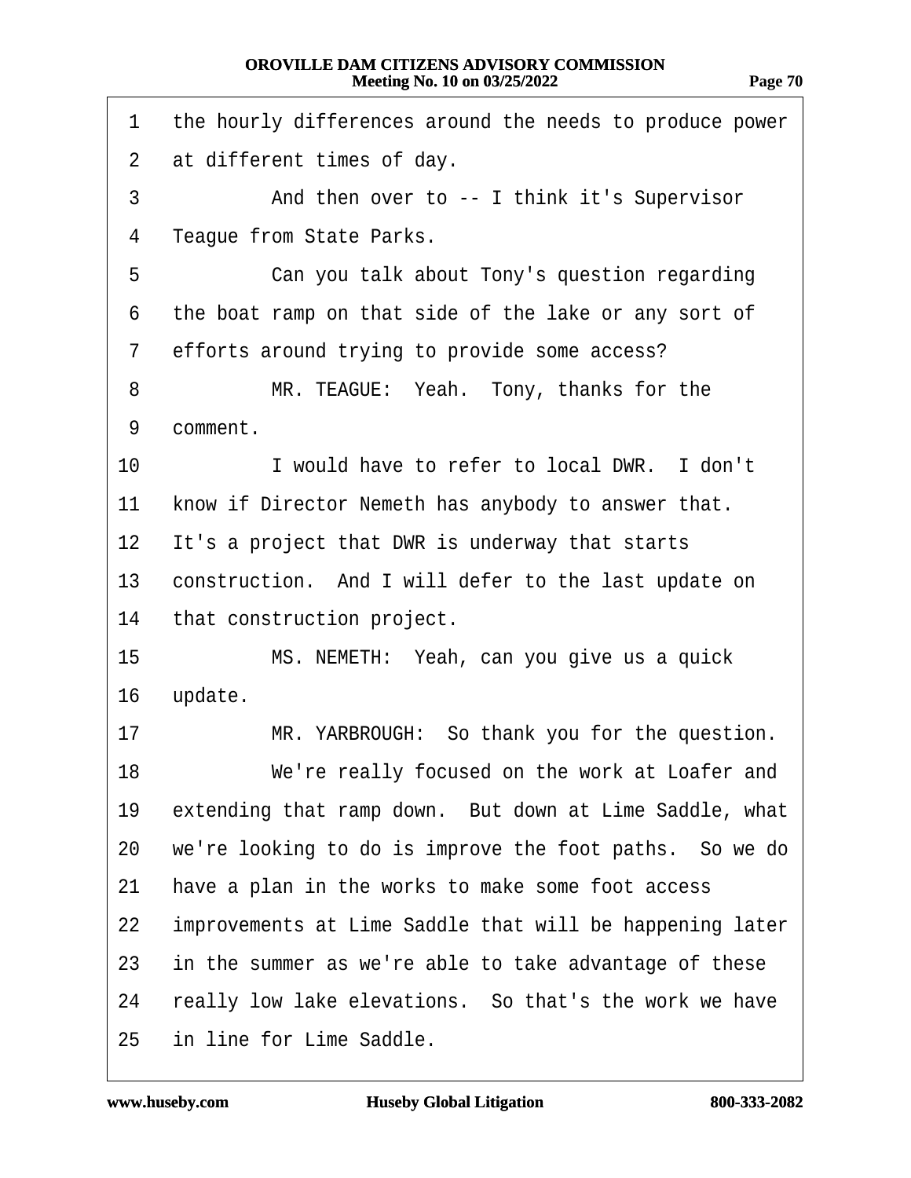1 the hourly differences around the needs to produce power
2 at different times of day.
3 And then over to -- I think it's Supervisor
4 Teague from State Parks.
5 Can you talk about Tony's question regarding
6 the boat ramp on that side of the lake or any sort of
7 efforts around trying to provide some access?
8 MR. TEAGUE: Yeah. Tony, thanks for the
9 comment.
10 I would have to refer to local DWR. I don't
11 know if Director Nemeth has anybody to answer that.
12 It's a project that DWR is underway that starts
13 construction. And I will defer to the last update on
14 that construction project.
15 MS. NEMETH: Yeah, can you give us a quick
16 update.
17 MR. YARBROUGH: So thank you for the question.
18 We're really focused on the work at Loafer and
19 extending that ramp down. But down at Lime Saddle, what
20 we're looking to do is improve the foot paths. So we do
21 have a plan in the works to make some foot access
22 improvements at Lime Saddle that will be happening later
23 in the summer as we're able to take advantage of these
24 really low lake elevations. So that's the work we have
25 in line for Lime Saddle.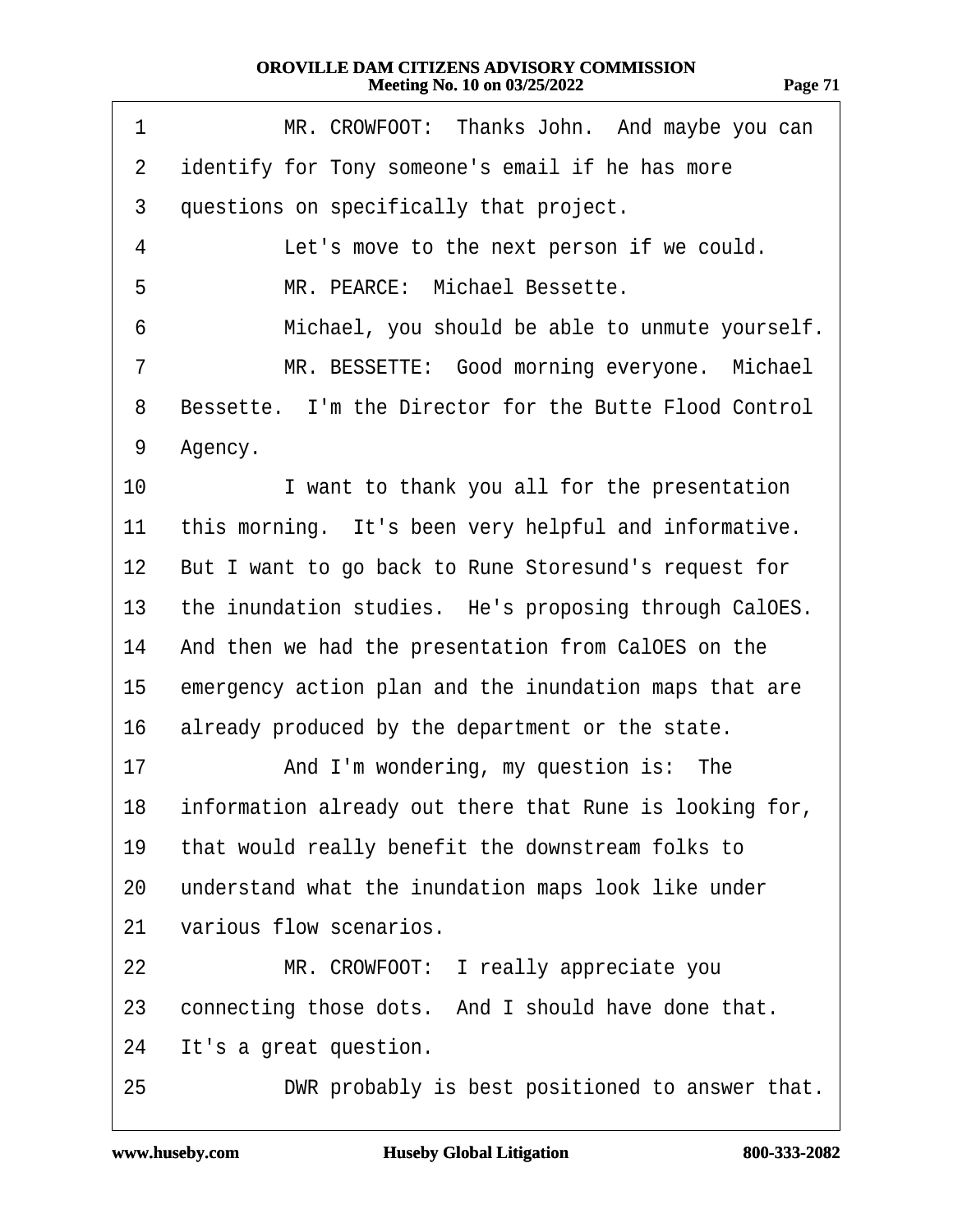1 MR. CROWFOOT: Thanks John. And maybe you can
2 identify for Tony someone's email if he has more
3 questions on specifically that project.
4 Let's move to the next person if we could.
5 MR. PEARCE: Michael Bessette.
6 Michael, you should be able to unmute yourself.
7 MR. BESSETTE: Good morning everyone. Michael
8 Bessette. I'm the Director for the Butte Flood Control
9 Agency.
10 I want to thank you all for the presentation
11 this morning. It's been very helpful and informative.
12 But I want to go back to Rune Storesund's request for
13 the inundation studies. He's proposing through CalOES.
14 And then we had the presentation from CalOES on the
15 emergency action plan and the inundation maps that are
16 already produced by the department or the state.
17 And I'm wondering, my question is: The
18 information already out there that Rune is looking for,
19 that would really benefit the downstream folks to
20 understand what the inundation maps look like under
21 various flow scenarios.
22 MR. CROWFOOT: I really appreciate you
23 connecting those dots. And I should have done that.
24 It's a great question.
25 DWR probably is best positioned to answer that.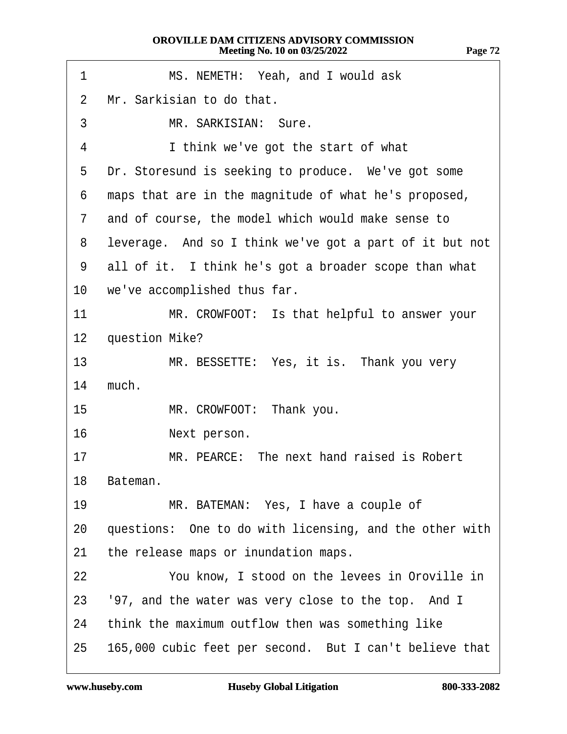1 MS. NEMETH: Yeah, and I would ask

2 Mr. Sarkisian to do that.

3 MR. SARKISIAN: Sure.

4 I think we've got the start of what

5 Dr. Storesund is seeking to produce. We've got some

6 maps that are in the magnitude of what he's proposed,

7 and of course, the model which would make sense to

8 leverage. And so I think we've got a part of it but not

9 all of it. I think he's got a broader scope than what

10 we've accomplished thus far.

11 MR. CROWFOOT: Is that helpful to answer your

12 question Mike?

13 MR. BESSETTE: Yes, it is. Thank you very

14 much.

15 MR. CROWFOOT: Thank you.

16 Next person.

17 MR. PEARCE: The next hand raised is Robert

18 Bateman.

19 MR. BATEMAN: Yes, I have a couple of

20 questions: One to do with licensing, and the other with

21 the release maps or inundation maps.

22 You know, I stood on the levees in Oroville in

23 '97, and the water was very close to the top. And I

24 think the maximum outflow then was something like

25 165,000 cubic feet per second. But I can't believe that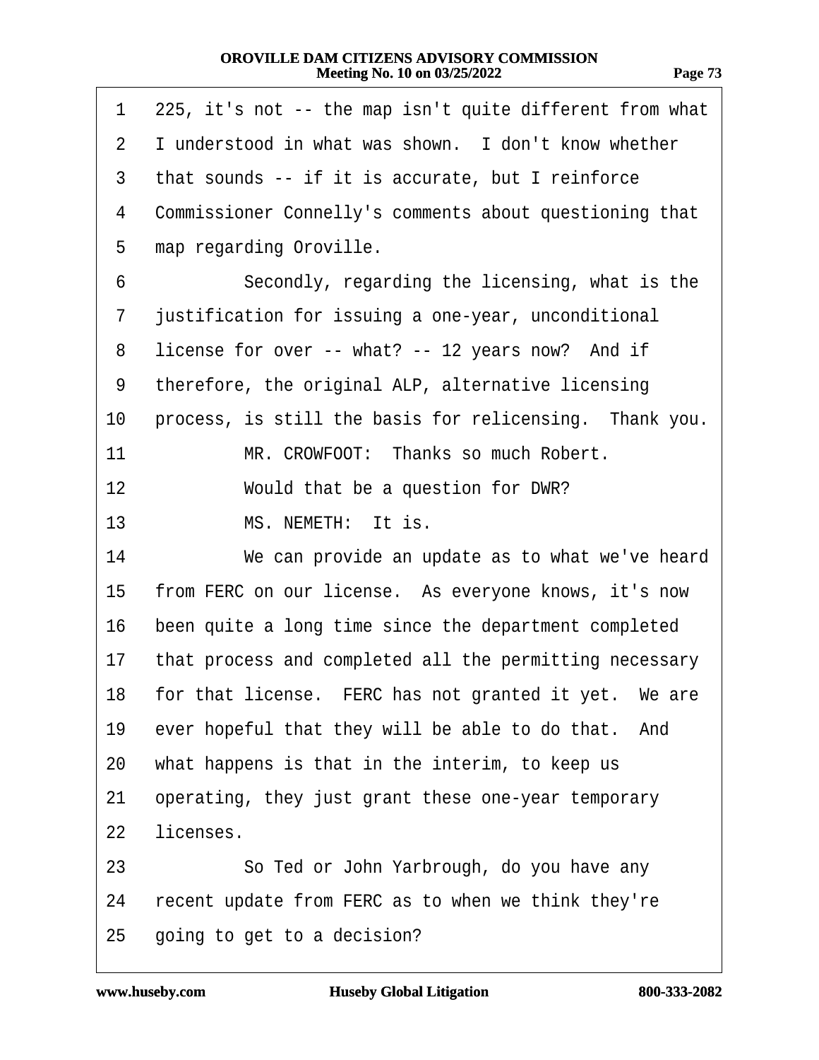1 225, it's not -- the map isn't quite different from what
2 I understood in what was shown. I don't know whether
3 that sounds -- if it is accurate, but I reinforce
4 Commissioner Connelly's comments about questioning that
5 map regarding Oroville.
6 Secondly, regarding the licensing, what is the
7 justification for issuing a one-year, unconditional
8 license for over -- what? -- 12 years now? And if
9 therefore, the original ALP, alternative licensing
10 process, is still the basis for relicensing. Thank you.
11 MR. CROWFOOT: Thanks so much Robert.
12 Would that be a question for DWR?
13 MS. NEMETH: It is.
14 We can provide an update as to what we've heard
15 from FERC on our license. As everyone knows, it's now
16 been quite a long time since the department completed
17 that process and completed all the permitting necessary
18 for that license. FERC has not granted it yet. We are
19 ever hopeful that they will be able to do that. And
20 what happens is that in the interim, to keep us
21 operating, they just grant these one-year temporary
22 licenses.
23 So Ted or John Yarbrough, do you have any
24 recent update from FERC as to when we think they're
25 going to get to a decision?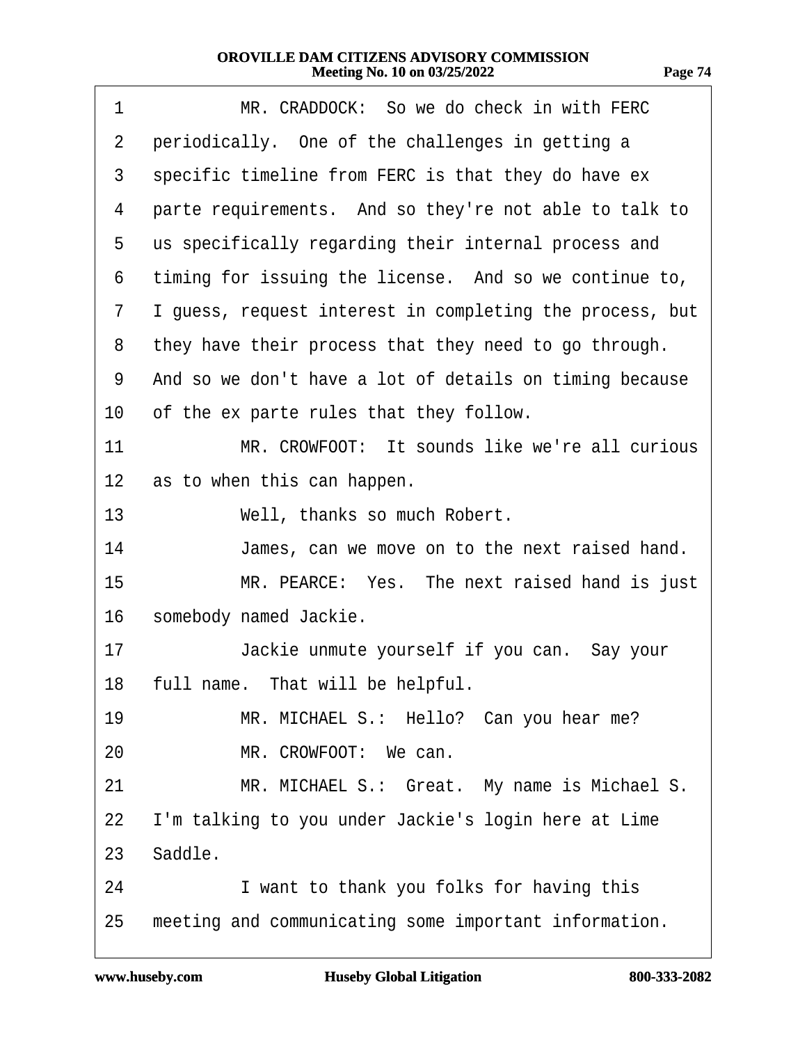1 MR. CRADDOCK: So we do check in with FERC
2 periodically. One of the challenges in getting a
3 specific timeline from FERC is that they do have ex
4 parte requirements. And so they're not able to talk to
5 us specifically regarding their internal process and
6 timing for issuing the license. And so we continue to,
7 I guess, request interest in completing the process, but
8 they have their process that they need to go through.
9 And so we don't have a lot of details on timing because
10 of the ex parte rules that they follow.
11 MR. CROWFOOT: It sounds like we're all curious
12 as to when this can happen.
13 Well, thanks so much Robert.
14 James, can we move on to the next raised hand.
15 MR. PEARCE: Yes. The next raised hand is just
16 somebody named Jackie.
17 Jackie unmute yourself if you can. Say your
18 full name. That will be helpful.
19 MR. MICHAEL S.: Hello? Can you hear me?
20 MR. CROWFOOT: We can.
21 MR. MICHAEL S.: Great. My name is Michael S.
22 I'm talking to you under Jackie's login here at Lime
23 Saddle.
24 I want to thank you folks for having this
25 meeting and communicating some important information.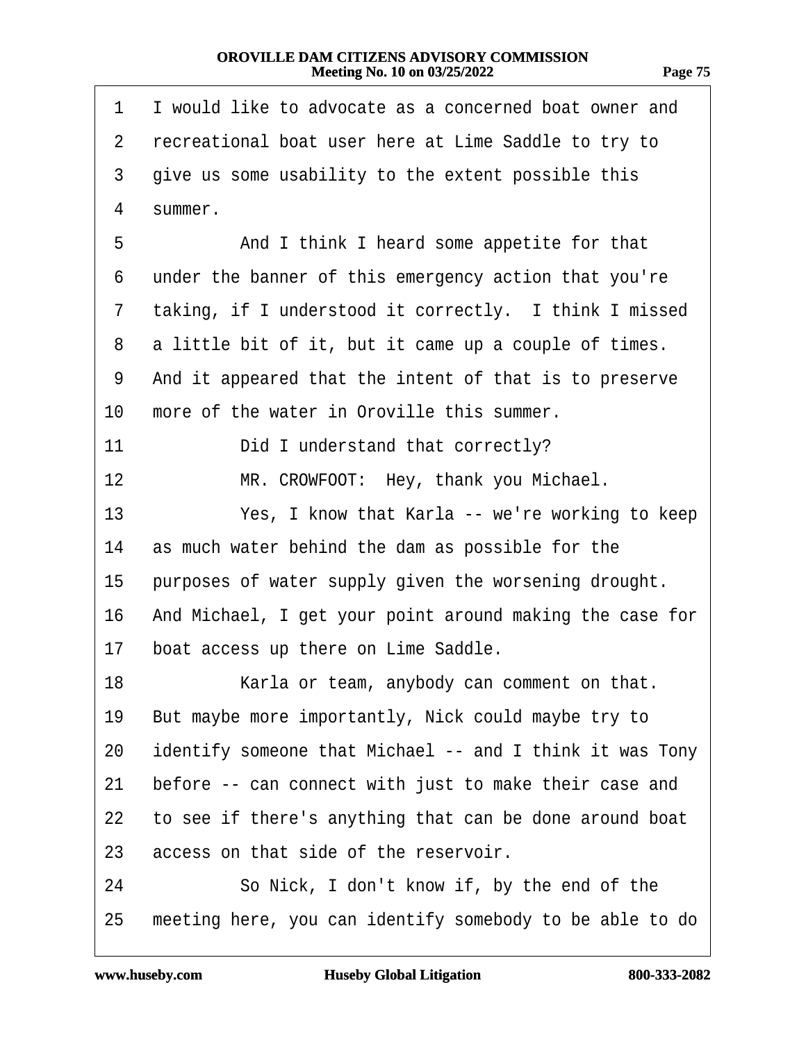1 I would like to advocate as a concerned boat owner and
2 recreational boat user here at Lime Saddle to try to
3 give us some usability to the extent possible this
4 summer.

5 And I think I heard some appetite for that
6 under the banner of this emergency action that you're
7 taking, if I understood it correctly. I think I missed
8 a little bit of it, but it came up a couple of times.
9 And it appeared that the intent of that is to preserve
10 more of the water in Oroville this summer.

11 Did I understand that correctly?

12 MR. CROWFOOT: Hey, thank you Michael.

13 Yes, I know that Karla -- we're working to keep
14 as much water behind the dam as possible for the
15 purposes of water supply given the worsening drought.
16 And Michael, I get your point around making the case for
17 boat access up there on Lime Saddle.

18 Karla or team, anybody can comment on that.
19 But maybe more importantly, Nick could maybe try to
20 identify someone that Michael -- and I think it was Tony
21 before -- can connect with just to make their case and
22 to see if there's anything that can be done around boat
23 access on that side of the reservoir.

24 So Nick, I don't know if, by the end of the
25 meeting here, you can identify somebody to be able to do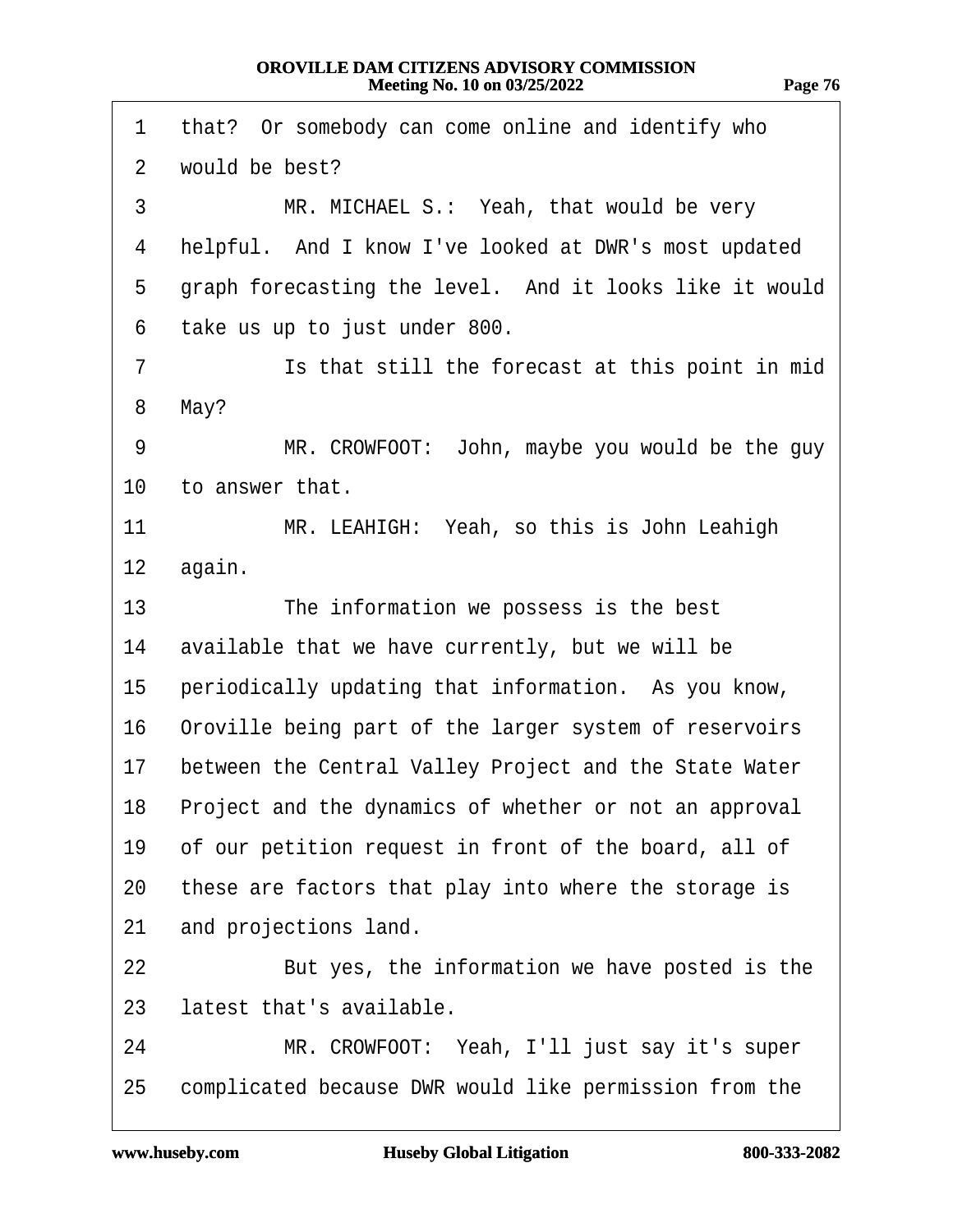1 that? Or somebody can come online and identify who
2 would be best?
3 MR. MICHAEL S.: Yeah, that would be very
4 helpful. And I know I've looked at DWR's most updated
5 graph forecasting the level. And it looks like it would
6 take us up to just under 800.
7 Is that still the forecast at this point in mid
8 May?
9 MR. CROWFOOT: John, maybe you would be the guy
10 to answer that.
11 MR. LEAHIGH: Yeah, so this is John Leahigh
12 again.
13 The information we possess is the best
14 available that we have currently, but we will be
15 periodically updating that information. As you know,
16 Oroville being part of the larger system of reservoirs
17 between the Central Valley Project and the State Water
18 Project and the dynamics of whether or not an approval
19 of our petition request in front of the board, all of
20 these are factors that play into where the storage is
21 and projections land.
22 But yes, the information we have posted is the
23 latest that's available.
24 MR. CROWFOOT: Yeah, I'll just say it's super
25 complicated because DWR would like permission from the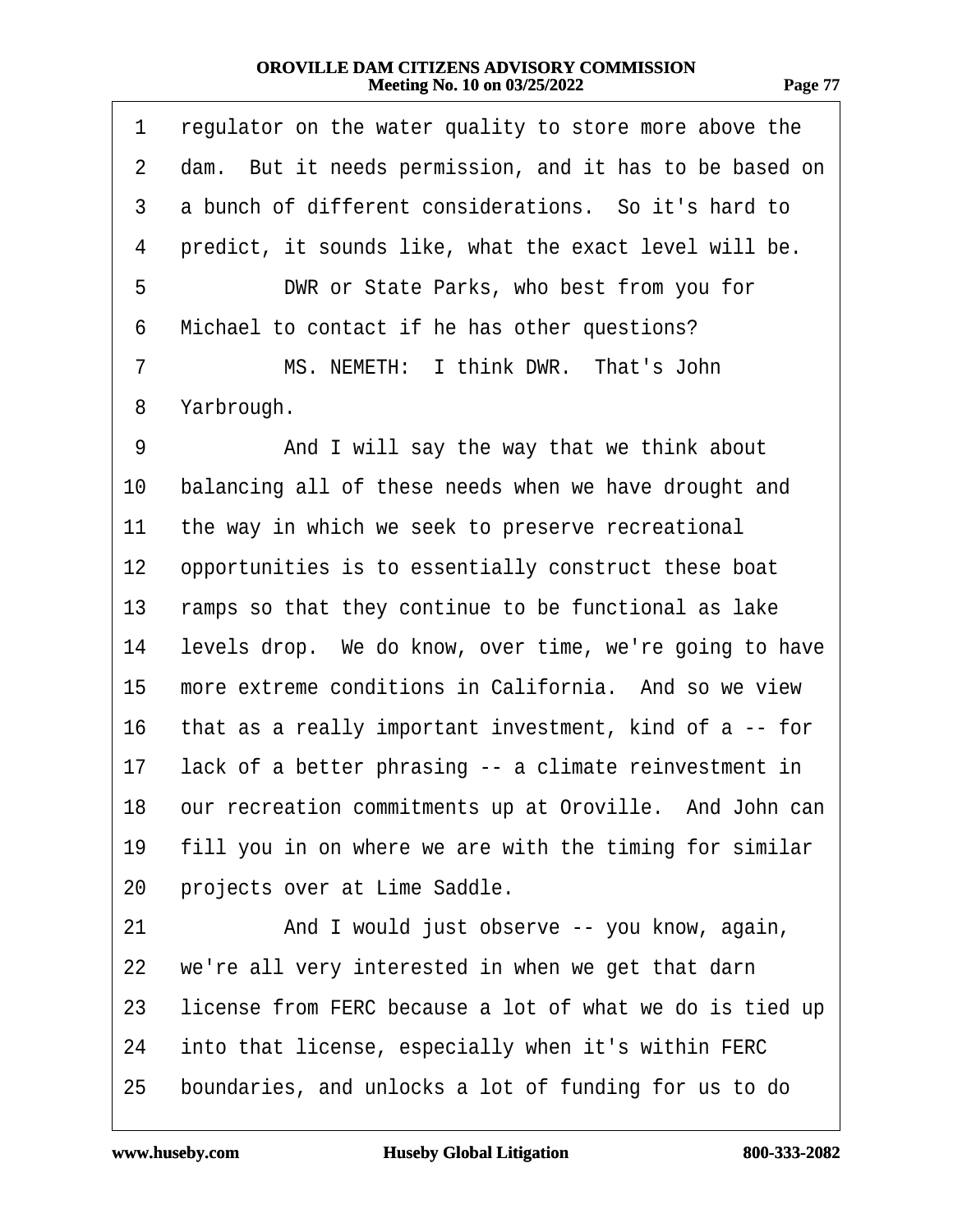1 regulator on the water quality to store more above the
2 dam. But it needs permission, and it has to be based on
3 a bunch of different considerations. So it's hard to
4 predict, it sounds like, what the exact level will be.
5 DWR or State Parks, who best from you for
6 Michael to contact if he has other questions?
7 MS. NEMETH: I think DWR. That's John
8 Yarbrough.
9 And I will say the way that we think about
10 balancing all of these needs when we have drought and
11 the way in which we seek to preserve recreational
12 opportunities is to essentially construct these boat
13 ramps so that they continue to be functional as lake
14 levels drop. We do know, over time, we're going to have
15 more extreme conditions in California. And so we view
16 that as a really important investment, kind of a -- for
17 lack of a better phrasing -- a climate reinvestment in
18 our recreation commitments up at Oroville. And John can
19 fill you in on where we are with the timing for similar
20 projects over at Lime Saddle.
21 And I would just observe -- you know, again,
22 we're all very interested in when we get that darn
23 license from FERC because a lot of what we do is tied up
24 into that license, especially when it's within FERC
25 boundaries, and unlocks a lot of funding for us to do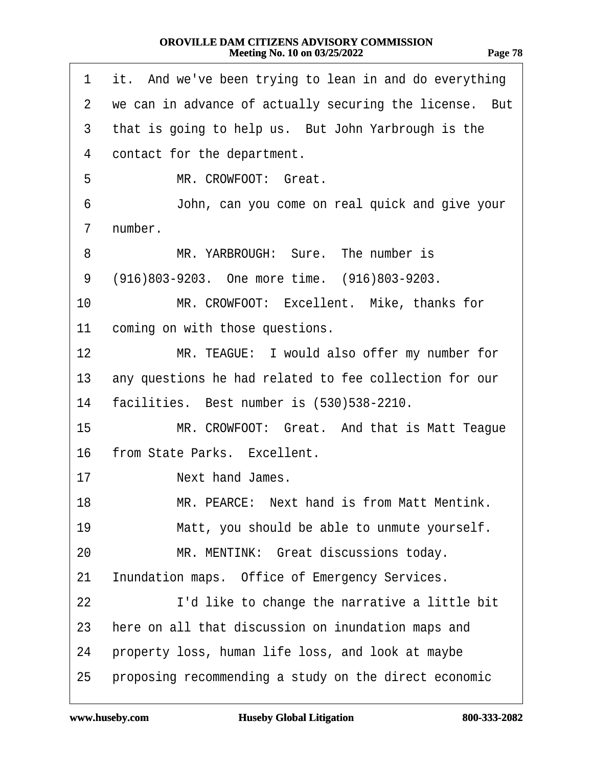1 it. And we've been trying to lean in and do everything
2 we can in advance of actually securing the license. But
3 that is going to help us. But John Yarbrough is the
4 contact for the department.
5 MR. CROWFOOT: Great.
6 John, can you come on real quick and give your
7 number.
8 MR. YARBROUGH: Sure. The number is
9 (916)803-9203. One more time. (916)803-9203.
10 MR. CROWFOOT: Excellent. Mike, thanks for
11 coming on with those questions.
12 MR. TEAGUE: I would also offer my number for
13 any questions he had related to fee collection for our
14 facilities. Best number is (530)538-2210.
15 MR. CROWFOOT: Great. And that is Matt Teague
16 from State Parks. Excellent.
17 Next hand James.
18 MR. PEARCE: Next hand is from Matt Mentink.
19 Matt, you should be able to unmute yourself.
20 MR. MENTINK: Great discussions today.
21 Inundation maps. Office of Emergency Services.
22 I'd like to change the narrative a little bit
23 here on all that discussion on inundation maps and
24 property loss, human life loss, and look at maybe
25 proposing recommending a study on the direct economic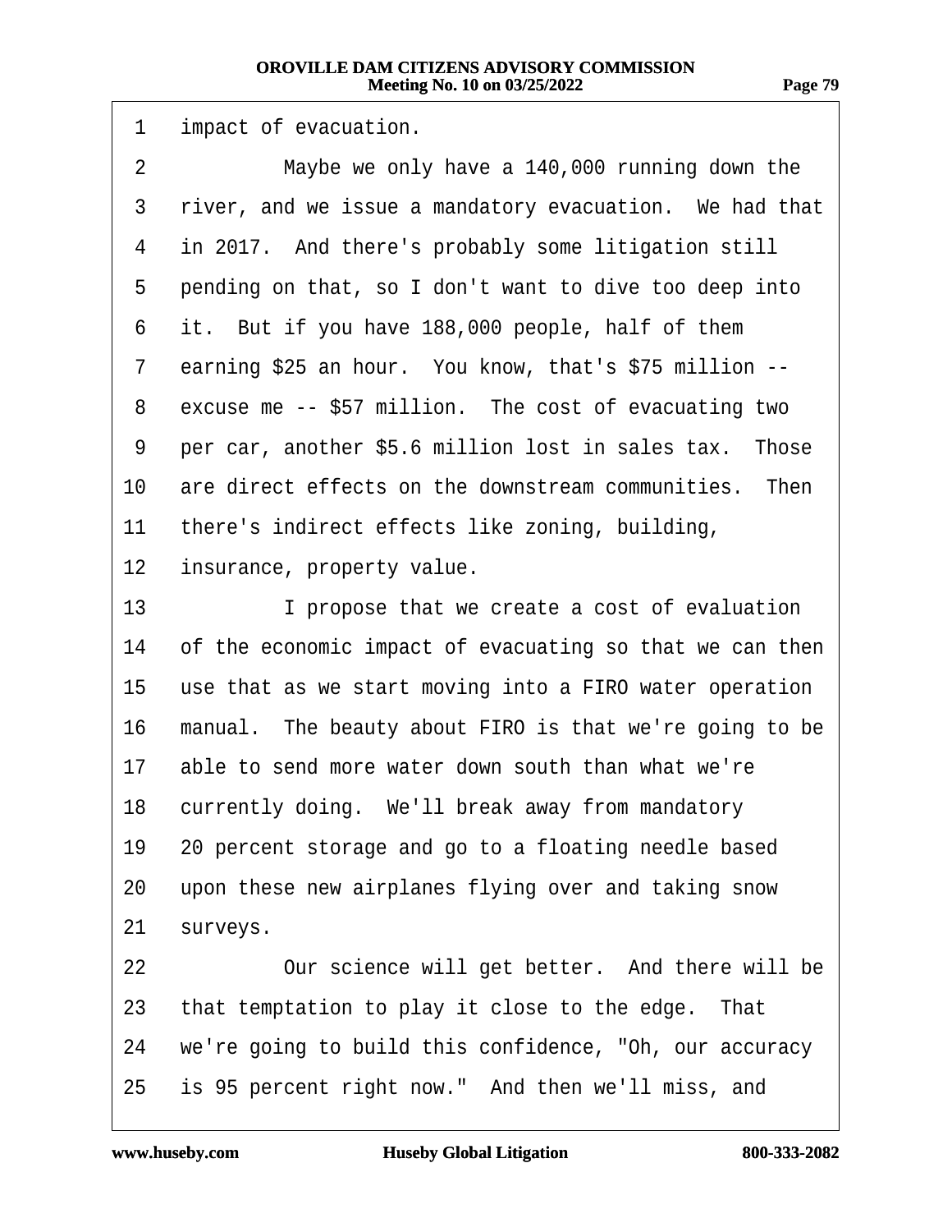impact of evacuation.

Maybe we only have a 140,000 running down the river, and we issue a mandatory evacuation. We had that in 2017. And there's probably some litigation still pending on that, so I don't want to dive too deep into it. But if you have 188,000 people, half of them earning $25 an hour. You know, that's $75 million -- excuse me -- $57 million. The cost of evacuating two per car, another $5.6 million lost in sales tax. Those are direct effects on the downstream communities. Then there's indirect effects like zoning, building, insurance, property value.

I propose that we create a cost of evaluation of the economic impact of evacuating so that we can then use that as we start moving into a FIRO water operation manual. The beauty about FIRO is that we're going to be able to send more water down south than what we're currently doing. We'll break away from mandatory 20 percent storage and go to a floating needle based upon these new airplanes flying over and taking snow surveys.

Our science will get better. And there will be that temptation to play it close to the edge. That we're going to build this confidence, "Oh, our accuracy is 95 percent right now." And then we'll miss, and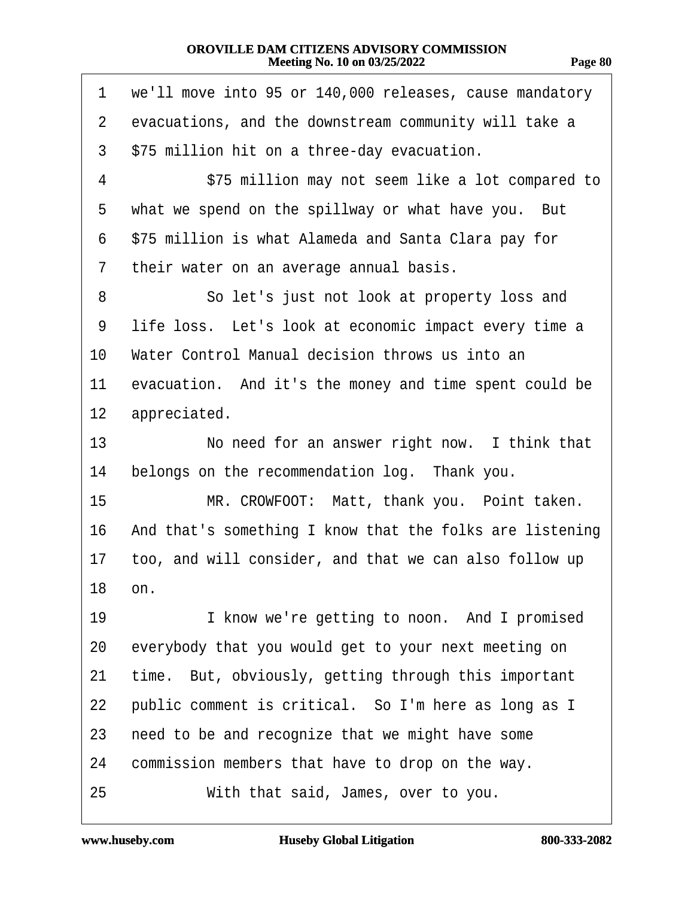1 we'll move into 95 or 140,000 releases, cause mandatory
2 evacuations, and the downstream community will take a
3 $75 million hit on a three-day evacuation.
4 $75 million may not seem like a lot compared to
5 what we spend on the spillway or what have you. But
6 $75 million is what Alameda and Santa Clara pay for
7 their water on an average annual basis.
8 So let's just not look at property loss and
9 life loss. Let's look at economic impact every time a
10 Water Control Manual decision throws us into an
11 evacuation. And it's the money and time spent could be
12 appreciated.
13 No need for an answer right now. I think that
14 belongs on the recommendation log. Thank you.
15 MR. CROWFOOT: Matt, thank you. Point taken.
16 And that's something I know that the folks are listening
17 too, and will consider, and that we can also follow up
18 on.
19 I know we're getting to noon. And I promised
20 everybody that you would get to your next meeting on
21 time. But, obviously, getting through this important
22 public comment is critical. So I'm here as long as I
23 need to be and recognize that we might have some
24 commission members that have to drop on the way.
25 With that said, James, over to you.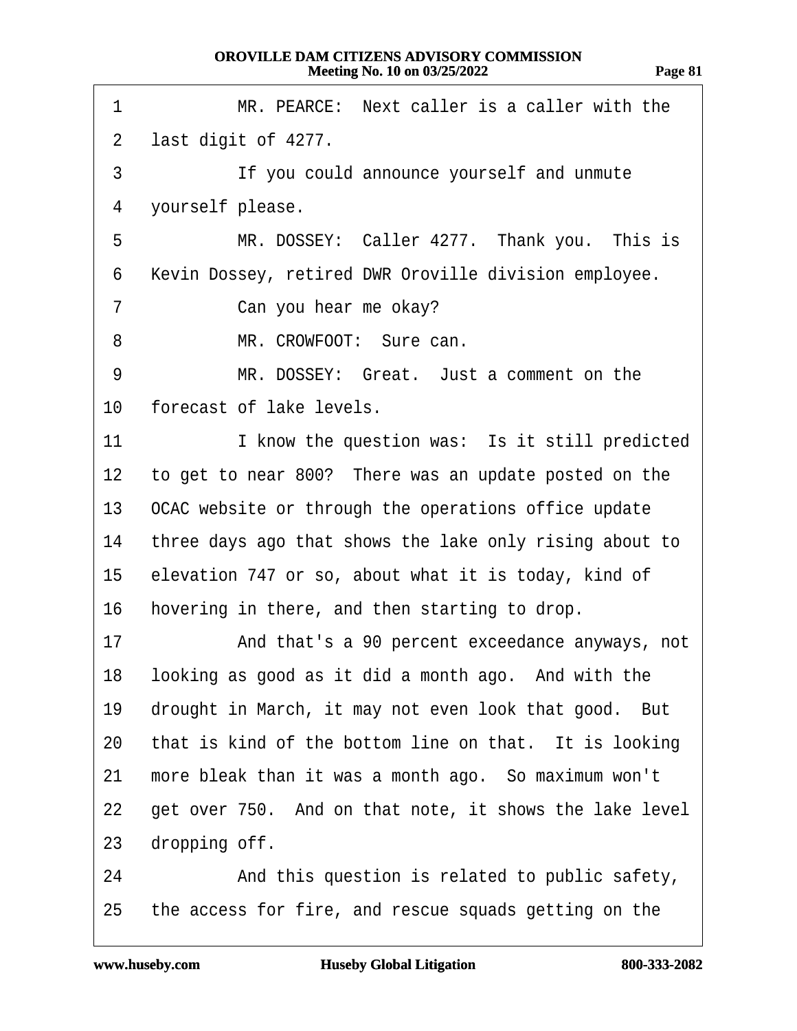MR. PEARCE: Next caller is a caller with the last digit of 4277.

If you could announce yourself and unmute yourself please.

MR. DOSSEY: Caller 4277. Thank you. This is Kevin Dossey, retired DWR Oroville division employee.

Can you hear me okay?

MR. CROWFOOT: Sure can.

MR. DOSSEY: Great. Just a comment on the forecast of lake levels.

I know the question was: Is it still predicted to get to near 800? There was an update posted on the OCAC website or through the operations office update three days ago that shows the lake only rising about to elevation 747 or so, about what it is today, kind of hovering in there, and then starting to drop.

And that's a 90 percent exceedance anyways, not looking as good as it did a month ago. And with the drought in March, it may not even look that good. But that is kind of the bottom line on that. It is looking more bleak than it was a month ago. So maximum won't get over 750. And on that note, it shows the lake level dropping off.

And this question is related to public safety, the access for fire, and rescue squads getting on the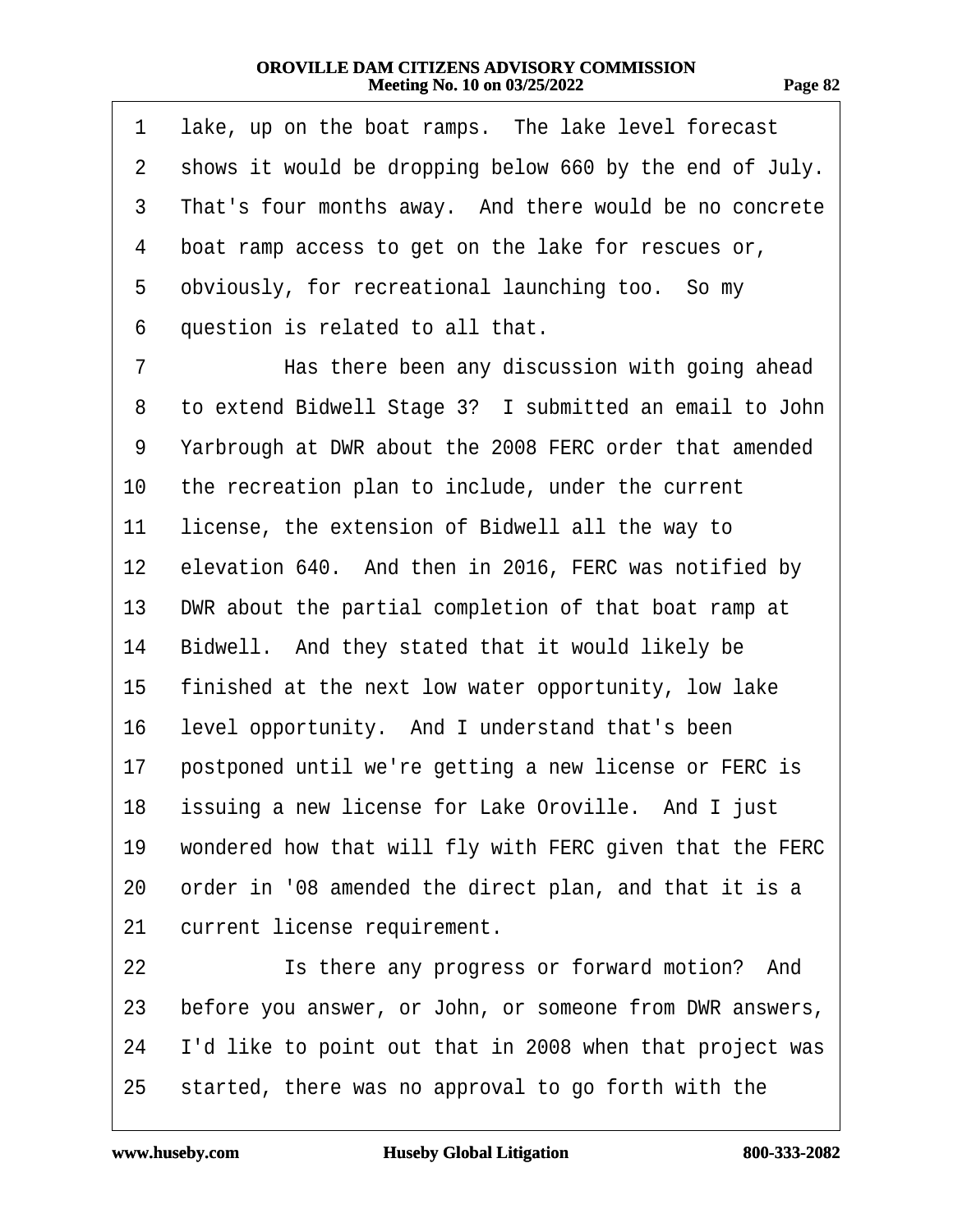1 lake, up on the boat ramps. The lake level forecast
2 shows it would be dropping below 660 by the end of July.
3 That's four months away. And there would be no concrete
4 boat ramp access to get on the lake for rescues or,
5 obviously, for recreational launching too. So my
6 question is related to all that.
7 Has there been any discussion with going ahead
8 to extend Bidwell Stage 3? I submitted an email to John
9 Yarbrough at DWR about the 2008 FERC order that amended
10 the recreation plan to include, under the current
11 license, the extension of Bidwell all the way to
12 elevation 640. And then in 2016, FERC was notified by
13 DWR about the partial completion of that boat ramp at
14 Bidwell. And they stated that it would likely be
15 finished at the next low water opportunity, low lake
16 level opportunity. And I understand that's been
17 postponed until we're getting a new license or FERC is
18 issuing a new license for Lake Oroville. And I just
19 wondered how that will fly with FERC given that the FERC
20 order in '08 amended the direct plan, and that it is a
21 current license requirement.
22 Is there any progress or forward motion? And
23 before you answer, or John, or someone from DWR answers,
24 I'd like to point out that in 2008 when that project was
25 started, there was no approval to go forth with the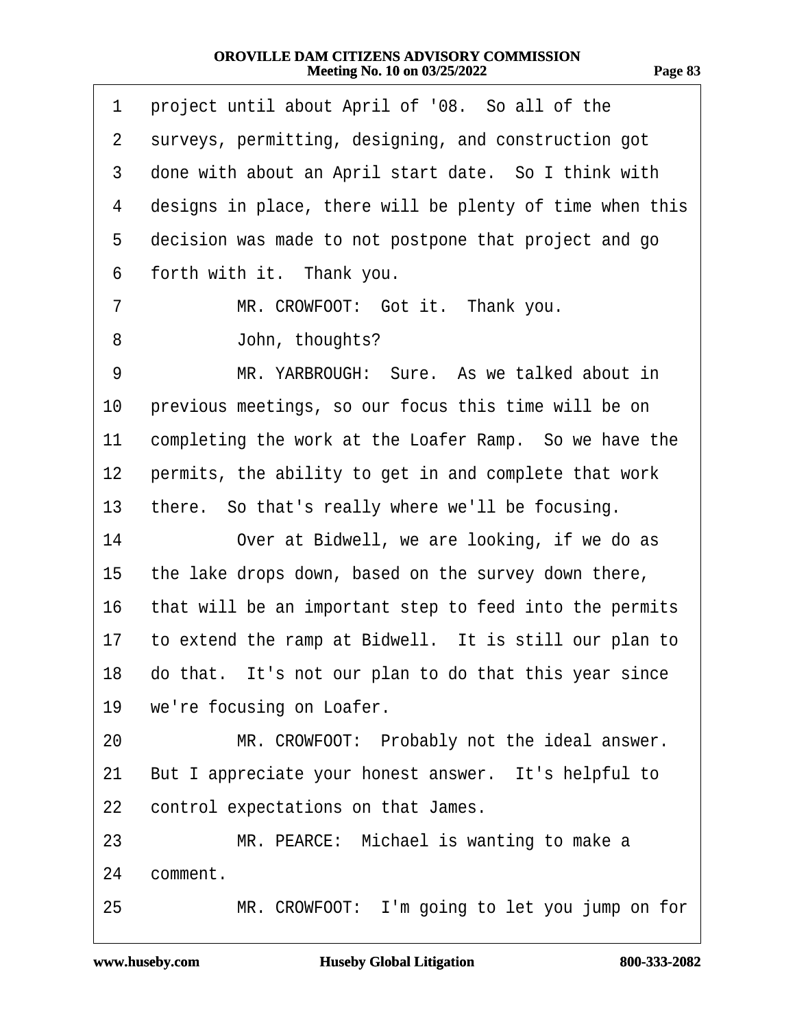1 project until about April of '08. So all of the
2 surveys, permitting, designing, and construction got
3 done with about an April start date. So I think with
4 designs in place, there will be plenty of time when this
5 decision was made to not postpone that project and go
6 forth with it. Thank you.

7 MR. CROWFOOT: Got it. Thank you.

8 John, thoughts?

9 MR. YARBROUGH: Sure. As we talked about in
10 previous meetings, so our focus this time will be on
11 completing the work at the Loafer Ramp. So we have the
12 permits, the ability to get in and complete that work
13 there. So that's really where we'll be focusing.

14 Over at Bidwell, we are looking, if we do as
15 the lake drops down, based on the survey down there,
16 that will be an important step to feed into the permits
17 to extend the ramp at Bidwell. It is still our plan to
18 do that. It's not our plan to do that this year since
19 we're focusing on Loafer.

20 MR. CROWFOOT: Probably not the ideal answer.
21 But I appreciate your honest answer. It's helpful to
22 control expectations on that James.

23 MR. PEARCE: Michael is wanting to make a
24 comment.

25 MR. CROWFOOT: I'm going to let you jump on for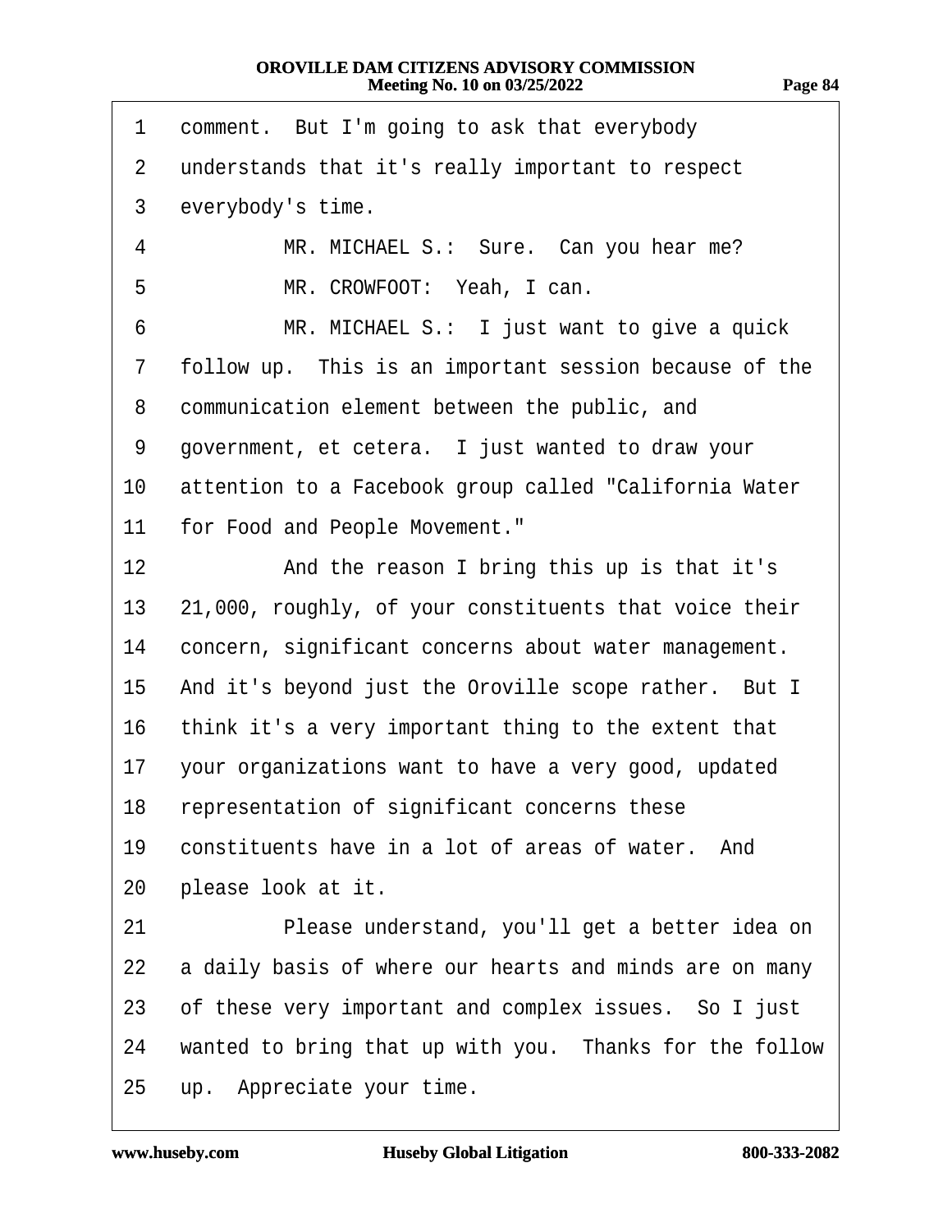1 comment. But I'm going to ask that everybody
2 understands that it's really important to respect
3 everybody's time.
4 MR. MICHAEL S.: Sure. Can you hear me?
5 MR. CROWFOOT: Yeah, I can.
6 MR. MICHAEL S.: I just want to give a quick
7 follow up. This is an important session because of the
8 communication element between the public, and
9 government, et cetera. I just wanted to draw your
10 attention to a Facebook group called "California Water
11 for Food and People Movement."
12 And the reason I bring this up is that it's
13 21,000, roughly, of your constituents that voice their
14 concern, significant concerns about water management.
15 And it's beyond just the Oroville scope rather. But I
16 think it's a very important thing to the extent that
17 your organizations want to have a very good, updated
18 representation of significant concerns these
19 constituents have in a lot of areas of water. And
20 please look at it.
21 Please understand, you'll get a better idea on
22 a daily basis of where our hearts and minds are on many
23 of these very important and complex issues. So I just
24 wanted to bring that up with you. Thanks for the follow
25 up. Appreciate your time.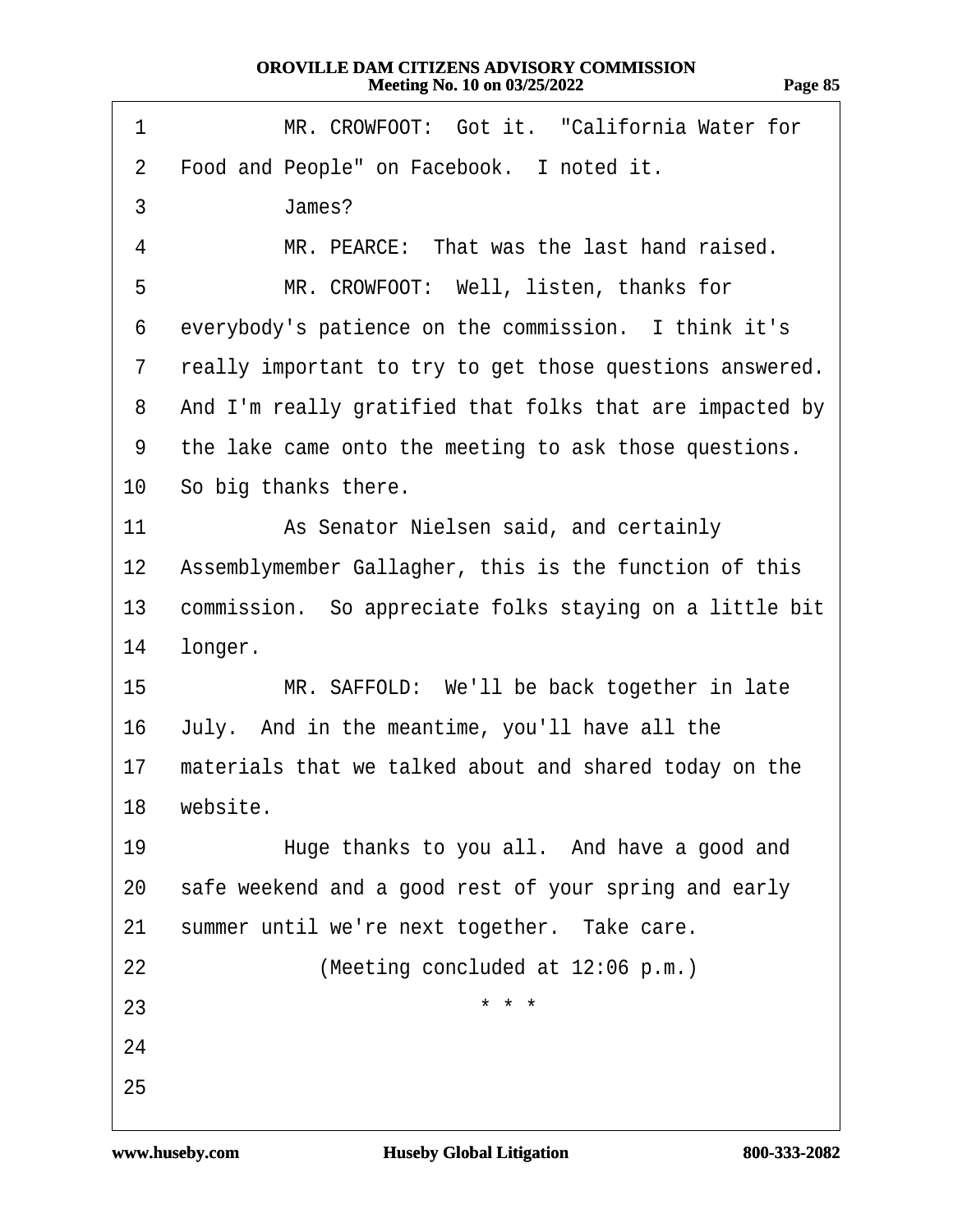1 MR. CROWFOOT: Got it. "California Water for
2 Food and People" on Facebook. I noted it.
3 James?
4 MR. PEARCE: That was the last hand raised.
5 MR. CROWFOOT: Well, listen, thanks for
6 everybody's patience on the commission. I think it's
7 really important to try to get those questions answered.
8 And I'm really gratified that folks that are impacted by
9 the lake came onto the meeting to ask those questions.
10 So big thanks there.
11 As Senator Nielsen said, and certainly
12 Assemblymember Gallagher, this is the function of this
13 commission. So appreciate folks staying on a little bit
14 longer.
15 MR. SAFFOLD: We'll be back together in late
16 July. And in the meantime, you'll have all the
17 materials that we talked about and shared today on the
18 website.
19 Huge thanks to you all. And have a good and
20 safe weekend and a good rest of your spring and early
21 summer until we're next together. Take care.
22 (Meeting concluded at 12:06 p.m.)
23 * * *
24
25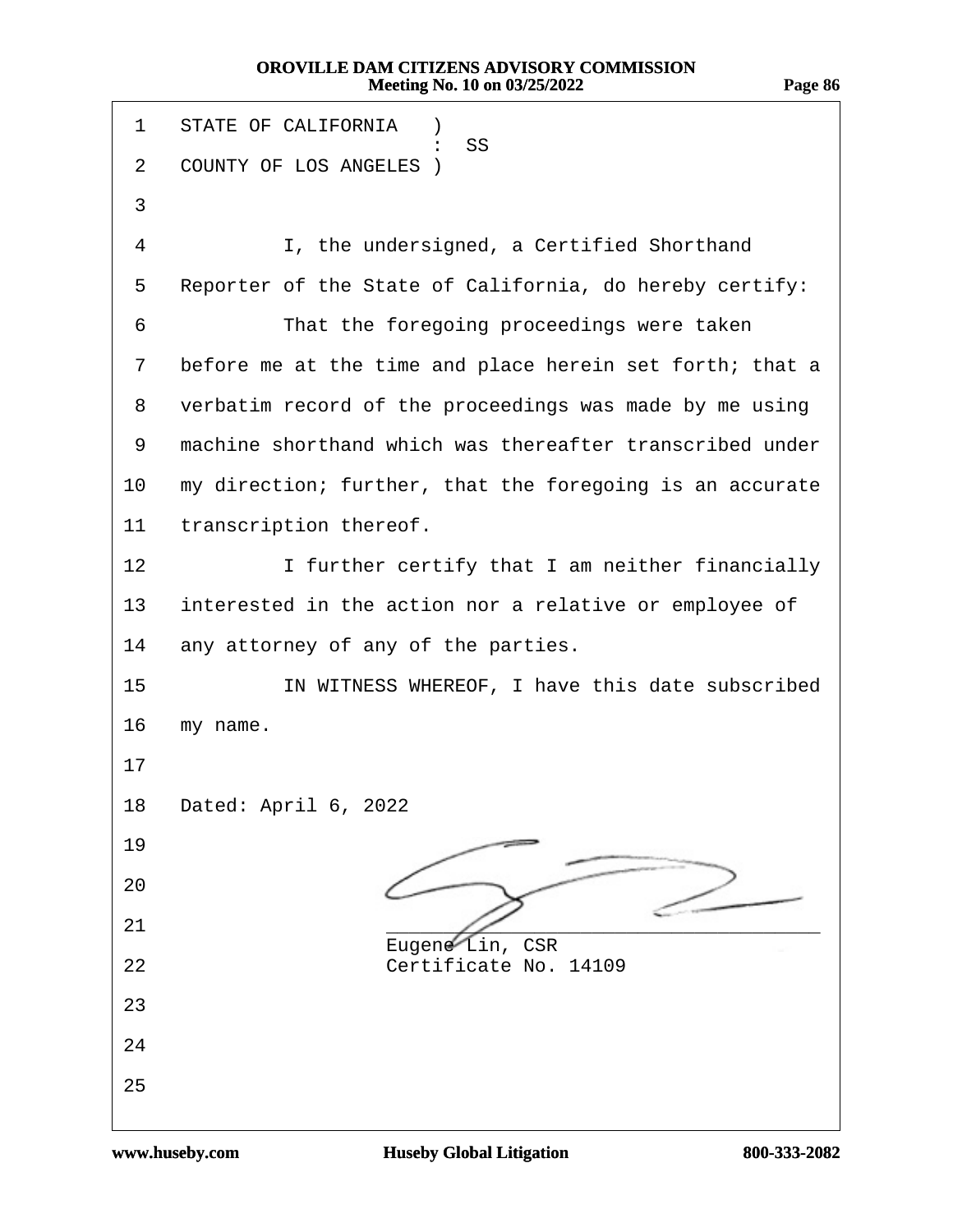STATE OF CALIFORNIA )
: SS
COUNTY OF LOS ANGELES )

I, the undersigned, a Certified Shorthand Reporter of the State of California, do hereby certify:

That the foregoing proceedings were taken before me at the time and place herein set forth; that a verbatim record of the proceedings was made by me using machine shorthand which was thereafter transcribed under my direction; further, that the foregoing is an accurate transcription thereof.

I further certify that I am neither financially interested in the action nor a relative or employee of any attorney of any of the parties.

IN WITNESS WHEREOF, I have this date subscribed my name.

Dated: April 6, 2022

Eugene Lin, CSR
Certificate No. 14109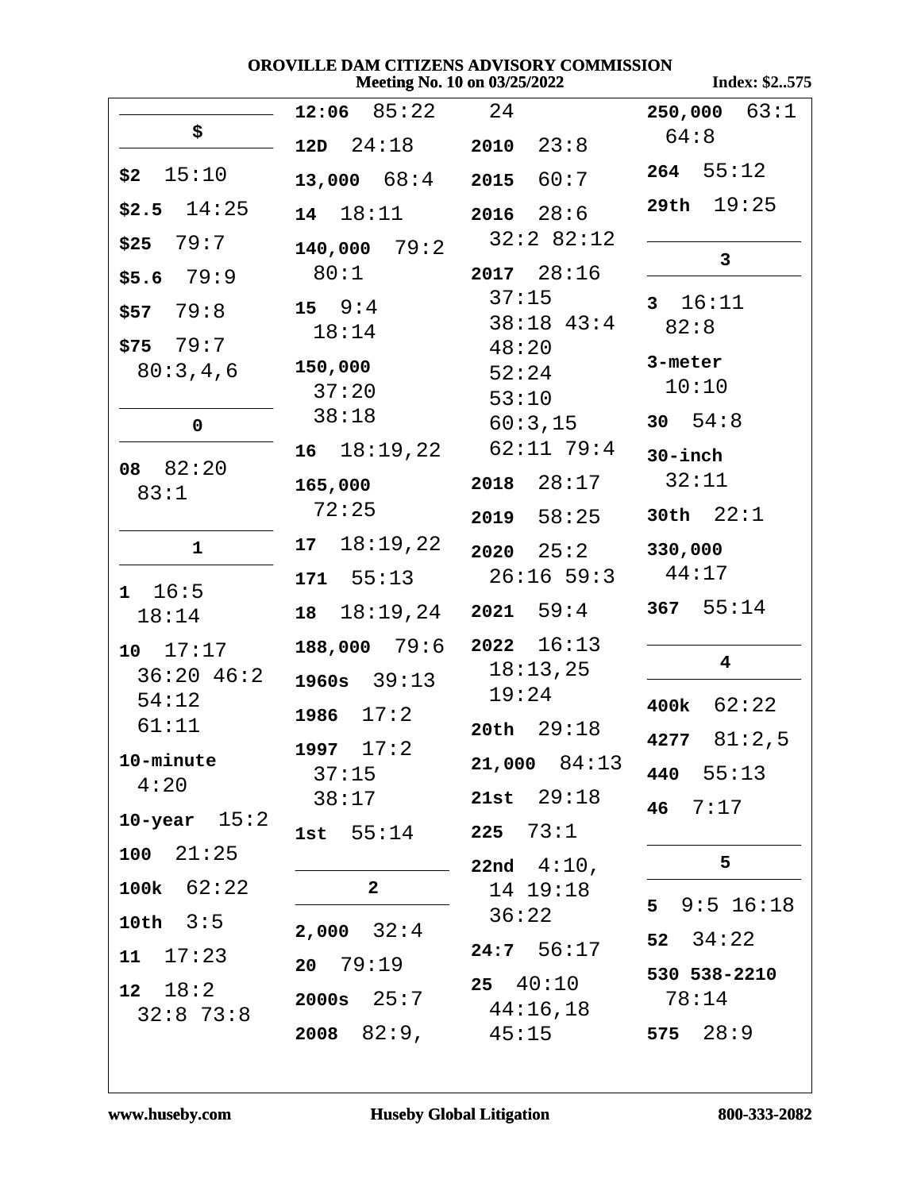## $

**$2** 15:10

**$2.5** 14:25

**$25** 79:7

**$5.6** 79:9

**$57** 79:8

**$75** 79:7 80:3,4,6

## 0

**08** 82:20 83:1

## 1

**1** 16:5 18:14

**10** 17:17 36:20 46:2 54:12 61:11

**10-minute** 4:20

**10-year** 15:2

**100** 21:25

**100k** 62:22

**10th** 3:5

**11** 17:23

**12** 18:2 32:8 73:8

**12:06** 85:22

**12D** 24:18

**13,000** 68:4

**14** 18:11

**140,000** 79:2 80:1

**15** 9:4 18:14

**150,000** 37:20 38:18

**16** 18:19,22

**165,000** 72:25

**17** 18:19,22

**171** 55:13

**18** 18:19,24

**188,000** 79:6

**1960s** 39:13

**1986** 17:2

**1997** 17:2 37:15 38:17

**1st** 55:14

## 2

**2,000** 32:4

**20** 79:19

**2000s** 25:7

**2008** 82:9, 24

**2010** 23:8

**2015** 60:7

**2016** 28:6 32:2 82:12

**2017** 28:16 37:15 38:18 43:4 48:20 52:24 53:10 60:3,15 62:11 79:4

**2018** 28:17

**2019** 58:25

**2020** 25:2 26:16 59:3

**2021** 59:4

**2022** 16:13 18:13,25 19:24

**20th** 29:18

**21,000** 84:13

**21st** 29:18

**225** 73:1

**22nd** 4:10, 14 19:18 36:22

**24:7** 56:17

**25** 40:10 44:16,18 45:15

**250,000** 63:1 64:8

**264** 55:12

**29th** 19:25

## 3

**3** 16:11 82:8

**3-meter** 10:10

**30** 54:8

**30-inch** 32:11

**30th** 22:1

**330,000** 44:17

**367** 55:14

## 4

**400k** 62:22

**4277** 81:2,5

**440** 55:13

**46** 7:17

## 5

**5** 9:5 16:18

**52** 34:22

**530 538-2210** 78:14

**575** 28:9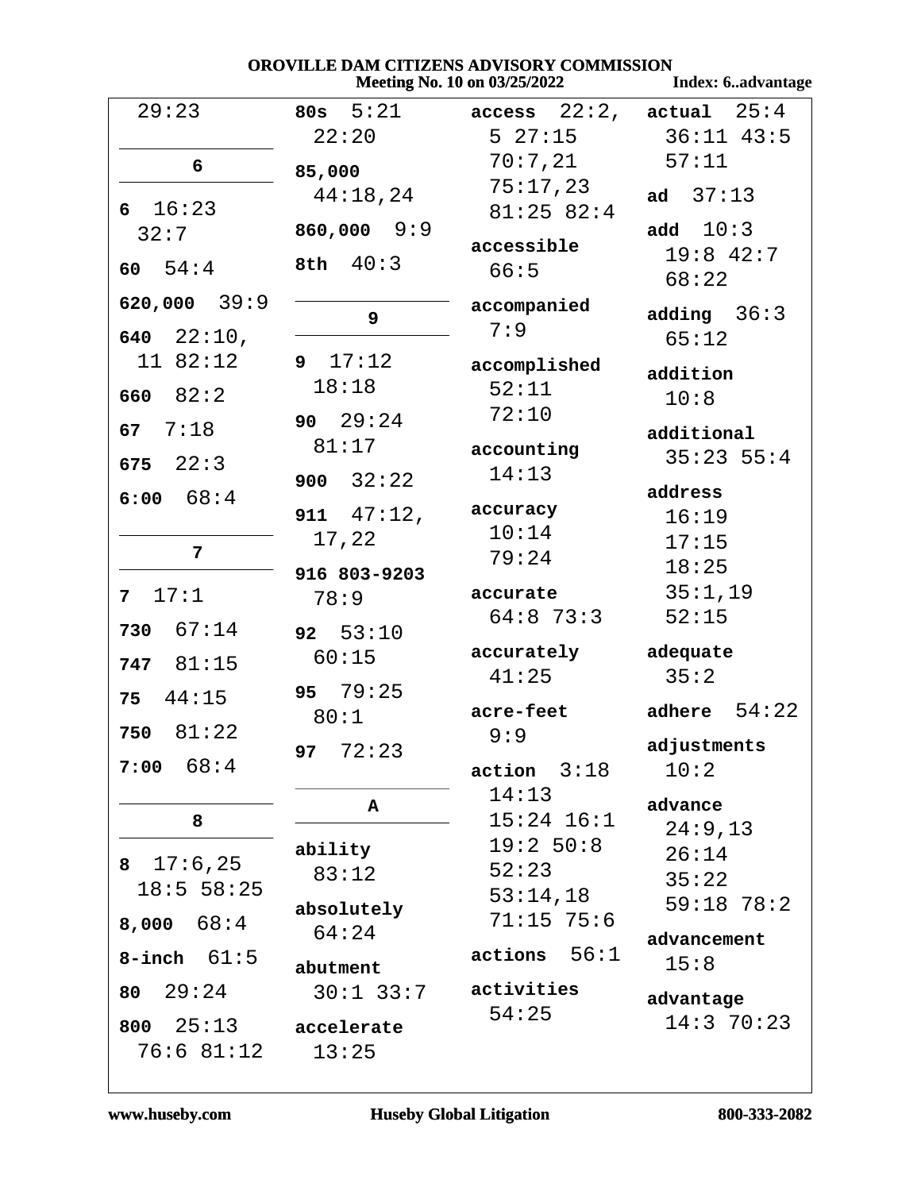# OROVILLE DAM CITIZENS ADVISORY COMMISSION

Meeting No. 10 on 03/25/2022 — Index: 6..advantage

29:23

## 6

**6** 16:23 32:7

**60** 54:4

**620,000** 39:9

**640** 22:10, 11 82:12

**660** 82:2

**67** 7:18

**675** 22:3

**6:00** 68:4

## 7

**7** 17:1

**730** 67:14

**747** 81:15

**75** 44:15

**750** 81:22

**7:00** 68:4

## 8

**8** 17:6,25 18:5 58:25

**8,000** 68:4

**8-inch** 61:5

**80** 29:24

**800** 25:13 76:6 81:12

**80s** 5:21 22:20

**85,000** 44:18,24

**860,000** 9:9

**8th** 40:3

## 9

**9** 17:12 18:18

**90** 29:24 81:17

**900** 32:22

**911** 47:12, 17,22

**916 803-9203** 78:9

**92** 53:10 60:15

**95** 79:25 80:1

**97** 72:23

## A

**ability** 83:12

**absolutely** 64:24

**abutment** 30:1 33:7

**accelerate** 13:25

**access** 22:2, 5 27:15 70:7,21 75:17,23 81:25 82:4

**accessible** 66:5

**accompanied** 7:9

**accomplished** 52:11 72:10

**accounting** 14:13

**accuracy** 10:14 79:24

**accurate** 64:8 73:3

**accurately** 41:25

**acre-feet** 9:9

**action** 3:18 14:13 15:24 16:1 19:2 50:8 52:23 53:14,18 71:15 75:6

**actions** 56:1

**activities** 54:25

**actual** 25:4 36:11 43:5 57:11

**ad** 37:13

**add** 10:3 19:8 42:7 68:22

**adding** 36:3 65:12

**addition** 10:8

**additional** 35:23 55:4

**address** 16:19 17:15 18:25 35:1,19 52:15

**adequate** 35:2

**adhere** 54:22

**adjustments** 10:2

**advance** 24:9,13 26:14 35:22 59:18 78:2

**advancement** 15:8

**advantage** 14:3 70:23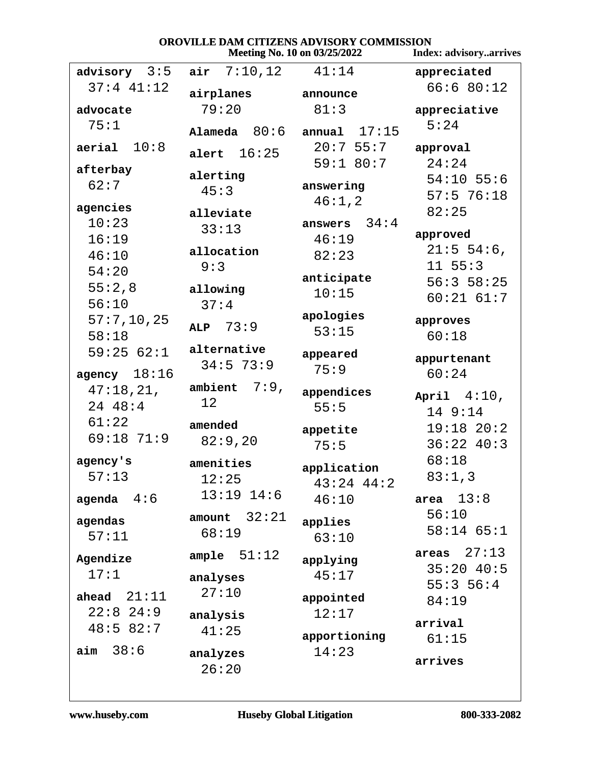**advisory** 3:5 37:4 41:12

**advocate** 75:1

**aerial** 10:8

**afterbay** 62:7

**agencies** 10:23 16:19 46:10 54:20 55:2,8 56:10 57:7,10,25 58:18 59:25 62:1

**agency** 18:16 47:18,21, 24 48:4 61:22 69:18 71:9

**agency's** 57:13

**agenda** 4:6

**agendas** 57:11

**Agendize** 17:1

**ahead** 21:11 22:8 24:9 48:5 82:7

**aim** 38:6

**air** 7:10,12

**airplanes** 79:20

**Alameda** 80:6

**alert** 16:25

**alerting** 45:3

**alleviate** 33:13

**allocation** 9:3

**allowing** 37:4

**ALP** 73:9

**alternative** 34:5 73:9

**ambient** 7:9, 12

**amended** 82:9,20

**amenities** 12:25 13:19 14:6

**amount** 32:21 68:19

**ample** 51:12

**analyses** 27:10

**analysis** 41:25

**analyzes** 26:20

41:14

**announce** 81:3

**annual** 17:15 20:7 55:7 59:1 80:7

**answering** 46:1,2

**answers** 34:4 46:19 82:23

**anticipate** 10:15

**apologies** 53:15

**appeared** 75:9

**appendices** 55:5

**appetite** 75:5

**application** 43:24 44:2 46:10

**applies** 63:10

**applying** 45:17

**appointed** 12:17

**apportioning** 14:23

**appreciated** 66:6 80:12

**appreciative** 5:24

**approval** 24:24 54:10 55:6 57:5 76:18 82:25

**approved** 21:5 54:6, 11 55:3 56:3 58:25 60:21 61:7

**approves** 60:18

**appurtenant** 60:24

**April** 4:10, 14 9:14 19:18 20:2 36:22 40:3 68:18 83:1,3

**area** 13:8 56:10 58:14 65:1

**areas** 27:13 35:20 40:5 55:3 56:4 84:19

**arrival** 61:15

**arrives**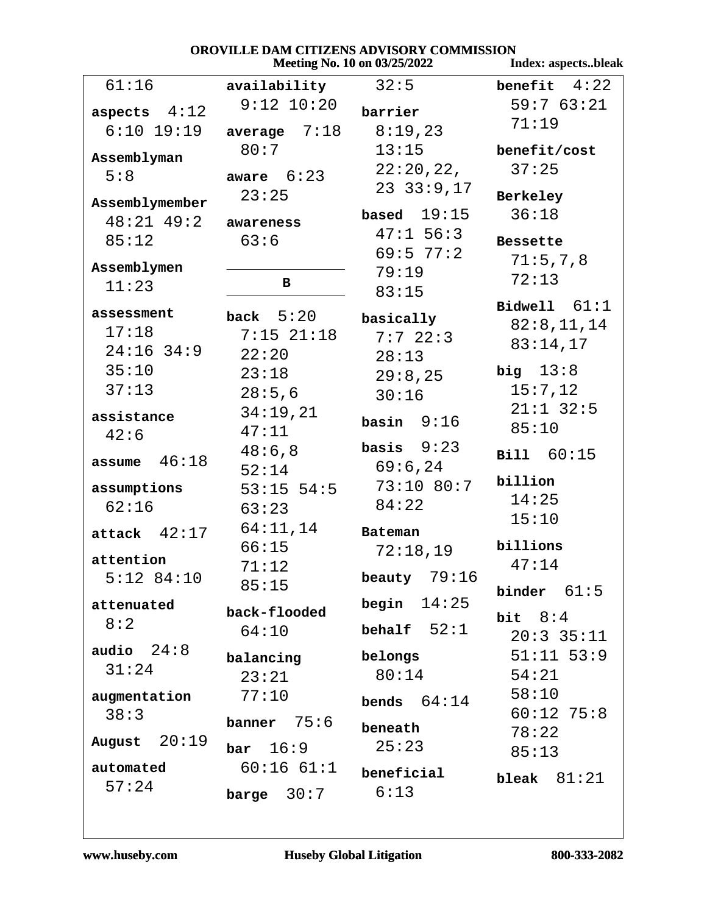**OROVILLE DAM CITIZENS ADVISORY COMMISSION**
**Meeting No. 10 on 03/25/2022** — **Index: aspects..bleak**

61:16

**aspects** 4:12 6:10 19:19

**Assemblyman** 5:8

**Assemblymember** 48:21 49:2 85:12

**Assemblymen** 11:23

**assessment** 17:18 24:16 34:9 35:10 37:13

**assistance** 42:6

**assume** 46:18

**assumptions** 62:16

**attack** 42:17

**attention** 5:12 84:10

**attenuated** 8:2

**audio** 24:8 31:24

**augmentation** 38:3

**August** 20:19

**automated** 57:24

**availability** 9:12 10:20

**average** 7:18 80:7

**aware** 6:23 23:25

**awareness** 63:6

**B**

**back** 5:20 7:15 21:18 22:20 23:18 28:5,6 34:19,21 47:11 48:6,8 52:14 53:15 54:5 63:23 64:11,14 66:15 71:12 85:15

**back-flooded** 64:10

**balancing** 23:21 77:10

**banner** 75:6

**bar** 16:9 60:16 61:1

**barge** 30:7

32:5

**barrier** 8:19,23 13:15 22:20,22, 23 33:9,17

**based** 19:15 47:1 56:3 69:5 77:2 79:19 83:15

**basically** 7:7 22:3 28:13 29:8,25 30:16

**basin** 9:16

**basis** 9:23 69:6,24 73:10 80:7 84:22

**Bateman** 72:18,19

**beauty** 79:16

**begin** 14:25

**behalf** 52:1

**belongs** 80:14

**bends** 64:14

**beneath** 25:23

**beneficial** 6:13

**benefit** 4:22 59:7 63:21 71:19

**benefit/cost** 37:25

**Berkeley** 36:18

**Bessette** 71:5,7,8 72:13

**Bidwell** 61:1 82:8,11,14 83:14,17

**big** 13:8 15:7,12 21:1 32:5 85:10

**Bill** 60:15

**billion** 14:25 15:10

**billions** 47:14

**binder** 61:5

**bit** 8:4 20:3 35:11 51:11 53:9 54:21 58:10 60:12 75:8 78:22 85:13

**bleak** 81:21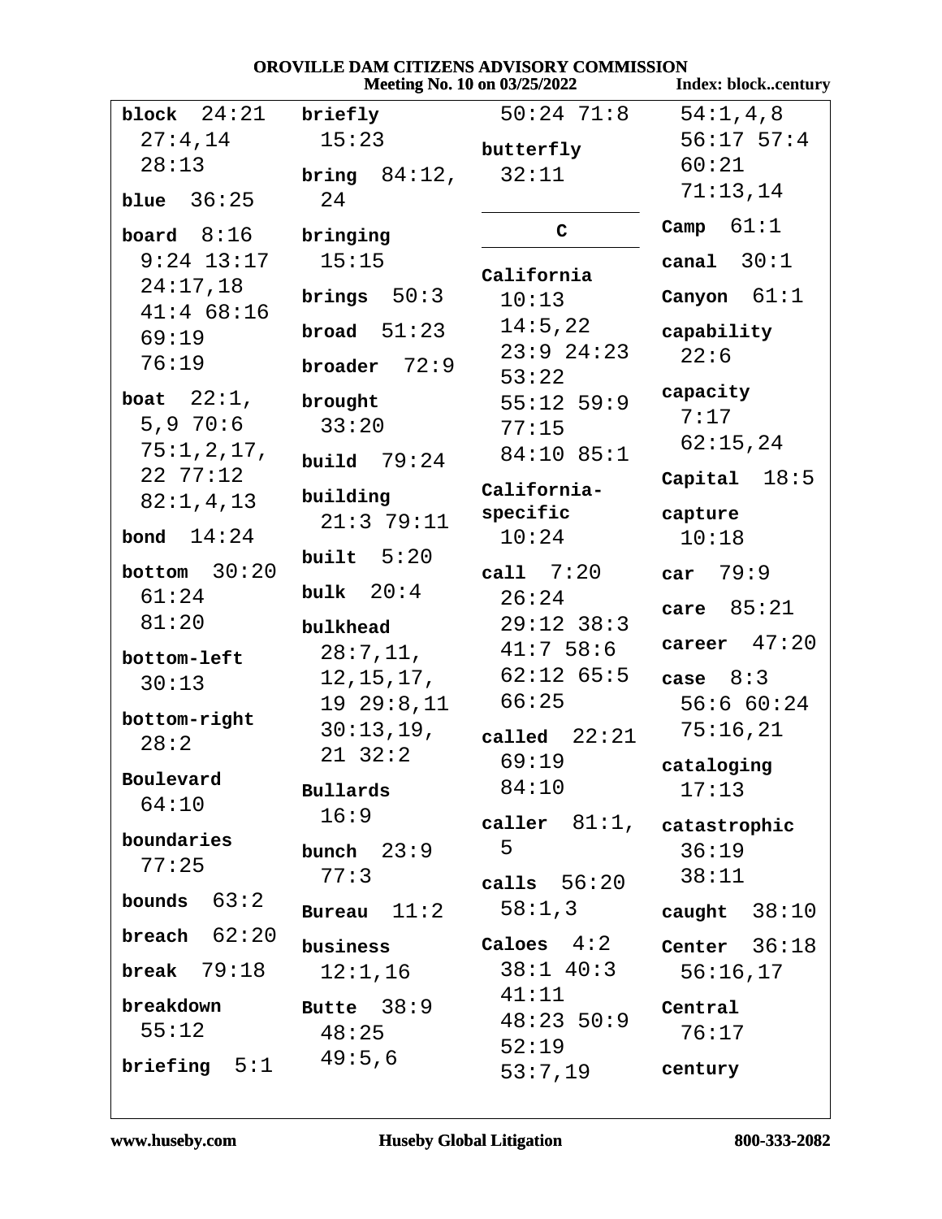**block** 24:21 27:4,14 28:13

**blue** 36:25

**board** 8:16 9:24 13:17 24:17,18 41:4 68:16 69:19 76:19

**boat** 22:1, 5,9 70:6 75:1,2,17, 22 77:12 82:1,4,13

**bond** 14:24

**bottom** 30:20 61:24 81:20

**bottom-left** 30:13

**bottom-right** 28:2

**Boulevard** 64:10

**boundaries** 77:25

**bounds** 63:2

**breach** 62:20

**break** 79:18

**breakdown** 55:12

**briefing** 5:1

**briefly** 15:23

**bring** 84:12, 24

**bringing** 15:15

**brings** 50:3

**broad** 51:23

**broader** 72:9

**brought** 33:20

**build** 79:24

**building** 21:3 79:11

**built** 5:20

**bulk** 20:4

**bulkhead** 28:7,11, 12,15,17, 19 29:8,11 30:13,19, 21 32:2

**Bullards** 16:9

**bunch** 23:9 77:3

**Bureau** 11:2

**business** 12:1,16

**Butte** 38:9 48:25 49:5,6 50:24 71:8

**butterfly** 32:11

## C

**California** 10:13 14:5,22 23:9 24:23 53:22 55:12 59:9 77:15 84:10 85:1

**California-specific** 10:24

**call** 7:20 26:24 29:12 38:3 41:7 58:6 62:12 65:5 66:25

**called** 22:21 69:19 84:10

**caller** 81:1, 5

**calls** 56:20 58:1,3

**Caloes** 4:2 38:1 40:3 41:11 48:23 50:9 52:19 53:7,19 54:1,4,8 56:17 57:4 60:21 71:13,14

**Camp** 61:1

**canal** 30:1

**Canyon** 61:1

**capability** 22:6

**capacity** 7:17 62:15,24

**Capital** 18:5

**capture** 10:18

**car** 79:9

**care** 85:21

**career** 47:20

**case** 8:3 56:6 60:24 75:16,21

**cataloging** 17:13

**catastrophic** 36:19 38:11

**caught** 38:10

**Center** 36:18 56:16,17

**Central** 76:17

**century**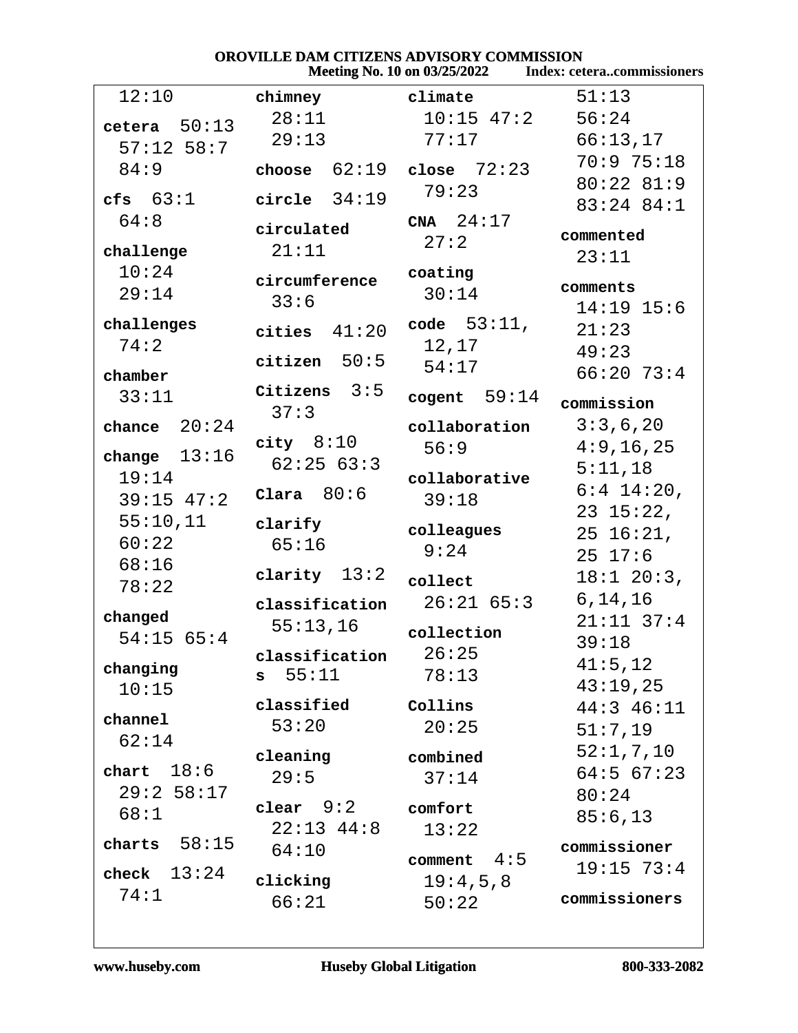# OROVILLE DAM CITIZENS ADVISORY COMMISSION

**Meeting No. 10 on 03/25/2022** **Index: cetera..commissioners**

12:10

**cetera** 50:13 57:12 58:7 84:9

**cfs** 63:1 64:8

**challenge** 10:24 29:14

**challenges** 74:2

**chamber** 33:11

**chance** 20:24

**change** 13:16 19:14 39:15 47:2 55:10,11 60:22 68:16 78:22

**changed** 54:15 65:4

**changing** 10:15

**channel** 62:14

**chart** 18:6 29:2 58:17 68:1

**charts** 58:15

**check** 13:24 74:1

**chimney** 28:11 29:13

**choose** 62:19

**circle** 34:19

**circulated** 21:11

**circumference** 33:6

**cities** 41:20

**citizen** 50:5

**Citizens** 3:5 37:3

**city** 8:10 62:25 63:3

**Clara** 80:6

**clarify** 65:16

**clarity** 13:2

**classification** 55:13,16

**classifications** 55:11

**classified** 53:20

**cleaning** 29:5

**clear** 9:2 22:13 44:8 64:10

**clicking** 66:21

**climate** 10:15 47:2 77:17

**close** 72:23 79:23

**CNA** 24:17 27:2

**coating** 30:14

**code** 53:11, 12,17 54:17

**cogent** 59:14

**collaboration** 56:9

**collaborative** 39:18

**colleagues** 9:24

**collect** 26:21 65:3

**collection** 26:25 78:13

**Collins** 20:25

**combined** 37:14

**comfort** 13:22

**comment** 4:5 19:4,5,8 50:22

51:13 56:24 66:13,17 70:9 75:18 80:22 81:9 83:24 84:1

**commented** 23:11

**comments** 14:19 15:6 21:23 49:23 66:20 73:4

**commission** 3:3,6,20 4:9,16,25 5:11,18 6:4 14:20, 23 15:22, 25 16:21, 25 17:6 18:1 20:3, 6,14,16 21:11 37:4 39:18 41:5,12 43:19,25 44:3 46:11 51:7,19 52:1,7,10 64:5 67:23 80:24 85:6,13

**commissioner** 19:15 73:4

**commissioners**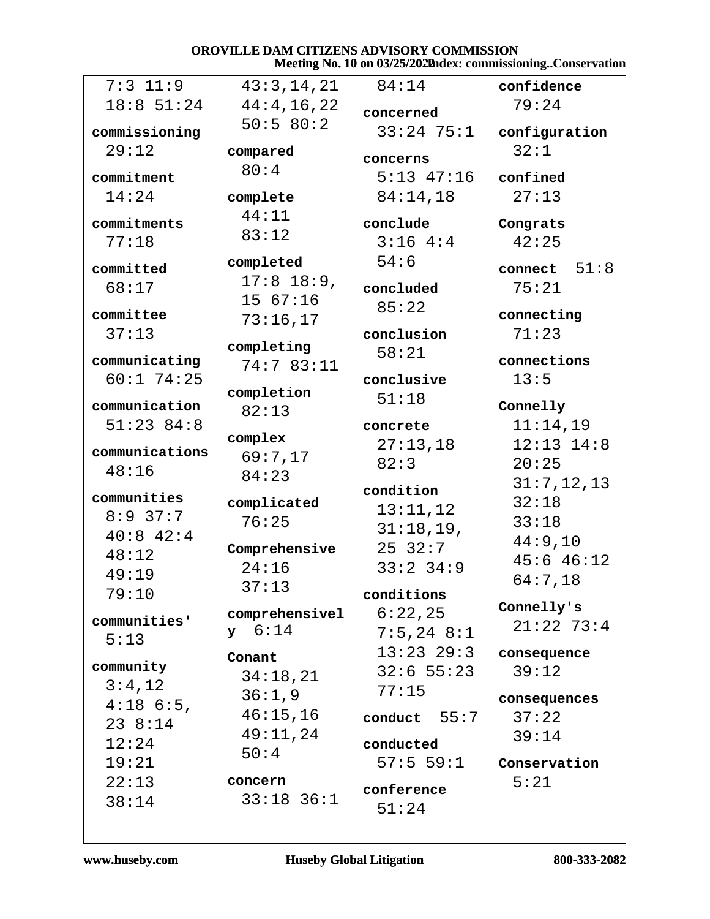7:3 11:9 18:8 51:24

**commissioning**
29:12

**commitment**
14:24

**commitments**
77:18

**committed**
68:17

**committee**
37:13

**communicating**
60:1 74:25

**communication**
51:23 84:8

**communications**
48:16

**communities**
8:9 37:7 40:8 42:4 48:12 49:19 79:10

**communities'**
5:13

**community**
3:4,12 4:18 6:5, 23 8:14 12:24 19:21 22:13 38:14

43:3,14,21 44:4,16,22 50:5 80:2

**compared**
80:4

**complete**
44:11 83:12

**completed**
17:8 18:9, 15 67:16 73:16,17

**completing**
74:7 83:11

**completion**
82:13

**complex**
69:7,17 84:23

**complicated**
76:25

**Comprehensive**
24:16 37:13

**comprehensively** 6:14

**Conant**
34:18,21 36:1,9 46:15,16 49:11,24 50:4

**concern**
33:18 36:1

84:14

**concerned**
33:24 75:1

**concerns**
5:13 47:16 84:14,18

**conclude**
3:16 4:4 54:6

**concluded**
85:22

**conclusion**
58:21

**conclusive**
51:18

**concrete**
27:13,18 82:3

**condition**
13:11,12 31:18,19, 25 32:7 33:2 34:9

**conditions**
6:22,25 7:5,24 8:1 13:23 29:3 32:6 55:23 77:15

**conduct** 55:7

**conducted**
57:5 59:1

**conference**
51:24

**confidence**
79:24

**configuration**
32:1

**confined**
27:13

**Congrats**
42:25

**connect** 51:8 75:21

**connecting**
71:23

**connections**
13:5

**Connelly**
11:14,19 12:13 14:8 20:25 31:7,12,13 32:18 33:18 44:9,10 45:6 46:12 64:7,18

**Connelly's**
21:22 73:4

**consequence**
39:12

**consequences**
37:22 39:14

**Conservation**
5:21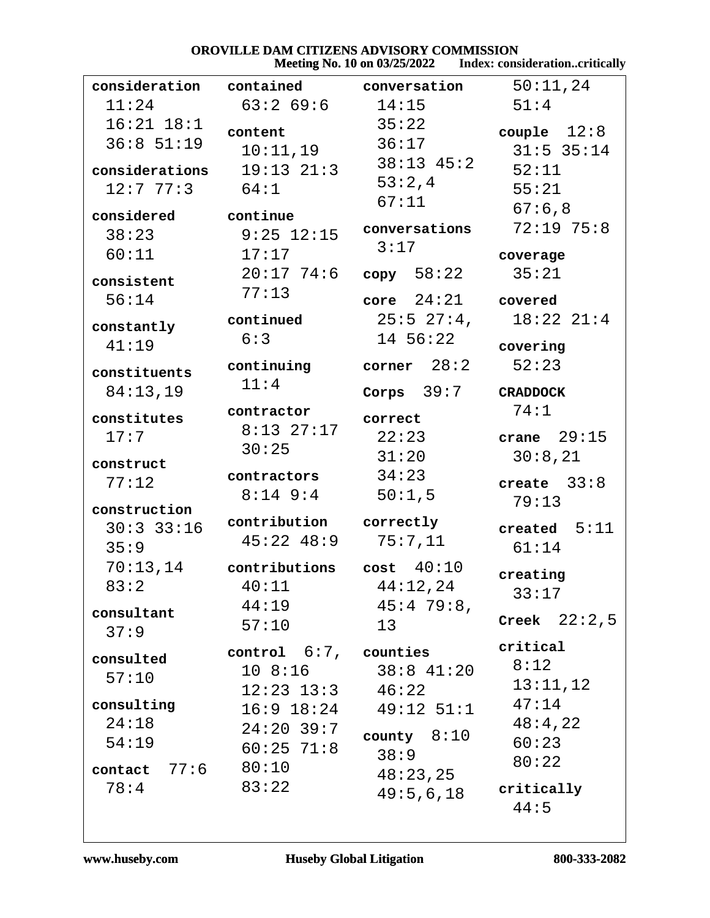**consideration** 11:24 16:21 18:1 36:8 51:19

**considerations** 12:7 77:3

**considered** 38:23 60:11

**consistent** 56:14

**constantly** 41:19

**constituents** 84:13,19

**constitutes** 17:7

**construct** 77:12

**construction** 30:3 33:16 35:9 70:13,14 83:2

**consultant** 37:9

**consulted** 57:10

**consulting** 24:18 54:19

**contact** 77:6 78:4

**contained** 63:2 69:6

**content** 10:11,19 19:13 21:3 64:1

**continue** 9:25 12:15 17:17 20:17 74:6 77:13

**continued** 6:3

**continuing** 11:4

**contractor** 8:13 27:17 30:25

**contractors** 8:14 9:4

**contribution** 45:22 48:9

**contributions** 40:11 44:19 57:10

**control** 6:7, 10 8:16 12:23 13:3 16:9 18:24 24:20 39:7 60:25 71:8 80:10 83:22

**conversation** 14:15 35:22 36:17 38:13 45:2 53:2,4 67:11

**conversations** 3:17

**copy** 58:22

**core** 24:21 25:5 27:4, 14 56:22

**corner** 28:2

**Corps** 39:7

**correct** 22:23 31:20 34:23 50:1,5

**correctly** 75:7,11

**cost** 40:10 44:12,24 45:4 79:8, 13

**counties** 38:8 41:20 46:22 49:12 51:1

**county** 8:10 38:9 48:23,25 49:5,6,18 50:11,24 51:4

**couple** 12:8 31:5 35:14 52:11 55:21 67:6,8 72:19 75:8

**coverage** 35:21

**covered** 18:22 21:4

**covering** 52:23

**CRADDOCK** 74:1

**crane** 29:15 30:8,21

**create** 33:8 79:13

**created** 5:11 61:14

**creating** 33:17

**Creek** 22:2,5

**critical** 8:12 13:11,12 47:14 48:4,22 60:23 80:22

**critically** 44:5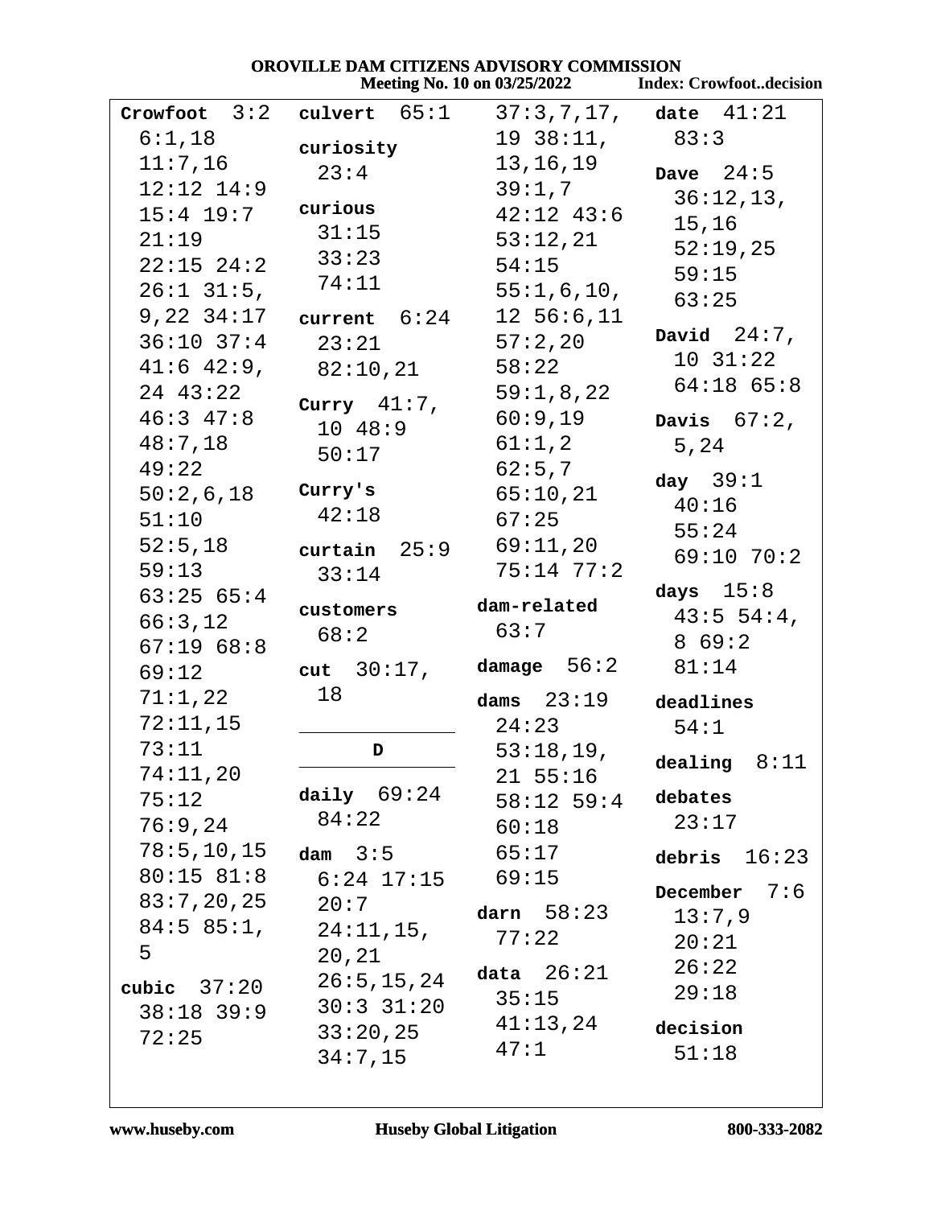**Crowfoot** 3:2 6:1,18 11:7,16 12:12 14:9 15:4 19:7 21:19 22:15 24:2 26:1 31:5, 9,22 34:17 36:10 37:4 41:6 42:9, 24 43:22 46:3 47:8 48:7,18 49:22 50:2,6,18 51:10 52:5,18 59:13 63:25 65:4 66:3,12 67:19 68:8 69:12 71:1,22 72:11,15 73:11 74:11,20 75:12 76:9,24 78:5,10,15 80:15 81:8 83:7,20,25 84:5 85:1, 5

**cubic** 37:20 38:18 39:9 72:25

**culvert** 65:1

**curiosity** 23:4

**curious** 31:15 33:23 74:11

**current** 6:24 23:21 82:10,21

**Curry** 41:7, 10 48:9 50:17

**Curry's** 42:18

**curtain** 25:9 33:14

**customers** 68:2

**cut** 30:17, 18

**D**

**daily** 69:24 84:22

**dam** 3:5 6:24 17:15 20:7 24:11,15, 20,21 26:5,15,24 30:3 31:20 33:20,25 34:7,15 37:3,7,17, 19 38:11, 13,16,19 39:1,7 42:12 43:6 53:12,21 54:15 55:1,6,10, 12 56:6,11 57:2,20 58:22 59:1,8,22 60:9,19 61:1,2 62:5,7 65:10,21 67:25 69:11,20 75:14 77:2

**dam-related** 63:7

**damage** 56:2

**dams** 23:19 24:23 53:18,19, 21 55:16 58:12 59:4 60:18 65:17 69:15

**darn** 58:23 77:22

**data** 26:21 35:15 41:13,24 47:1

**date** 41:21 83:3

**Dave** 24:5 36:12,13, 15,16 52:19,25 59:15 63:25

**David** 24:7, 10 31:22 64:18 65:8

**Davis** 67:2, 5,24

**day** 39:1 40:16 55:24 69:10 70:2

**days** 15:8 43:5 54:4, 8 69:2 81:14

**deadlines** 54:1

**dealing** 8:11

**debates** 23:17

**debris** 16:23

**December** 7:6 13:7,9 20:21 26:22 29:18

**decision** 51:18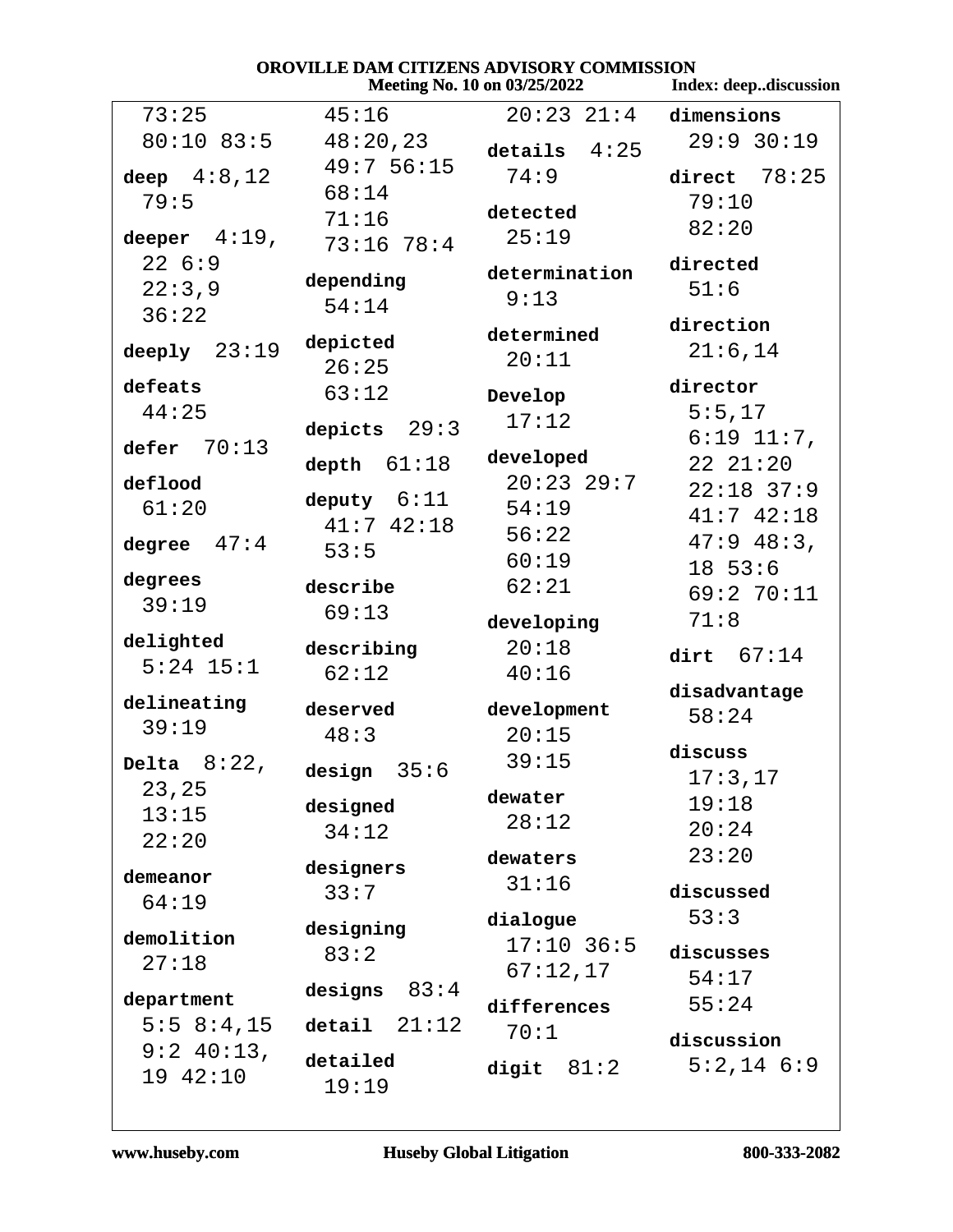73:25
80:10 83:5

**deep** 4:8,12
79:5

**deeper** 4:19,
22 6:9
22:3,9
36:22

**deeply** 23:19

**defeats**
44:25

**defer** 70:13

**deflood**
61:20

**degree** 47:4

**degrees**
39:19

**delighted**
5:24 15:1

**delineating**
39:19

**Delta** 8:22,
23,25
13:15
22:20

**demeanor**
64:19

**demolition**
27:18

**department**
5:5 8:4,15
9:2 40:13,
19 42:10
45:16
48:20,23
49:7 56:15
68:14
71:16
73:16 78:4

**depending**
54:14

**depicted**
26:25
63:12

**depicts** 29:3

**depth** 61:18

**deputy** 6:11
41:7 42:18
53:5

**describe**
69:13

**describing**
62:12

**deserved**
48:3

**design** 35:6

**designed**
34:12

**designers**
33:7

**designing**
83:2

**designs** 83:4

**detail** 21:12

**detailed**
19:19
20:23 21:4

**details** 4:25
74:9

**detected**
25:19

**determination**
9:13

**determined**
20:11

**Develop**
17:12

**developed**
20:23 29:7
54:19
56:22
60:19
62:21

**developing**
20:18
40:16

**development**
20:15
39:15

**dewater**
28:12

**dewaters**
31:16

**dialogue**
17:10 36:5
67:12,17

**differences**
70:1

**digit** 81:2

**dimensions**
29:9 30:19

**direct** 78:25
79:10
82:20

**directed**
51:6

**direction**
21:6,14

**director**
5:5,17
6:19 11:7,
22 21:20
22:18 37:9
41:7 42:18
47:9 48:3,
18 53:6
69:2 70:11
71:8

**dirt** 67:14

**disadvantage**
58:24

**discuss**
17:3,17
19:18
20:24
23:20

**discussed**
53:3

**discusses**
54:17
55:24

**discussion**
5:2,14 6:9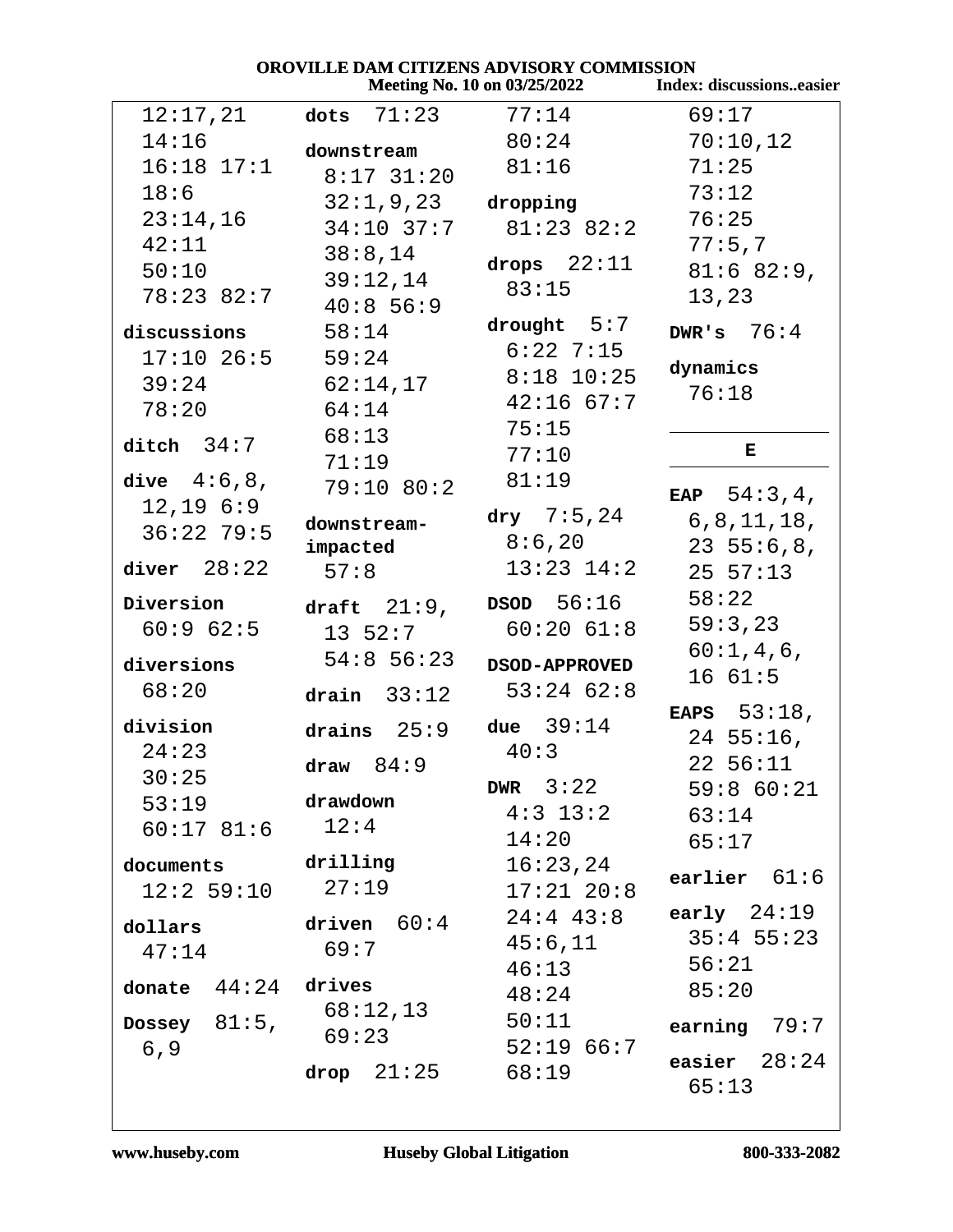12:17,21 14:16 16:18 17:1 18:6 23:14,16 42:11 50:10 78:23 82:7

**discussions** 17:10 26:5 39:24 78:20

**ditch** 34:7

**dive** 4:6,8, 12,19 6:9 36:22 79:5

**diver** 28:22

**Diversion** 60:9 62:5

**diversions** 68:20

**division** 24:23 30:25 53:19 60:17 81:6

**documents** 12:2 59:10

**dollars** 47:14

**donate** 44:24

**Dossey** 81:5, 6,9

**dots** 71:23

**downstream** 8:17 31:20 32:1,9,23 34:10 37:7 38:8,14 39:12,14 40:8 56:9 58:14 59:24 62:14,17 64:14 68:13 71:19 79:10 80:2

**downstream-impacted** 57:8

**draft** 21:9, 13 52:7 54:8 56:23

**drain** 33:12

**drains** 25:9

**draw** 84:9

**drawdown** 12:4

**drilling** 27:19

**driven** 60:4 69:7

**drives** 68:12,13 69:23

**drop** 21:25

77:14 80:24 81:16

**dropping** 81:23 82:2

**drops** 22:11 83:15

**drought** 5:7 6:22 7:15 8:18 10:25 42:16 67:7 75:15 77:10 81:19

**dry** 7:5,24 8:6,20 13:23 14:2

**DSOD** 56:16 60:20 61:8

**DSOD-APPROVED** 53:24 62:8

**due** 39:14 40:3

**DWR** 3:22 4:3 13:2 14:20 16:23,24 17:21 20:8 24:4 43:8 45:6,11 46:13 48:24 50:11 52:19 66:7 68:19

69:17 70:10,12 71:25 73:12 76:25 77:5,7 81:6 82:9, 13,23

**DWR's** 76:4

**dynamics** 76:18

## E

**EAP** 54:3,4, 6,8,11,18, 23 55:6,8, 25 57:13 58:22 59:3,23 60:1,4,6, 16 61:5

**EAPS** 53:18, 24 55:16, 22 56:11 59:8 60:21 63:14 65:17

**earlier** 61:6

**early** 24:19 35:4 55:23 56:21 85:20

**earning** 79:7

**easier** 28:24 65:13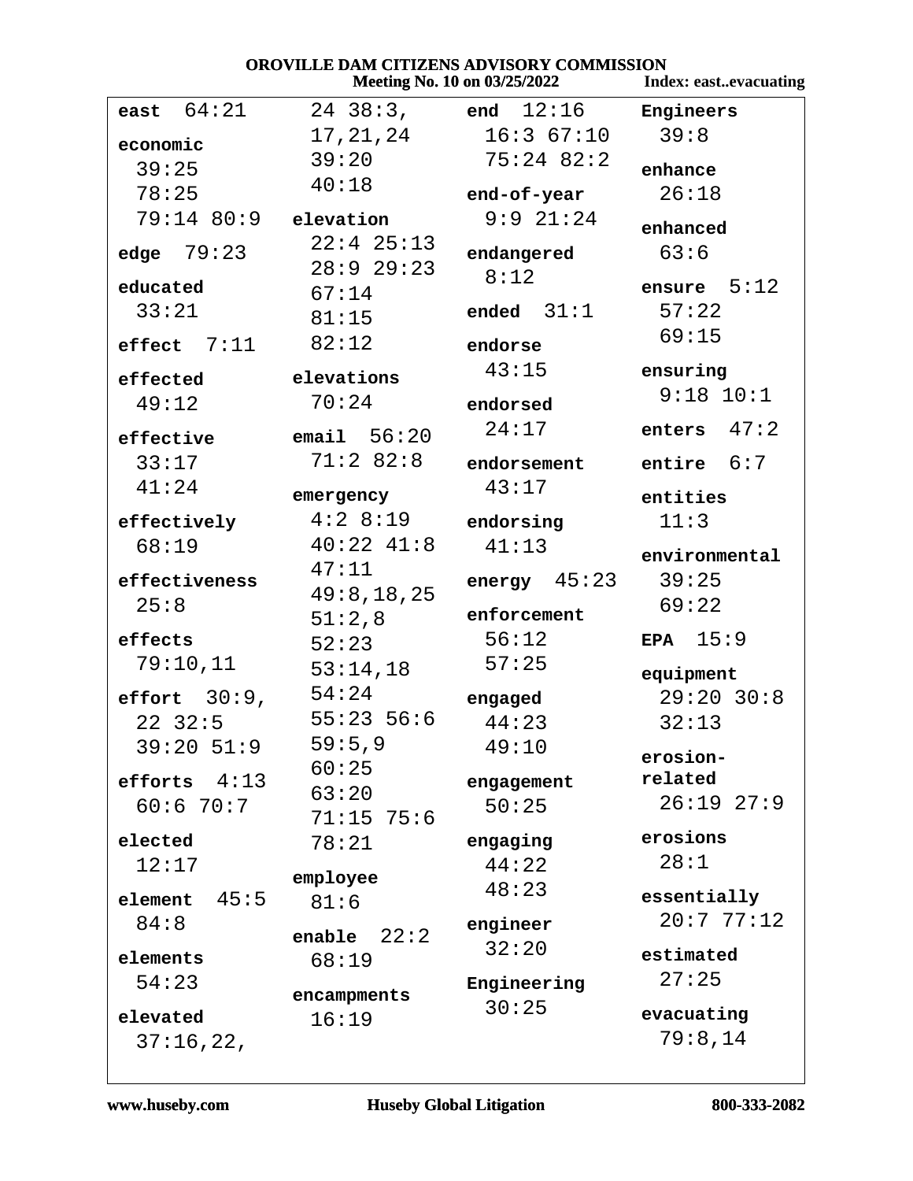**east** 64:21

**economic**
39:25
78:25
79:14 80:9

**edge** 79:23

**educated**
33:21

**effect** 7:11

**effected**
49:12

**effective**
33:17
41:24

**effectively**
68:19

**effectiveness**
25:8

**effects**
79:10,11

**effort** 30:9, 22 32:5
39:20 51:9

**efforts** 4:13
60:6 70:7

**elected**
12:17

**element** 45:5
84:8

**elements**
54:23

**elevated**
37:16,22, 24 38:3, 17,21,24
39:20
40:18

**elevation**
22:4 25:13
28:9 29:23
67:14
81:15
82:12

**elevations**
70:24

**email** 56:20
71:2 82:8

**emergency**
4:2 8:19
40:22 41:8
47:11
49:8,18,25
51:2,8
52:23
53:14,18
54:24
55:23 56:6
59:5,9
60:25
63:20
71:15 75:6
78:21

**employee**
81:6

**enable** 22:2
68:19

**encampments**
16:19

**end** 12:16
16:3 67:10
75:24 82:2

**end-of-year**
9:9 21:24

**endangered**
8:12

**ended** 31:1

**endorse**
43:15

**endorsed**
24:17

**endorsement**
43:17

**endorsing**
41:13

**energy** 45:23

**enforcement**
56:12
57:25

**engaged**
44:23
49:10

**engagement**
50:25

**engaging**
44:22
48:23

**engineer**
32:20

**Engineering**
30:25

**Engineers**
39:8

**enhance**
26:18

**enhanced**
63:6

**ensure** 5:12
57:22
69:15

**ensuring**
9:18 10:1

**enters** 47:2

**entire** 6:7

**entities**
11:3

**environmental**
39:25
69:22

**EPA** 15:9

**equipment**
29:20 30:8
32:13

**erosion-related**
26:19 27:9

**erosions**
28:1

**essentially**
20:7 77:12

**estimated**
27:25

**evacuating**
79:8,14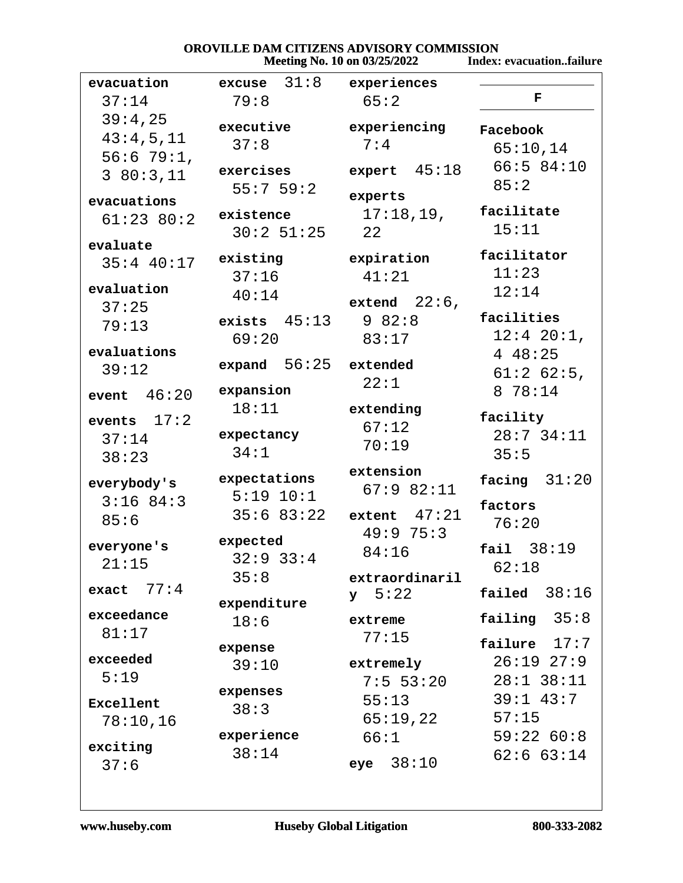**evacuation** 37:14 39:4,25 43:4,5,11 56:6 79:1, 3 80:3,11

**evacuations** 61:23 80:2

**evaluate** 35:4 40:17

**evaluation** 37:25 79:13

**evaluations** 39:12

**event** 46:20

**events** 17:2 37:14 38:23

**everybody's** 3:16 84:3 85:6

**everyone's** 21:15

**exact** 77:4

**exceedance** 81:17

**exceeded** 5:19

**Excellent** 78:10,16

**exciting** 37:6

**excuse** 31:8 79:8

**executive** 37:8

**exercises** 55:7 59:2

**existence** 30:2 51:25

**existing** 37:16 40:14

**exists** 45:13 69:20

**expand** 56:25

**expansion** 18:11

**expectancy** 34:1

**expectations** 5:19 10:1 35:6 83:22

**expected** 32:9 33:4 35:8

**expenditure** 18:6

**expense** 39:10

**expenses** 38:3

**experience** 38:14

**experiences** 65:2

**experiencing** 7:4

**expert** 45:18

**experts** 17:18,19, 22

**expiration** 41:21

**extend** 22:6, 9 82:8 83:17

**extended** 22:1

**extending** 67:12 70:19

**extension** 67:9 82:11

**extent** 47:21 49:9 75:3 84:16

**extraordinarily** 5:22

**extreme** 77:15

**extremely** 7:5 53:20 55:13 65:19,22 66:1

**eye** 38:10

## F

**Facebook** 65:10,14 66:5 84:10 85:2

**facilitate** 15:11

**facilitator** 11:23 12:14

**facilities** 12:4 20:1, 4 48:25 61:2 62:5, 8 78:14

**facility** 28:7 34:11 35:5

**facing** 31:20

**factors** 76:20

**fail** 38:19 62:18

**failed** 38:16

**failing** 35:8

**failure** 17:7 26:19 27:9 28:1 38:11 39:1 43:7 57:15 59:22 60:8 62:6 63:14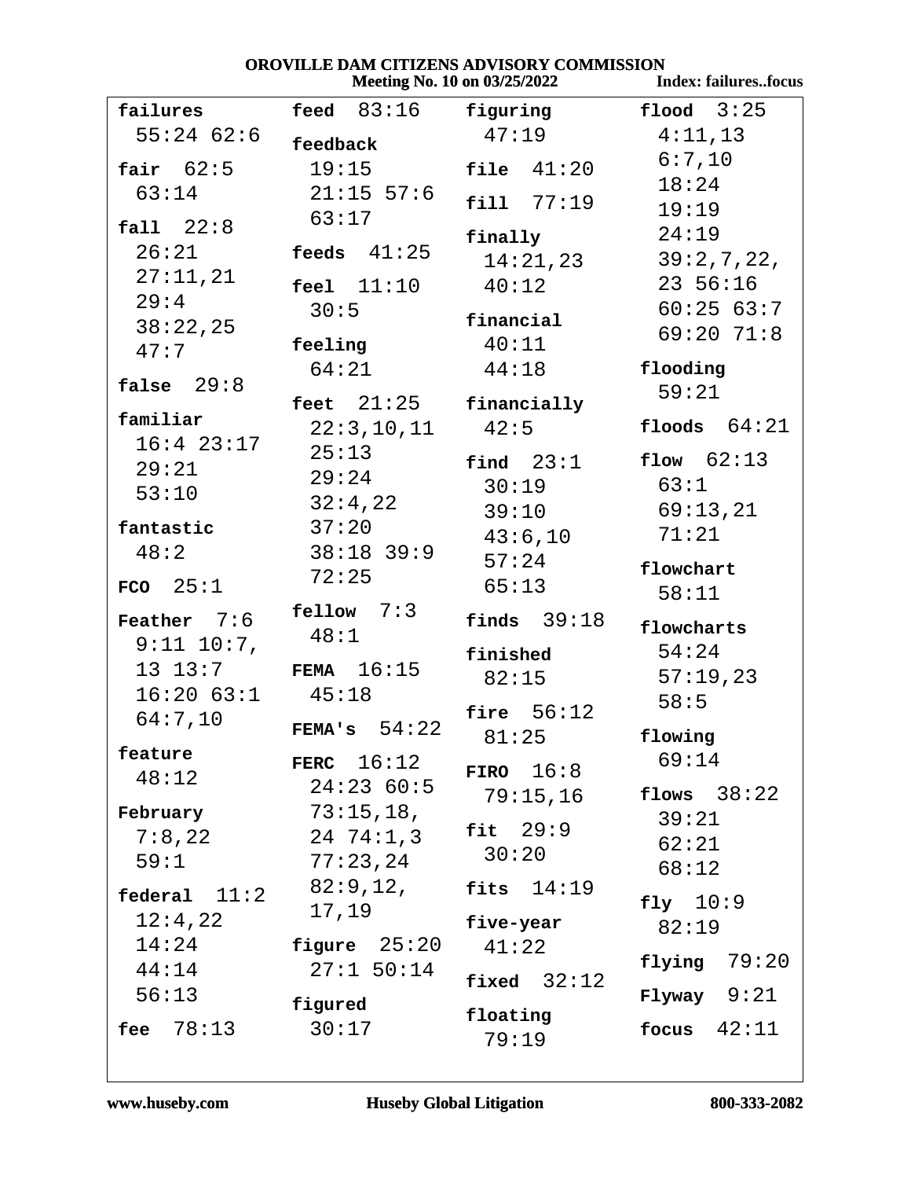**failures** 55:24 62:6

**fair** 62:5 63:14

**fall** 22:8 26:21 27:11,21 29:4 38:22,25 47:7

**false** 29:8

**familiar** 16:4 23:17 29:21 53:10

**fantastic** 48:2

**FCO** 25:1

**Feather** 7:6 9:11 10:7, 13 13:7 16:20 63:1 64:7,10

**feature** 48:12

**February** 7:8,22 59:1

**federal** 11:2 12:4,22 14:24 44:14 56:13

**fee** 78:13

**feed** 83:16

**feedback** 19:15 21:15 57:6 63:17

**feeds** 41:25

**feel** 11:10 30:5

**feeling** 64:21

**feet** 21:25 22:3,10,11 25:13 29:24 32:4,22 37:20 38:18 39:9 72:25

**fellow** 7:3 48:1

**FEMA** 16:15 45:18

**FEMA's** 54:22

**FERC** 16:12 24:23 60:5 73:15,18, 24 74:1,3 77:23,24 82:9,12, 17,19

**figure** 25:20 27:1 50:14

**figured** 30:17

**figuring** 47:19

**file** 41:20

**fill** 77:19

**finally** 14:21,23 40:12

**financial** 40:11 44:18

**financially** 42:5

**find** 23:1 30:19 39:10 43:6,10 57:24 65:13

**finds** 39:18

**finished** 82:15

**fire** 56:12 81:25

**FIRO** 16:8 79:15,16

**fit** 29:9 30:20

**fits** 14:19

**five-year** 41:22

**fixed** 32:12

**floating** 79:19

**flood** 3:25 4:11,13 6:7,10 18:24 19:19 24:19 39:2,7,22, 23 56:16 60:25 63:7 69:20 71:8

**flooding** 59:21

**floods** 64:21

**flow** 62:13 63:1 69:13,21 71:21

**flowchart** 58:11

**flowcharts** 54:24 57:19,23 58:5

**flowing** 69:14

**flows** 38:22 39:21 62:21 68:12

**fly** 10:9 82:19

**flying** 79:20

**Flyway** 9:21

**focus** 42:11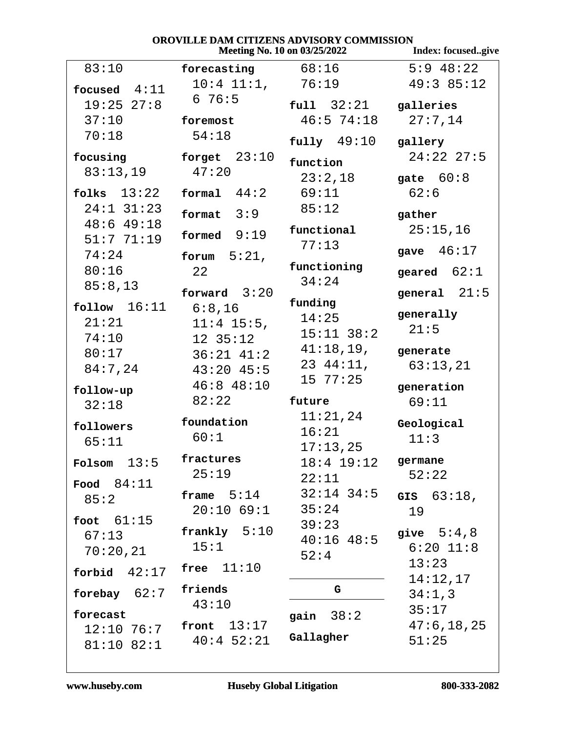83:10

**focused** 4:11 19:25 27:8 37:10 70:18

**focusing** 83:13,19

**folks** 13:22 24:1 31:23 48:6 49:18 51:7 71:19 74:24 80:16 85:8,13

**follow** 16:11 21:21 74:10 80:17 84:7,24

**follow-up** 32:18

**followers** 65:11

**Folsom** 13:5

**Food** 84:11 85:2

**foot** 61:15 67:13 70:20,21

**forbid** 42:17

**forebay** 62:7

**forecast** 12:10 76:7 81:10 82:1

**forecasting** 10:4 11:1, 6 76:5

**foremost** 54:18

**forget** 23:10 47:20

**formal** 44:2

**format** 3:9

**formed** 9:19

**forum** 5:21, 22

**forward** 3:20 6:8,16 11:4 15:5, 12 35:12 36:21 41:2 43:20 45:5 46:8 48:10 82:22

**foundation** 60:1

**fractures** 25:19

**frame** 5:14 20:10 69:1

**frankly** 5:10 15:1

**free** 11:10

**friends** 43:10

**front** 13:17 40:4 52:21

68:16 76:19

**full** 32:21 46:5 74:18

**fully** 49:10

**function** 23:2,18 69:11 85:12

**functional** 77:13

**functioning** 34:24

**funding** 14:25 15:11 38:2 41:18,19, 23 44:11, 15 77:25

**future** 11:21,24 16:21 17:13,25 18:4 19:12 22:11 32:14 34:5 35:24 39:23 40:16 48:5 52:4

## G

**gain** 38:2

**Gallagher** 5:9 48:22 49:3 85:12

**galleries** 27:7,14

**gallery** 24:22 27:5

**gate** 60:8 62:6

**gather** 25:15,16

**gave** 46:17

**geared** 62:1

**general** 21:5

**generally** 21:5

**generate** 63:13,21

**generation** 69:11

**Geological** 11:3

**germane** 52:22

**GIS** 63:18, 19

**give** 5:4,8 6:20 11:8 13:23 14:12,17 34:1,3 35:17 47:6,18,25 51:25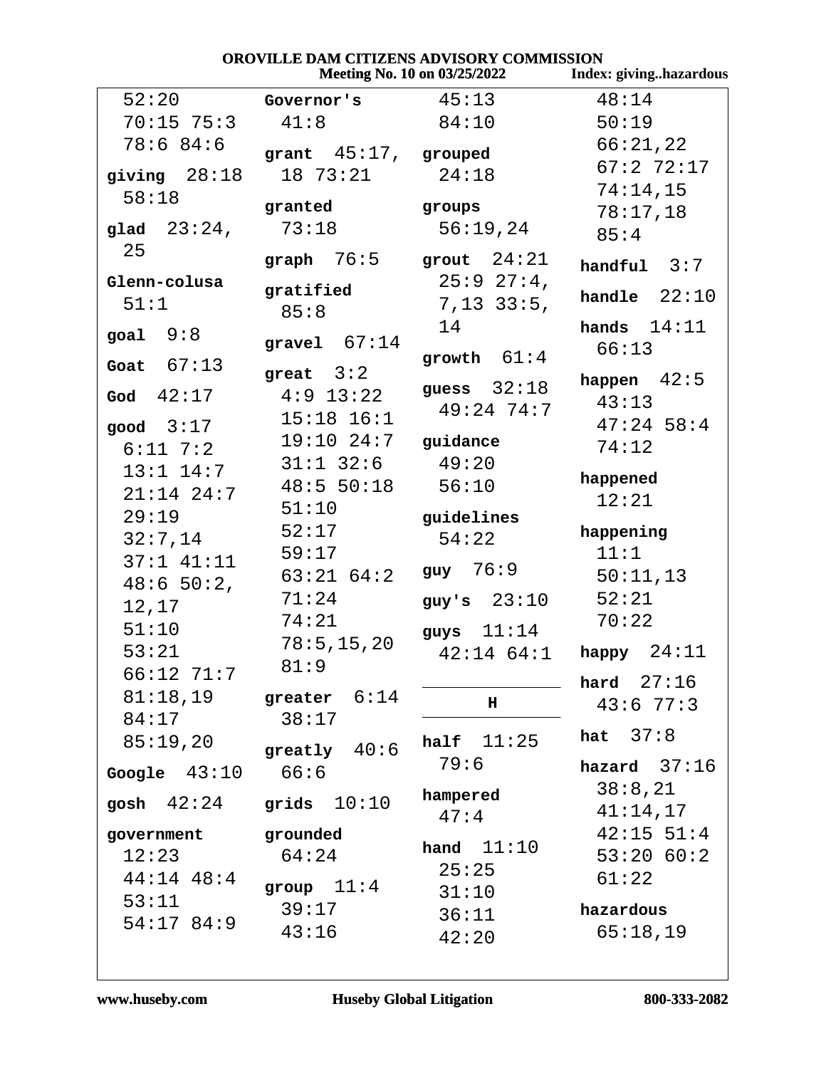52:20 70:15 75:3 78:6 84:6

**giving** 28:18 58:18

**glad** 23:24, 25

**Glenn-colusa** 51:1

**goal** 9:8

**Goat** 67:13

**God** 42:17

**good** 3:17 6:11 7:2 13:1 14:7 21:14 24:7 29:19 32:7,14 37:1 41:11 48:6 50:2, 12,17 51:10 53:21 66:12 71:7 81:18,19 84:17 85:19,20

**Google** 43:10

**gosh** 42:24

**government** 12:23 44:14 48:4 53:11 54:17 84:9

**Governor's** 41:8

**grant** 45:17, 18 73:21

**granted** 73:18

**graph** 76:5

**gratified** 85:8

**gravel** 67:14

**great** 3:2 4:9 13:22 15:18 16:1 19:10 24:7 31:1 32:6 48:5 50:18 51:10 52:17 59:17 63:21 64:2 71:24 74:21 78:5,15,20 81:9

**greater** 6:14 38:17

**greatly** 40:6 66:6

**grids** 10:10

**grounded** 64:24

**group** 11:4 39:17 43:16

45:13 84:10

**grouped** 24:18

**groups** 56:19,24

**grout** 24:21 25:9 27:4, 7,13 33:5, 14

**growth** 61:4

**guess** 32:18 49:24 74:7

**guidance** 49:20 56:10

**guidelines** 54:22

**guy** 76:9

**guy's** 23:10

**guys** 11:14 42:14 64:1

## H

**half** 11:25 79:6

**hampered** 47:4

**hand** 11:10 25:25 31:10 36:11 42:20

48:14 50:19 66:21,22 67:2 72:17 74:14,15 78:17,18 85:4

**handful** 3:7

**handle** 22:10

**hands** 14:11 66:13

**happen** 42:5 43:13 47:24 58:4 74:12

**happened** 12:21

**happening** 11:1 50:11,13 52:21 70:22

**happy** 24:11

**hard** 27:16 43:6 77:3

**hat** 37:8

**hazard** 37:16 38:8,21 41:14,17 42:15 51:4 53:20 60:2 61:22

**hazardous** 65:18,19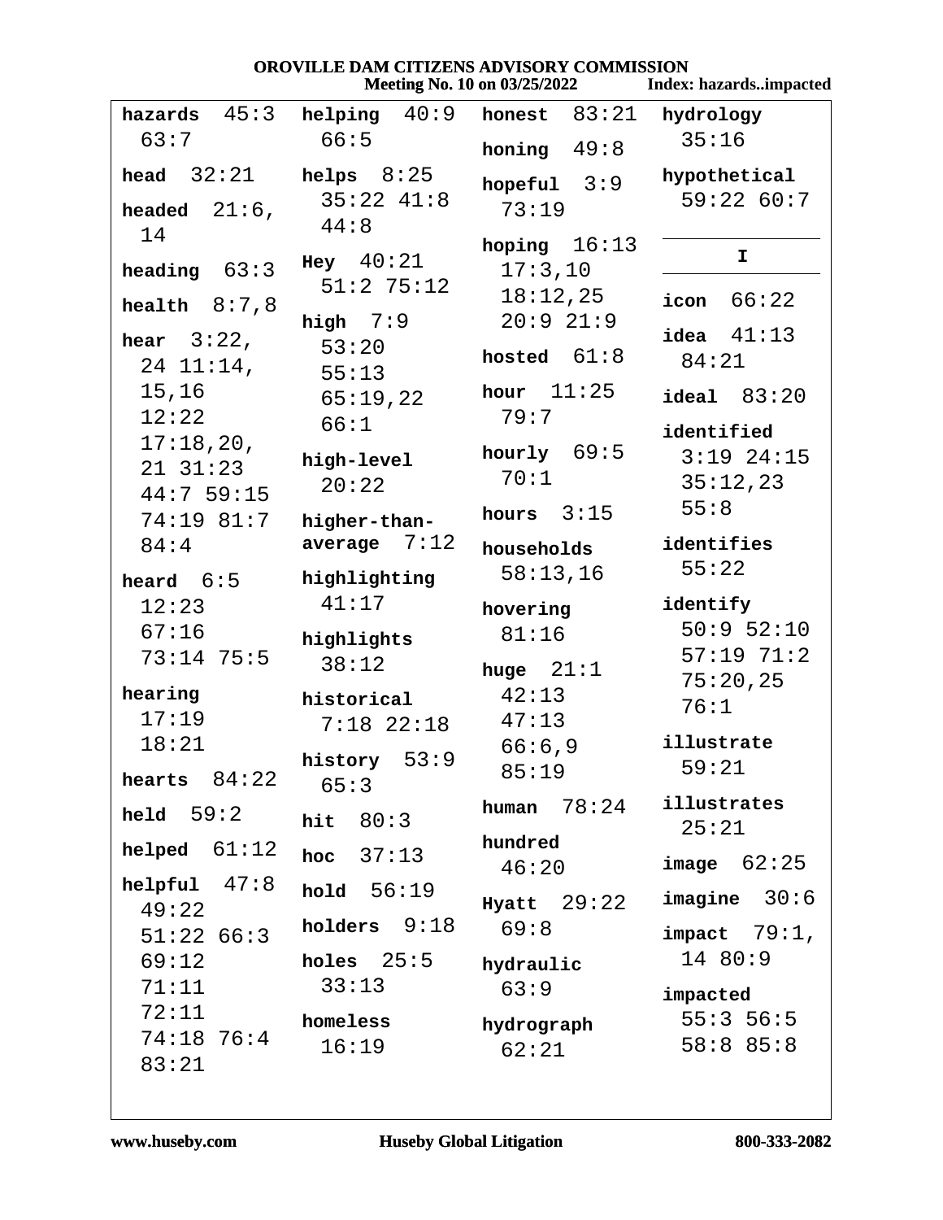**hazards** 45:3 63:7

**head** 32:21

**headed** 21:6, 14

**heading** 63:3

**health** 8:7,8

**hear** 3:22, 24 11:14, 15,16 12:22 17:18,20, 21 31:23 44:7 59:15 74:19 81:7 84:4

**heard** 6:5 12:23 67:16 73:14 75:5

**hearing** 17:19 18:21

**hearts** 84:22

**held** 59:2

**helped** 61:12

**helpful** 47:8 49:22 51:22 66:3 69:12 71:11 72:11 74:18 76:4 83:21

**helping** 40:9 66:5

**helps** 8:25 35:22 41:8 44:8

**Hey** 40:21 51:2 75:12

**high** 7:9 53:20 55:13 65:19,22 66:1

**high-level** 20:22

**higher-than-average** 7:12

**highlighting** 41:17

**highlights** 38:12

**historical** 7:18 22:18

**history** 53:9 65:3

**hit** 80:3

**hoc** 37:13

**hold** 56:19

**holders** 9:18

**holes** 25:5 33:13

**homeless** 16:19

**honest** 83:21

**honing** 49:8

**hopeful** 3:9 73:19

**hoping** 16:13 17:3,10 18:12,25 20:9 21:9

**hosted** 61:8

**hour** 11:25 79:7

**hourly** 69:5 70:1

**hours** 3:15

**households** 58:13,16

**hovering** 81:16

**huge** 21:1 42:13 47:13 66:6,9 85:19

**human** 78:24

**hundred** 46:20

**Hyatt** 29:22 69:8

**hydraulic** 63:9

**hydrograph** 62:21

**hydrology** 35:16

**hypothetical** 59:22 60:7

## I

**icon** 66:22

**idea** 41:13 84:21

**ideal** 83:20

**identified** 3:19 24:15 35:12,23 55:8

**identifies** 55:22

**identify** 50:9 52:10 57:19 71:2 75:20,25 76:1

**illustrate** 59:21

**illustrates** 25:21

**image** 62:25

**imagine** 30:6

**impact** 79:1, 14 80:9

**impacted** 55:3 56:5 58:8 85:8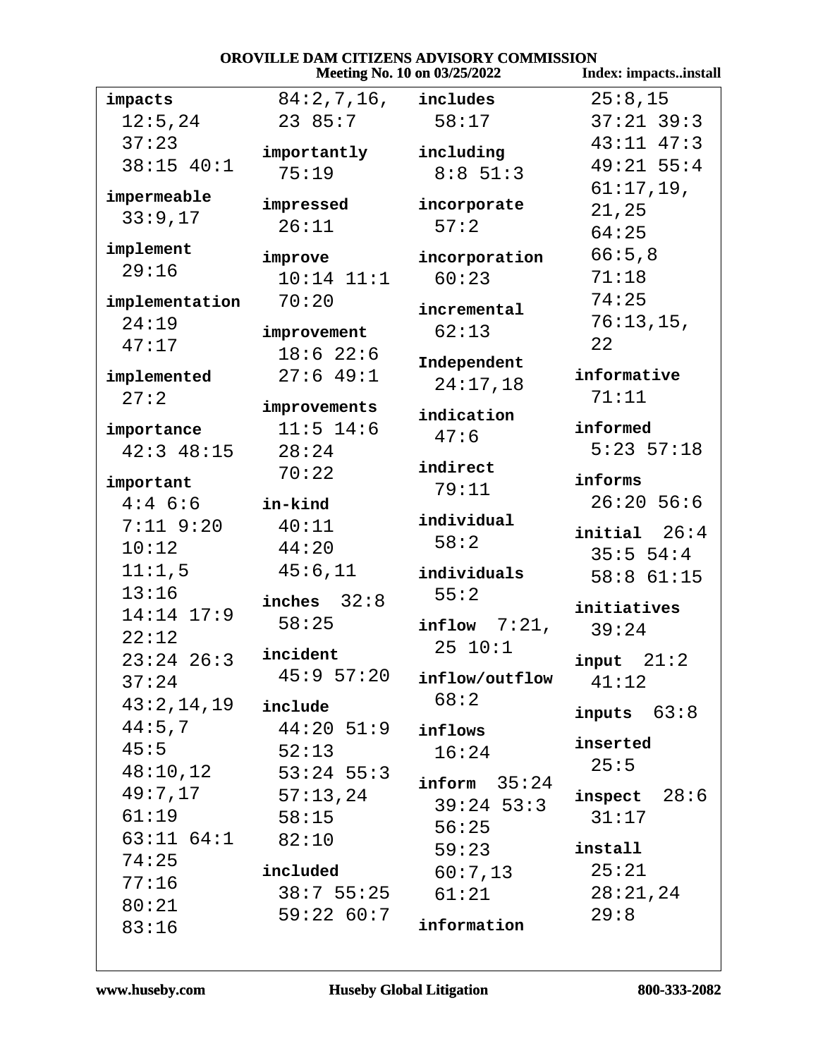**impacts** 12:5,24 37:23 38:15 40:1

**impermeable** 33:9,17

**implement** 29:16

**implementation** 24:19 47:17

**implemented** 27:2

**importance** 42:3 48:15

**important** 4:4 6:6 7:11 9:20 10:12 11:1,5 13:16 14:14 17:9 22:12 23:24 26:3 37:24 43:2,14,19 44:5,7 45:5 48:10,12 49:7,17 61:19 63:11 64:1 74:25 77:16 80:21 83:16 84:2,7,16, 23 85:7

**importantly** 75:19

**impressed** 26:11

**improve** 10:14 11:1 70:20

**improvement** 18:6 22:6 27:6 49:1

**improvements** 11:5 14:6 28:24 70:22

**in-kind** 40:11 44:20 45:6,11

**inches** 32:8 58:25

**incident** 45:9 57:20

**include** 44:20 51:9 52:13 53:24 55:3 57:13,24 58:15 82:10

**included** 38:7 55:25 59:22 60:7

**includes** 58:17

**including** 8:8 51:3

**incorporate** 57:2

**incorporation** 60:23

**incremental** 62:13

**Independent** 24:17,18

**indication** 47:6

**indirect** 79:11

**individual** 58:2

**individuals** 55:2

**inflow** 7:21, 25 10:1

**inflow/outflow** 68:2

**inflows** 16:24

**inform** 35:24 39:24 53:3 56:25 59:23 60:7,13 61:21

**information** 25:8,15 37:21 39:3 43:11 47:3 49:21 55:4 61:17,19, 21,25 64:25 66:5,8 71:18 74:25 76:13,15, 22

**informative** 71:11

**informed** 5:23 57:18

**informs** 26:20 56:6

**initial** 26:4 35:5 54:4 58:8 61:15

**initiatives** 39:24

**input** 21:2 41:12

**inputs** 63:8

**inserted** 25:5

**inspect** 28:6 31:17

**install** 25:21 28:21,24 29:8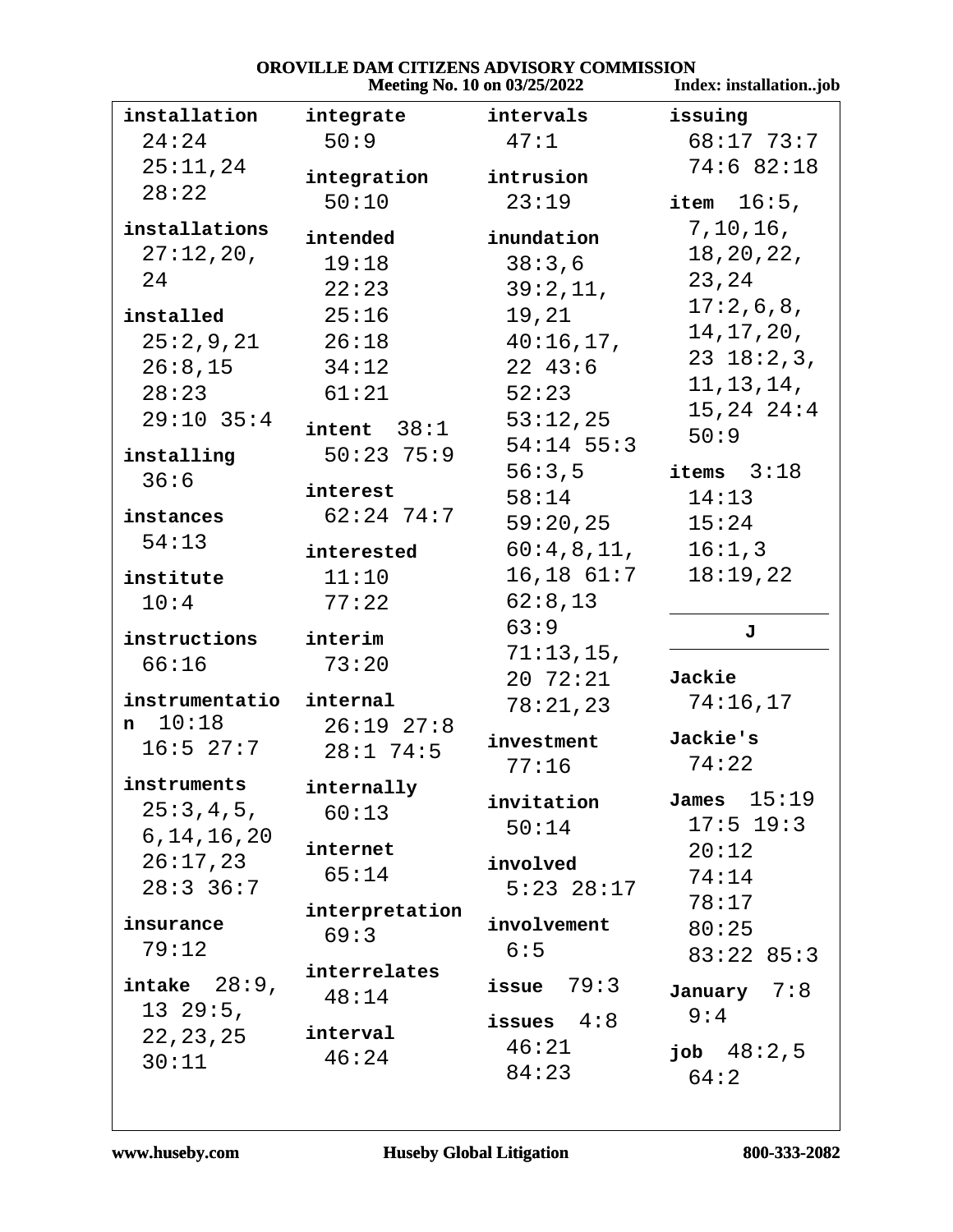**installation** 24:24 25:11,24 28:22

**installations** 27:12,20, 24

**installed** 25:2,9,21 26:8,15 28:23 29:10 35:4

**installing** 36:6

**instances** 54:13

**institute** 10:4

**instructions** 66:16

**instrumentation** 10:18 16:5 27:7

**instruments** 25:3,4,5, 6,14,16,20 26:17,23 28:3 36:7

**insurance** 79:12

**intake** 28:9, 13 29:5, 22,23,25 30:11

**integrate** 50:9

**integration** 50:10

**intended** 19:18 22:23 25:16 26:18 34:12 61:21

**intent** 38:1 50:23 75:9

**interest** 62:24 74:7

**interested** 11:10 77:22

**interim** 73:20

**internal** 26:19 27:8 28:1 74:5

**internally** 60:13

**internet** 65:14

**interpretation** 69:3

**interrelates** 48:14

**interval** 46:24

**intervals** 47:1

**intrusion** 23:19

**inundation** 38:3,6 39:2,11, 19,21 40:16,17, 22 43:6 52:23 53:12,25 54:14 55:3 56:3,5 58:14 59:20,25 60:4,8,11, 16,18 61:7 62:8,13 63:9 71:13,15, 20 72:21 78:21,23

**investment** 77:16

**invitation** 50:14

**involved** 5:23 28:17

**involvement** 6:5

**issue** 79:3

**issues** 4:8 46:21 84:23

**issuing** 68:17 73:7 74:6 82:18

**item** 16:5, 7,10,16, 18,20,22, 23,24 17:2,6,8, 14,17,20, 23 18:2,3, 11,13,14, 15,24 24:4 50:9

**items** 3:18 14:13 15:24 16:1,3 18:19,22

## J

**Jackie** 74:16,17

**Jackie's** 74:22

**James** 15:19 17:5 19:3 20:12 74:14 78:17 80:25 83:22 85:3

**January** 7:8 9:4

**job** 48:2,5 64:2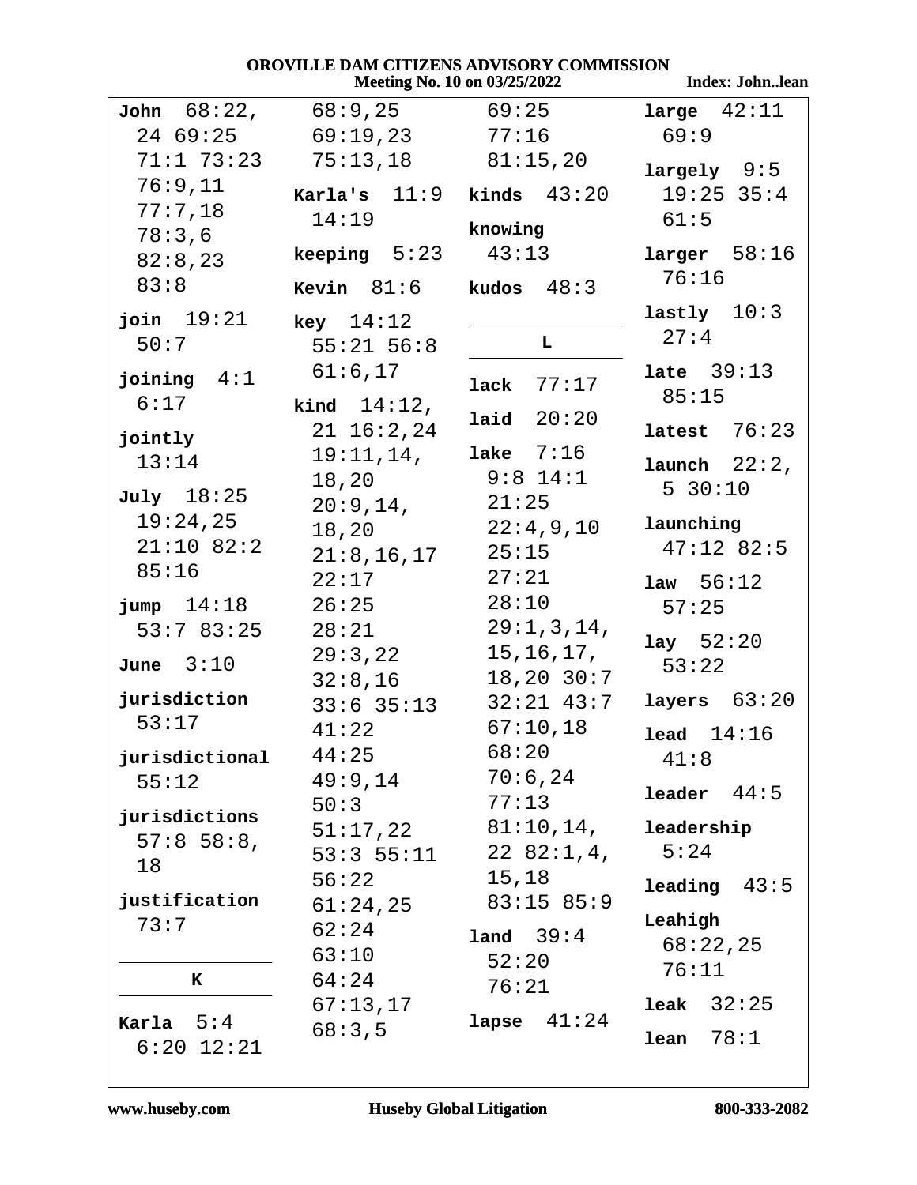**John** 68:22, 24 69:25 71:1 73:23 76:9,11 77:7,18 78:3,6 82:8,23 83:8

**join** 19:21 50:7

**joining** 4:1 6:17

**jointly** 13:14

**July** 18:25 19:24,25 21:10 82:2 85:16

**jump** 14:18 53:7 83:25

**June** 3:10

**jurisdiction** 53:17

**jurisdictional** 55:12

**jurisdictions** 57:8 58:8, 18

**justification** 73:7

## K

**Karla** 5:4 6:20 12:21 68:9,25 69:19,23 75:13,18

**Karla's** 11:9 14:19

**keeping** 5:23

**Kevin** 81:6

**key** 14:12 55:21 56:8 61:6,17

**kind** 14:12, 21 16:2,24 19:11,14, 18,20 20:9,14, 18,20 21:8,16,17 22:17 26:25 28:21 29:3,22 32:8,16 33:6 35:13 41:22 44:25 49:9,14 50:3 51:17,22 53:3 55:11 56:22 61:24,25 62:24 63:10 64:24 67:13,17 68:3,5 69:25 77:16 81:15,20

**kinds** 43:20

**knowing** 43:13

**kudos** 48:3

## L

**lack** 77:17

**laid** 20:20

**lake** 7:16 9:8 14:1 21:25 22:4,9,10 25:15 27:21 28:10 29:1,3,14, 15,16,17, 18,20 30:7 32:21 43:7 67:10,18 68:20 70:6,24 77:13 81:10,14, 22 82:1,4, 15,18 83:15 85:9

**land** 39:4 52:20 76:21

**lapse** 41:24

**large** 42:11 69:9

**largely** 9:5 19:25 35:4 61:5

**larger** 58:16 76:16

**lastly** 10:3 27:4

**late** 39:13 85:15

**latest** 76:23

**launch** 22:2, 5 30:10

**launching** 47:12 82:5

**law** 56:12 57:25

**lay** 52:20 53:22

**layers** 63:20

**lead** 14:16 41:8

**leader** 44:5

**leadership** 5:24

**leading** 43:5

**Leahigh** 68:22,25 76:11

**leak** 32:25

**lean** 78:1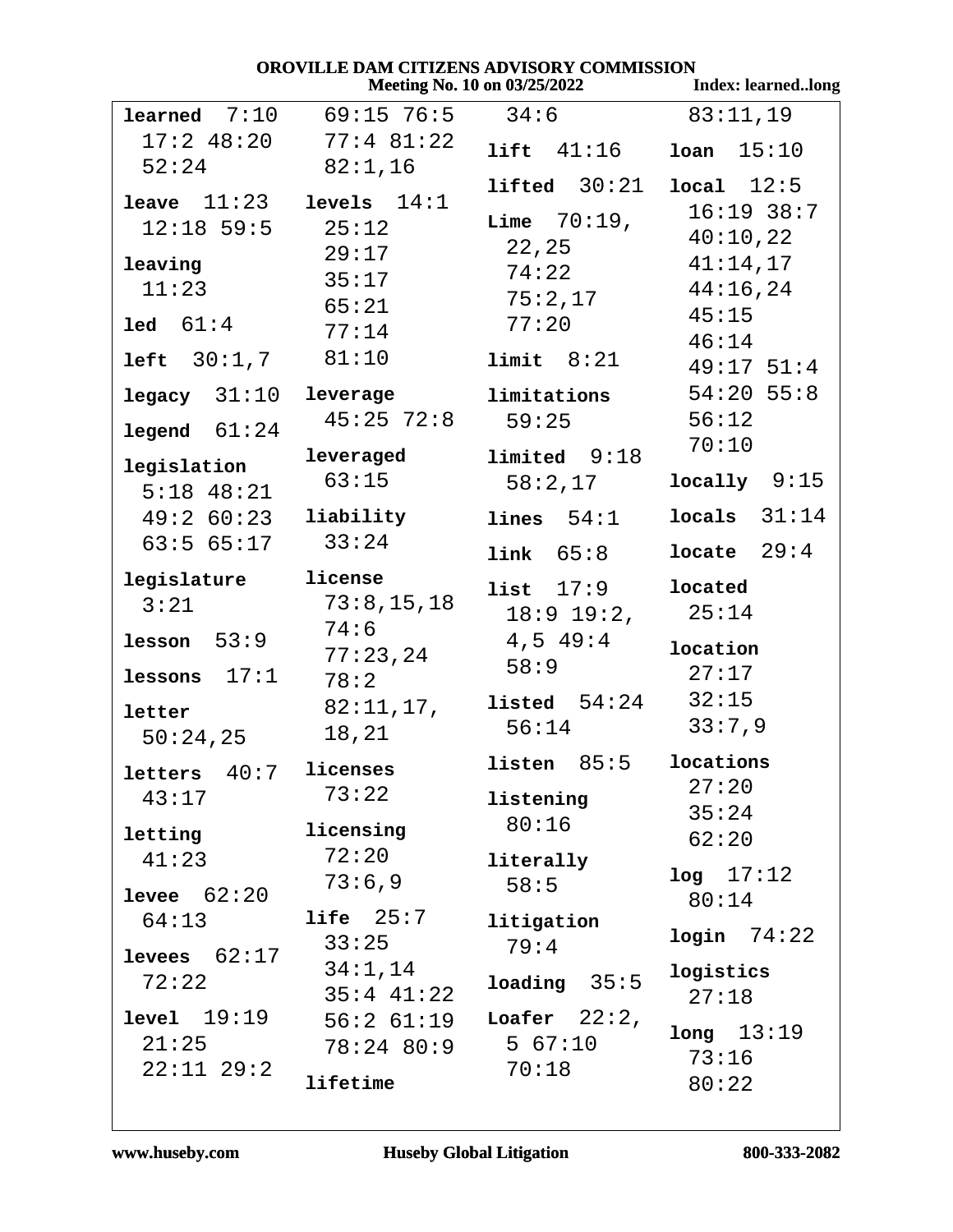**learned** 7:10 17:2 48:20 52:24

**leave** 11:23 12:18 59:5

**leaving** 11:23

**led** 61:4

**left** 30:1,7

**legacy** 31:10

**legend** 61:24

**legislation** 5:18 48:21 49:2 60:23 63:5 65:17

**legislature** 3:21

**lesson** 53:9

**lessons** 17:1

**letter** 50:24,25

**letters** 40:7 43:17

**letting** 41:23

**levee** 62:20 64:13

**levees** 62:17 72:22

**level** 19:19 21:25 22:11 29:2 69:15 76:5 77:4 81:22 82:1,16

**levels** 14:1 25:12 29:17 35:17 65:21 77:14 81:10

**leverage** 45:25 72:8

**leveraged** 63:15

**liability** 33:24

**license** 73:8,15,18 74:6 77:23,24 78:2 82:11,17, 18,21

**licenses** 73:22

**licensing** 72:20 73:6,9

**life** 25:7 33:25 34:1,14 35:4 41:22 56:2 61:19 78:24 80:9

**lifetime** 34:6

**lift** 41:16

**lifted** 30:21

**Lime** 70:19, 22,25 74:22 75:2,17 77:20

**limit** 8:21

**limitations** 59:25

**limited** 9:18 58:2,17

**lines** 54:1

**link** 65:8

**list** 17:9 18:9 19:2, 4,5 49:4 58:9

**listed** 54:24 56:14

**listen** 85:5

**listening** 80:16

**literally** 58:5

**litigation** 79:4

**loading** 35:5

**Loafer** 22:2, 5 67:10 70:18 83:11,19

**loan** 15:10

**local** 12:5 16:19 38:7 40:10,22 41:14,17 44:16,24 45:15 46:14 49:17 51:4 54:20 55:8 56:12 70:10

**locally** 9:15

**locals** 31:14

**locate** 29:4

**located** 25:14

**location** 27:17 32:15 33:7,9

**locations** 27:20 35:24 62:20

**log** 17:12 80:14

**login** 74:22

**logistics** 27:18

**long** 13:19 73:16 80:22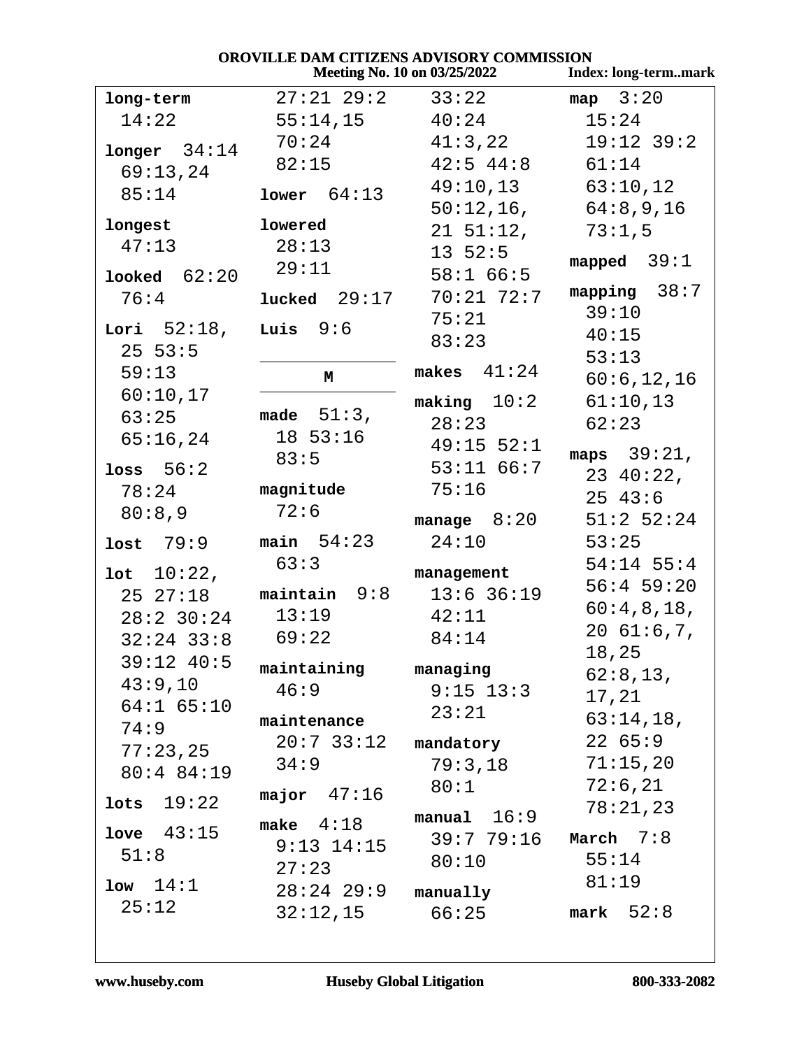**long-term** 14:22

**longer** 34:14 69:13,24 85:14

**longest** 47:13

**looked** 62:20 76:4

**Lori** 52:18, 25 53:5 59:13 60:10,17 63:25 65:16,24

**loss** 56:2 78:24 80:8,9

**lost** 79:9

**lot** 10:22, 25 27:18 28:2 30:24 32:24 33:8 39:12 40:5 43:9,10 64:1 65:10 74:9 77:23,25 80:4 84:19

**lots** 19:22

**love** 43:15 51:8

**low** 14:1 25:12

27:21 29:2 55:14,15 70:24 82:15

**lower** 64:13

**lowered** 28:13 29:11

**lucked** 29:17

**Luis** 9:6

## M

**made** 51:3, 18 53:16 83:5

**magnitude** 72:6

**main** 54:23 63:3

**maintain** 9:8 13:19 69:22

**maintaining** 46:9

**maintenance** 20:7 33:12 34:9

**major** 47:16

**make** 4:18 9:13 14:15 27:23 28:24 29:9 32:12,15 33:22 40:24 41:3,22 42:5 44:8 49:10,13 50:12,16, 21 51:12, 13 52:5 58:1 66:5 70:21 72:7 75:21 83:23

**makes** 41:24

**making** 10:2 28:23 49:15 52:1 53:11 66:7 75:16

**manage** 8:20 24:10

**management** 13:6 36:19 42:11 84:14

**managing** 9:15 13:3 23:21

**mandatory** 79:3,18 80:1

**manual** 16:9 39:7 79:16 80:10

**manually** 66:25

**map** 3:20 15:24 19:12 39:2 61:14 63:10,12 64:8,9,16 73:1,5

**mapped** 39:1

**mapping** 38:7 39:10 40:15 53:13 60:6,12,16 61:10,13 62:23

**maps** 39:21, 23 40:22, 25 43:6 51:2 52:24 53:25 54:14 55:4 56:4 59:20 60:4,8,18, 20 61:6,7, 18,25 62:8,13, 17,21 63:14,18, 22 65:9 71:15,20 72:6,21 78:21,23

**March** 7:8 55:14 81:19

**mark** 52:8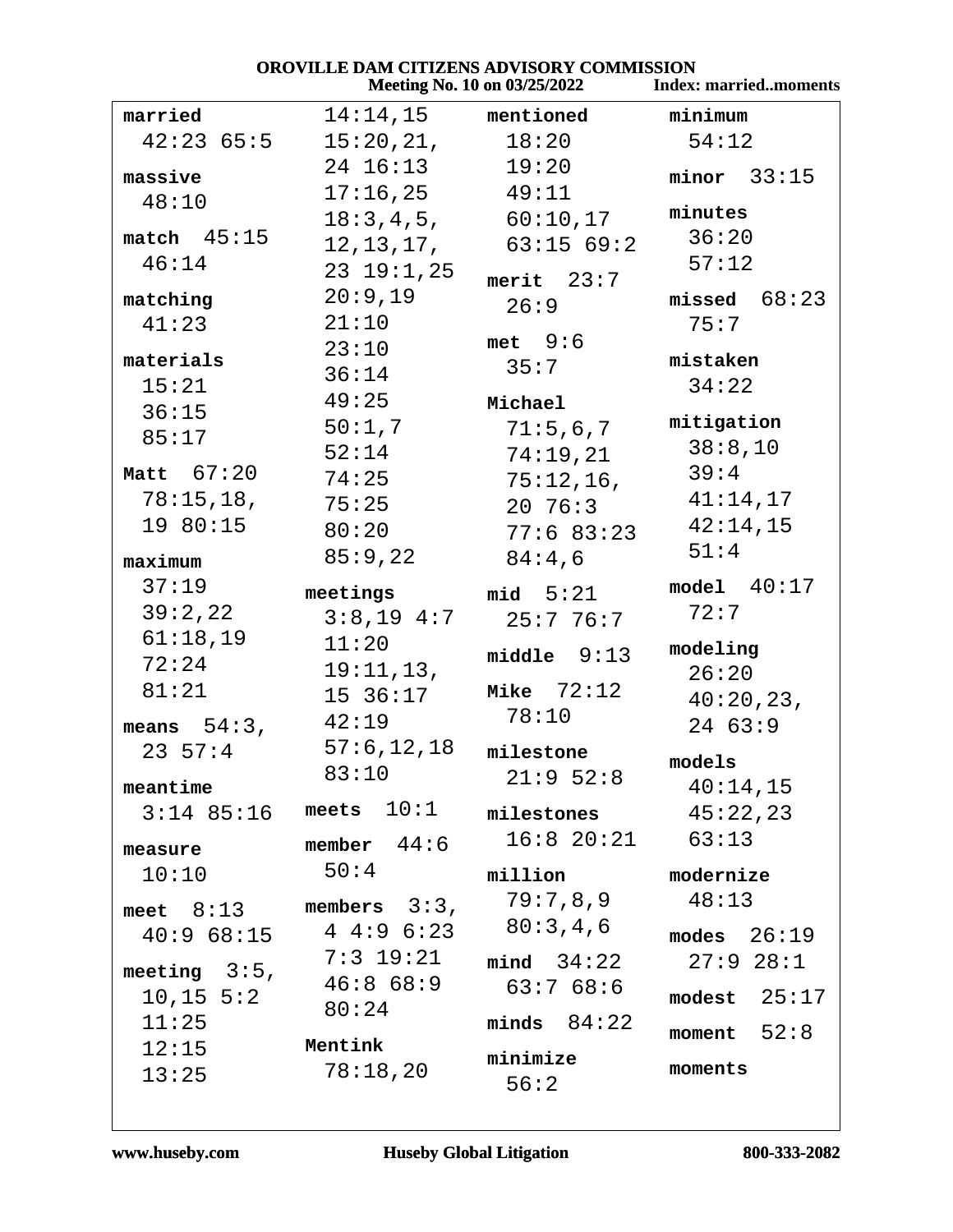**married** 42:23 65:5

**massive** 48:10

**match** 45:15 46:14

**matching** 41:23

**materials** 15:21 36:15 85:17

**Matt** 67:20 78:15,18, 19 80:15

**maximum** 37:19 39:2,22 61:18,19 72:24 81:21

**means** 54:3, 23 57:4

**meantime** 3:14 85:16

**measure** 10:10

**meet** 8:13 40:9 68:15

**meeting** 3:5, 10,15 5:2 11:25 12:15 13:25 14:14,15 15:20,21, 24 16:13 17:16,25 18:3,4,5, 12,13,17, 23 19:1,25 20:9,19 21:10 23:10 36:14 49:25 50:1,7 52:14 74:25 75:25 80:20 85:9,22

**meetings** 3:8,19 4:7 11:20 19:11,13, 15 36:17 42:19 57:6,12,18 83:10

**meets** 10:1

**member** 44:6 50:4

**members** 3:3, 4 4:9 6:23 7:3 19:21 46:8 68:9 80:24

**Mentink** 78:18,20

**mentioned** 18:20 19:20 49:11 60:10,17 63:15 69:2

**merit** 23:7 26:9

**met** 9:6 35:7

**Michael** 71:5,6,7 74:19,21 75:12,16, 20 76:3 77:6 83:23 84:4,6

**mid** 5:21 25:7 76:7

**middle** 9:13

**Mike** 72:12 78:10

**milestone** 21:9 52:8

**milestones** 16:8 20:21

**million** 79:7,8,9 80:3,4,6

**mind** 34:22 63:7 68:6

**minds** 84:22

**minimize** 56:2

**minimum** 54:12

**minor** 33:15

**minutes** 36:20 57:12

**missed** 68:23 75:7

**mistaken** 34:22

**mitigation** 38:8,10 39:4 41:14,17 42:14,15 51:4

**model** 40:17 72:7

**modeling** 26:20 40:20,23, 24 63:9

**models** 40:14,15 45:22,23 63:13

**modernize** 48:13

**modes** 26:19 27:9 28:1

**modest** 25:17

**moment** 52:8

**moments**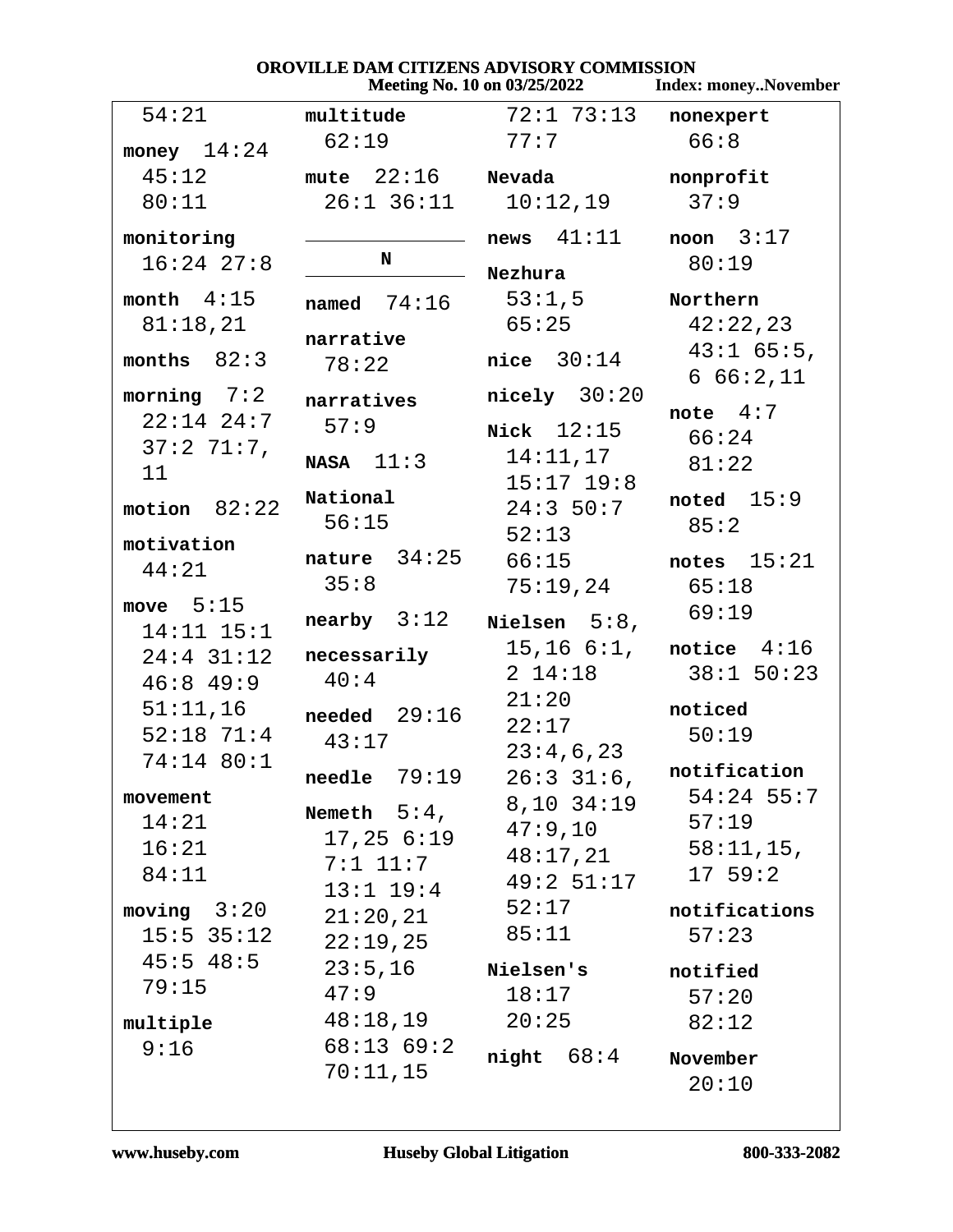54:21

**money** 14:24 45:12 80:11

**monitoring** 16:24 27:8

**month** 4:15 81:18,21

**months** 82:3

**morning** 7:2 22:14 24:7 37:2 71:7, 11

**motion** 82:22

**motivation** 44:21

**move** 5:15 14:11 15:1 24:4 31:12 46:8 49:9 51:11,16 52:18 71:4 74:14 80:1

**movement** 14:21 16:21 84:11

**moving** 3:20 15:5 35:12 45:5 48:5 79:15

**multiple** 9:16

**multitude** 62:19

**mute** 22:16 26:1 36:11

**N**

**named** 74:16

**narrative** 78:22

**narratives** 57:9

**NASA** 11:3

**National** 56:15

**nature** 34:25 35:8

**nearby** 3:12

**necessarily** 40:4

**needed** 29:16 43:17

**needle** 79:19

**Nemeth** 5:4, 17,25 6:19 7:1 11:7 13:1 19:4 21:20,21 22:19,25 23:5,16 47:9 48:18,19 68:13 69:2 70:11,15

72:1 73:13 77:7

**Nevada** 10:12,19

**news** 41:11

**Nezhura** 53:1,5 65:25

**nice** 30:14

**nicely** 30:20

**Nick** 12:15 14:11,17 15:17 19:8 24:3 50:7 52:13 66:15 75:19,24

**Nielsen** 5:8, 15,16 6:1, 2 14:18 21:20 22:17 23:4,6,23 26:3 31:6, 8,10 34:19 47:9,10 48:17,21 49:2 51:17 52:17 85:11

**Nielsen's** 18:17 20:25

**night** 68:4

**nonexpert** 66:8

**nonprofit** 37:9

**noon** 3:17 80:19

**Northern** 42:22,23 43:1 65:5, 6 66:2,11

**note** 4:7 66:24 81:22

**noted** 15:9 85:2

**notes** 15:21 65:18 69:19

**notice** 4:16 38:1 50:23

**noticed** 50:19

**notification** 54:24 55:7 57:19 58:11,15, 17 59:2

**notifications** 57:23

**notified** 57:20 82:12

**November** 20:10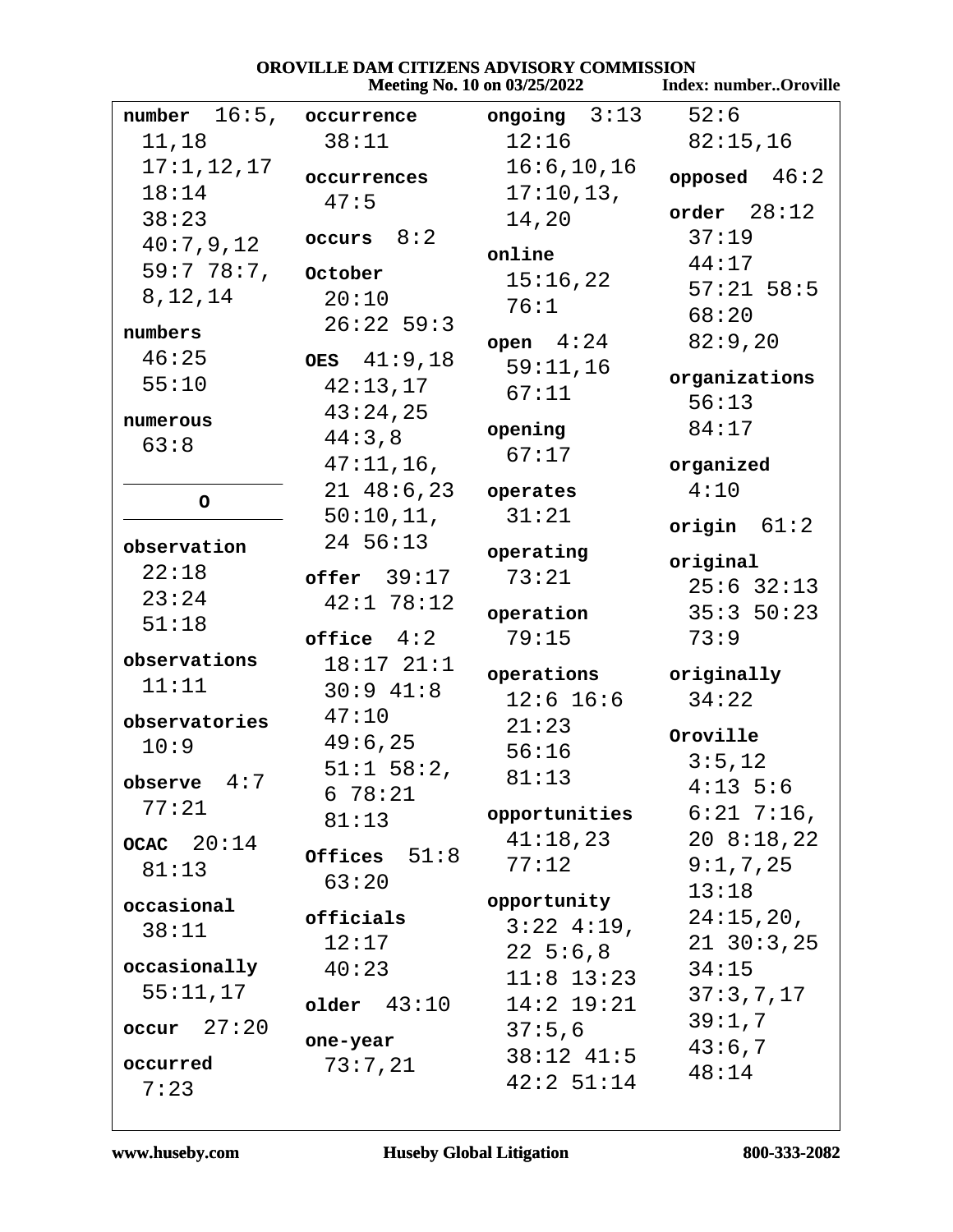**number** 16:5, 11,18 17:1,12,17 18:14 38:23 40:7,9,12 59:7 78:7, 8,12,14

**numbers** 46:25 55:10

**numerous** 63:8

**O**

**observation** 22:18 23:24 51:18

**observations** 11:11

**observatories** 10:9

**observe** 4:7 77:21

**OCAC** 20:14 81:13

**occasional** 38:11

**occasionally** 55:11,17

**occur** 27:20

**occurred** 7:23

**occurrence** 38:11

**occurrences** 47:5

**occurs** 8:2

**October** 20:10 26:22 59:3

**OES** 41:9,18 42:13,17 43:24,25 44:3,8 47:11,16, 21 48:6,23 50:10,11, 24 56:13

**offer** 39:17 42:1 78:12

**office** 4:2 18:17 21:1 30:9 41:8 47:10 49:6,25 51:1 58:2, 6 78:21 81:13

**Offices** 51:8 63:20

**officials** 12:17 40:23

**older** 43:10

**one-year** 73:7,21

**ongoing** 3:13 12:16 16:6,10,16 17:10,13, 14,20

**online** 15:16,22 76:1

**open** 4:24 59:11,16 67:11

**opening** 67:17

**operates** 31:21

**operating** 73:21

**operation** 79:15

**operations** 12:6 16:6 21:23 56:16 81:13

**opportunities** 41:18,23 77:12

**opportunity** 3:22 4:19, 22 5:6,8 11:8 13:23 14:2 19:21 37:5,6 38:12 41:5 42:2 51:14 52:6 82:15,16

**opposed** 46:2

**order** 28:12 37:19 44:17 57:21 58:5 68:20 82:9,20

**organizations** 56:13 84:17

**organized** 4:10

**origin** 61:2

**original** 25:6 32:13 35:3 50:23 73:9

**originally** 34:22

**Oroville** 3:5,12 4:13 5:6 6:21 7:16, 20 8:18,22 9:1,7,25 13:18 24:15,20, 21 30:3,25 34:15 37:3,7,17 39:1,7 43:6,7 48:14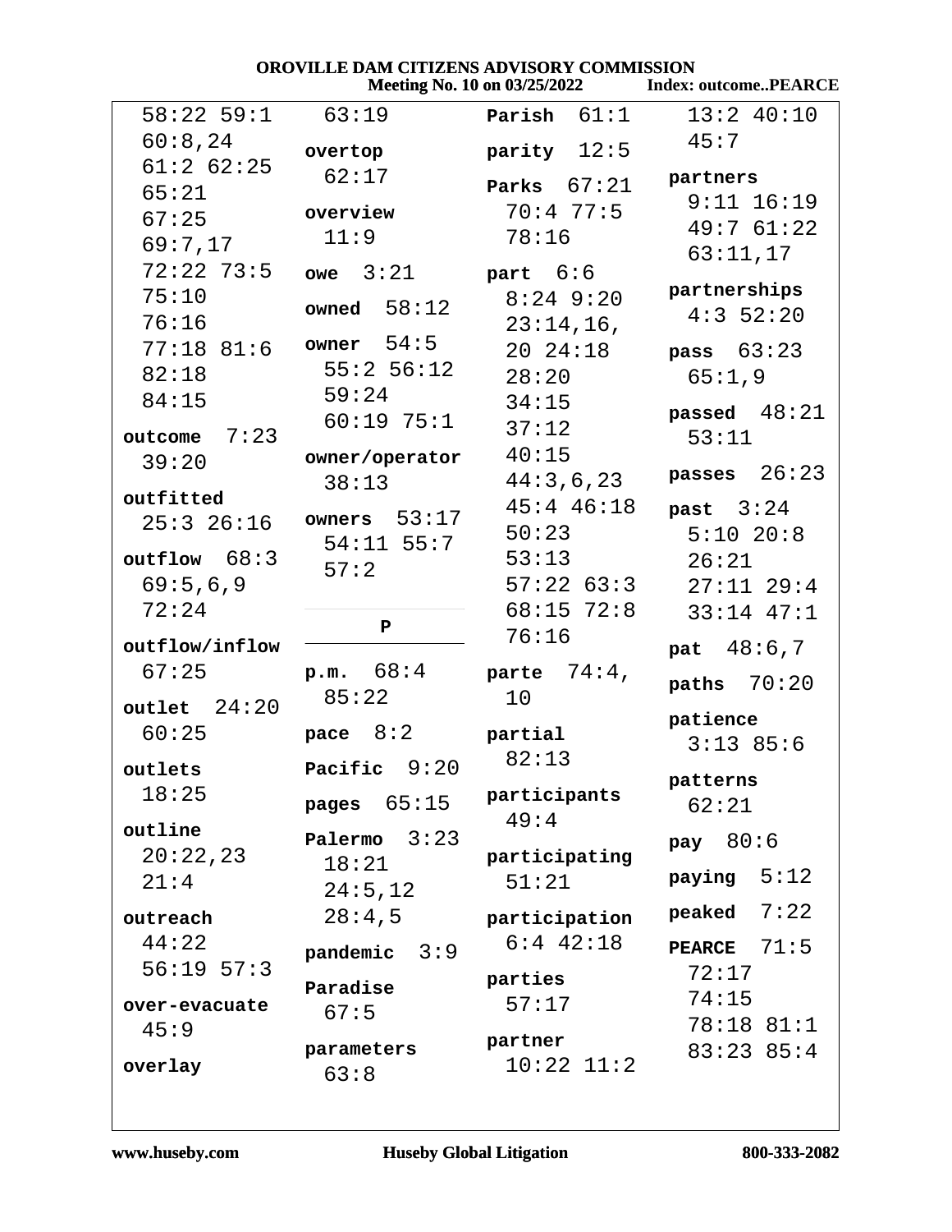58:22 59:1 60:8,24 61:2 62:25 65:21 67:25 69:7,17 72:22 73:5 75:10 76:16 77:18 81:6 82:18 84:15

**outcome** 7:23 39:20

**outfitted** 25:3 26:16

**outflow** 68:3 69:5,6,9 72:24

**outflow/inflow** 67:25

**outlet** 24:20 60:25

**outlets** 18:25

**outline** 20:22,23 21:4

**outreach** 44:22 56:19 57:3

**over-evacuate** 45:9

**overlay** 63:19

**overtop** 62:17

**overview** 11:9

**owe** 3:21

**owned** 58:12

**owner** 54:5 55:2 56:12 59:24 60:19 75:1

**owner/operator** 38:13

**owners** 53:17 54:11 55:7 57:2

## P

**p.m.** 68:4 85:22

**pace** 8:2

**Pacific** 9:20

**pages** 65:15

**Palermo** 3:23 18:21 24:5,12 28:4,5

**pandemic** 3:9

**Paradise** 67:5

**parameters** 63:8

**Parish** 61:1

**parity** 12:5

**Parks** 67:21 70:4 77:5 78:16

**part** 6:6 8:24 9:20 23:14,16, 20 24:18 28:20 34:15 37:12 40:15 44:3,6,23 45:4 46:18 50:23 53:13 57:22 63:3 68:15 72:8 76:16

**parte** 74:4, 10

**partial** 82:13

**participants** 49:4

**participating** 51:21

**participation** 6:4 42:18

**parties** 57:17

**partner** 10:22 11:2 13:2 40:10 45:7

**partners** 9:11 16:19 49:7 61:22 63:11,17

**partnerships** 4:3 52:20

**pass** 63:23 65:1,9

**passed** 48:21 53:11

**passes** 26:23

**past** 3:24 5:10 20:8 26:21 27:11 29:4 33:14 47:1

**pat** 48:6,7

**paths** 70:20

**patience** 3:13 85:6

**patterns** 62:21

**pay** 80:6

**paying** 5:12

**peaked** 7:22

**PEARCE** 71:5 72:17 74:15 78:18 81:1 83:23 85:4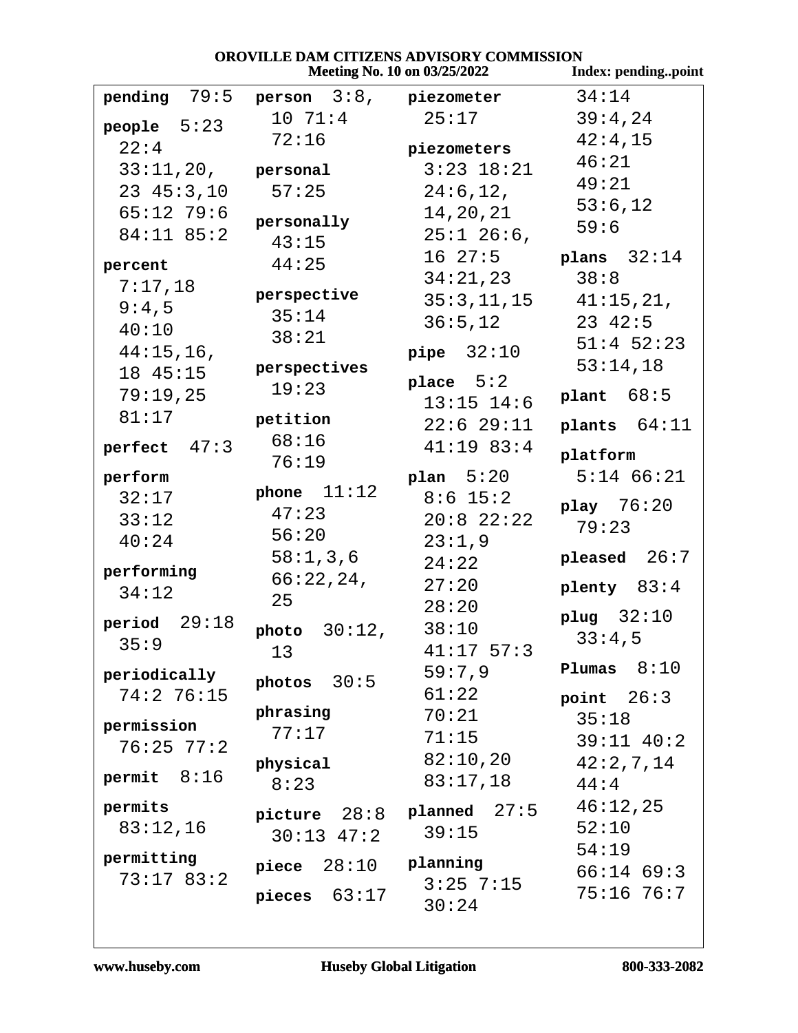**pending** 79:5

**people** 5:23 22:4 33:11,20, 23 45:3,10 65:12 79:6 84:11 85:2

**percent** 7:17,18 9:4,5 40:10 44:15,16, 18 45:15 79:19,25 81:17

**perfect** 47:3

**perform** 32:17 33:12 40:24

**performing** 34:12

**period** 29:18 35:9

**periodically** 74:2 76:15

**permission** 76:25 77:2

**permit** 8:16

**permits** 83:12,16

**permitting** 73:17 83:2

**person** 3:8, 10 71:4 72:16

**personal** 57:25

**personally** 43:15 44:25

**perspective** 35:14 38:21

**perspectives** 19:23

**petition** 68:16 76:19

**phone** 11:12 47:23 56:20 58:1,3,6 66:22,24, 25

**photo** 30:12, 13

**photos** 30:5

**phrasing** 77:17

**physical** 8:23

**picture** 28:8 30:13 47:2

**piece** 28:10

**pieces** 63:17

**piezometer** 25:17

**piezometers** 3:23 18:21 24:6,12, 14,20,21 25:1 26:6, 16 27:5 34:21,23 35:3,11,15 36:5,12

**pipe** 32:10

**place** 5:2 13:15 14:6 22:6 29:11 41:19 83:4

**plan** 5:20 8:6 15:2 20:8 22:22 23:1,9 24:22 27:20 28:20 38:10 41:17 57:3 59:7,9 61:22 70:21 71:15 82:10,20 83:17,18

**planned** 27:5 39:15

**planning** 3:25 7:15 30:24 34:14 39:4,24 42:4,15 46:21 49:21 53:6,12 59:6

**plans** 32:14 38:8 41:15,21, 23 42:5 51:4 52:23 53:14,18

**plant** 68:5

**plants** 64:11

**platform** 5:14 66:21

**play** 76:20 79:23

**pleased** 26:7

**plenty** 83:4

**plug** 32:10 33:4,5

**Plumas** 8:10

**point** 26:3 35:18 39:11 40:2 42:2,7,14 44:4 46:12,25 52:10 54:19 66:14 69:3 75:16 76:7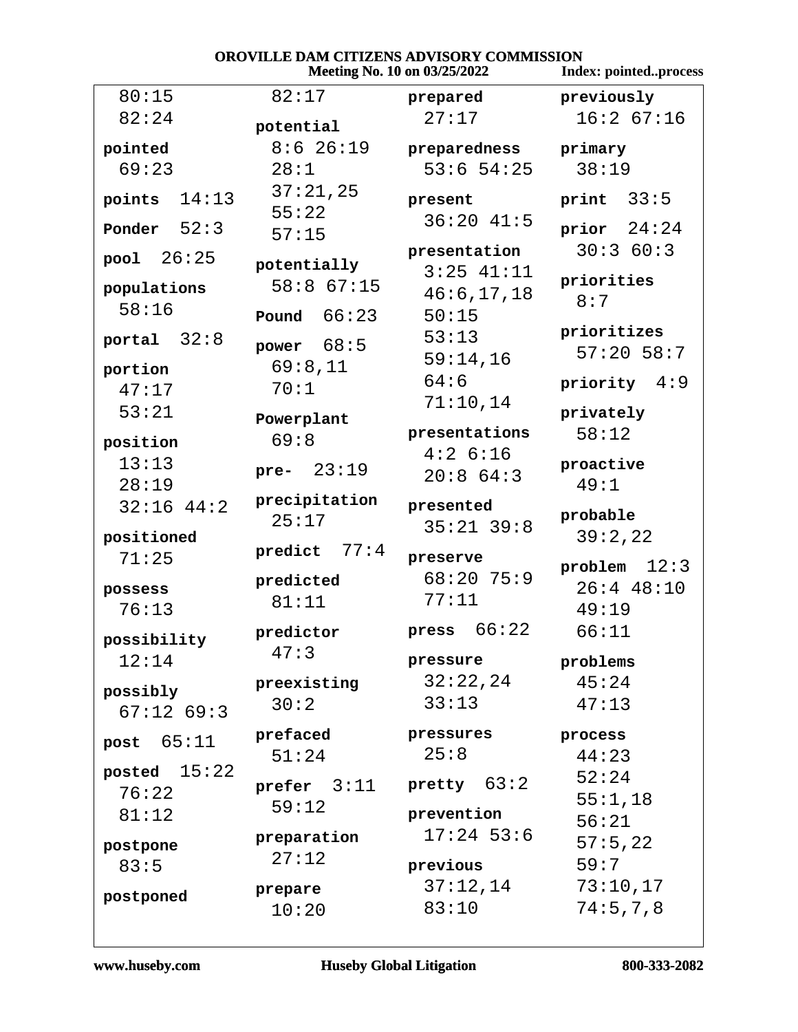80:15
82:24

pointed
69:23

points 14:13

Ponder 52:3

pool 26:25

populations
58:16

portal 32:8

portion
47:17
53:21

position
13:13
28:19
32:16 44:2

positioned
71:25

possess
76:13

possibility
12:14

possibly
67:12 69:3

post 65:11

posted 15:22
76:22
81:12

postpone
83:5

postponed
82:17

potential
8:6 26:19
28:1
37:21,25
55:22
57:15

potentially
58:8 67:15

Pound 66:23

power 68:5
69:8,11
70:1

Powerplant
69:8

pre- 23:19

precipitation
25:17

predict 77:4

predicted
81:11

predictor
47:3

preexisting
30:2

prefaced
51:24

prefer 3:11
59:12

preparation
27:12

prepare
10:20

prepared
27:17

preparedness
53:6 54:25

present
36:20 41:5

presentation
3:25 41:11
46:6,17,18
50:15
53:13
59:14,16
64:6
71:10,14

presentations
4:2 6:16
20:8 64:3

presented
35:21 39:8

preserve
68:20 75:9
77:11

press 66:22

pressure
32:22,24
33:13

pressures
25:8

pretty 63:2

prevention
17:24 53:6

previous
37:12,14
83:10

previously
16:2 67:16

primary
38:19

print 33:5

prior 24:24
30:3 60:3

priorities
8:7

prioritizes
57:20 58:7

priority 4:9

privately
58:12

proactive
49:1

probable
39:2,22

problem 12:3
26:4 48:10
49:19
66:11

problems
45:24
47:13

process
44:23
52:24
55:1,18
56:21
57:5,22
59:7
73:10,17
74:5,7,8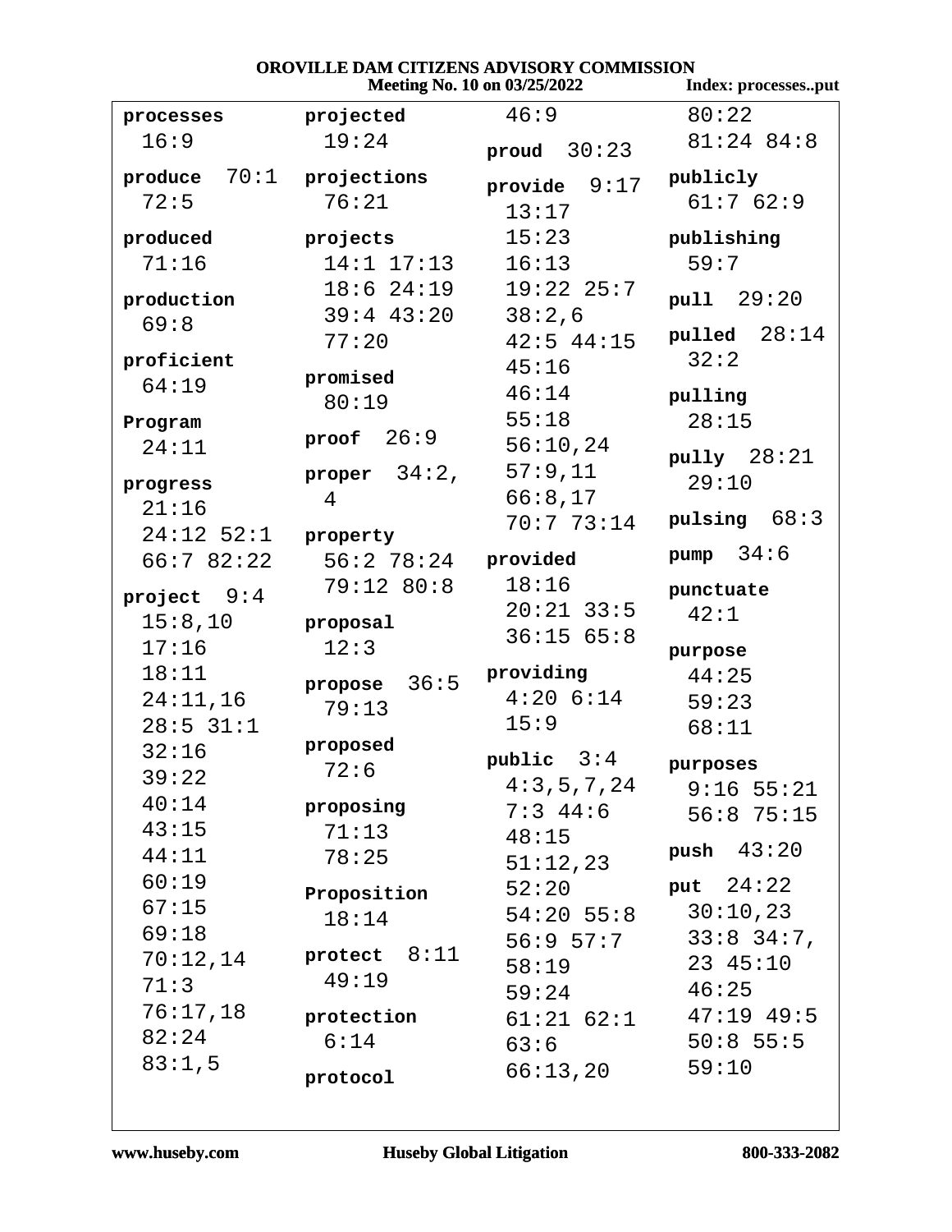**processes** 16:9

**produce** 70:1 72:5

**produced** 71:16

**production** 69:8

**proficient** 64:19

**Program** 24:11

**progress** 21:16 24:12 52:1 66:7 82:22

**project** 9:4 15:8,10 17:16 18:11 24:11,16 28:5 31:1 32:16 39:22 40:14 43:15 44:11 60:19 67:15 69:18 70:12,14 71:3 76:17,18 82:24 83:1,5

**projected** 19:24

**projections** 76:21

**projects** 14:1 17:13 18:6 24:19 39:4 43:20 77:20

**promised** 80:19

**proof** 26:9

**proper** 34:2, 4

**property** 56:2 78:24 79:12 80:8

**proposal** 12:3

**propose** 36:5 79:13

**proposed** 72:6

**proposing** 71:13 78:25

**Proposition** 18:14

**protect** 8:11 49:19

**protection** 6:14

**protocol** 46:9

**proud** 30:23

**provide** 9:17 13:17 15:23 16:13 19:22 25:7 38:2,6 42:5 44:15 45:16 46:14 55:18 56:10,24 57:9,11 66:8,17 70:7 73:14

**provided** 18:16 20:21 33:5 36:15 65:8

**providing** 4:20 6:14 15:9

**public** 3:4 4:3,5,7,24 7:3 44:6 48:15 51:12,23 52:20 54:20 55:8 56:9 57:7 58:19 59:24 61:21 62:1 63:6 66:13,20 80:22 81:24 84:8

**publicly** 61:7 62:9

**publishing** 59:7

**pull** 29:20

**pulled** 28:14 32:2

**pulling** 28:15

**pully** 28:21 29:10

**pulsing** 68:3

**pump** 34:6

**punctuate** 42:1

**purpose** 44:25 59:23 68:11

**purposes** 9:16 55:21 56:8 75:15

**push** 43:20

**put** 24:22 30:10,23 33:8 34:7, 23 45:10 46:25 47:19 49:5 50:8 55:5 59:10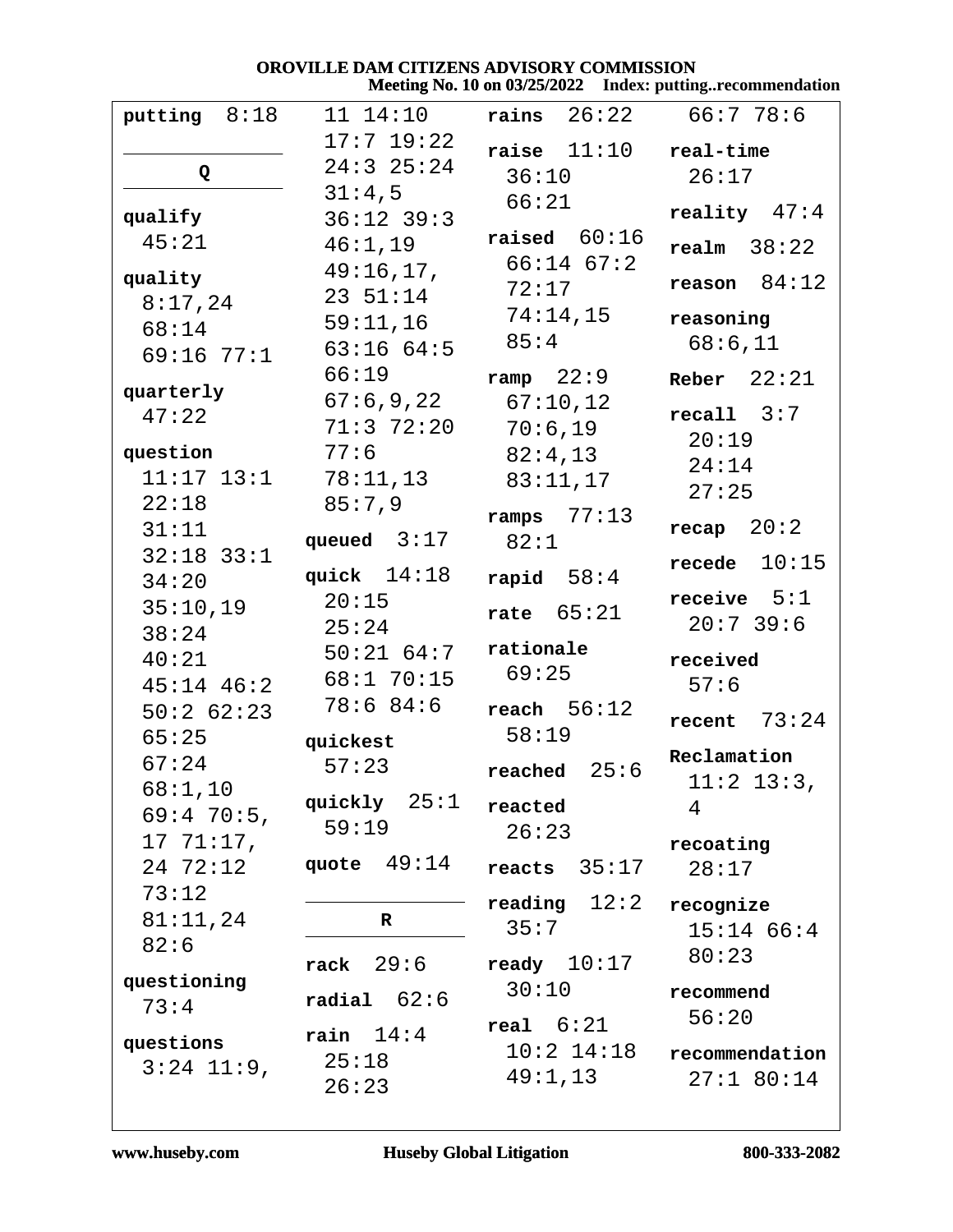**putting** 8:18

**Q**

**qualify** 45:21

**quality** 8:17,24 68:14 69:16 77:1

**quarterly** 47:22

**question** 11:17 13:1 22:18 31:11 32:18 33:1 34:20 35:10,19 38:24 40:21 45:14 46:2 50:2 62:23 65:25 67:24 68:1,10 69:4 70:5, 17 71:17, 24 72:12 73:12 81:11,24 82:6

**questioning** 73:4

**questions** 3:24 11:9, 11 14:10 17:7 19:22 24:3 25:24 31:4,5 36:12 39:3 46:1,19 49:16,17, 23 51:14 59:11,16 63:16 64:5 66:19 67:6,9,22 71:3 72:20 77:6 78:11,13 85:7,9

**queued** 3:17

**quick** 14:18 20:15 25:24 50:21 64:7 68:1 70:15 78:6 84:6

**quickest** 57:23

**quickly** 25:1 59:19

**quote** 49:14

**R**

**rack** 29:6

**radial** 62:6

**rain** 14:4 25:18 26:23

**rains** 26:22

**raise** 11:10 36:10 66:21

**raised** 60:16 66:14 67:2 72:17 74:14,15 85:4

**ramp** 22:9 67:10,12 70:6,19 82:4,13 83:11,17

**ramps** 77:13 82:1

**rapid** 58:4

**rate** 65:21

**rationale** 69:25

**reach** 56:12 58:19

**reached** 25:6

**reacted** 26:23

**reacts** 35:17

**reading** 12:2 35:7

**ready** 10:17 30:10

**real** 6:21 10:2 14:18 49:1,13 66:7 78:6

**real-time** 26:17

**reality** 47:4

**realm** 38:22

**reason** 84:12

**reasoning** 68:6,11

**Reber** 22:21

**recall** 3:7 20:19 24:14 27:25

**recap** 20:2

**recede** 10:15

**receive** 5:1 20:7 39:6

**received** 57:6

**recent** 73:24

**Reclamation** 11:2 13:3, 4

**recoating** 28:17

**recognize** 15:14 66:4 80:23

**recommend** 56:20

**recommendation** 27:1 80:14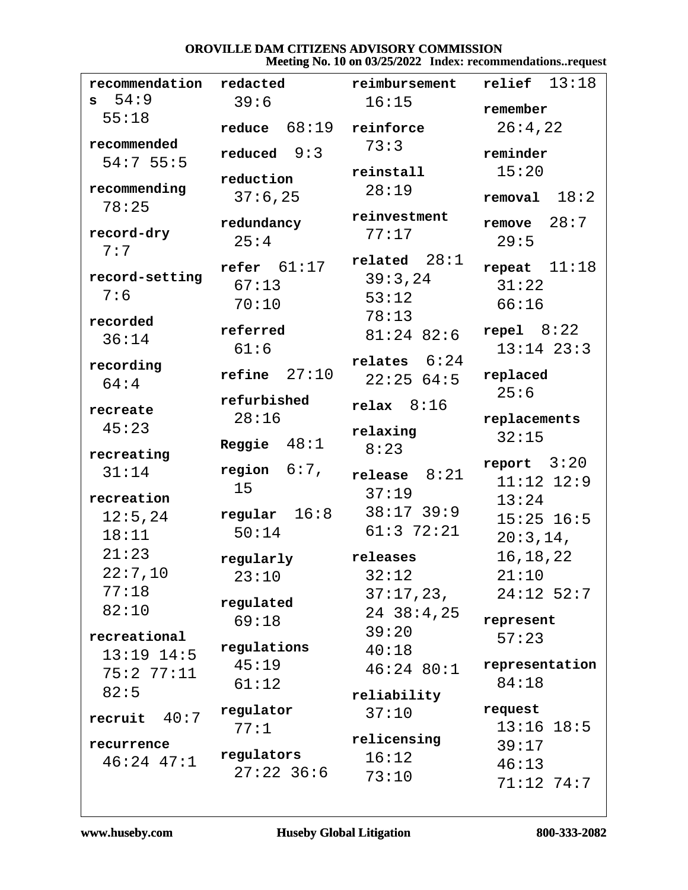**recommendations** 54:9 55:18

**recommended** 54:7 55:5

**recommending** 78:25

**record-dry** 7:7

**record-setting** 7:6

**recorded** 36:14

**recording** 64:4

**recreate** 45:23

**recreating** 31:14

**recreation** 12:5,24 18:11 21:23 22:7,10 77:18 82:10

**recreational** 13:19 14:5 75:2 77:11 82:5

**recruit** 40:7

**recurrence** 46:24 47:1

**redacted** 39:6

**reduce** 68:19

**reduced** 9:3

**reduction** 37:6,25

**redundancy** 25:4

**refer** 61:17 67:13 70:10

**referred** 61:6

**refine** 27:10

**refurbished** 28:16

**Reggie** 48:1

**region** 6:7,15

**regular** 16:8 50:14

**regularly** 23:10

**regulated** 69:18

**regulations** 45:19 61:12

**regulator** 77:1

**regulators** 27:22 36:6

**reimbursement** 16:15

**reinforce** 73:3

**reinstall** 28:19

**reinvestment** 77:17

**related** 28:1 39:3,24 53:12 78:13 81:24 82:6

**relates** 6:24 22:25 64:5

**relax** 8:16

**relaxing** 8:23

**release** 8:21 37:19 38:17 39:9 61:3 72:21

**releases** 32:12 37:17,23,24 38:4,25 39:20 40:18 46:24 80:1

**reliability** 37:10

**relicensing** 16:12 73:10

**relief** 13:18

**remember** 26:4,22

**reminder** 15:20

**removal** 18:2

**remove** 28:7 29:5

**repeat** 11:18 31:22 66:16

**repel** 8:22 13:14 23:3

**replaced** 25:6

**replacements** 32:15

**report** 3:20 11:12 12:9 13:24 15:25 16:5 20:3,14,16,18,22 21:10 24:12 52:7

**represent** 57:23

**representation** 84:18

**request** 13:16 18:5 39:17 46:13 71:12 74:7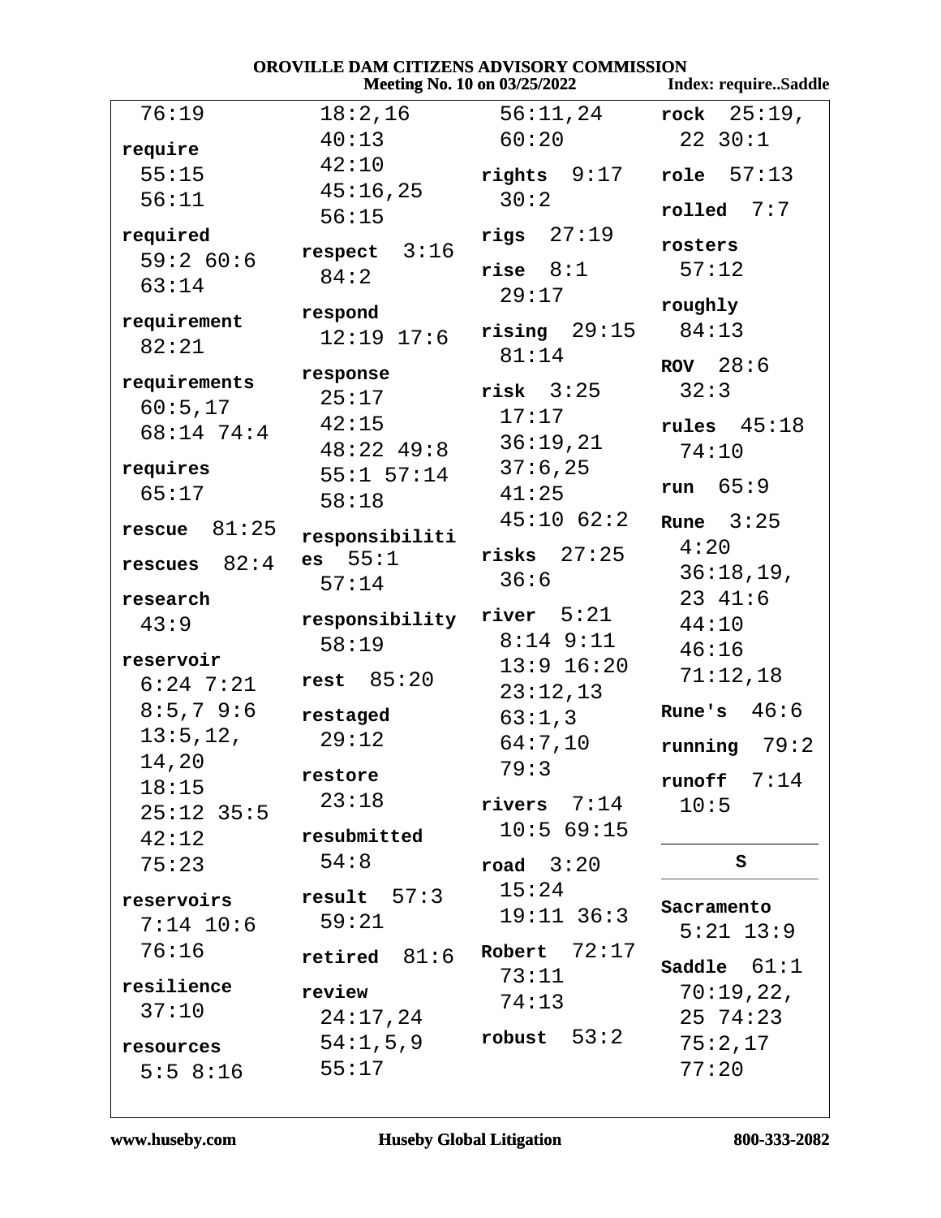76:19

**require** 55:15 56:11

**required** 59:2 60:6 63:14

**requirement** 82:21

**requirements** 60:5,17 68:14 74:4

**requires** 65:17

**rescue** 81:25

**rescues** 82:4

**research** 43:9

**reservoir** 6:24 7:21 8:5,7 9:6 13:5,12, 14,20 18:15 25:12 35:5 42:12 75:23

**reservoirs** 7:14 10:6 76:16

**resilience** 37:10

**resources** 5:5 8:16 18:2,16 40:13 42:10 45:16,25 56:15

**respect** 3:16 84:2

**respond** 12:19 17:6

**response** 25:17 42:15 48:22 49:8 55:1 57:14 58:18

**responsibilities** 55:1 57:14

**responsibility** 58:19

**rest** 85:20

**restaged** 29:12

**restore** 23:18

**resubmitted** 54:8

**result** 57:3 59:21

**retired** 81:6

**review** 24:17,24 54:1,5,9 55:17

56:11,24 60:20

**rights** 9:17 30:2

**rigs** 27:19

**rise** 8:1 29:17

**rising** 29:15 81:14

**risk** 3:25 17:17 36:19,21 37:6,25 41:25 45:10 62:2

**risks** 27:25 36:6

**river** 5:21 8:14 9:11 13:9 16:20 23:12,13 63:1,3 64:7,10 79:3

**rivers** 7:14 10:5 69:15

**road** 3:20 15:24 19:11 36:3

**Robert** 72:17 73:11 74:13

**robust** 53:2

**rock** 25:19, 22 30:1

**role** 57:13

**rolled** 7:7

**rosters** 57:12

**roughly** 84:13

**ROV** 28:6 32:3

**rules** 45:18 74:10

**run** 65:9

**Rune** 3:25 4:20 36:18,19, 23 41:6 44:10 46:16 71:12,18

**Rune's** 46:6

**running** 79:2

**runoff** 7:14 10:5

## S

**Sacramento** 5:21 13:9

**Saddle** 61:1 70:19,22, 25 74:23 75:2,17 77:20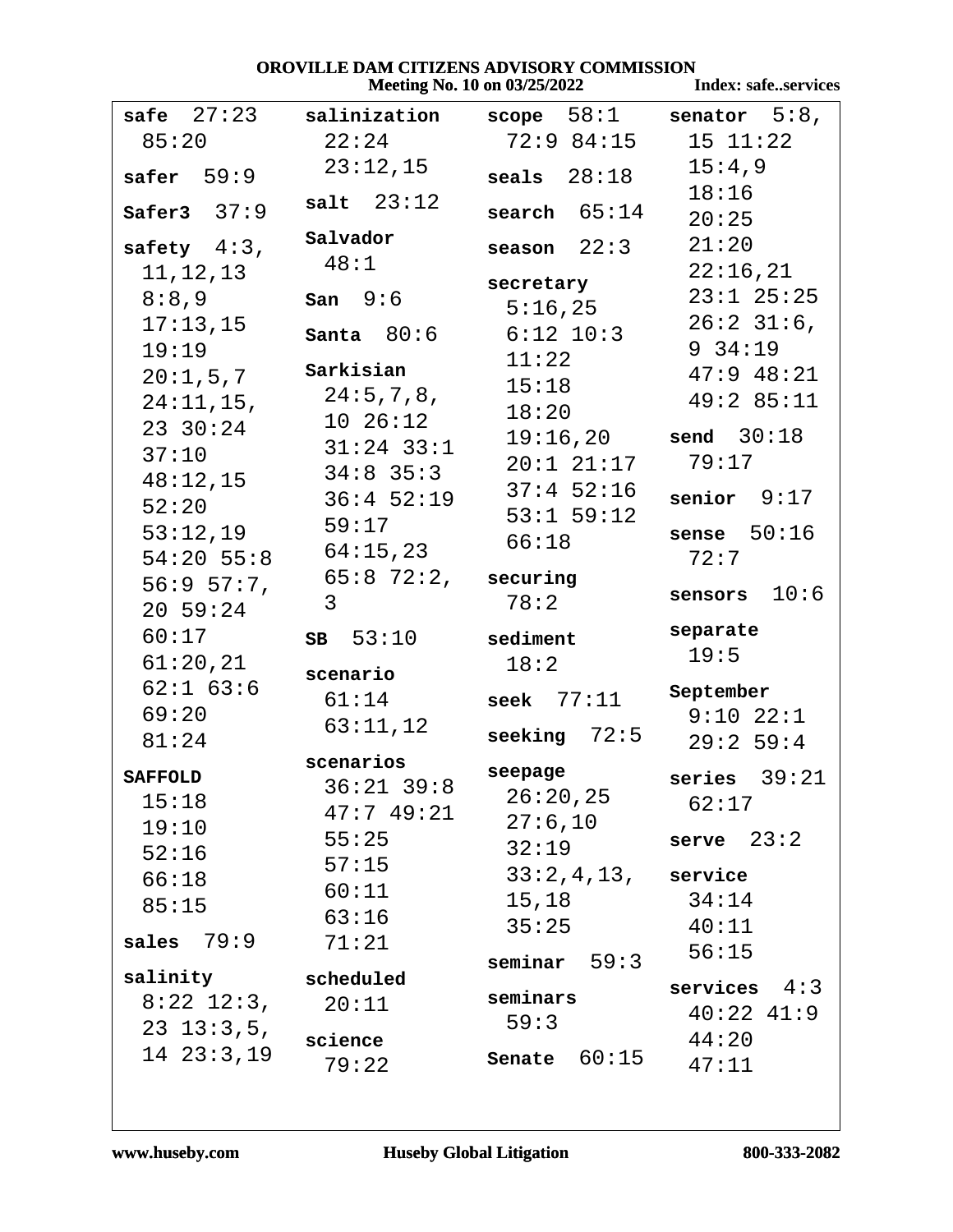**safe** 27:23 85:20

**safer** 59:9

**Safer3** 37:9

**safety** 4:3, 11,12,13 8:8,9 17:13,15 19:19 20:1,5,7 24:11,15, 23 30:24 37:10 48:12,15 52:20 53:12,19 54:20 55:8 56:9 57:7, 20 59:24 60:17 61:20,21 62:1 63:6 69:20 81:24

**SAFFOLD** 15:18 19:10 52:16 66:18 85:15

**sales** 79:9

**salinity** 8:22 12:3, 23 13:3,5, 14 23:3,19

**salinization** 22:24 23:12,15

**salt** 23:12

**Salvador** 48:1

**San** 9:6

**Santa** 80:6

**Sarkisian** 24:5,7,8, 10 26:12 31:24 33:1 34:8 35:3 36:4 52:19 59:17 64:15,23 65:8 72:2, 3

**SB** 53:10

**scenario** 61:14 63:11,12

**scenarios** 36:21 39:8 47:7 49:21 55:25 57:15 60:11 63:16 71:21

**scheduled** 20:11

**science** 79:22

**scope** 58:1 72:9 84:15

**seals** 28:18

**search** 65:14

**season** 22:3

**secretary** 5:16,25 6:12 10:3 11:22 15:18 18:20 19:16,20 20:1 21:17 37:4 52:16 53:1 59:12 66:18

**securing** 78:2

**sediment** 18:2

**seek** 77:11

**seeking** 72:5

**seepage** 26:20,25 27:6,10 32:19 33:2,4,13, 15,18 35:25

**seminar** 59:3

**seminars** 59:3

**Senate** 60:15

**senator** 5:8, 15 11:22 15:4,9 18:16 20:25 21:20 22:16,21 23:1 25:25 26:2 31:6, 9 34:19 47:9 48:21 49:2 85:11

**send** 30:18 79:17

**senior** 9:17

**sense** 50:16 72:7

**sensors** 10:6

**separate** 19:5

**September** 9:10 22:1 29:2 59:4

**series** 39:21 62:17

**serve** 23:2

**service** 34:14 40:11 56:15

**services** 4:3 40:22 41:9 44:20 47:11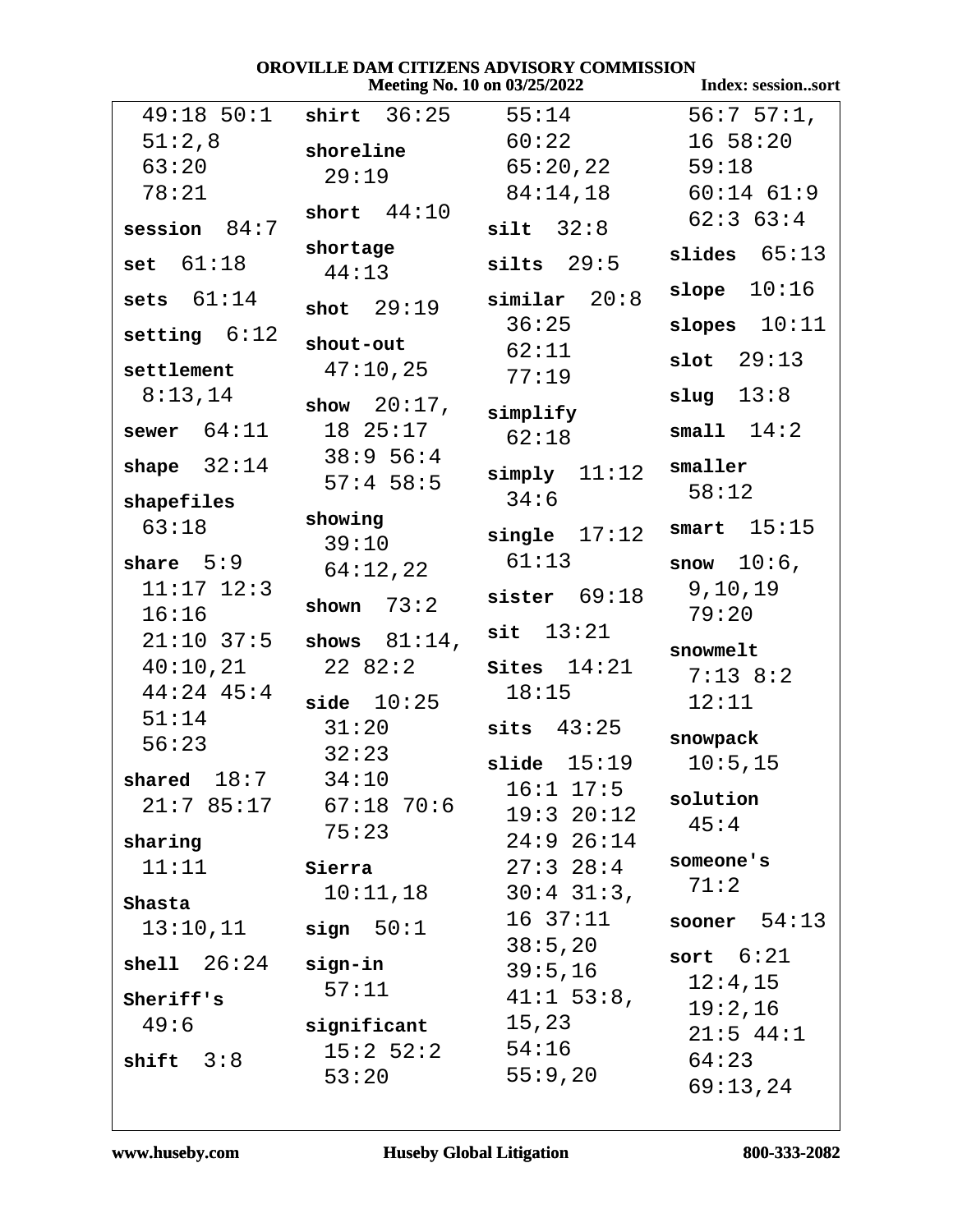49:18 50:1 51:2,8 63:20 78:21

**session** 84:7

**set** 61:18

**sets** 61:14

**setting** 6:12

**settlement** 8:13,14

**sewer** 64:11

**shape** 32:14

**shapefiles** 63:18

**share** 5:9 11:17 12:3 16:16 21:10 37:5 40:10,21 44:24 45:4 51:14 56:23

**shared** 18:7 21:7 85:17

**sharing** 11:11

**Shasta** 13:10,11

**shell** 26:24

**Sheriff's** 49:6

**shift** 3:8

**shirt** 36:25

**shoreline** 29:19

**short** 44:10

**shortage** 44:13

**shot** 29:19

**shout-out** 47:10,25

**show** 20:17, 18 25:17 38:9 56:4 57:4 58:5

**showing** 39:10 64:12,22

**shown** 73:2

**shows** 81:14, 22 82:2

**side** 10:25 31:20 32:23 34:10 67:18 70:6 75:23

**Sierra** 10:11,18

**sign** 50:1

**sign-in** 57:11

**significant** 15:2 52:2 53:20

55:14 60:22 65:20,22 84:14,18

**silt** 32:8

**silts** 29:5

**similar** 20:8 36:25 62:11 77:19

**simplify** 62:18

**simply** 11:12 34:6

**single** 17:12 61:13

**sister** 69:18

**sit** 13:21

**Sites** 14:21 18:15

**sits** 43:25

**slide** 15:19 16:1 17:5 19:3 20:12 24:9 26:14 27:3 28:4 30:4 31:3, 16 37:11 38:5,20 39:5,16 41:1 53:8, 15,23 54:16 55:9,20

56:7 57:1, 16 58:20 59:18 60:14 61:9 62:3 63:4

**slides** 65:13

**slope** 10:16

**slopes** 10:11

**slot** 29:13

**slug** 13:8

**small** 14:2

**smaller** 58:12

**smart** 15:15

**snow** 10:6, 9,10,19 79:20

**snowmelt** 7:13 8:2 12:11

**snowpack** 10:5,15

**solution** 45:4

**someone's** 71:2

**sooner** 54:13

**sort** 6:21 12:4,15 19:2,16 21:5 44:1 64:23 69:13,24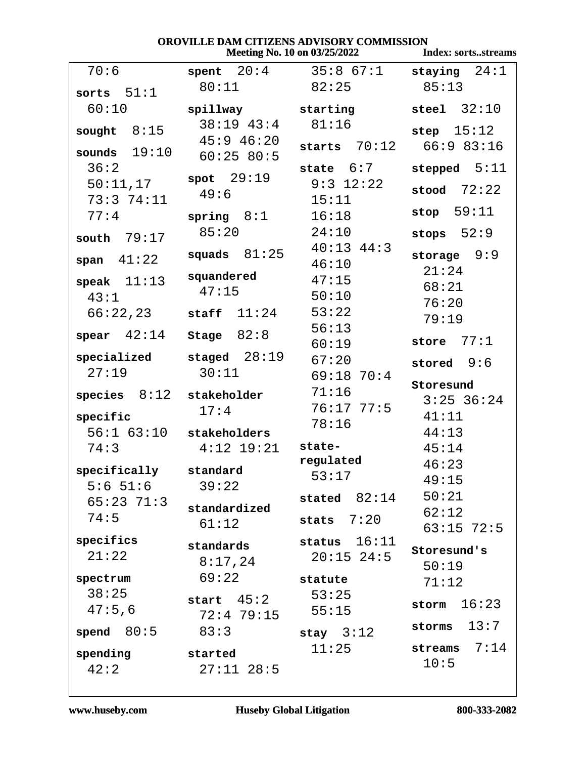70:6

**sorts** 51:1 60:10

**sought** 8:15

**sounds** 19:10 36:2 50:11,17 73:3 74:11 77:4

**south** 79:17

**span** 41:22

**speak** 11:13 43:1 66:22,23

**spear** 42:14

**specialized** 27:19

**species** 8:12

**specific** 56:1 63:10 74:3

**specifically** 5:6 51:6 65:23 71:3 74:5

**specifics** 21:22

**spectrum** 38:25 47:5,6

**spend** 80:5

**spending** 42:2

**spent** 20:4 80:11

**spillway** 38:19 43:4 45:9 46:20 60:25 80:5

**spot** 29:19 49:6

**spring** 8:1 85:20

**squads** 81:25

**squandered** 47:15

**staff** 11:24

**Stage** 82:8

**staged** 28:19 30:11

**stakeholder** 17:4

**stakeholders** 4:12 19:21

**standard** 39:22

**standardized** 61:12

**standards** 8:17,24 69:22

**start** 45:2 72:4 79:15 83:3

**started** 27:11 28:5 35:8 67:1 82:25

**starting** 81:16

**starts** 70:12

**state** 6:7 9:3 12:22 15:11 16:18 24:10 40:13 44:3 46:10 47:15 50:10 53:22 56:13 60:19 67:20 69:18 70:4 71:16 76:17 77:5 78:16

**state-regulated** 53:17

**stated** 82:14

**stats** 7:20

**status** 16:11 20:15 24:5

**statute** 53:25 55:15

**stay** 3:12 11:25

**staying** 24:1 85:13

**steel** 32:10

**step** 15:12 66:9 83:16

**stepped** 5:11

**stood** 72:22

**stop** 59:11

**stops** 52:9

**storage** 9:9 21:24 68:21 76:20 79:19

**store** 77:1

**stored** 9:6

**Storesund** 3:25 36:24 41:11 44:13 45:14 46:23 49:15 50:21 62:12 63:15 72:5

**Storesund's** 50:19 71:12

**storm** 16:23

**storms** 13:7

**streams** 7:14 10:5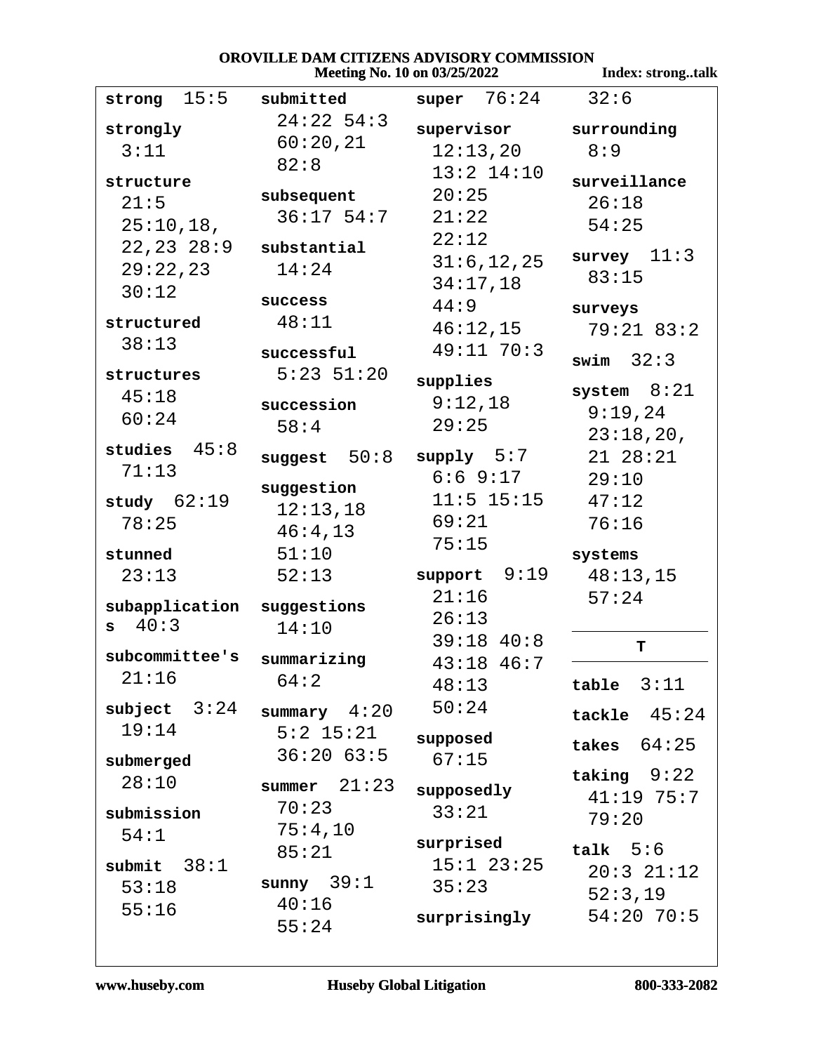# OROVILLE DAM CITIZENS ADVISORY COMMISSION

Meeting No. 10 on 03/25/2022 — Index: strong..talk

**strong** 15:5

**strongly** 3:11

**structure** 21:5 25:10,18, 22,23 28:9 29:22,23 30:12

**structured** 38:13

**structures** 45:18 60:24

**studies** 45:8 71:13

**study** 62:19 78:25

**stunned** 23:13

**subapplications** 40:3

**subcommittee's** 21:16

**subject** 3:24 19:14

**submerged** 28:10

**submission** 54:1

**submit** 38:1 53:18 55:16

**submitted** 24:22 54:3 60:20,21 82:8

**subsequent** 36:17 54:7

**substantial** 14:24

**success** 48:11

**successful** 5:23 51:20

**succession** 58:4

**suggest** 50:8

**suggestion** 12:13,18 46:4,13 51:10 52:13

**suggestions** 14:10

**summarizing** 64:2

**summary** 4:20 5:2 15:21 36:20 63:5

**summer** 21:23 70:23 75:4,10 85:21

**sunny** 39:1 40:16 55:24

**super** 76:24

**supervisor** 12:13,20 13:2 14:10 20:25 21:22 22:12 31:6,12,25 34:17,18 44:9 46:12,15 49:11 70:3

**supplies** 9:12,18 29:25

**supply** 5:7 6:6 9:17 11:5 15:15 69:21 75:15

**support** 9:19 21:16 26:13 39:18 40:8 43:18 46:7 48:13 50:24

**supposed** 67:15

**supposedly** 33:21

**surprised** 15:1 23:25 35:23

**surprisingly** 32:6

**surrounding** 8:9

**surveillance** 26:18 54:25

**survey** 11:3 83:15

**surveys** 79:21 83:2

**swim** 32:3

**system** 8:21 9:19,24 23:18,20, 21 28:21 29:10 47:12 76:16

**systems** 48:13,15 57:24

## T

**table** 3:11

**tackle** 45:24

**takes** 64:25

**taking** 9:22 41:19 75:7 79:20

**talk** 5:6 20:3 21:12 52:3,19 54:20 70:5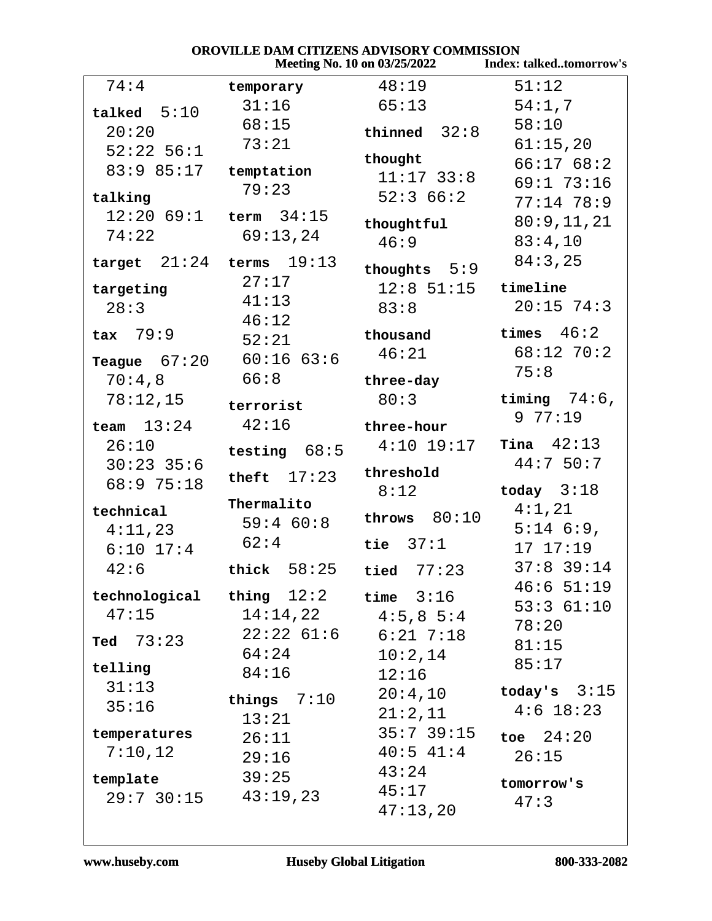74:4

**talked** 5:10 20:20 52:22 56:1 83:9 85:17

**talking** 12:20 69:1 74:22

**target** 21:24

**targeting** 28:3

**tax** 79:9

**Teague** 67:20 70:4,8 78:12,15

**team** 13:24 26:10 30:23 35:6 68:9 75:18

**technical** 4:11,23 6:10 17:4 42:6

**technological** 47:15

**Ted** 73:23

**telling** 31:13 35:16

**temperatures** 7:10,12

**template** 29:7 30:15

**temporary** 31:16 68:15 73:21

**temptation** 79:23

**term** 34:15 69:13,24

**terms** 19:13 27:17 41:13 46:12 52:21 60:16 63:6 66:8

**terrorist** 42:16

**testing** 68:5

**theft** 17:23

**Thermalito** 59:4 60:8 62:4

**thick** 58:25

**thing** 12:2 14:14,22 22:22 61:6 64:24 84:16

**things** 7:10 13:21 26:11 29:16 39:25 43:19,23

48:19 65:13

**thinned** 32:8

**thought** 11:17 33:8 52:3 66:2

**thoughtful** 46:9

**thoughts** 5:9 12:8 51:15 83:8

**thousand** 46:21

**three-day** 80:3

**three-hour** 4:10 19:17

**threshold** 8:12

**throws** 80:10

**tie** 37:1

**tied** 77:23

**time** 3:16 4:5,8 5:4 6:21 7:18 10:2,14 12:16 20:4,10 21:2,11 35:7 39:15 40:5 41:4 43:24 45:17 47:13,20

51:12 54:1,7 58:10 61:15,20 66:17 68:2 69:1 73:16 77:14 78:9 80:9,11,21 83:4,10 84:3,25

**timeline** 20:15 74:3

**times** 46:2 68:12 70:2 75:8

**timing** 74:6, 9 77:19

**Tina** 42:13 44:7 50:7

**today** 3:18 4:1,21 5:14 6:9, 17 17:19 37:8 39:14 46:6 51:19 53:3 61:10 78:20 81:15 85:17

**today's** 3:15 4:6 18:23

**toe** 24:20 26:15

**tomorrow's** 47:3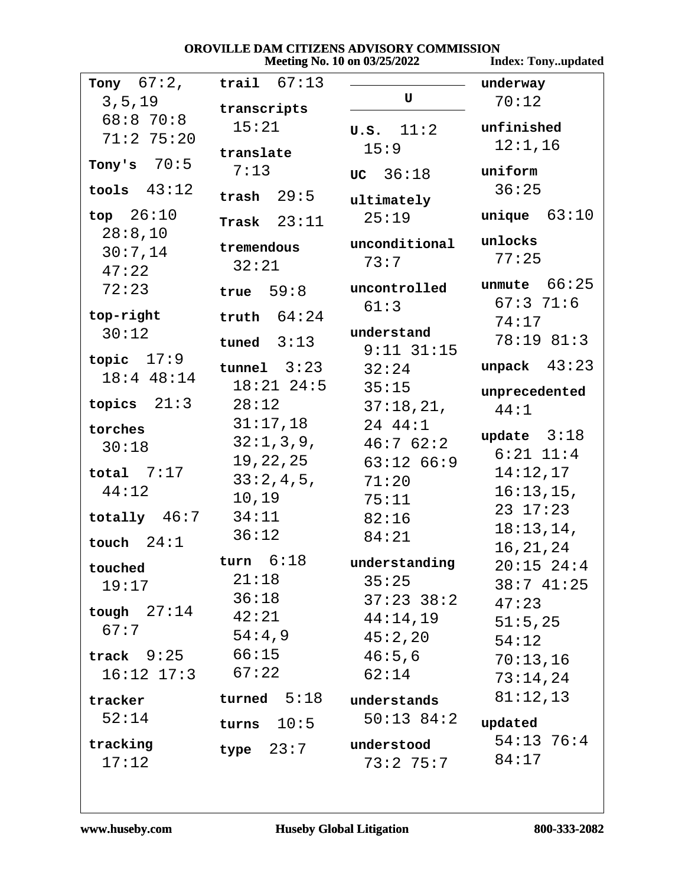OROVILLE DAM CITIZENS ADVISORY COMMISSION
Meeting No. 10 on 03/25/2022 Index: Tony..updated

**Tony** 67:2, 3,5,19 68:8 70:8 71:2 75:20

**Tony's** 70:5

**tools** 43:12

**top** 26:10 28:8,10 30:7,14 47:22 72:23

**top-right** 30:12

**topic** 17:9 18:4 48:14

**topics** 21:3

**torches** 30:18

**total** 7:17 44:12

**totally** 46:7

**touch** 24:1

**touched** 19:17

**tough** 27:14 67:7

**track** 9:25 16:12 17:3

**tracker** 52:14

**tracking** 17:12

**trail** 67:13

**transcripts** 15:21

**translate** 7:13

**trash** 29:5

**Trask** 23:11

**tremendous** 32:21

**true** 59:8

**truth** 64:24

**tuned** 3:13

**tunnel** 3:23 18:21 24:5 28:12 31:17,18 32:1,3,9, 19,22,25 33:2,4,5, 10,19 34:11 36:12

**turn** 6:18 21:18 36:18 42:21 54:4,9 66:15 67:22

**turned** 5:18

**turns** 10:5

**type** 23:7

## U

**U.S.** 11:2 15:9

**UC** 36:18

**ultimately** 25:19

**unconditional** 73:7

**uncontrolled** 61:3

**understand** 9:11 31:15 32:24 35:15 37:18,21, 24 44:1 46:7 62:2 63:12 66:9 71:20 75:11 82:16 84:21

**understanding** 35:25 37:23 38:2 44:14,19 45:2,20 46:5,6 62:14

**understands** 50:13 84:2

**understood** 73:2 75:7

**underway** 70:12

**unfinished** 12:1,16

**uniform** 36:25

**unique** 63:10

**unlocks** 77:25

**unmute** 66:25 67:3 71:6 74:17 78:19 81:3

**unpack** 43:23

**unprecedented** 44:1

**update** 3:18 6:21 11:4 14:12,17 16:13,15, 23 17:23 18:13,14, 16,21,24 20:15 24:4 38:7 41:25 47:23 51:5,25 54:12 70:13,16 73:14,24 81:12,13

**updated** 54:13 76:4 84:17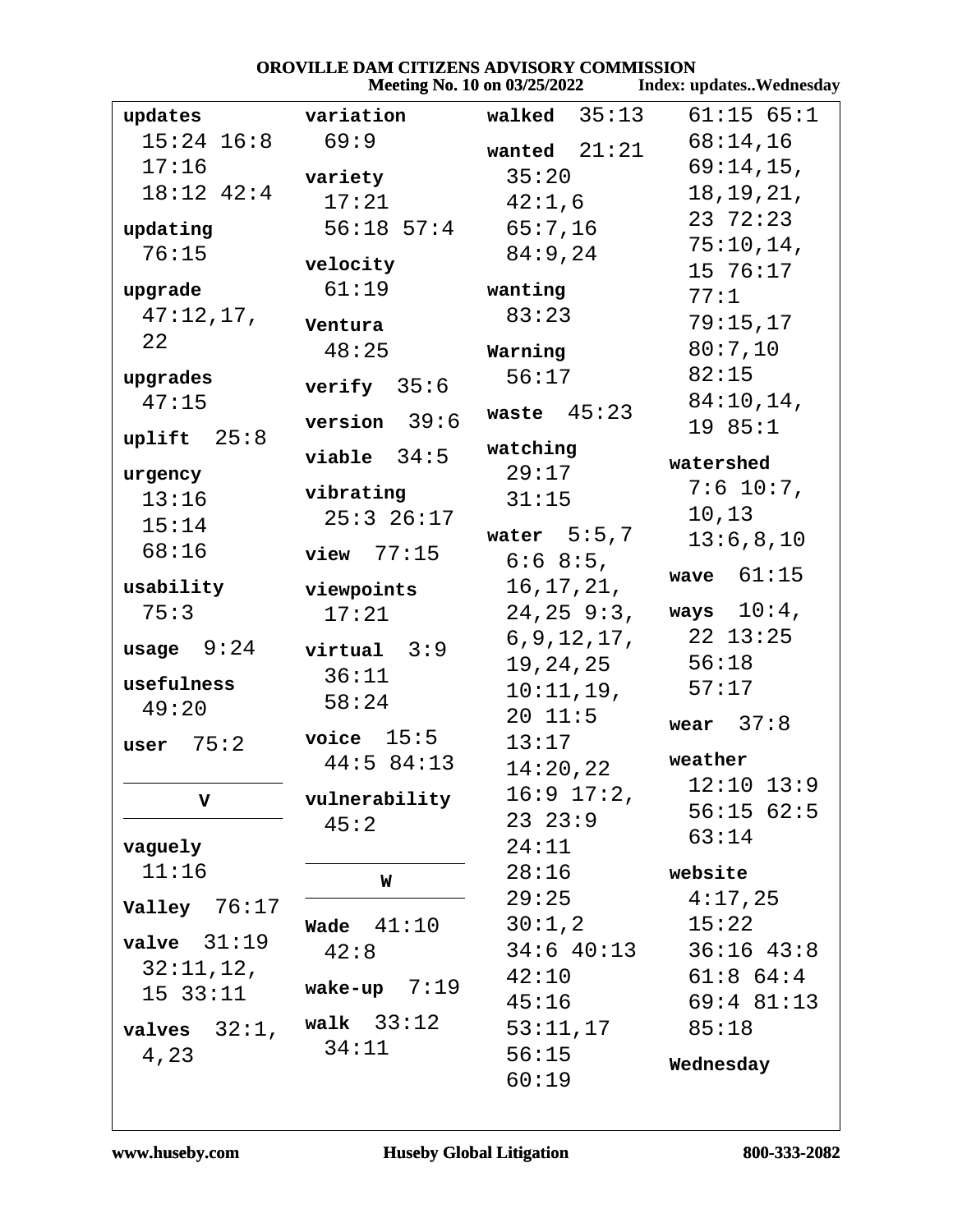**OROVILLE DAM CITIZENS ADVISORY COMMISSION**
**Meeting No. 10 on 03/25/2022** **Index: updates..Wednesday**

**updates** 15:24 16:8 17:16 18:12 42:4

**updating** 76:15

**upgrade** 47:12,17, 22

**upgrades** 47:15

**uplift** 25:8

**urgency** 13:16 15:14 68:16

**usability** 75:3

**usage** 9:24

**usefulness** 49:20

**user** 75:2

**V**

**vaguely** 11:16

**Valley** 76:17

**valve** 31:19 32:11,12, 15 33:11

**valves** 32:1, 4,23

**variation** 69:9

**variety** 17:21 56:18 57:4

**velocity** 61:19

**Ventura** 48:25

**verify** 35:6

**version** 39:6

**viable** 34:5

**vibrating** 25:3 26:17

**view** 77:15

**viewpoints** 17:21

**virtual** 3:9 36:11 58:24

**voice** 15:5 44:5 84:13

**vulnerability** 45:2

**W**

**Wade** 41:10 42:8

**wake-up** 7:19

**walk** 33:12 34:11

**walked** 35:13

**wanted** 21:21 35:20 42:1,6 65:7,16 84:9,24

**wanting** 83:23

**Warning** 56:17

**waste** 45:23

**watching** 29:17 31:15

**water** 5:5,7 6:6 8:5, 16,17,21, 24,25 9:3, 6,9,12,17, 19,24,25 10:11,19, 20 11:5 13:17 14:20,22 16:9 17:2, 23 23:9 24:11 28:16 29:25 30:1,2 34:6 40:13 42:10 45:16 53:11,17 56:15 60:19 61:15 65:1 68:14,16 69:14,15, 18,19,21, 23 72:23 75:10,14, 15 76:17 77:1 79:15,17 80:7,10 82:15 84:10,14, 19 85:1

**watershed** 7:6 10:7, 10,13 13:6,8,10

**wave** 61:15

**ways** 10:4, 22 13:25 56:18 57:17

**wear** 37:8

**weather** 12:10 13:9 56:15 62:5 63:14

**website** 4:17,25 15:22 36:16 43:8 61:8 64:4 69:4 81:13 85:18

**Wednesday**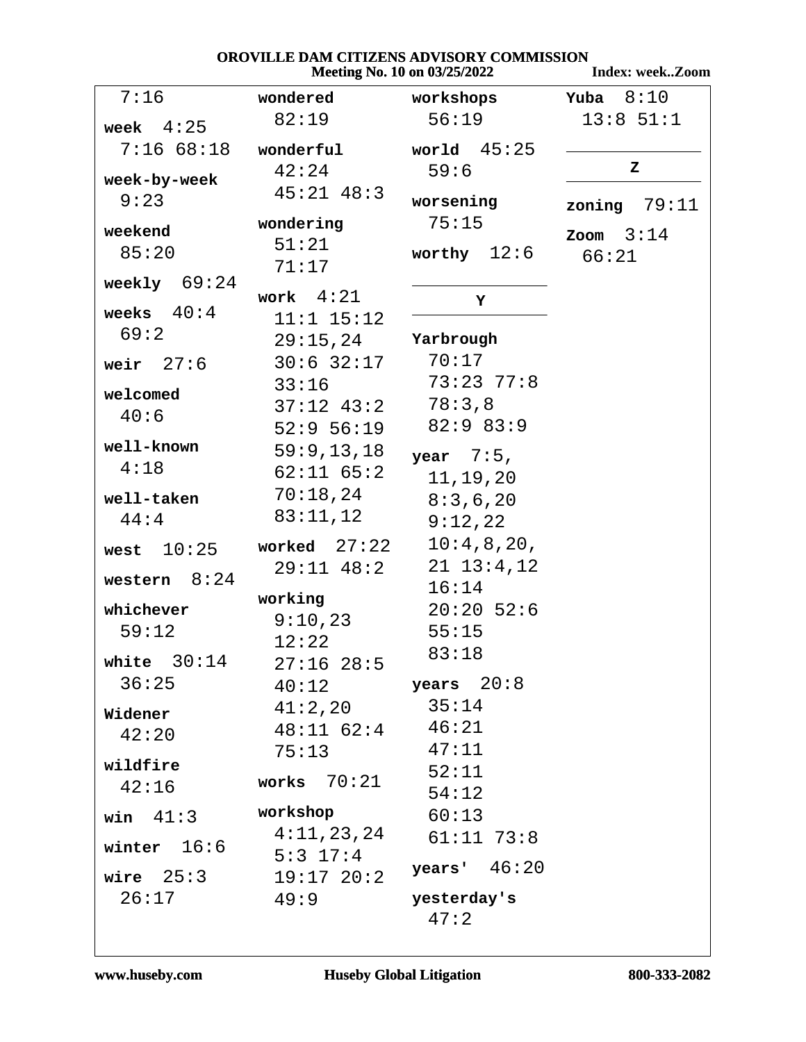7:16

**week** 4:25 7:16 68:18

**week-by-week** 9:23

**weekend** 85:20

**weekly** 69:24

**weeks** 40:4 69:2

**weir** 27:6

**welcomed** 40:6

**well-known** 4:18

**well-taken** 44:4

**west** 10:25

**western** 8:24

**whichever** 59:12

**white** 30:14 36:25

**Widener** 42:20

**wildfire** 42:16

**win** 41:3

**winter** 16:6

**wire** 25:3 26:17

**wondered** 82:19

**wonderful** 42:24 45:21 48:3

**wondering** 51:21 71:17

**work** 4:21 11:1 15:12 29:15,24 30:6 32:17 33:16 37:12 43:2 52:9 56:19 59:9,13,18 62:11 65:2 70:18,24 83:11,12

**worked** 27:22 29:11 48:2

**working** 9:10,23 12:22 27:16 28:5 40:12 41:2,20 48:11 62:4 75:13

**works** 70:21

**workshop** 4:11,23,24 5:3 17:4 19:17 20:2 49:9

**workshops** 56:19

**world** 45:25 59:6

**worsening** 75:15

**worthy** 12:6

## Y

**Yarbrough** 70:17 73:23 77:8 78:3,8 82:9 83:9

**year** 7:5, 11,19,20 8:3,6,20 9:12,22 10:4,8,20, 21 13:4,12 16:14 20:20 52:6 55:15 83:18

**years** 20:8 35:14 46:21 47:11 52:11 54:12 60:13 61:11 73:8

**years'** 46:20

**yesterday's** 47:2

**Yuba** 8:10 13:8 51:1

## Z

**zoning** 79:11

**Zoom** 3:14 66:21